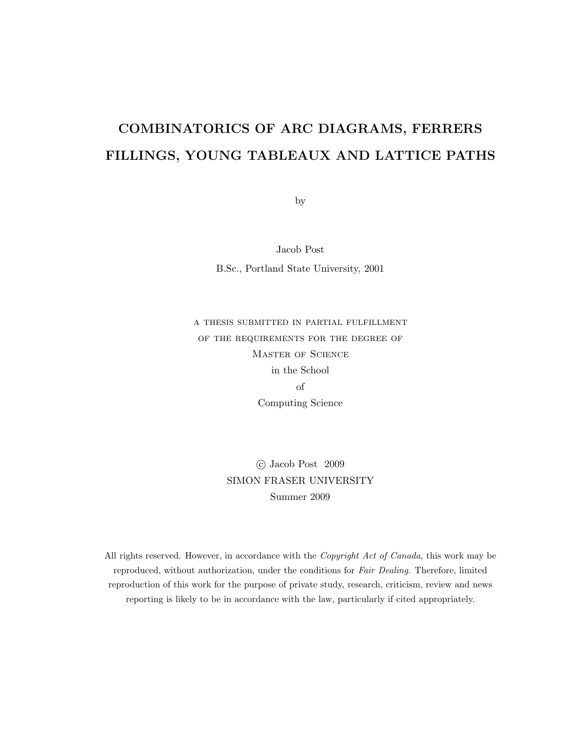# COMBINATORICS OF ARC DIAGRAMS, FERRERS FILLINGS, YOUNG TABLEAUX AND LATTICE PATHS

by

Jacob Post

B.Sc., Portland State University, 2001

A THESIS SUBMITTED IN PARTIAL FULFILLMENT
OF THE REQUIREMENTS FOR THE DEGREE OF
MASTER OF SCIENCE
in the School
of
Computing Science

© Jacob Post 2009
SIMON FRASER UNIVERSITY
Summer 2009

All rights reserved. However, in accordance with the *Copyright Act of Canada*, this work may be reproduced, without authorization, under the conditions for *Fair Dealing*. Therefore, limited reproduction of this work for the purpose of private study, research, criticism, review and news reporting is likely to be in accordance with the law, particularly if cited appropriately.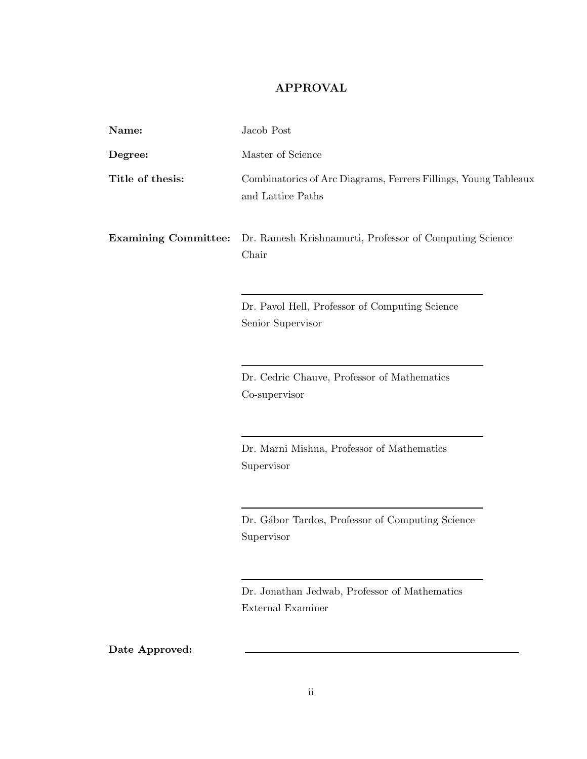## APPROVAL

**Name:** Jacob Post

**Degree:** Master of Science

**Title of thesis:** Combinatorics of Arc Diagrams, Ferrers Fillings, Young Tableaux and Lattice Paths

**Examining Committee:** Dr. Ramesh Krishnamurti, Professor of Computing Science
Chair

---

Dr. Pavol Hell, Professor of Computing Science
Senior Supervisor

---

Dr. Cedric Chauve, Professor of Mathematics
Co-supervisor

---

Dr. Marni Mishna, Professor of Mathematics
Supervisor

---

Dr. Gábor Tardos, Professor of Computing Science
Supervisor

---

Dr. Jonathan Jedwab, Professor of Mathematics
External Examiner

**Date Approved:** ______________________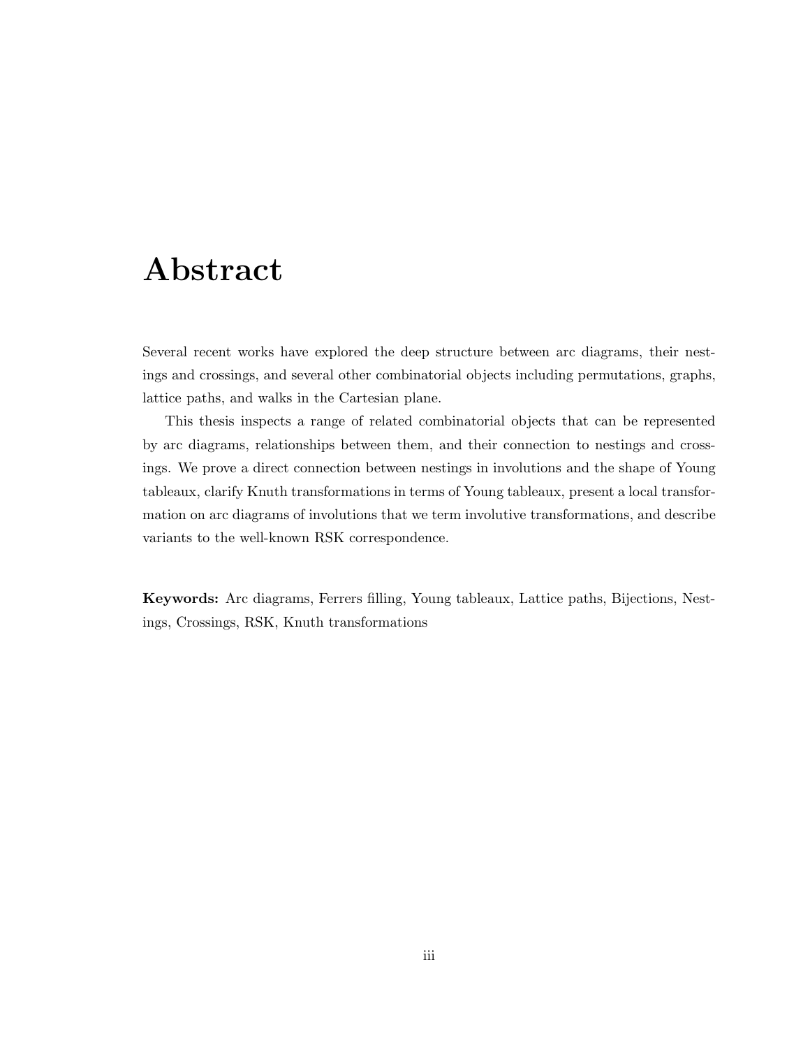# Abstract

Several recent works have explored the deep structure between arc diagrams, their nestings and crossings, and several other combinatorial objects including permutations, graphs, lattice paths, and walks in the Cartesian plane.

This thesis inspects a range of related combinatorial objects that can be represented by arc diagrams, relationships between them, and their connection to nestings and crossings. We prove a direct connection between nestings in involutions and the shape of Young tableaux, clarify Knuth transformations in terms of Young tableaux, present a local transformation on arc diagrams of involutions that we term involutive transformations, and describe variants to the well-known RSK correspondence.

**Keywords:** Arc diagrams, Ferrers filling, Young tableaux, Lattice paths, Bijections, Nestings, Crossings, RSK, Knuth transformations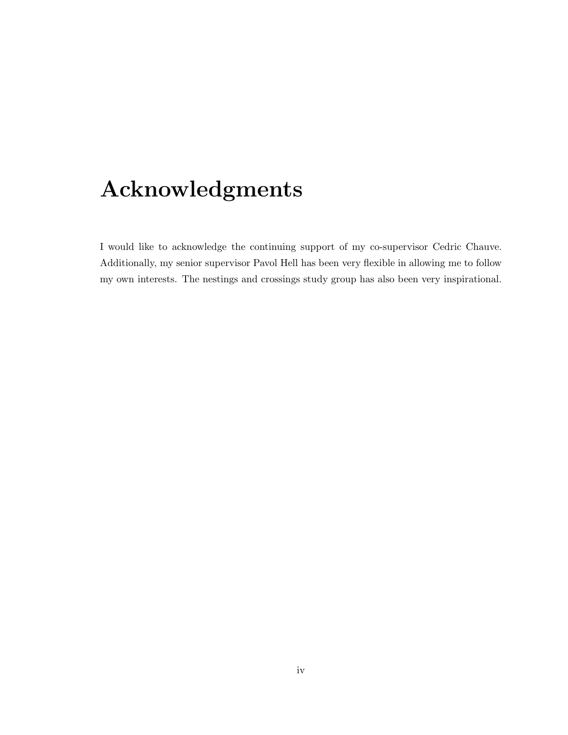# Acknowledgments

I would like to acknowledge the continuing support of my co-supervisor Cedric Chauve. Additionally, my senior supervisor Pavol Hell has been very flexible in allowing me to follow my own interests. The nestings and crossings study group has also been very inspirational.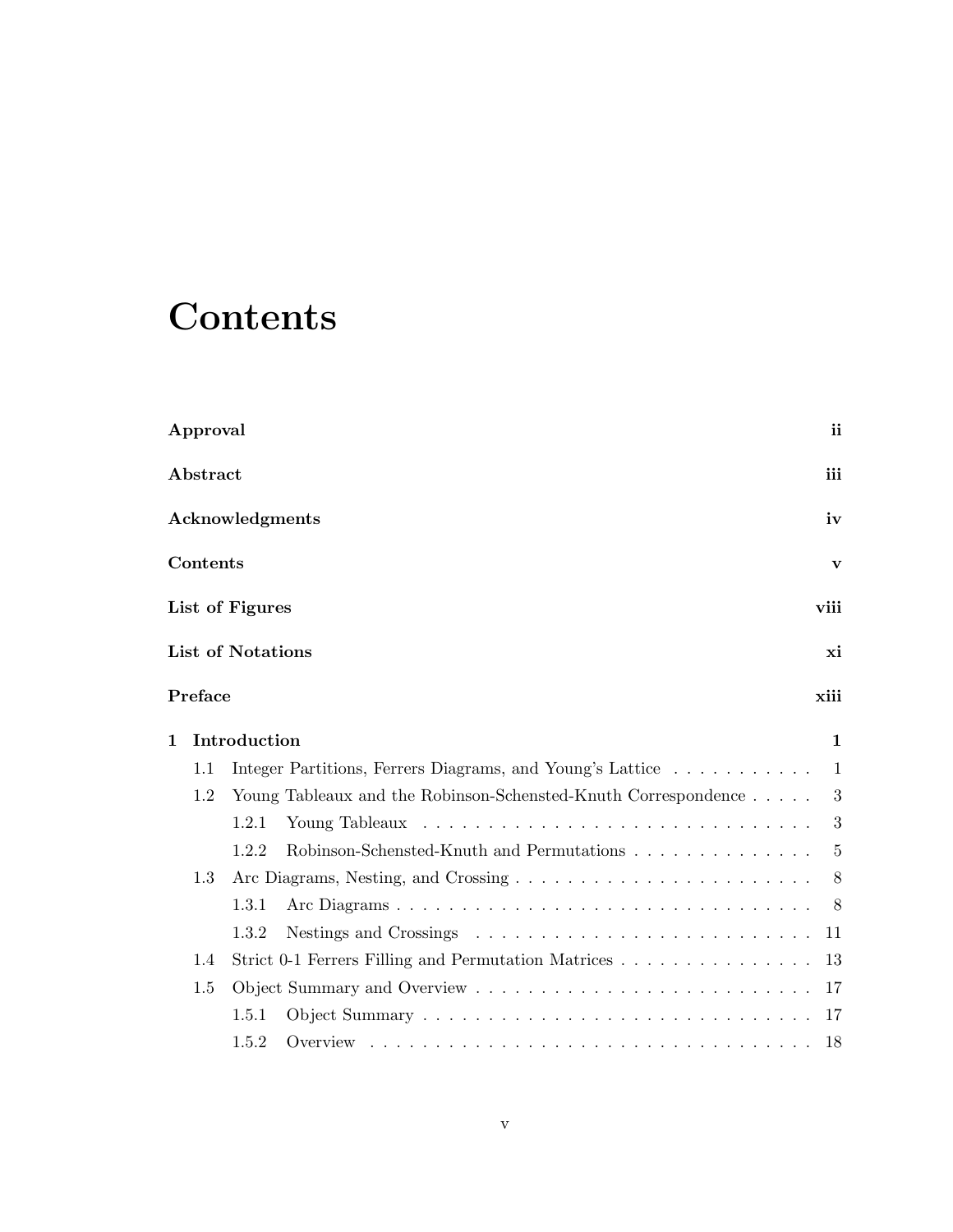# Contents

**Approval** ii

**Abstract** iii

**Acknowledgments** iv

**Contents** v

**List of Figures** viii

**List of Notations** xi

**Preface** xiii

**1 Introduction** 1

- 1.1 Integer Partitions, Ferrers Diagrams, and Young's Lattice . . . . . . . . . . . 1
- 1.2 Young Tableaux and the Robinson-Schensted-Knuth Correspondence . . . . . 3
  - 1.2.1 Young Tableaux . . . . . . . . . . . . . . . . . . . . . . . . . . . . . 3
  - 1.2.2 Robinson-Schensted-Knuth and Permutations . . . . . . . . . . . . . . 5
- 1.3 Arc Diagrams, Nesting, and Crossing . . . . . . . . . . . . . . . . . . . . . . 8
  - 1.3.1 Arc Diagrams . . . . . . . . . . . . . . . . . . . . . . . . . . . . . . 8
  - 1.3.2 Nestings and Crossings . . . . . . . . . . . . . . . . . . . . . . . . . 11
- 1.4 Strict 0-1 Ferrers Filling and Permutation Matrices . . . . . . . . . . . . . . . 13
- 1.5 Object Summary and Overview . . . . . . . . . . . . . . . . . . . . . . . . . . 17
  - 1.5.1 Object Summary . . . . . . . . . . . . . . . . . . . . . . . . . . . . . 17
  - 1.5.2 Overview . . . . . . . . . . . . . . . . . . . . . . . . . . . . . . . . 18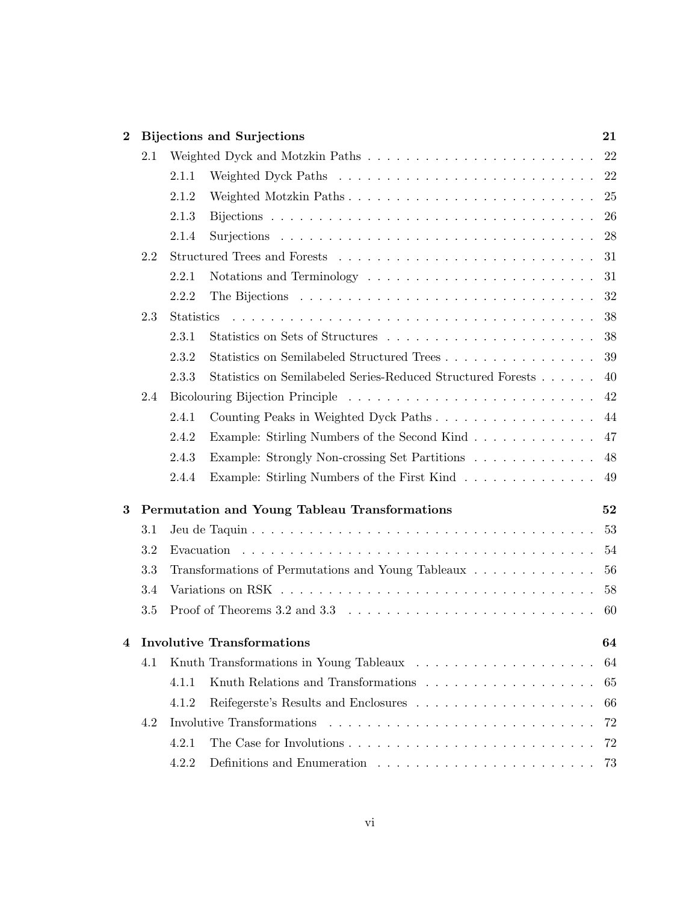**2 Bijections and Surjections** — 21

- 2.1 Weighted Dyck and Motzkin Paths — 22
  - 2.1.1 Weighted Dyck Paths — 22
  - 2.1.2 Weighted Motzkin Paths — 25
  - 2.1.3 Bijections — 26
  - 2.1.4 Surjections — 28
- 2.2 Structured Trees and Forests — 31
  - 2.2.1 Notations and Terminology — 31
  - 2.2.2 The Bijections — 32
- 2.3 Statistics — 38
  - 2.3.1 Statistics on Sets of Structures — 38
  - 2.3.2 Statistics on Semilabeled Structured Trees — 39
  - 2.3.3 Statistics on Semilabeled Series-Reduced Structured Forests — 40
- 2.4 Bicolouring Bijection Principle — 42
  - 2.4.1 Counting Peaks in Weighted Dyck Paths — 44
  - 2.4.2 Example: Stirling Numbers of the Second Kind — 47
  - 2.4.3 Example: Strongly Non-crossing Set Partitions — 48
  - 2.4.4 Example: Stirling Numbers of the First Kind — 49

**3 Permutation and Young Tableau Transformations** — 52

- 3.1 Jeu de Taquin — 53
- 3.2 Evacuation — 54
- 3.3 Transformations of Permutations and Young Tableaux — 56
- 3.4 Variations on RSK — 58
- 3.5 Proof of Theorems 3.2 and 3.3 — 60

**4 Involutive Transformations** — 64

- 4.1 Knuth Transformations in Young Tableaux — 64
  - 4.1.1 Knuth Relations and Transformations — 65
  - 4.1.2 Reifegerste's Results and Enclosures — 66
- 4.2 Involutive Transformations — 72
  - 4.2.1 The Case for Involutions — 72
  - 4.2.2 Definitions and Enumeration — 73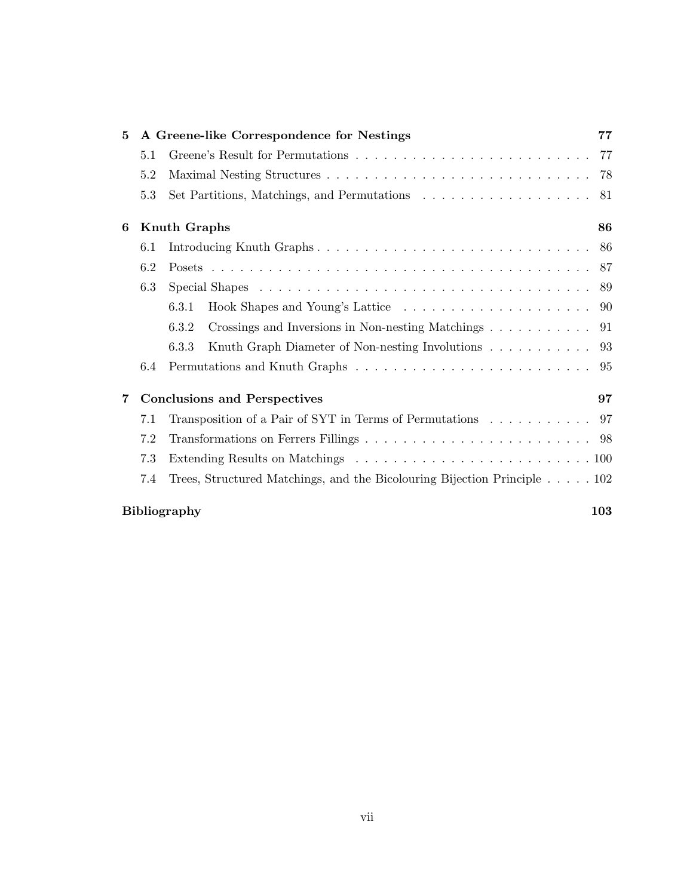**5 A Greene-like Correspondence for Nestings** **77**

5.1 Greene's Result for Permutations . . . . . . . . . . . . . . . . . . . . . . . . . . 77

5.2 Maximal Nesting Structures . . . . . . . . . . . . . . . . . . . . . . . . . . . . . 78

5.3 Set Partitions, Matchings, and Permutations . . . . . . . . . . . . . . . . . . . 81

**6 Knuth Graphs** **86**

6.1 Introducing Knuth Graphs . . . . . . . . . . . . . . . . . . . . . . . . . . . . . . 86

6.2 Posets . . . . . . . . . . . . . . . . . . . . . . . . . . . . . . . . . . . . . . . . . 87

6.3 Special Shapes . . . . . . . . . . . . . . . . . . . . . . . . . . . . . . . . . . . . 89

6.3.1 Hook Shapes and Young's Lattice . . . . . . . . . . . . . . . . . . . . . 90

6.3.2 Crossings and Inversions in Non-nesting Matchings . . . . . . . . . . . 91

6.3.3 Knuth Graph Diameter of Non-nesting Involutions . . . . . . . . . . . . 93

6.4 Permutations and Knuth Graphs . . . . . . . . . . . . . . . . . . . . . . . . . . 95

**7 Conclusions and Perspectives** **97**

7.1 Transposition of a Pair of SYT in Terms of Permutations . . . . . . . . . . . 97

7.2 Transformations on Ferrers Fillings . . . . . . . . . . . . . . . . . . . . . . . . 98

7.3 Extending Results on Matchings . . . . . . . . . . . . . . . . . . . . . . . . . . 100

7.4 Trees, Structured Matchings, and the Bicolouring Bijection Principle . . . . . 102

**Bibliography** **103**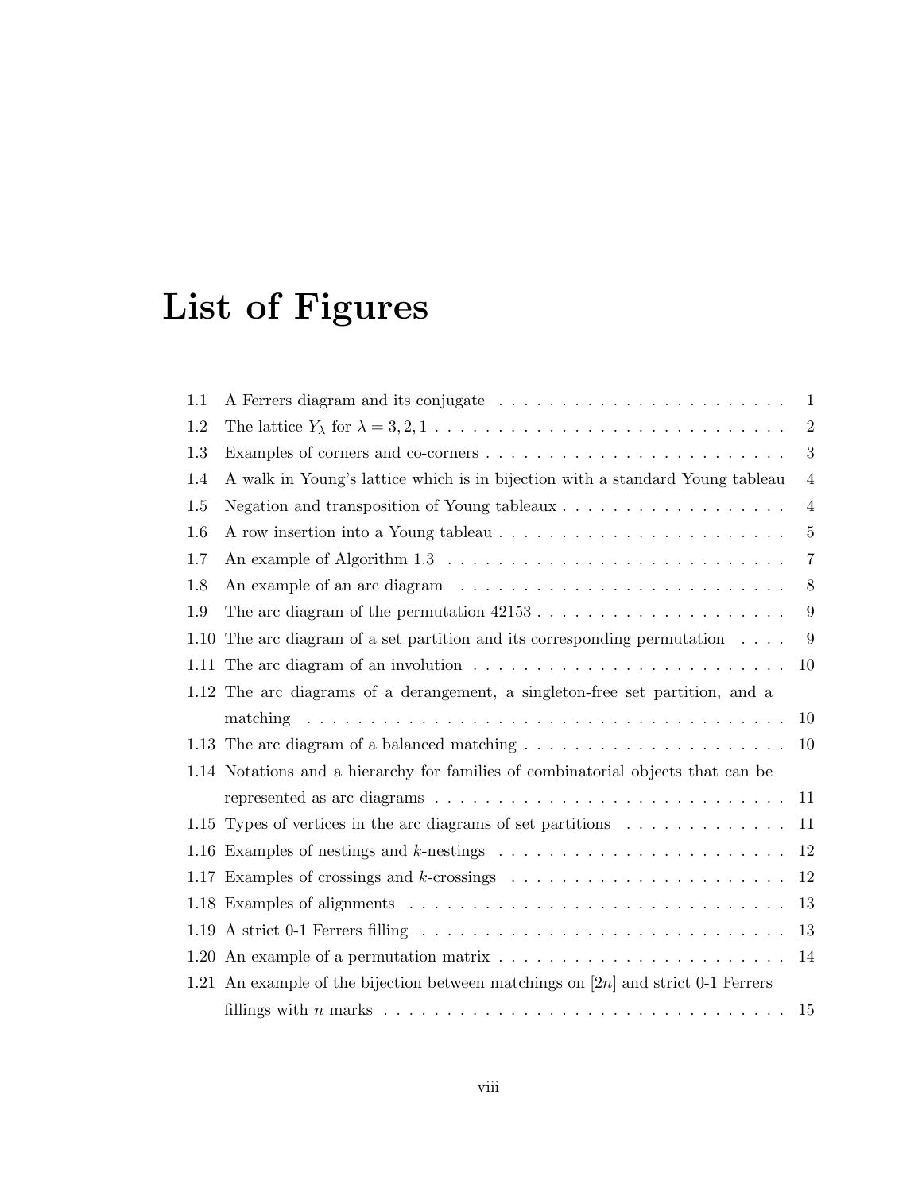# List of Figures

1.1 A Ferrers diagram and its conjugate . . . . . . . . . . . . . . . . . . . . . . . 1
1.2 The lattice $Y_\lambda$ for $\lambda = 3, 2, 1$ . . . . . . . . . . . . . . . . . . . . . . . . . . . . 2
1.3 Examples of corners and co-corners . . . . . . . . . . . . . . . . . . . . . . . . 3
1.4 A walk in Young's lattice which is in bijection with a standard Young tableau 4
1.5 Negation and transposition of Young tableaux . . . . . . . . . . . . . . . . . . 4
1.6 A row insertion into a Young tableau . . . . . . . . . . . . . . . . . . . . . . . 5
1.7 An example of Algorithm 1.3 . . . . . . . . . . . . . . . . . . . . . . . . . . . 7
1.8 An example of an arc diagram . . . . . . . . . . . . . . . . . . . . . . . . . . 8
1.9 The arc diagram of the permutation 42153 . . . . . . . . . . . . . . . . . . . . 9
1.10 The arc diagram of a set partition and its corresponding permutation . . . . 9
1.11 The arc diagram of an involution . . . . . . . . . . . . . . . . . . . . . . . . . 10
1.12 The arc diagrams of a derangement, a singleton-free set partition, and a matching . . . . . . . . . . . . . . . . . . . . . . . . . . . . . . . . . . . . . . . 10
1.13 The arc diagram of a balanced matching . . . . . . . . . . . . . . . . . . . . . 10
1.14 Notations and a hierarchy for families of combinatorial objects that can be represented as arc diagrams . . . . . . . . . . . . . . . . . . . . . . . . . . . . 11
1.15 Types of vertices in the arc diagrams of set partitions . . . . . . . . . . . . . 11
1.16 Examples of nestings and $k$-nestings . . . . . . . . . . . . . . . . . . . . . . . 12
1.17 Examples of crossings and $k$-crossings . . . . . . . . . . . . . . . . . . . . . . 12
1.18 Examples of alignments . . . . . . . . . . . . . . . . . . . . . . . . . . . . . . 13
1.19 A strict 0-1 Ferrers filling . . . . . . . . . . . . . . . . . . . . . . . . . . . . . 13
1.20 An example of a permutation matrix . . . . . . . . . . . . . . . . . . . . . . . 14
1.21 An example of the bijection between matchings on $[2n]$ and strict 0-1 Ferrers fillings with $n$ marks . . . . . . . . . . . . . . . . . . . . . . . . . . . . . . . 15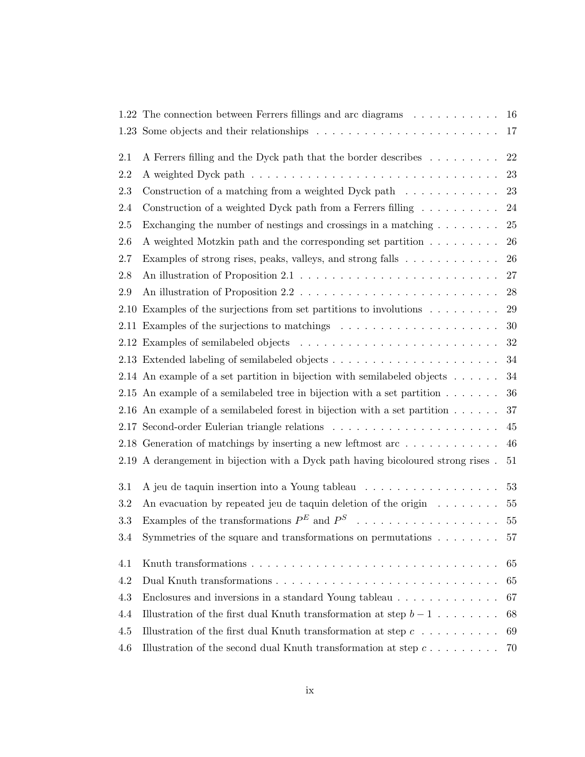| | | |
|---|---|---|
| 1.22 | The connection between Ferrers fillings and arc diagrams | 16 |
| 1.23 | Some objects and their relationships | 17 |
| 2.1 | A Ferrers filling and the Dyck path that the border describes | 22 |
| 2.2 | A weighted Dyck path | 23 |
| 2.3 | Construction of a matching from a weighted Dyck path | 23 |
| 2.4 | Construction of a weighted Dyck path from a Ferrers filling | 24 |
| 2.5 | Exchanging the number of nestings and crossings in a matching | 25 |
| 2.6 | A weighted Motzkin path and the corresponding set partition | 26 |
| 2.7 | Examples of strong rises, peaks, valleys, and strong falls | 26 |
| 2.8 | An illustration of Proposition 2.1 | 27 |
| 2.9 | An illustration of Proposition 2.2 | 28 |
| 2.10 | Examples of the surjections from set partitions to involutions | 29 |
| 2.11 | Examples of the surjections to matchings | 30 |
| 2.12 | Examples of semilabeled objects | 32 |
| 2.13 | Extended labeling of semilabeled objects | 34 |
| 2.14 | An example of a set partition in bijection with semilabeled objects | 34 |
| 2.15 | An example of a semilabeled tree in bijection with a set partition | 36 |
| 2.16 | An example of a semilabeled forest in bijection with a set partition | 37 |
| 2.17 | Second-order Eulerian triangle relations | 45 |
| 2.18 | Generation of matchings by inserting a new leftmost arc | 46 |
| 2.19 | A derangement in bijection with a Dyck path having bicoloured strong rises | 51 |
| 3.1 | A jeu de taquin insertion into a Young tableau | 53 |
| 3.2 | An evacuation by repeated jeu de taquin deletion of the origin | 55 |
| 3.3 | Examples of the transformations $P^E$ and $P^S$ | 55 |
| 3.4 | Symmetries of the square and transformations on permutations | 57 |
| 4.1 | Knuth transformations | 65 |
| 4.2 | Dual Knuth transformations | 65 |
| 4.3 | Enclosures and inversions in a standard Young tableau | 67 |
| 4.4 | Illustration of the first dual Knuth transformation at step $b-1$ | 68 |
| 4.5 | Illustration of the first dual Knuth transformation at step $c$ | 69 |
| 4.6 | Illustration of the second dual Knuth transformation at step $c$ | 70 |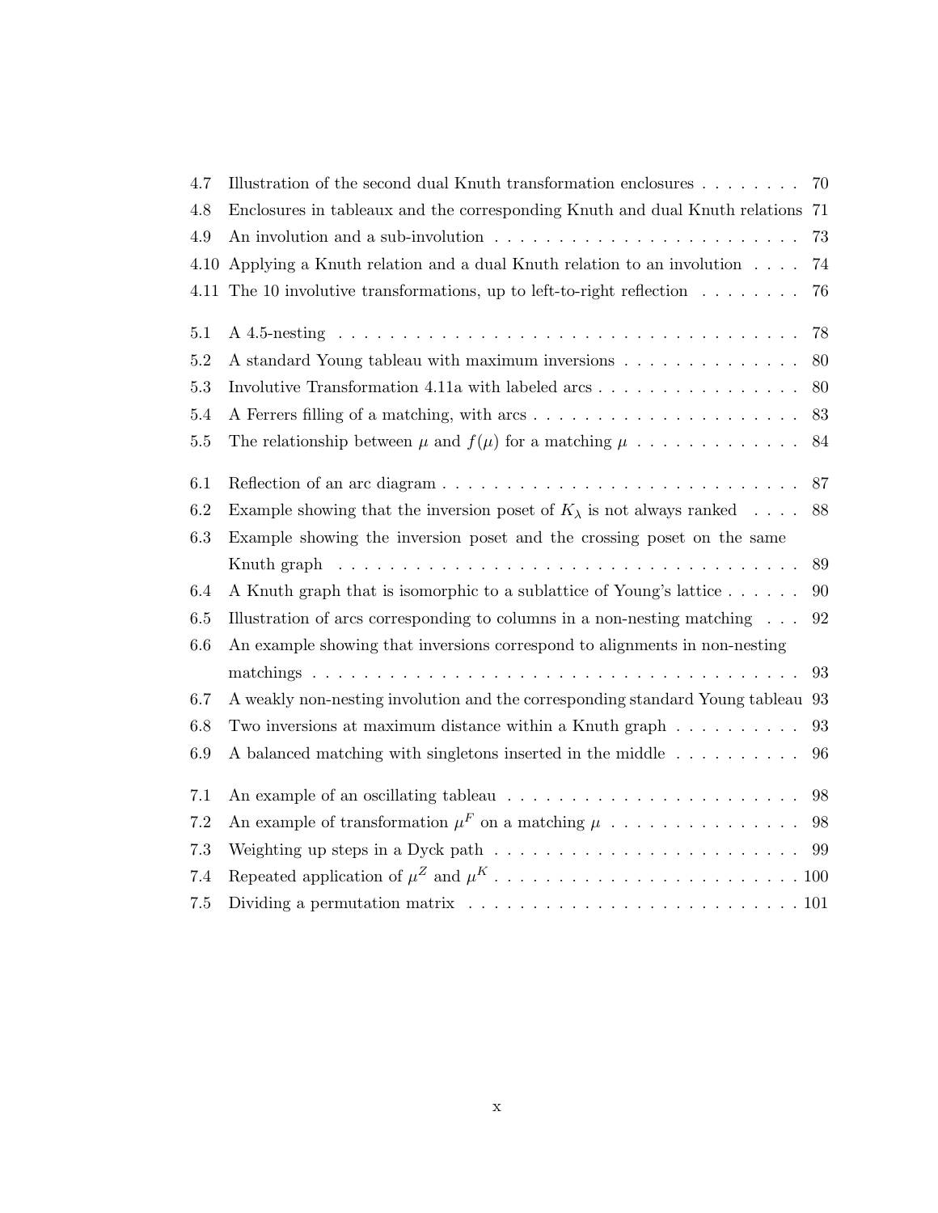| | | |
|---|---|---|
| 4.7 | Illustration of the second dual Knuth transformation enclosures | 70 |
| 4.8 | Enclosures in tableaux and the corresponding Knuth and dual Knuth relations | 71 |
| 4.9 | An involution and a sub-involution | 73 |
| 4.10 | Applying a Knuth relation and a dual Knuth relation to an involution | 74 |
| 4.11 | The 10 involutive transformations, up to left-to-right reflection | 76 |
| 5.1 | A 4.5-nesting | 78 |
| 5.2 | A standard Young tableau with maximum inversions | 80 |
| 5.3 | Involutive Transformation 4.11a with labeled arcs | 80 |
| 5.4 | A Ferrers filling of a matching, with arcs | 83 |
| 5.5 | The relationship between $\mu$ and $f(\mu)$ for a matching $\mu$ | 84 |
| 6.1 | Reflection of an arc diagram | 87 |
| 6.2 | Example showing that the inversion poset of $K_\lambda$ is not always ranked | 88 |
| 6.3 | Example showing the inversion poset and the crossing poset on the same Knuth graph | 89 |
| 6.4 | A Knuth graph that is isomorphic to a sublattice of Young's lattice | 90 |
| 6.5 | Illustration of arcs corresponding to columns in a non-nesting matching | 92 |
| 6.6 | An example showing that inversions correspond to alignments in non-nesting matchings | 93 |
| 6.7 | A weakly non-nesting involution and the corresponding standard Young tableau | 93 |
| 6.8 | Two inversions at maximum distance within a Knuth graph | 93 |
| 6.9 | A balanced matching with singletons inserted in the middle | 96 |
| 7.1 | An example of an oscillating tableau | 98 |
| 7.2 | An example of transformation $\mu^F$ on a matching $\mu$ | 98 |
| 7.3 | Weighting up steps in a Dyck path | 99 |
| 7.4 | Repeated application of $\mu^Z$ and $\mu^K$ | 100 |
| 7.5 | Dividing a permutation matrix | 101 |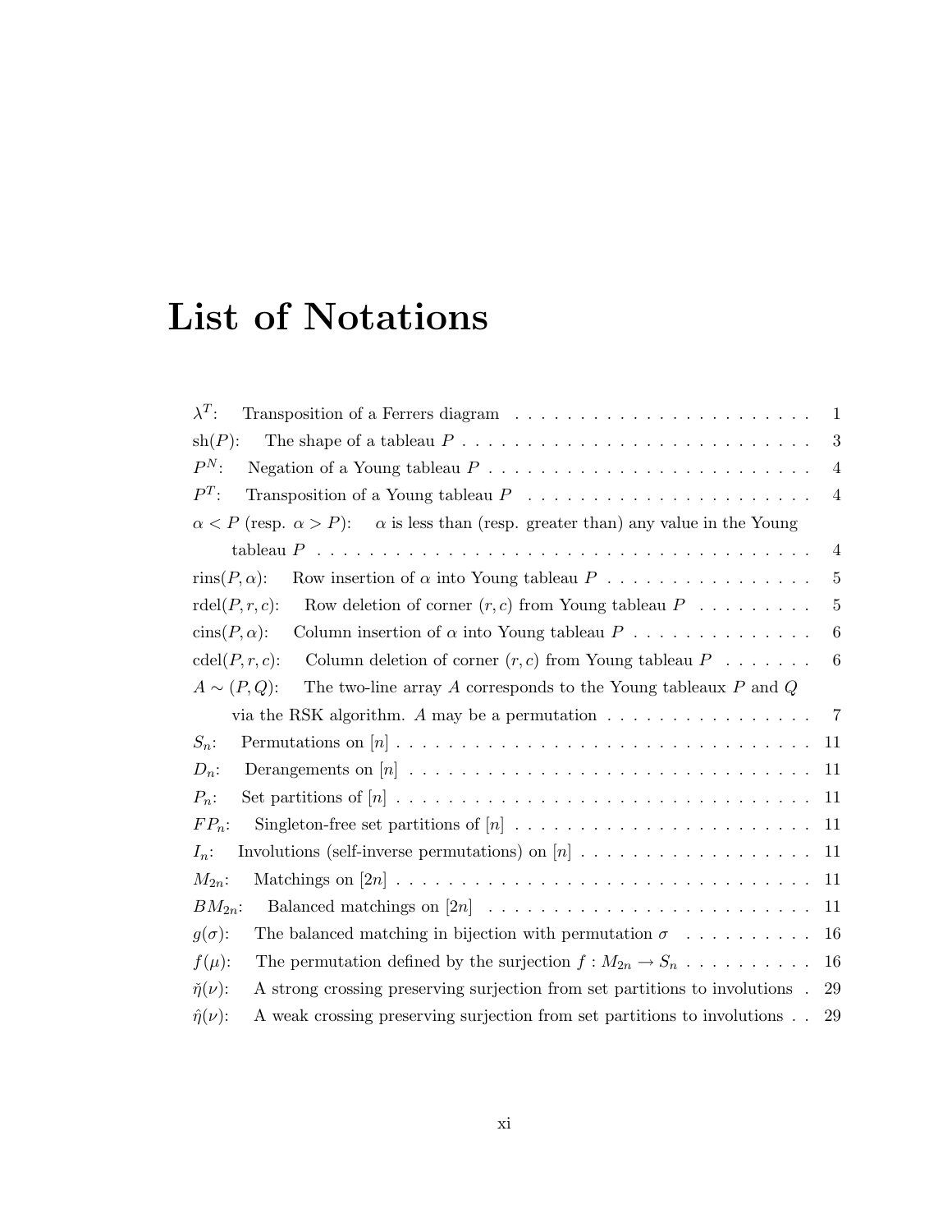# List of Notations

$\lambda^T$: Transposition of a Ferrers diagram . . . . . 1

$\mathrm{sh}(P)$: The shape of a tableau $P$ . . . . . 3

$P^N$: Negation of a Young tableau $P$ . . . . . 4

$P^T$: Transposition of a Young tableau $P$ . . . . . 4

$\alpha < P$ (resp. $\alpha > P$): $\alpha$ is less than (resp. greater than) any value in the Young tableau $P$ . . . . . 4

$\mathrm{rins}(P, \alpha)$: Row insertion of $\alpha$ into Young tableau $P$ . . . . . 5

$\mathrm{rdel}(P, r, c)$: Row deletion of corner $(r, c)$ from Young tableau $P$ . . . . . 5

$\mathrm{cins}(P, \alpha)$: Column insertion of $\alpha$ into Young tableau $P$ . . . . . 6

$\mathrm{cdel}(P, r, c)$: Column deletion of corner $(r, c)$ from Young tableau $P$ . . . . . 6

$A \sim (P, Q)$: The two-line array $A$ corresponds to the Young tableaux $P$ and $Q$ via the RSK algorithm. $A$ may be a permutation . . . . . 7

$S_n$: Permutations on $[n]$ . . . . . 11

$D_n$: Derangements on $[n]$ . . . . . 11

$P_n$: Set partitions of $[n]$ . . . . . 11

$FP_n$: Singleton-free set partitions of $[n]$ . . . . . 11

$I_n$: Involutions (self-inverse permutations) on $[n]$ . . . . . 11

$M_{2n}$: Matchings on $[2n]$ . . . . . 11

$BM_{2n}$: Balanced matchings on $[2n]$ . . . . . 11

$g(\sigma)$: The balanced matching in bijection with permutation $\sigma$ . . . . . 16

$f(\mu)$: The permutation defined by the surjection $f : M_{2n} \to S_n$ . . . . . 16

$\check{\eta}(\nu)$: A strong crossing preserving surjection from set partitions to involutions . . 29

$\hat{\eta}(\nu)$: A weak crossing preserving surjection from set partitions to involutions . . 29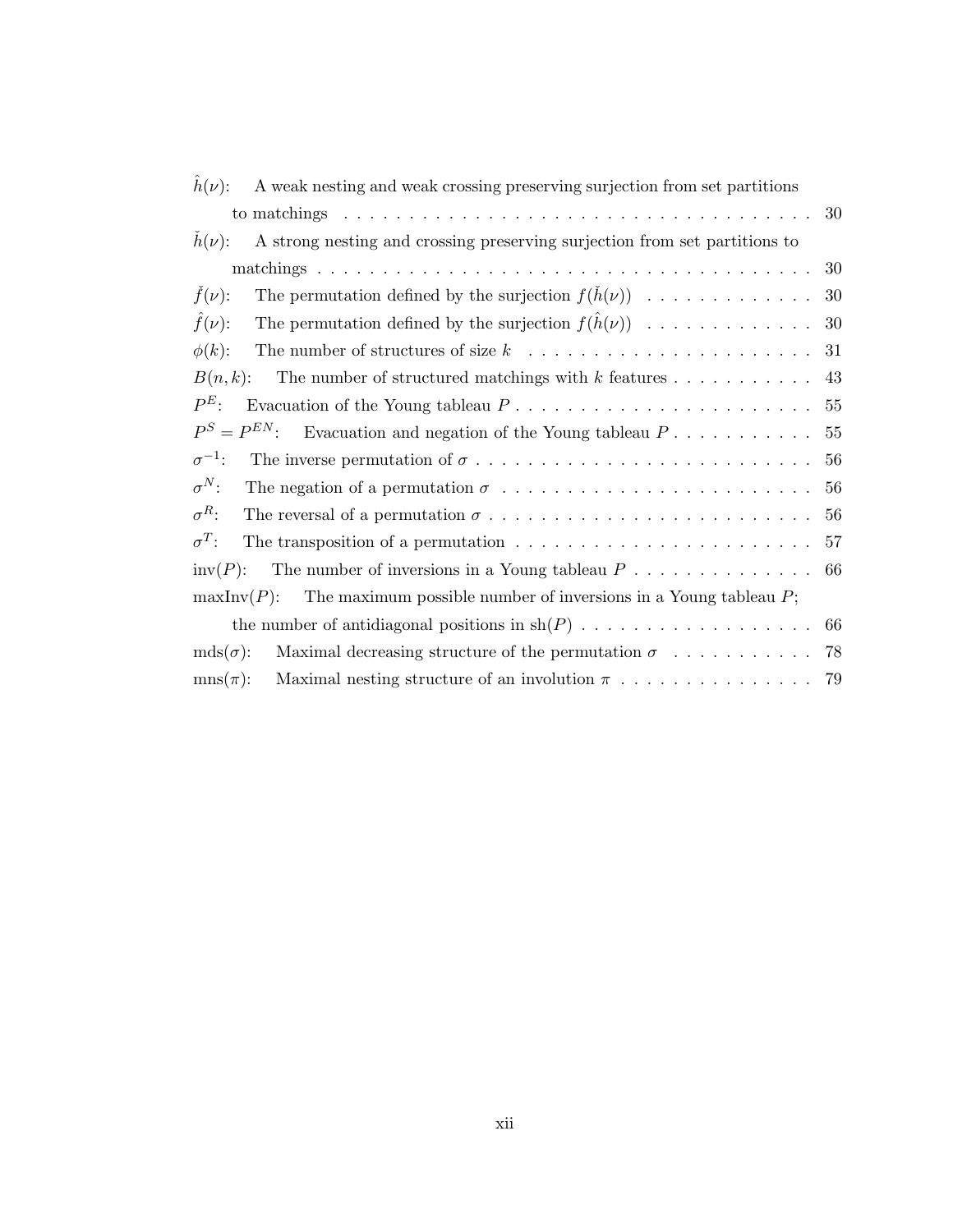$\hat{h}(\nu)$: A weak nesting and weak crossing preserving surjection from set partitions to matchings . . . . . . . . . . 30

$\check{h}(\nu)$: A strong nesting and crossing preserving surjection from set partitions to matchings . . . . . . . . . . 30

$\check{f}(\nu)$: The permutation defined by the surjection $f(\check{h}(\nu))$ . . . . . . . . . . 30

$\hat{f}(\nu)$: The permutation defined by the surjection $f(\hat{h}(\nu))$ . . . . . . . . . . 30

$\phi(k)$: The number of structures of size $k$ . . . . . . . . . . 31

$B(n, k)$: The number of structured matchings with $k$ features . . . . . . . . . . 43

$P^E$: Evacuation of the Young tableau $P$ . . . . . . . . . . 55

$P^S = P^{EN}$: Evacuation and negation of the Young tableau $P$ . . . . . . . . . . 55

$\sigma^{-1}$: The inverse permutation of $\sigma$ . . . . . . . . . . 56

$\sigma^N$: The negation of a permutation $\sigma$ . . . . . . . . . . 56

$\sigma^R$: The reversal of a permutation $\sigma$ . . . . . . . . . . 56

$\sigma^T$: The transposition of a permutation . . . . . . . . . . 57

$\text{inv}(P)$: The number of inversions in a Young tableau $P$ . . . . . . . . . . 66

$\text{maxInv}(P)$: The maximum possible number of inversions in a Young tableau $P$; the number of antidiagonal positions in $\text{sh}(P)$ . . . . . . . . . . 66

$\text{mds}(\sigma)$: Maximal decreasing structure of the permutation $\sigma$ . . . . . . . . . . 78

$\text{mns}(\pi)$: Maximal nesting structure of an involution $\pi$ . . . . . . . . . . 79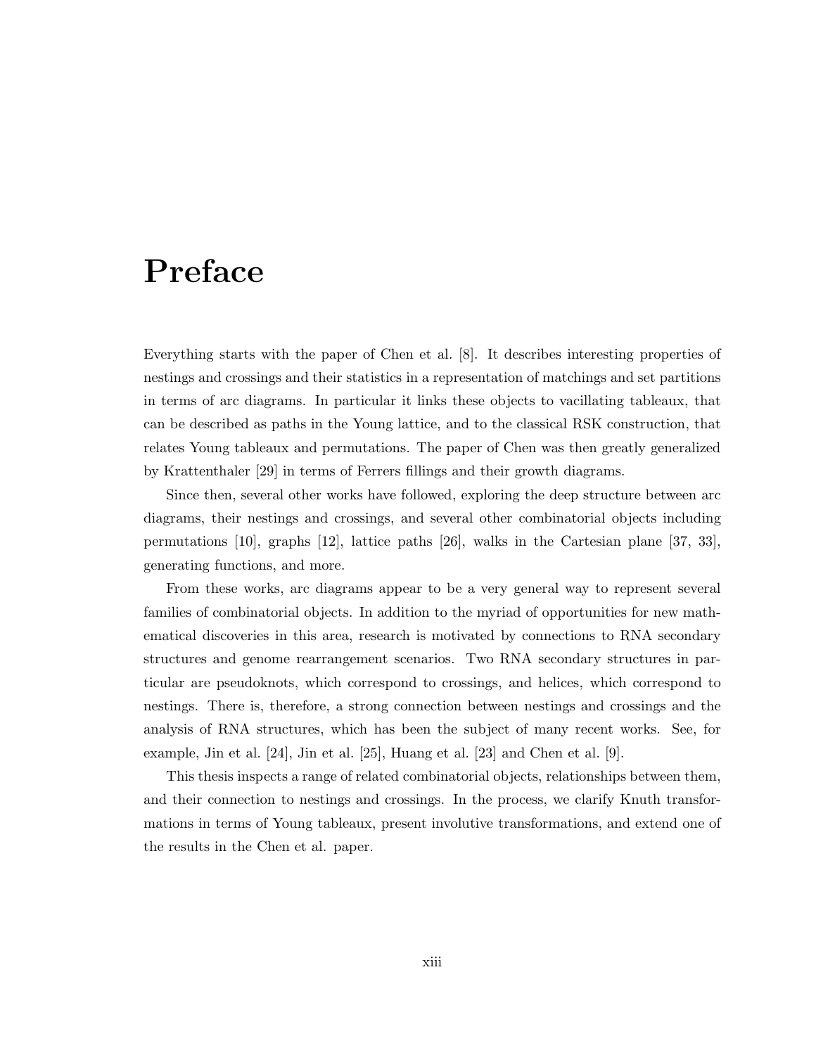# Preface

Everything starts with the paper of Chen et al. [8]. It describes interesting properties of nestings and crossings and their statistics in a representation of matchings and set partitions in terms of arc diagrams. In particular it links these objects to vacillating tableaux, that can be described as paths in the Young lattice, and to the classical RSK construction, that relates Young tableaux and permutations. The paper of Chen was then greatly generalized by Krattenthaler [29] in terms of Ferrers fillings and their growth diagrams.

Since then, several other works have followed, exploring the deep structure between arc diagrams, their nestings and crossings, and several other combinatorial objects including permutations [10], graphs [12], lattice paths [26], walks in the Cartesian plane [37, 33], generating functions, and more.

From these works, arc diagrams appear to be a very general way to represent several families of combinatorial objects. In addition to the myriad of opportunities for new mathematical discoveries in this area, research is motivated by connections to RNA secondary structures and genome rearrangement scenarios. Two RNA secondary structures in particular are pseudoknots, which correspond to crossings, and helices, which correspond to nestings. There is, therefore, a strong connection between nestings and crossings and the analysis of RNA structures, which has been the subject of many recent works. See, for example, Jin et al. [24], Jin et al. [25], Huang et al. [23] and Chen et al. [9].

This thesis inspects a range of related combinatorial objects, relationships between them, and their connection to nestings and crossings. In the process, we clarify Knuth transformations in terms of Young tableaux, present involutive transformations, and extend one of the results in the Chen et al. paper.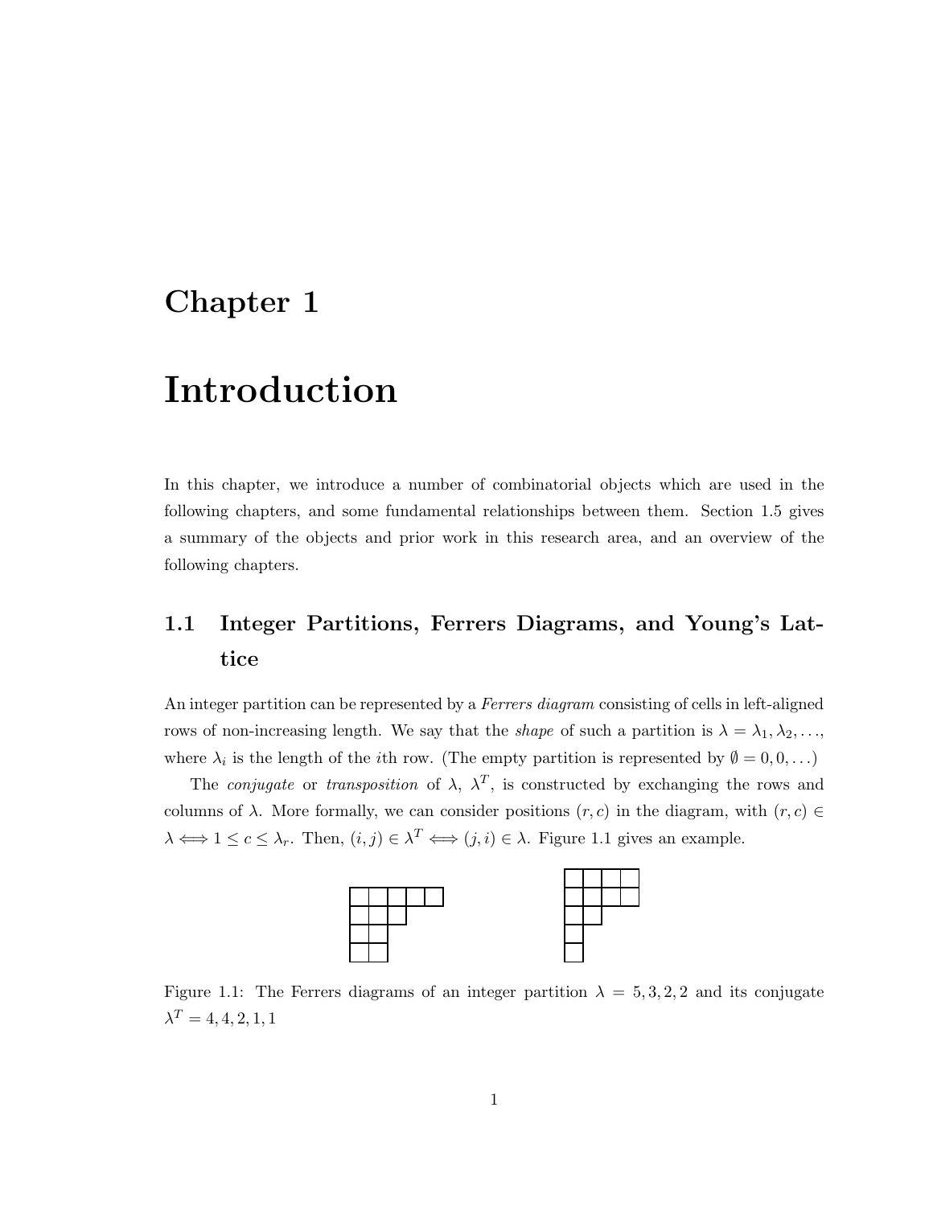# Chapter 1

# Introduction

In this chapter, we introduce a number of combinatorial objects which are used in the following chapters, and some fundamental relationships between them. Section 1.5 gives a summary of the objects and prior work in this research area, and an overview of the following chapters.

## 1.1 Integer Partitions, Ferrers Diagrams, and Young's Lattice

An integer partition can be represented by a *Ferrers diagram* consisting of cells in left-aligned rows of non-increasing length. We say that the *shape* of such a partition is $\lambda = \lambda_1, \lambda_2, \ldots$, where $\lambda_i$ is the length of the $i$th row. (The empty partition is represented by $\emptyset = 0, 0, \ldots$)

The *conjugate* or *transposition* of $\lambda$, $\lambda^T$, is constructed by exchanging the rows and columns of $\lambda$. More formally, we can consider positions $(r, c)$ in the diagram, with $(r, c) \in \lambda \iff 1 \leq c \leq \lambda_r$. Then, $(i, j) \in \lambda^T \iff (j, i) \in \lambda$. Figure 1.1 gives an example.

Figure 1.1: The Ferrers diagrams of an integer partition $\lambda = 5, 3, 2, 2$ and its conjugate $\lambda^T = 4, 4, 2, 1, 1$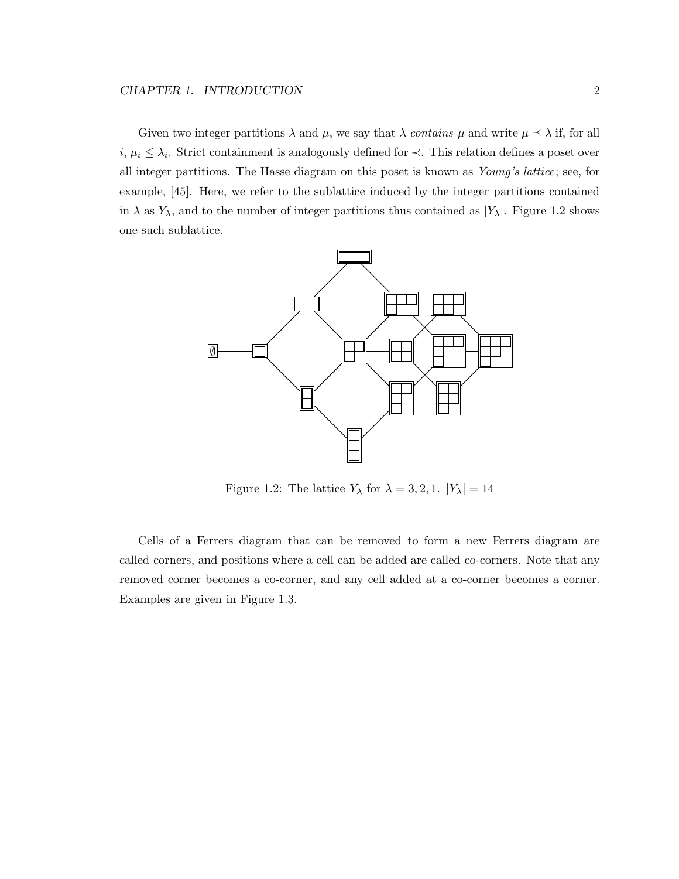Given two integer partitions $\lambda$ and $\mu$, we say that $\lambda$ *contains* $\mu$ and write $\mu \preceq \lambda$ if, for all $i$, $\mu_i \leq \lambda_i$. Strict containment is analogously defined for $\prec$. This relation defines a poset over all integer partitions. The Hasse diagram on this poset is known as *Young's lattice*; see, for example, [45]. Here, we refer to the sublattice induced by the integer partitions contained in $\lambda$ as $Y_\lambda$, and to the number of integer partitions thus contained as $|Y_\lambda|$. Figure 1.2 shows one such sublattice.

Figure 1.2: The lattice $Y_\lambda$ for $\lambda = 3, 2, 1$. $|Y_\lambda| = 14$

Cells of a Ferrers diagram that can be removed to form a new Ferrers diagram are called corners, and positions where a cell can be added are called co-corners. Note that any removed corner becomes a co-corner, and any cell added at a co-corner becomes a corner. Examples are given in Figure 1.3.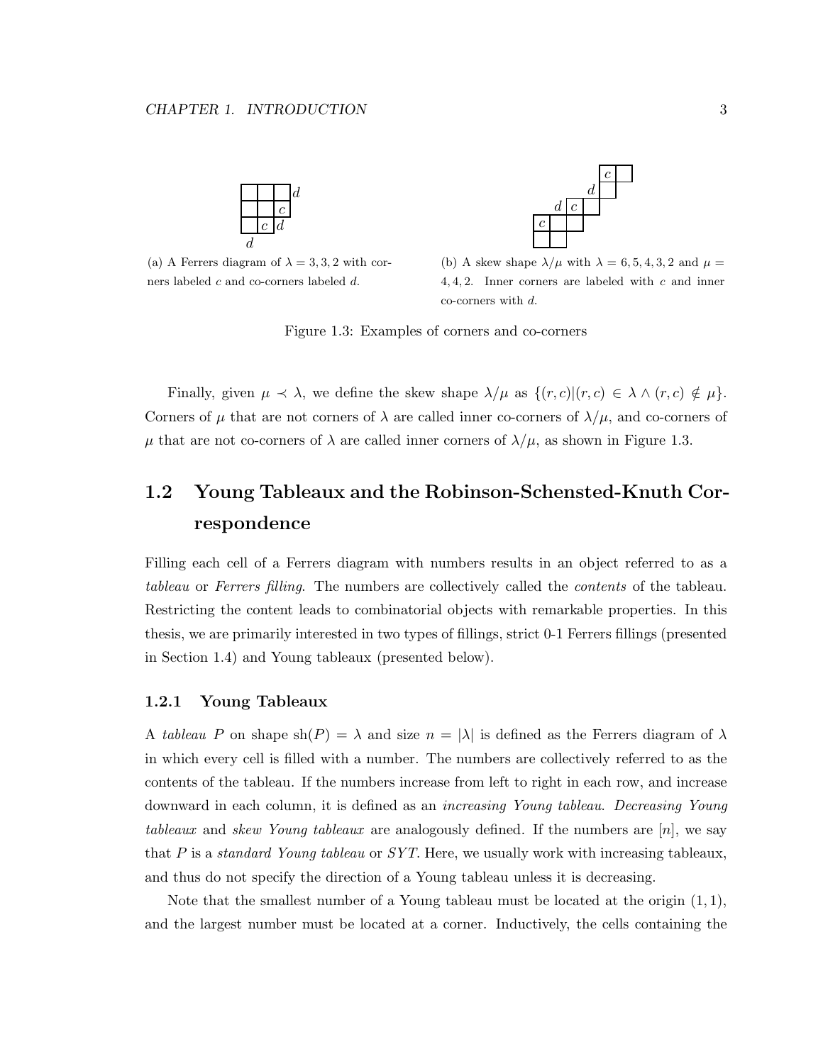(a) A Ferrers diagram of $\lambda = 3, 3, 2$ with corners labeled $c$ and co-corners labeled $d$.

(b) A skew shape $\lambda/\mu$ with $\lambda = 6, 5, 4, 3, 2$ and $\mu = 4, 4, 2$. Inner corners are labeled with $c$ and inner co-corners with $d$.

Figure 1.3: Examples of corners and co-corners

Finally, given $\mu \prec \lambda$, we define the skew shape $\lambda/\mu$ as $\{(r, c)|(r, c) \in \lambda \wedge (r, c) \notin \mu\}$. Corners of $\mu$ that are not corners of $\lambda$ are called inner co-corners of $\lambda/\mu$, and co-corners of $\mu$ that are not co-corners of $\lambda$ are called inner corners of $\lambda/\mu$, as shown in Figure 1.3.

## 1.2 Young Tableaux and the Robinson-Schensted-Knuth Correspondence

Filling each cell of a Ferrers diagram with numbers results in an object referred to as a *tableau* or *Ferrers filling*. The numbers are collectively called the *contents* of the tableau. Restricting the content leads to combinatorial objects with remarkable properties. In this thesis, we are primarily interested in two types of fillings, strict 0-1 Ferrers fillings (presented in Section 1.4) and Young tableaux (presented below).

### 1.2.1 Young Tableaux

A *tableau* $P$ on shape $\text{sh}(P) = \lambda$ and size $n = |\lambda|$ is defined as the Ferrers diagram of $\lambda$ in which every cell is filled with a number. The numbers are collectively referred to as the contents of the tableau. If the numbers increase from left to right in each row, and increase downward in each column, it is defined as an *increasing Young tableau*. *Decreasing Young tableaux* and *skew Young tableaux* are analogously defined. If the numbers are $[n]$, we say that $P$ is a *standard Young tableau* or *SYT*. Here, we usually work with increasing tableaux, and thus do not specify the direction of a Young tableau unless it is decreasing.

Note that the smallest number of a Young tableau must be located at the origin $(1, 1)$, and the largest number must be located at a corner. Inductively, the cells containing the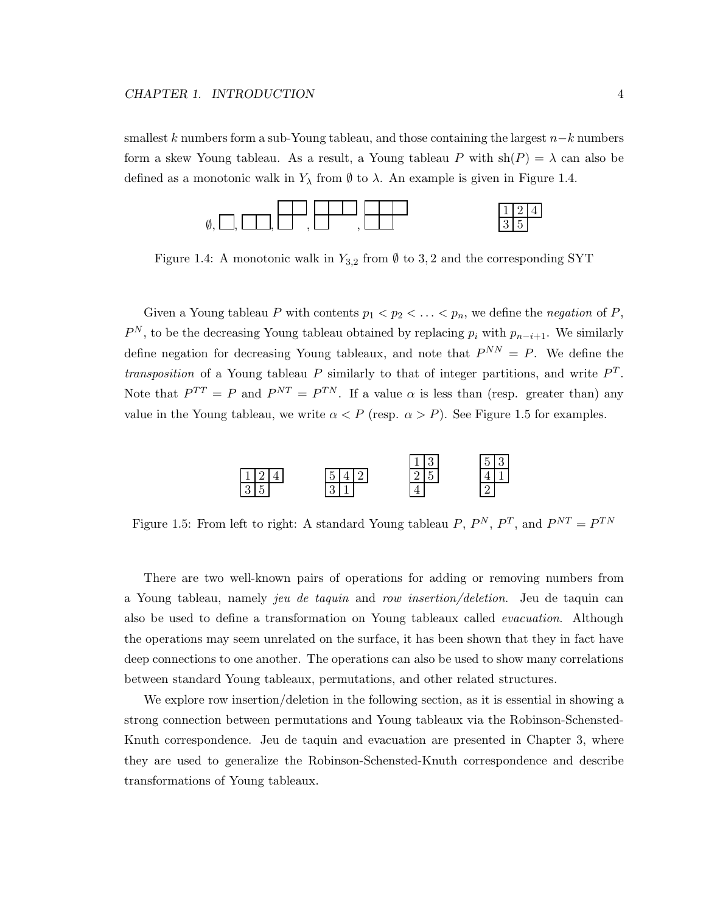smallest $k$ numbers form a sub-Young tableau, and those containing the largest $n-k$ numbers form a skew Young tableau. As a result, a Young tableau $P$ with $\text{sh}(P) = \lambda$ can also be defined as a monotonic walk in $Y_\lambda$ from $\emptyset$ to $\lambda$. An example is given in Figure 1.4.

| 1 | 2 | 4 |
|---|---|---|
| 3 | 5 | |

Figure 1.4: A monotonic walk in $Y_{3,2}$ from $\emptyset$ to $3, 2$ and the corresponding SYT

Given a Young tableau $P$ with contents $p_1 < p_2 < \ldots < p_n$, we define the *negation* of $P$, $P^N$, to be the decreasing Young tableau obtained by replacing $p_i$ with $p_{n-i+1}$. We similarly define negation for decreasing Young tableaux, and note that $P^{NN} = P$. We define the *transposition* of a Young tableau $P$ similarly to that of integer partitions, and write $P^T$. Note that $P^{TT} = P$ and $P^{NT} = P^{TN}$. If a value $\alpha$ is less than (resp. greater than) any value in the Young tableau, we write $\alpha < P$ (resp. $\alpha > P$). See Figure 1.5 for examples.

| 1 | 2 | 4 |
|---|---|---|
| 3 | 5 | |

| 5 | 4 | 2 |
|---|---|---|
| 3 | 1 | |

| 1 | 3 |
|---|---|
| 2 | 5 |
| 4 | |

| 5 | 3 |
|---|---|
| 4 | 1 |
| 2 | |

Figure 1.5: From left to right: A standard Young tableau $P$, $P^N$, $P^T$, and $P^{NT} = P^{TN}$

There are two well-known pairs of operations for adding or removing numbers from a Young tableau, namely *jeu de taquin* and *row insertion/deletion*. Jeu de taquin can also be used to define a transformation on Young tableaux called *evacuation*. Although the operations may seem unrelated on the surface, it has been shown that they in fact have deep connections to one another. The operations can also be used to show many correlations between standard Young tableaux, permutations, and other related structures.

We explore row insertion/deletion in the following section, as it is essential in showing a strong connection between permutations and Young tableaux via the Robinson-Schensted-Knuth correspondence. Jeu de taquin and evacuation are presented in Chapter 3, where they are used to generalize the Robinson-Schensted-Knuth correspondence and describe transformations of Young tableaux.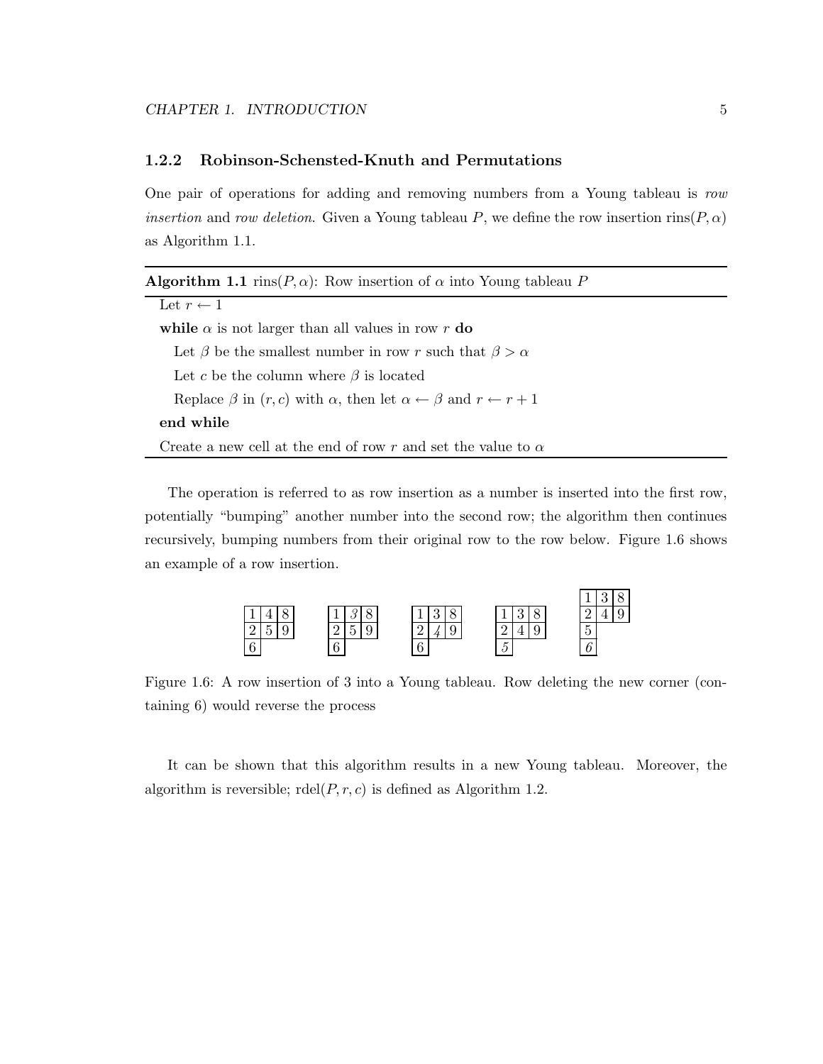### 1.2.2 Robinson-Schensted-Knuth and Permutations

One pair of operations for adding and removing numbers from a Young tableau is *row insertion* and *row deletion*. Given a Young tableau $P$, we define the row insertion $\text{rins}(P, \alpha)$ as Algorithm 1.1.

---

**Algorithm 1.1** $\text{rins}(P, \alpha)$: Row insertion of $\alpha$ into Young tableau $P$

---

```
Let r ← 1
while α is not larger than all values in row r do
    Let β be the smallest number in row r such that β > α
    Let c be the column where β is located
    Replace β in (r, c) with α, then let α ← β and r ← r + 1
end while
Create a new cell at the end of row r and set the value to α
```

---

The operation is referred to as row insertion as a number is inserted into the first row, potentially "bumping" another number into the second row; the algorithm then continues recursively, bumping numbers from their original row to the row below. Figure 1.6 shows an example of a row insertion.

| 1 | 4 | 8 |
|---|---|---|
| 2 | 5 | 9 |
| 6 | | |

| 1 | *3* | 8 |
|---|---|---|
| 2 | 5 | 9 |
| 6 | | |

| 1 | 3 | 8 |
|---|---|---|
| 2 | *4* | 9 |
| 6 | | |

| 1 | 3 | 8 |
|---|---|---|
| 2 | 4 | 9 |
| *5* | | |

| 1 | 3 | 8 |
|---|---|---|
| 2 | 4 | 9 |
| 5 | | |
| *6* | | |

Figure 1.6: A row insertion of 3 into a Young tableau. Row deleting the new corner (containing 6) would reverse the process

It can be shown that this algorithm results in a new Young tableau. Moreover, the algorithm is reversible; $\text{rdel}(P, r, c)$ is defined as Algorithm 1.2.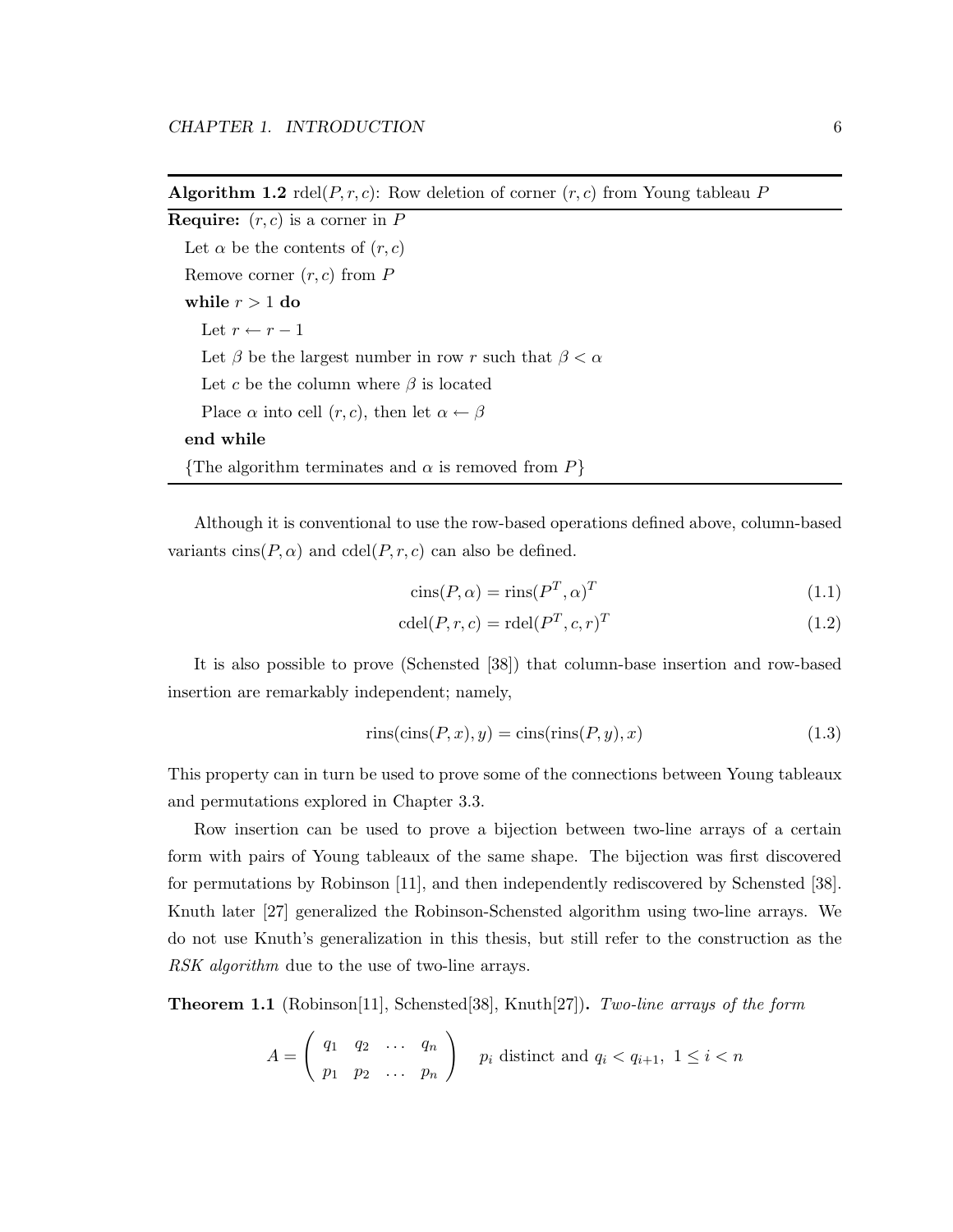**Algorithm 1.2** rdel($P, r, c$): Row deletion of corner $(r, c)$ from Young tableau $P$

**Require:** $(r, c)$ is a corner in $P$

Let $\alpha$ be the contents of $(r, c)$

Remove corner $(r, c)$ from $P$

**while** $r > 1$ **do**

  Let $r \leftarrow r - 1$

  Let $\beta$ be the largest number in row $r$ such that $\beta < \alpha$

  Let $c$ be the column where $\beta$ is located

  Place $\alpha$ into cell $(r, c)$, then let $\alpha \leftarrow \beta$

**end while**

{The algorithm terminates and $\alpha$ is removed from $P$}

---

Although it is conventional to use the row-based operations defined above, column-based variants cins($P, \alpha$) and cdel($P, r, c$) can also be defined.

$$\text{cins}(P, \alpha) = \text{rins}(P^T, \alpha)^T \tag{1.1}$$

$$\text{cdel}(P, r, c) = \text{rdel}(P^T, c, r)^T \tag{1.2}$$

It is also possible to prove (Schensted [38]) that column-base insertion and row-based insertion are remarkably independent; namely,

$$\text{rins}(\text{cins}(P, x), y) = \text{cins}(\text{rins}(P, y), x) \tag{1.3}$$

This property can in turn be used to prove some of the connections between Young tableaux and permutations explored in Chapter 3.3.

Row insertion can be used to prove a bijection between two-line arrays of a certain form with pairs of Young tableaux of the same shape. The bijection was first discovered for permutations by Robinson [11], and then independently rediscovered by Schensted [38]. Knuth later [27] generalized the Robinson-Schensted algorithm using two-line arrays. We do not use Knuth's generalization in this thesis, but still refer to the construction as the *RSK algorithm* due to the use of two-line arrays.

**Theorem 1.1** (Robinson[11], Schensted[38], Knuth[27])**.** *Two-line arrays of the form*

$$A = \begin{pmatrix} q_1 & q_2 & \dots & q_n \\ p_1 & p_2 & \dots & p_n \end{pmatrix} \quad p_i \text{ distinct and } q_i < q_{i+1},\ 1 \leq i < n$$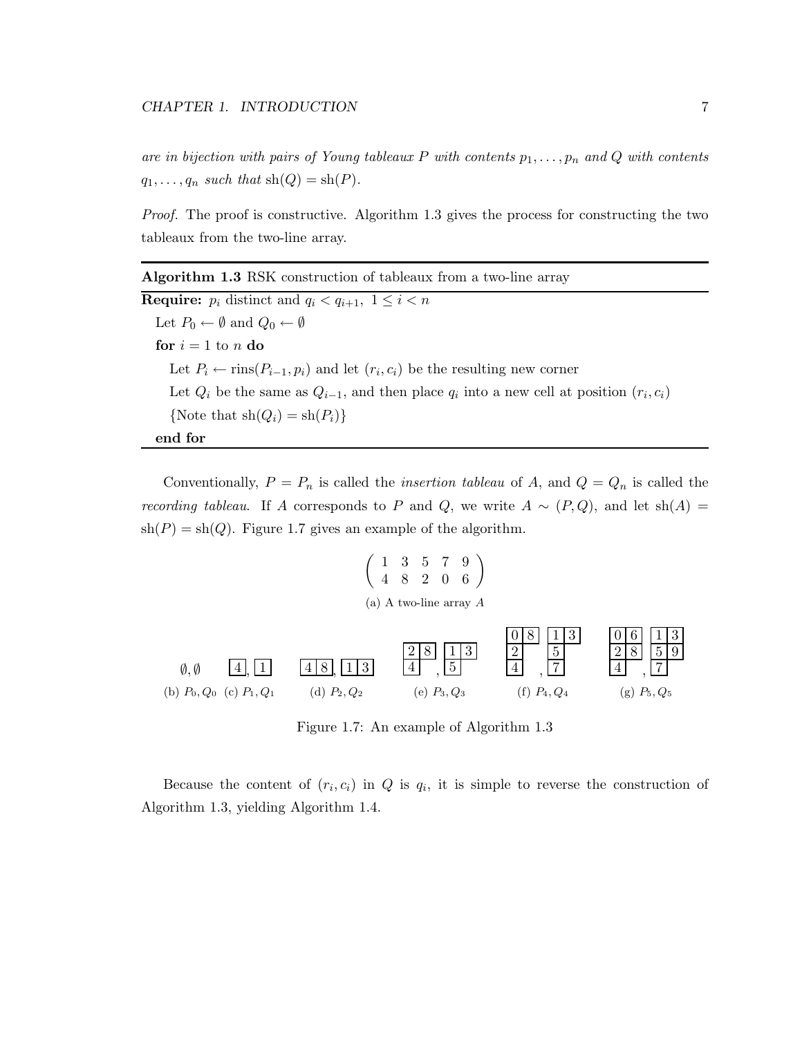*are in bijection with pairs of Young tableaux $P$ with contents $p_1, \ldots, p_n$ and $Q$ with contents $q_1, \ldots, q_n$ such that* $\mathrm{sh}(Q) = \mathrm{sh}(P)$.

*Proof.* The proof is constructive. Algorithm 1.3 gives the process for constructing the two tableaux from the two-line array.

---

**Algorithm 1.3** RSK construction of tableaux from a two-line array

---

**Require:** $p_i$ distinct and $q_i < q_{i+1},\ 1 \leq i < n$

  Let $P_0 \leftarrow \emptyset$ and $Q_0 \leftarrow \emptyset$

  **for** $i = 1$ to $n$ **do**

    Let $P_i \leftarrow \mathrm{rins}(P_{i-1}, p_i)$ and let $(r_i, c_i)$ be the resulting new corner

    Let $Q_i$ be the same as $Q_{i-1}$, and then place $q_i$ into a new cell at position $(r_i, c_i)$

    {Note that $\mathrm{sh}(Q_i) = \mathrm{sh}(P_i)$}

  **end for**

---

Conventionally, $P = P_n$ is called the *insertion tableau* of $A$, and $Q = Q_n$ is called the *recording tableau*. If $A$ corresponds to $P$ and $Q$, we write $A \sim (P, Q)$, and let $\mathrm{sh}(A) = \mathrm{sh}(P) = \mathrm{sh}(Q)$. Figure 1.7 gives an example of the algorithm.

$$\begin{pmatrix} 1 & 3 & 5 & 7 & 9 \\ 4 & 8 & 2 & 0 & 6 \end{pmatrix}$$

(a) A two-line array $A$

$$\emptyset, \emptyset \qquad \boxed{4}, \boxed{1} \qquad \boxed{4\,|\,8}, \boxed{1\,|\,3} \qquad \begin{array}{|c|c|}\hline 2 & 8 \\ \hline 4 \\ \cline{1-1}\end{array}, \begin{array}{|c|c|}\hline 1 & 3 \\ \hline 5 \\ \cline{1-1}\end{array} \qquad \begin{array}{|c|c|}\hline 0 & 8 \\ \hline 2 \\ \cline{1-1} 4 \\ \cline{1-1}\end{array}, \begin{array}{|c|c|}\hline 1 & 3 \\ \hline 5 \\ \cline{1-1} 7 \\ \cline{1-1}\end{array} \qquad \begin{array}{|c|c|}\hline 0 & 6 \\ \hline 2 & 8 \\ \hline 4 \\ \cline{1-1}\end{array}, \begin{array}{|c|c|}\hline 1 & 3 \\ \hline 5 & 9 \\ \hline 7 \\ \cline{1-1}\end{array}$$

(b) $P_0, Q_0$ (c) $P_1, Q_1$ (d) $P_2, Q_2$ (e) $P_3, Q_3$ (f) $P_4, Q_4$ (g) $P_5, Q_5$

Figure 1.7: An example of Algorithm 1.3

Because the content of $(r_i, c_i)$ in $Q$ is $q_i$, it is simple to reverse the construction of Algorithm 1.3, yielding Algorithm 1.4.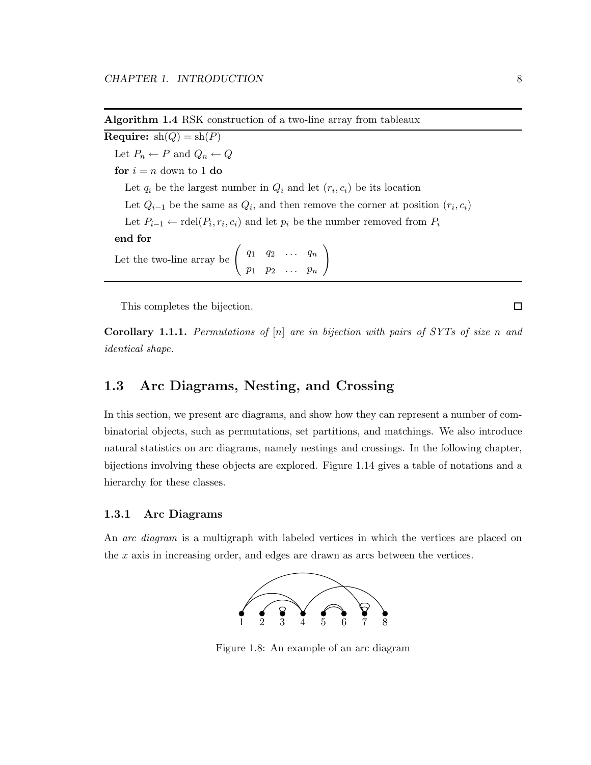**Algorithm 1.4** RSK construction of a two-line array from tableaux

**Require:** $\mathrm{sh}(Q) = \mathrm{sh}(P)$

  Let $P_n \leftarrow P$ and $Q_n \leftarrow Q$

  **for** $i = n$ down to 1 **do**

    Let $q_i$ be the largest number in $Q_i$ and let $(r_i, c_i)$ be its location

    Let $Q_{i-1}$ be the same as $Q_i$, and then remove the corner at position $(r_i, c_i)$

    Let $P_{i-1} \leftarrow \mathrm{rdel}(P_i, r_i, c_i)$ and let $p_i$ be the number removed from $P_i$

  **end for**

  Let the two-line array be $\begin{pmatrix} q_1 & q_2 & \dots & q_n \\ p_1 & p_2 & \dots & p_n \end{pmatrix}$

This completes the bijection. □

**Corollary 1.1.1.** *Permutations of $[n]$ are in bijection with pairs of SYTs of size $n$ and identical shape.*

## 1.3 Arc Diagrams, Nesting, and Crossing

In this section, we present arc diagrams, and show how they can represent a number of combinatorial objects, such as permutations, set partitions, and matchings. We also introduce natural statistics on arc diagrams, namely nestings and crossings. In the following chapter, bijections involving these objects are explored. Figure 1.14 gives a table of notations and a hierarchy for these classes.

### 1.3.1 Arc Diagrams

An *arc diagram* is a multigraph with labeled vertices in which the vertices are placed on the $x$ axis in increasing order, and edges are drawn as arcs between the vertices.

Figure 1.8: An example of an arc diagram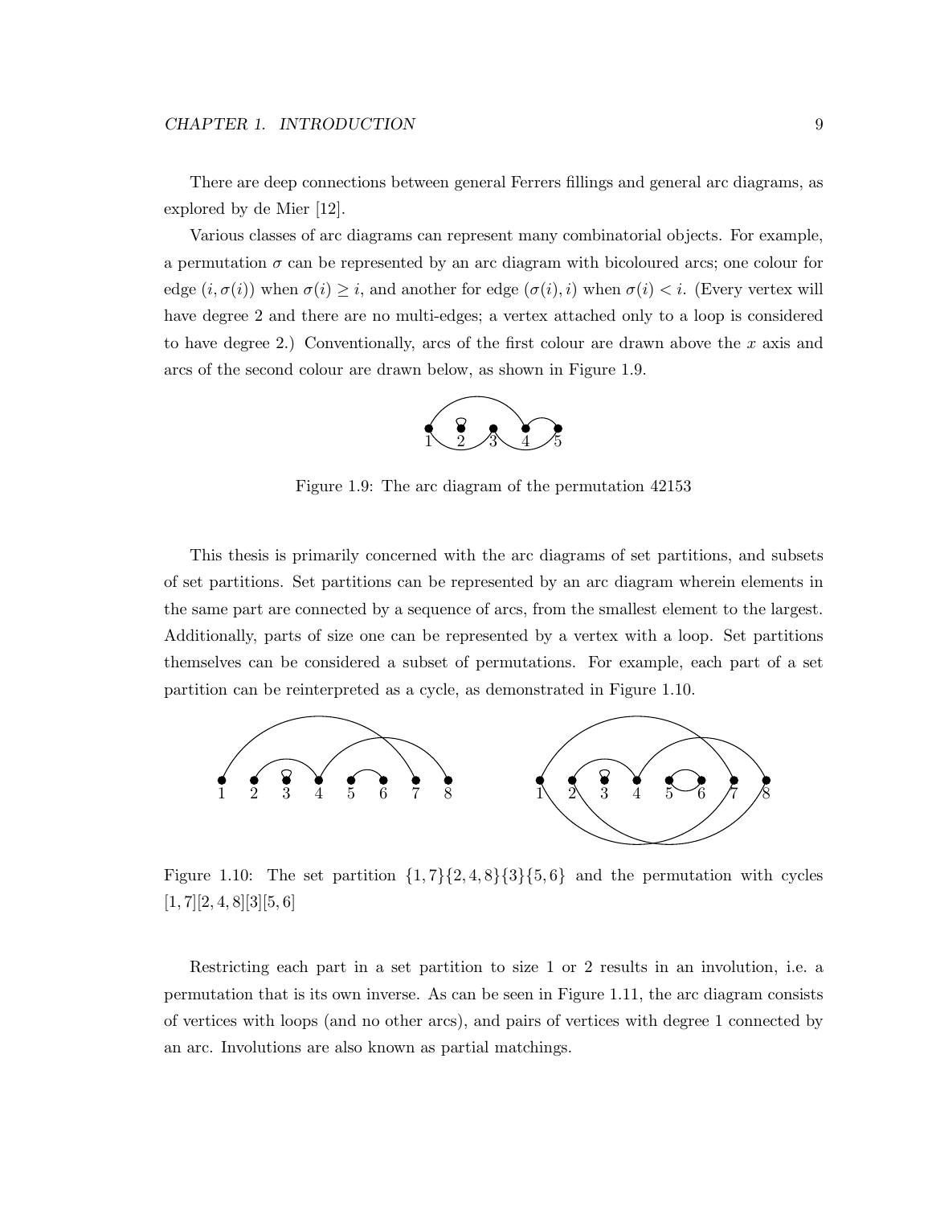There are deep connections between general Ferrers fillings and general arc diagrams, as explored by de Mier [12].

Various classes of arc diagrams can represent many combinatorial objects. For example, a permutation $\sigma$ can be represented by an arc diagram with bicoloured arcs; one colour for edge $(i, \sigma(i))$ when $\sigma(i) \geq i$, and another for edge $(\sigma(i), i)$ when $\sigma(i) < i$. (Every vertex will have degree 2 and there are no multi-edges; a vertex attached only to a loop is considered to have degree 2.) Conventionally, arcs of the first colour are drawn above the $x$ axis and arcs of the second colour are drawn below, as shown in Figure 1.9.

Figure 1.9: The arc diagram of the permutation 42153

This thesis is primarily concerned with the arc diagrams of set partitions, and subsets of set partitions. Set partitions can be represented by an arc diagram wherein elements in the same part are connected by a sequence of arcs, from the smallest element to the largest. Additionally, parts of size one can be represented by a vertex with a loop. Set partitions themselves can be considered a subset of permutations. For example, each part of a set partition can be reinterpreted as a cycle, as demonstrated in Figure 1.10.

Figure 1.10: The set partition $\{1, 7\}\{2, 4, 8\}\{3\}\{5, 6\}$ and the permutation with cycles $[1, 7][2, 4, 8][3][5, 6]$

Restricting each part in a set partition to size 1 or 2 results in an involution, i.e. a permutation that is its own inverse. As can be seen in Figure 1.11, the arc diagram consists of vertices with loops (and no other arcs), and pairs of vertices with degree 1 connected by an arc. Involutions are also known as partial matchings.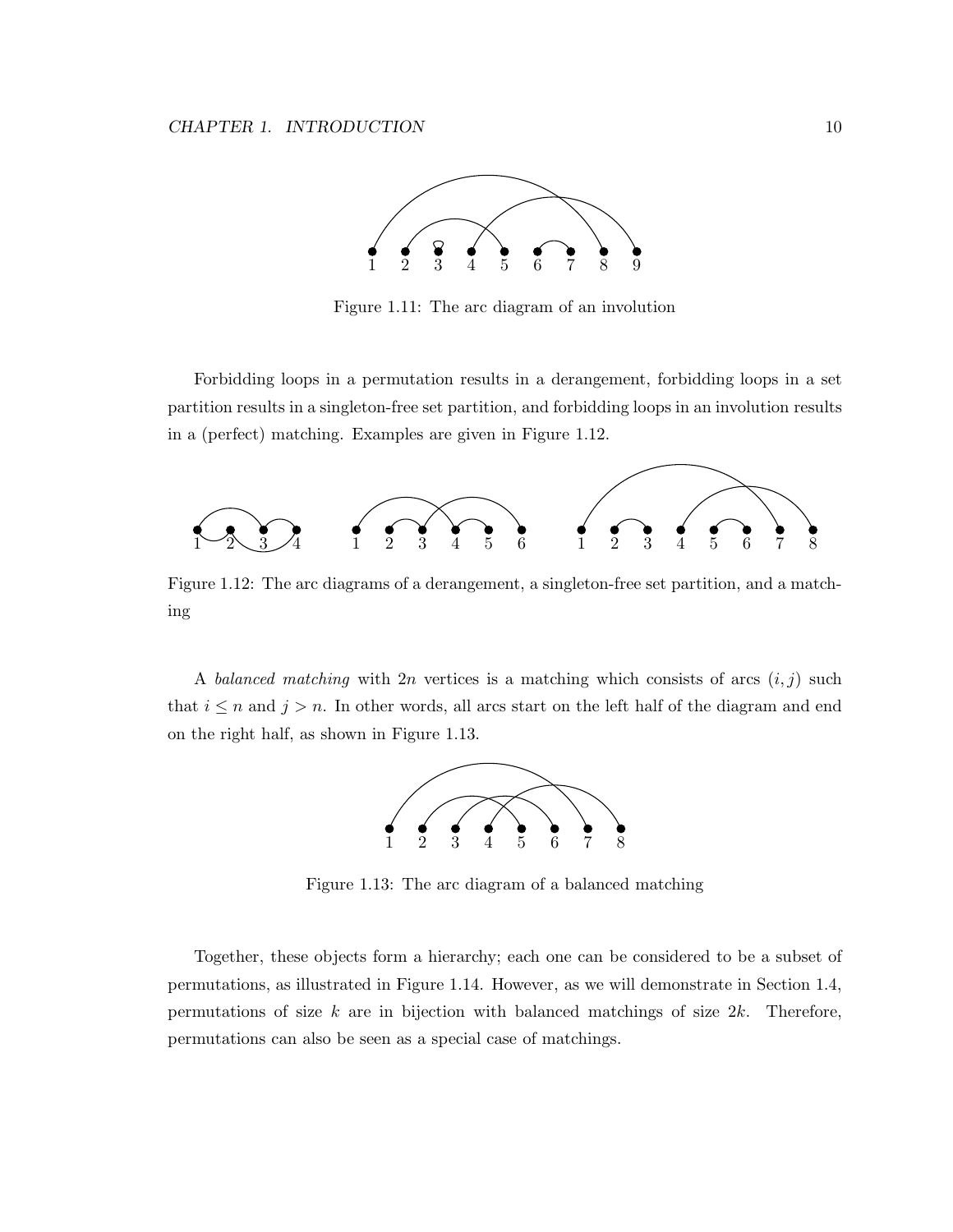Figure 1.11: The arc diagram of an involution

Forbidding loops in a permutation results in a derangement, forbidding loops in a set partition results in a singleton-free set partition, and forbidding loops in an involution results in a (perfect) matching. Examples are given in Figure 1.12.

Figure 1.12: The arc diagrams of a derangement, a singleton-free set partition, and a matching

A *balanced matching* with $2n$ vertices is a matching which consists of arcs $(i, j)$ such that $i \leq n$ and $j > n$. In other words, all arcs start on the left half of the diagram and end on the right half, as shown in Figure 1.13.

Figure 1.13: The arc diagram of a balanced matching

Together, these objects form a hierarchy; each one can be considered to be a subset of permutations, as illustrated in Figure 1.14. However, as we will demonstrate in Section 1.4, permutations of size $k$ are in bijection with balanced matchings of size $2k$. Therefore, permutations can also be seen as a special case of matchings.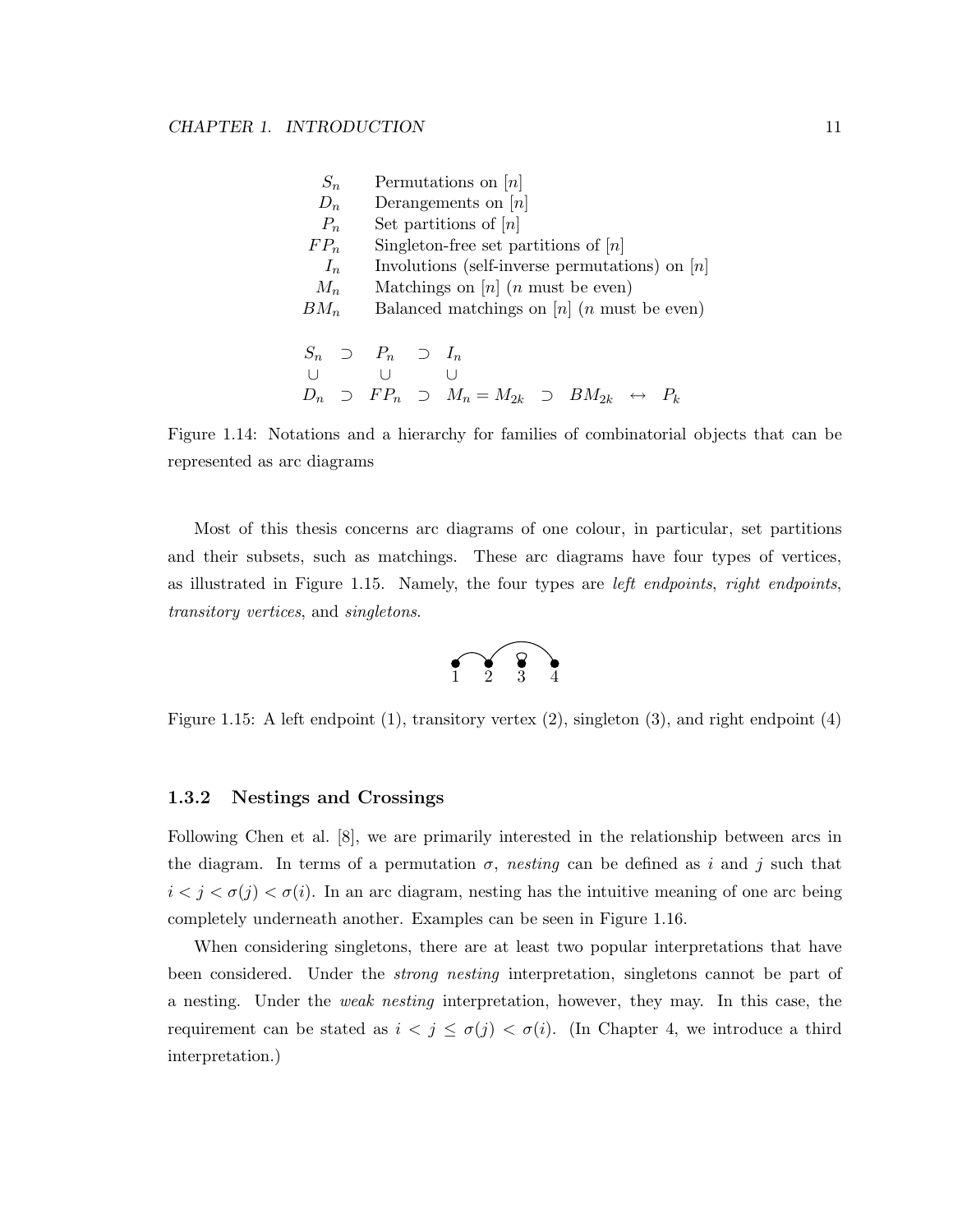| | |
|---|---|
| $S_n$ | Permutations on $[n]$ |
| $D_n$ | Derangements on $[n]$ |
| $P_n$ | Set partitions of $[n]$ |
| $FP_n$ | Singleton-free set partitions of $[n]$ |
| $I_n$ | Involutions (self-inverse permutations) on $[n]$ |
| $M_n$ | Matchings on $[n]$ ($n$ must be even) |
| $BM_n$ | Balanced matchings on $[n]$ ($n$ must be even) |

$$
\begin{array}{ccccccccc}
S_n & \supset & P_n & \supset & I_n & & & & \\
\cup & & \cup & & \cup & & & & \\
D_n & \supset & FP_n & \supset & M_n = M_{2k} & \supset & BM_{2k} & \leftrightarrow & P_k
\end{array}
$$

Figure 1.14: Notations and a hierarchy for families of combinatorial objects that can be represented as arc diagrams

Most of this thesis concerns arc diagrams of one colour, in particular, set partitions and their subsets, such as matchings. These arc diagrams have four types of vertices, as illustrated in Figure 1.15. Namely, the four types are *left endpoints*, *right endpoints*, *transitory vertices*, and *singletons*.

Figure 1.15: A left endpoint (1), transitory vertex (2), singleton (3), and right endpoint (4)

### 1.3.2 Nestings and Crossings

Following Chen et al. [8], we are primarily interested in the relationship between arcs in the diagram. In terms of a permutation $\sigma$, *nesting* can be defined as $i$ and $j$ such that $i < j < \sigma(j) < \sigma(i)$. In an arc diagram, nesting has the intuitive meaning of one arc being completely underneath another. Examples can be seen in Figure 1.16.

When considering singletons, there are at least two popular interpretations that have been considered. Under the *strong nesting* interpretation, singletons cannot be part of a nesting. Under the *weak nesting* interpretation, however, they may. In this case, the requirement can be stated as $i < j \leq \sigma(j) < \sigma(i)$. (In Chapter 4, we introduce a third interpretation.)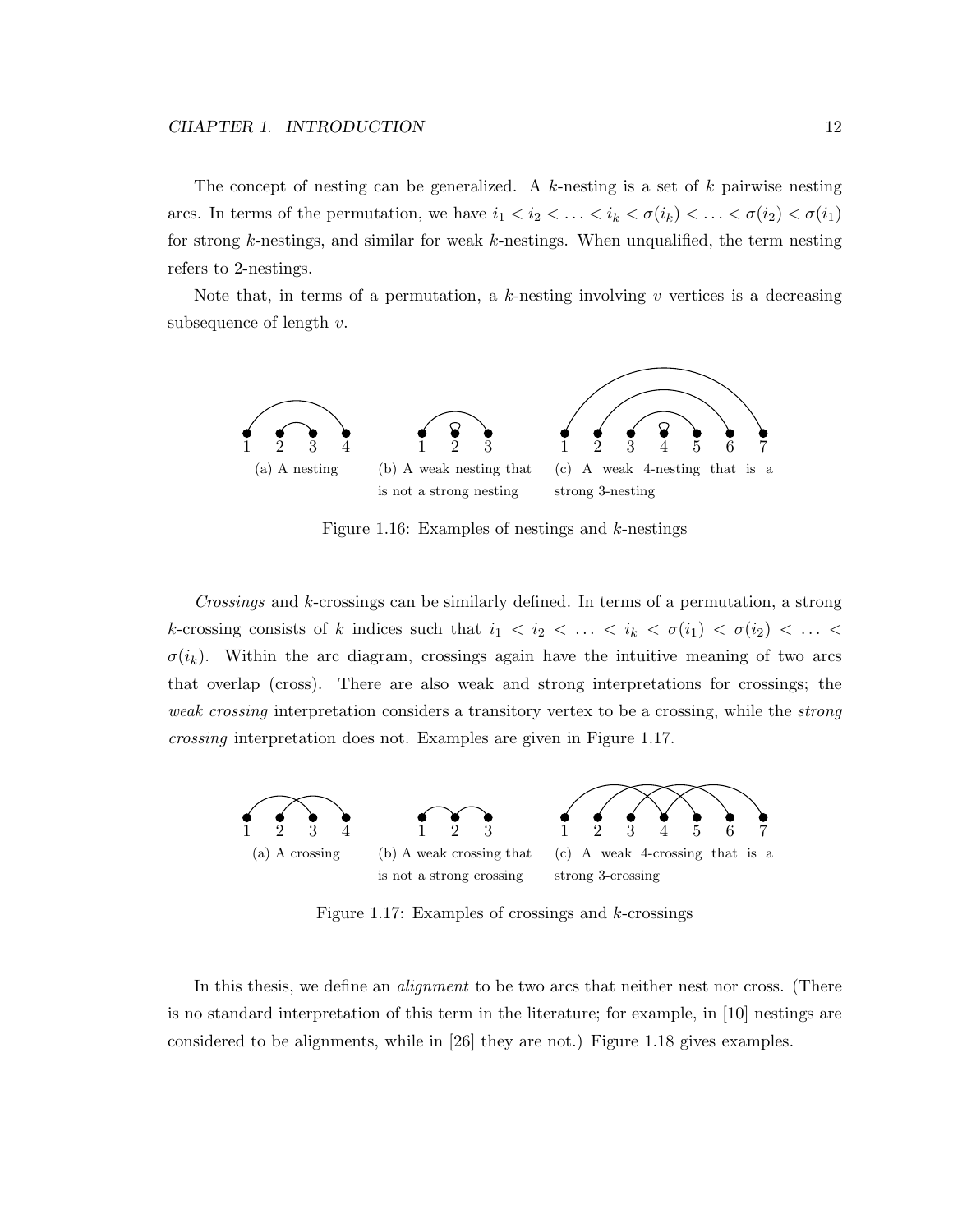The concept of nesting can be generalized. A $k$-nesting is a set of $k$ pairwise nesting arcs. In terms of the permutation, we have $i_1 < i_2 < \ldots < i_k < \sigma(i_k) < \ldots < \sigma(i_2) < \sigma(i_1)$ for strong $k$-nestings, and similar for weak $k$-nestings. When unqualified, the term nesting refers to 2-nestings.

Note that, in terms of a permutation, a $k$-nesting involving $v$ vertices is a decreasing subsequence of length $v$.

(a) A nesting

(b) A weak nesting that is not a strong nesting

(c) A weak 4-nesting that is a strong 3-nesting

Figure 1.16: Examples of nestings and $k$-nestings

*Crossings* and $k$-crossings can be similarly defined. In terms of a permutation, a strong $k$-crossing consists of $k$ indices such that $i_1 < i_2 < \ldots < i_k < \sigma(i_1) < \sigma(i_2) < \ldots < \sigma(i_k)$. Within the arc diagram, crossings again have the intuitive meaning of two arcs that overlap (cross). There are also weak and strong interpretations for crossings; the *weak crossing* interpretation considers a transitory vertex to be a crossing, while the *strong crossing* interpretation does not. Examples are given in Figure 1.17.

(a) A crossing

(b) A weak crossing that is not a strong crossing

(c) A weak 4-crossing that is a strong 3-crossing

Figure 1.17: Examples of crossings and $k$-crossings

In this thesis, we define an *alignment* to be two arcs that neither nest nor cross. (There is no standard interpretation of this term in the literature; for example, in [10] nestings are considered to be alignments, while in [26] they are not.) Figure 1.18 gives examples.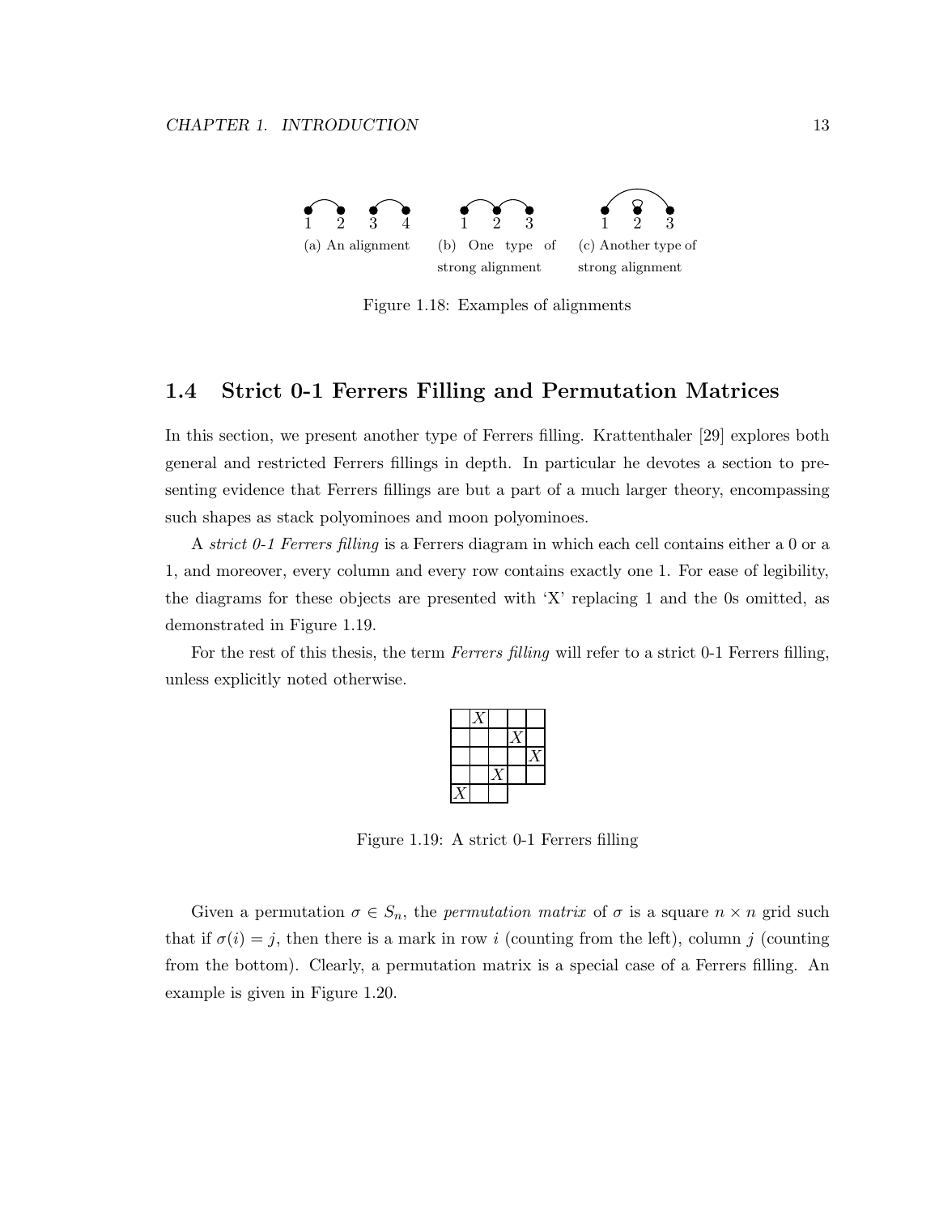(a) An alignment (b) One type of strong alignment (c) Another type of strong alignment

Figure 1.18: Examples of alignments

## 1.4 Strict 0-1 Ferrers Filling and Permutation Matrices

In this section, we present another type of Ferrers filling. Krattenthaler [29] explores both general and restricted Ferrers fillings in depth. In particular he devotes a section to presenting evidence that Ferrers fillings are but a part of a much larger theory, encompassing such shapes as stack polyominoes and moon polyominoes.

A *strict 0-1 Ferrers filling* is a Ferrers diagram in which each cell contains either a 0 or a 1, and moreover, every column and every row contains exactly one 1. For ease of legibility, the diagrams for these objects are presented with 'X' replacing 1 and the 0s omitted, as demonstrated in Figure 1.19.

For the rest of this thesis, the term *Ferrers filling* will refer to a strict 0-1 Ferrers filling, unless explicitly noted otherwise.

|   | X |   |   |   |
|---|---|---|---|---|
|   |   |   | X |   |
|   |   |   |   | X |
|   |   | X |   |   |
| X |   |   |   |   |

Figure 1.19: A strict 0-1 Ferrers filling

Given a permutation $\sigma \in S_n$, the *permutation matrix* of $\sigma$ is a square $n \times n$ grid such that if $\sigma(i) = j$, then there is a mark in row $i$ (counting from the left), column $j$ (counting from the bottom). Clearly, a permutation matrix is a special case of a Ferrers filling. An example is given in Figure 1.20.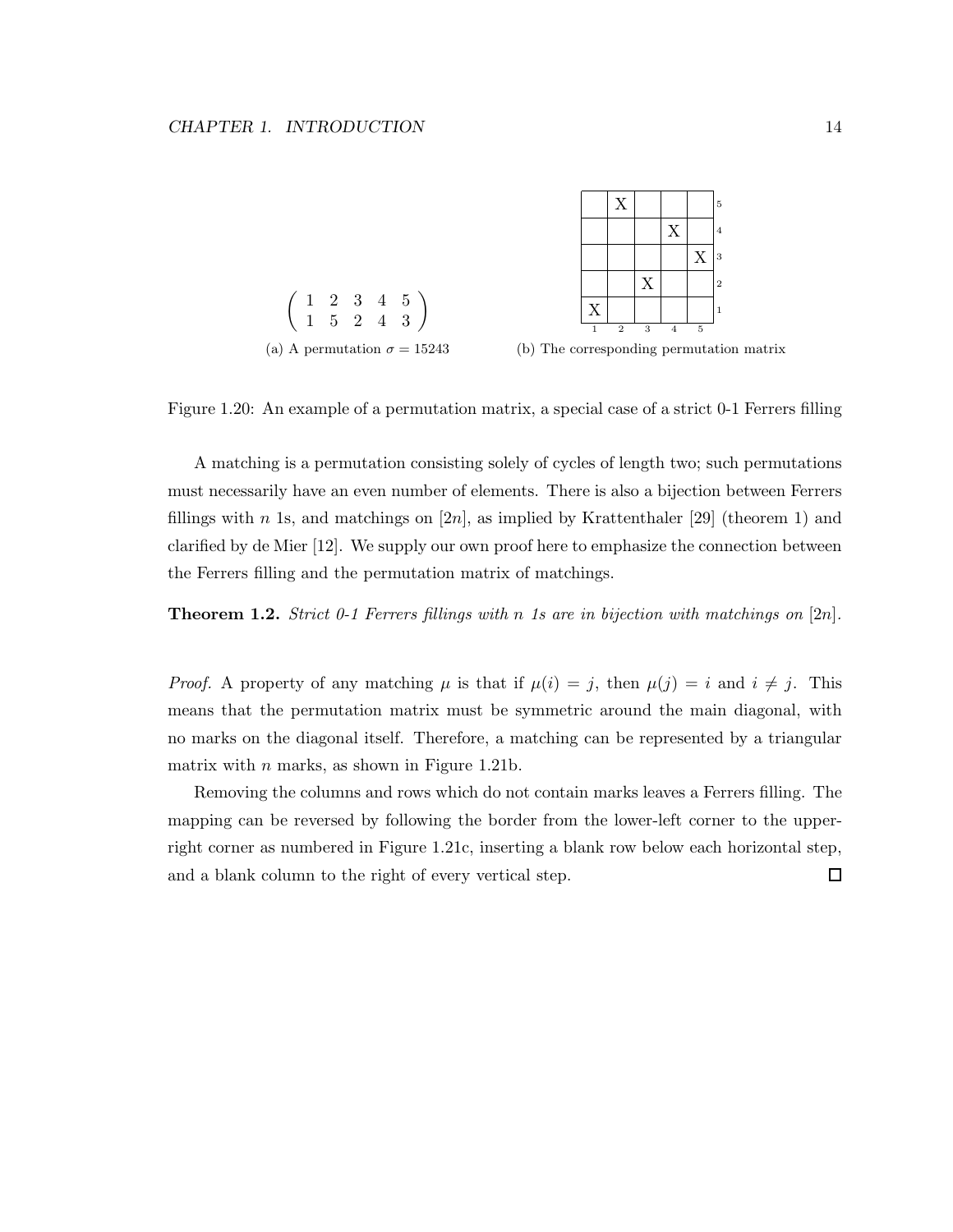$$\left(\begin{array}{ccccc} 1 & 2 & 3 & 4 & 5 \\ 1 & 5 & 2 & 4 & 3 \end{array}\right)$$

(a) A permutation $\sigma = 15243$

|  | X |  |  |  | 5 |
|---|---|---|---|---|---|
|  |  |  | X |  | 4 |
|  |  |  |  | X | 3 |
|  |  | X |  |  | 2 |
| X |  |  |  |  | 1 |
| 1 | 2 | 3 | 4 | 5 |  |

(b) The corresponding permutation matrix

Figure 1.20: An example of a permutation matrix, a special case of a strict 0-1 Ferrers filling

A matching is a permutation consisting solely of cycles of length two; such permutations must necessarily have an even number of elements. There is also a bijection between Ferrers fillings with $n$ 1s, and matchings on $[2n]$, as implied by Krattenthaler [29] (theorem 1) and clarified by de Mier [12]. We supply our own proof here to emphasize the connection between the Ferrers filling and the permutation matrix of matchings.

**Theorem 1.2.** *Strict 0-1 Ferrers fillings with $n$ 1s are in bijection with matchings on $[2n]$.*

*Proof.* A property of any matching $\mu$ is that if $\mu(i) = j$, then $\mu(j) = i$ and $i \neq j$. This means that the permutation matrix must be symmetric around the main diagonal, with no marks on the diagonal itself. Therefore, a matching can be represented by a triangular matrix with $n$ marks, as shown in Figure 1.21b.

Removing the columns and rows which do not contain marks leaves a Ferrers filling. The mapping can be reversed by following the border from the lower-left corner to the upper-right corner as numbered in Figure 1.21c, inserting a blank row below each horizontal step, and a blank column to the right of every vertical step. □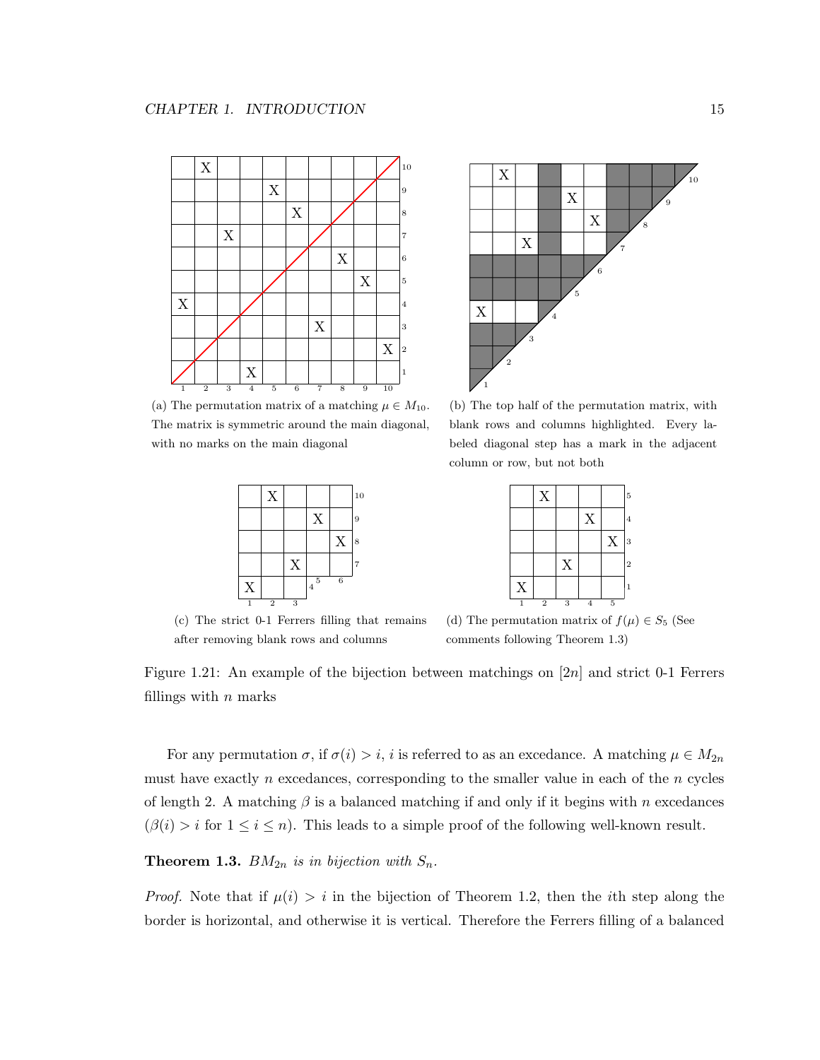(a) The permutation matrix of a matching $\mu \in M_{10}$. The matrix is symmetric around the main diagonal, with no marks on the main diagonal

(b) The top half of the permutation matrix, with blank rows and columns highlighted. Every labeled diagonal step has a mark in the adjacent column or row, but not both

(c) The strict 0-1 Ferrers filling that remains after removing blank rows and columns

(d) The permutation matrix of $f(\mu) \in S_5$ (See comments following Theorem 1.3)

Figure 1.21: An example of the bijection between matchings on $[2n]$ and strict 0-1 Ferrers fillings with $n$ marks

For any permutation $\sigma$, if $\sigma(i) > i$, $i$ is referred to as an excedance. A matching $\mu \in M_{2n}$ must have exactly $n$ excedances, corresponding to the smaller value in each of the $n$ cycles of length 2. A matching $\beta$ is a balanced matching if and only if it begins with $n$ excedances ($\beta(i) > i$ for $1 \leq i \leq n$). This leads to a simple proof of the following well-known result.

**Theorem 1.3.** *$BM_{2n}$ is in bijection with $S_n$.*

*Proof.* Note that if $\mu(i) > i$ in the bijection of Theorem 1.2, then the $i$th step along the border is horizontal, and otherwise it is vertical. Therefore the Ferrers filling of a balanced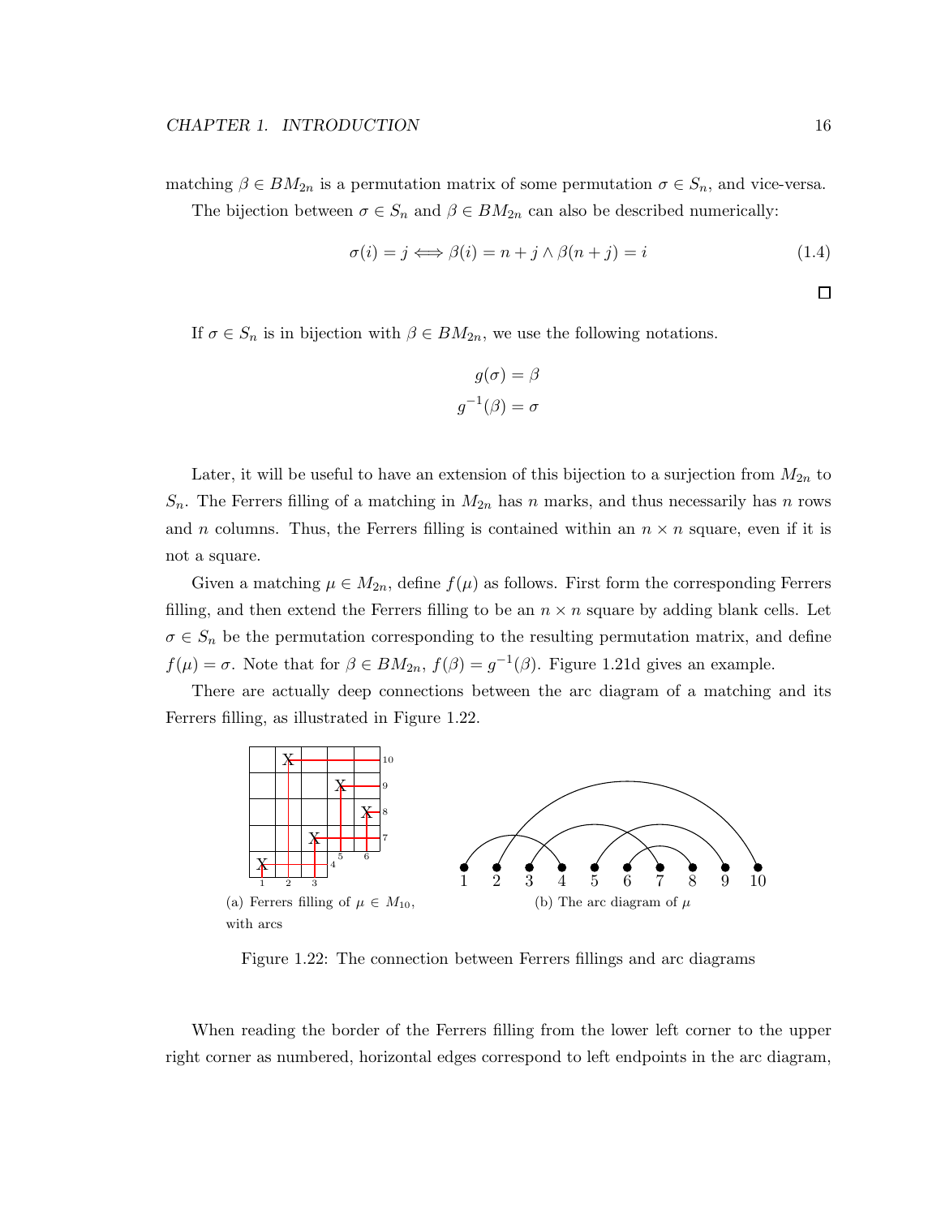matching $\beta \in BM_{2n}$ is a permutation matrix of some permutation $\sigma \in S_n$, and vice-versa.

The bijection between $\sigma \in S_n$ and $\beta \in BM_{2n}$ can also be described numerically:

$$\sigma(i) = j \Longleftrightarrow \beta(i) = n + j \wedge \beta(n + j) = i \tag{1.4}$$

□

If $\sigma \in S_n$ is in bijection with $\beta \in BM_{2n}$, we use the following notations.

$$g(\sigma) = \beta$$
$$g^{-1}(\beta) = \sigma$$

Later, it will be useful to have an extension of this bijection to a surjection from $M_{2n}$ to $S_n$. The Ferrers filling of a matching in $M_{2n}$ has $n$ marks, and thus necessarily has $n$ rows and $n$ columns. Thus, the Ferrers filling is contained within an $n \times n$ square, even if it is not a square.

Given a matching $\mu \in M_{2n}$, define $f(\mu)$ as follows. First form the corresponding Ferrers filling, and then extend the Ferrers filling to be an $n \times n$ square by adding blank cells. Let $\sigma \in S_n$ be the permutation corresponding to the resulting permutation matrix, and define $f(\mu) = \sigma$. Note that for $\beta \in BM_{2n}$, $f(\beta) = g^{-1}(\beta)$. Figure 1.21d gives an example.

There are actually deep connections between the arc diagram of a matching and its Ferrers filling, as illustrated in Figure 1.22.

(a) Ferrers filling of $\mu \in M_{10}$, with arcs

(b) The arc diagram of $\mu$

Figure 1.22: The connection between Ferrers fillings and arc diagrams

When reading the border of the Ferrers filling from the lower left corner to the upper right corner as numbered, horizontal edges correspond to left endpoints in the arc diagram,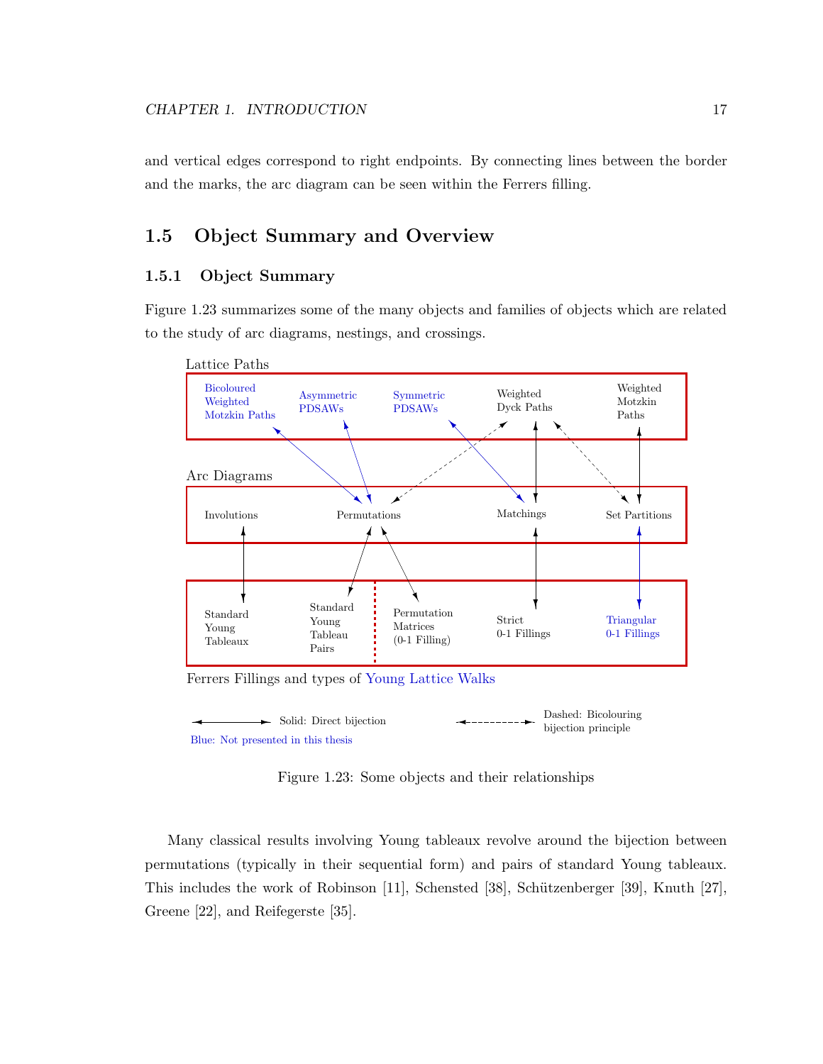and vertical edges correspond to right endpoints. By connecting lines between the border and the marks, the arc diagram can be seen within the Ferrers filling.

## 1.5 Object Summary and Overview

### 1.5.1 Object Summary

Figure 1.23 summarizes some of the many objects and families of objects which are related to the study of arc diagrams, nestings, and crossings.

Lattice Paths

Bicoloured Weighted Motzkin Paths | Asymmetric PDSAWs | Symmetric PDSAWs | Weighted Dyck Paths | Weighted Motzkin Paths

Arc Diagrams

Involutions | Permutations | Matchings | Set Partitions

Standard Young Tableaux | Standard Young Tableau Pairs | Permutation Matrices (0-1 Filling) | Strict 0-1 Fillings | Triangular 0-1 Fillings

Ferrers Fillings and types of Young Lattice Walks

Solid: Direct bijection

Dashed: Bicolouring bijection principle

Blue: Not presented in this thesis

Figure 1.23: Some objects and their relationships

Many classical results involving Young tableaux revolve around the bijection between permutations (typically in their sequential form) and pairs of standard Young tableaux. This includes the work of Robinson [11], Schensted [38], Schützenberger [39], Knuth [27], Greene [22], and Reifegerste [35].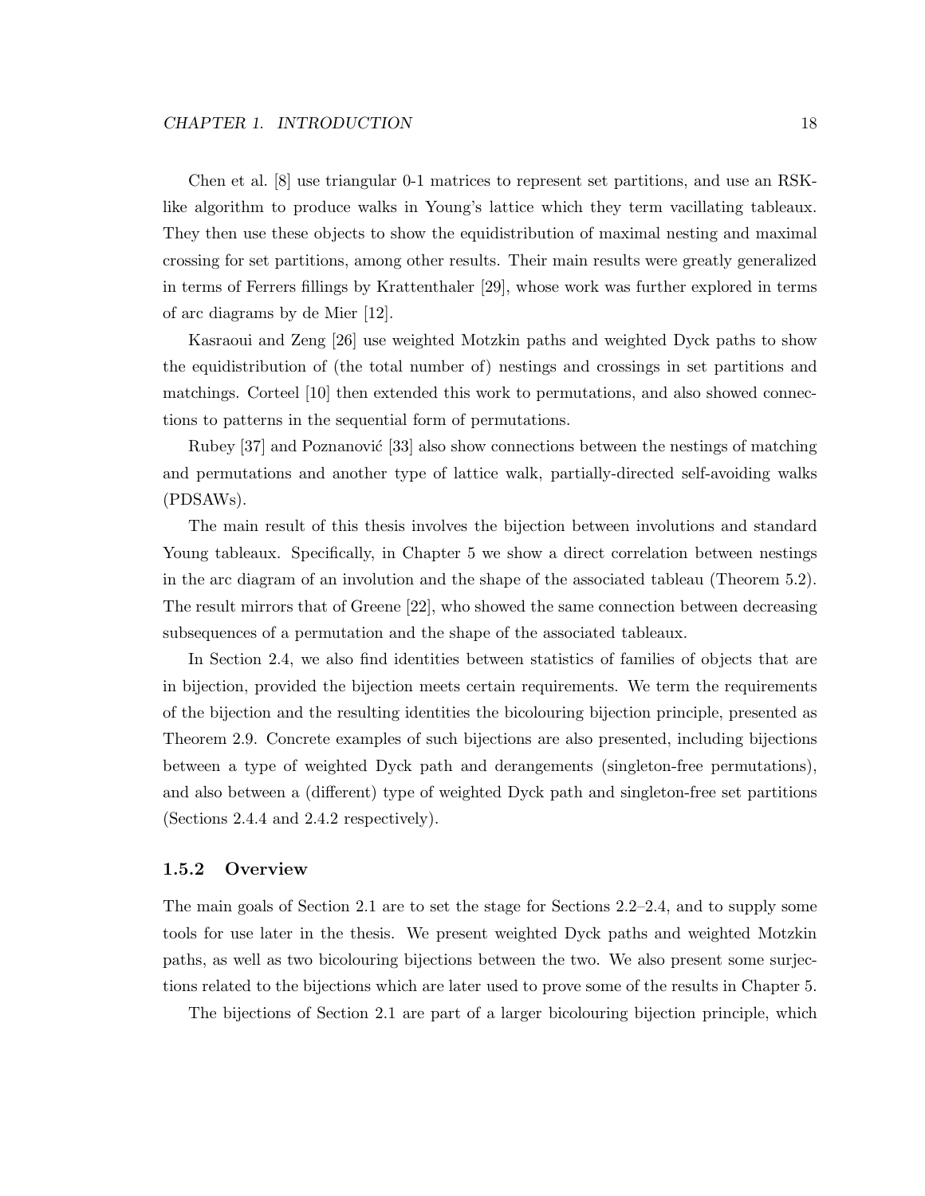Chen et al. [8] use triangular 0-1 matrices to represent set partitions, and use an RSK-like algorithm to produce walks in Young's lattice which they term vacillating tableaux. They then use these objects to show the equidistribution of maximal nesting and maximal crossing for set partitions, among other results. Their main results were greatly generalized in terms of Ferrers fillings by Krattenthaler [29], whose work was further explored in terms of arc diagrams by de Mier [12].

Kasraoui and Zeng [26] use weighted Motzkin paths and weighted Dyck paths to show the equidistribution of (the total number of) nestings and crossings in set partitions and matchings. Corteel [10] then extended this work to permutations, and also showed connections to patterns in the sequential form of permutations.

Rubey [37] and Poznanović [33] also show connections between the nestings of matching and permutations and another type of lattice walk, partially-directed self-avoiding walks (PDSAWs).

The main result of this thesis involves the bijection between involutions and standard Young tableaux. Specifically, in Chapter 5 we show a direct correlation between nestings in the arc diagram of an involution and the shape of the associated tableau (Theorem 5.2). The result mirrors that of Greene [22], who showed the same connection between decreasing subsequences of a permutation and the shape of the associated tableaux.

In Section 2.4, we also find identities between statistics of families of objects that are in bijection, provided the bijection meets certain requirements. We term the requirements of the bijection and the resulting identities the bicolouring bijection principle, presented as Theorem 2.9. Concrete examples of such bijections are also presented, including bijections between a type of weighted Dyck path and derangements (singleton-free permutations), and also between a (different) type of weighted Dyck path and singleton-free set partitions (Sections 2.4.4 and 2.4.2 respectively).

### 1.5.2 Overview

The main goals of Section 2.1 are to set the stage for Sections 2.2–2.4, and to supply some tools for use later in the thesis. We present weighted Dyck paths and weighted Motzkin paths, as well as two bicolouring bijections between the two. We also present some surjections related to the bijections which are later used to prove some of the results in Chapter 5.

The bijections of Section 2.1 are part of a larger bicolouring bijection principle, which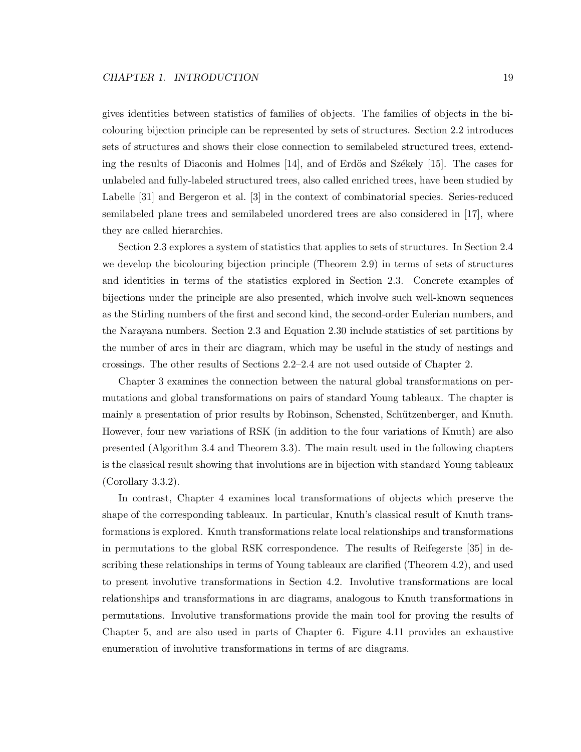gives identities between statistics of families of objects. The families of objects in the bicolouring bijection principle can be represented by sets of structures. Section 2.2 introduces sets of structures and shows their close connection to semilabeled structured trees, extending the results of Diaconis and Holmes [14], and of Erdös and Székely [15]. The cases for unlabeled and fully-labeled structured trees, also called enriched trees, have been studied by Labelle [31] and Bergeron et al. [3] in the context of combinatorial species. Series-reduced semilabeled plane trees and semilabeled unordered trees are also considered in [17], where they are called hierarchies.

Section 2.3 explores a system of statistics that applies to sets of structures. In Section 2.4 we develop the bicolouring bijection principle (Theorem 2.9) in terms of sets of structures and identities in terms of the statistics explored in Section 2.3. Concrete examples of bijections under the principle are also presented, which involve such well-known sequences as the Stirling numbers of the first and second kind, the second-order Eulerian numbers, and the Narayana numbers. Section 2.3 and Equation 2.30 include statistics of set partitions by the number of arcs in their arc diagram, which may be useful in the study of nestings and crossings. The other results of Sections 2.2–2.4 are not used outside of Chapter 2.

Chapter 3 examines the connection between the natural global transformations on permutations and global transformations on pairs of standard Young tableaux. The chapter is mainly a presentation of prior results by Robinson, Schensted, Schützenberger, and Knuth. However, four new variations of RSK (in addition to the four variations of Knuth) are also presented (Algorithm 3.4 and Theorem 3.3). The main result used in the following chapters is the classical result showing that involutions are in bijection with standard Young tableaux (Corollary 3.3.2).

In contrast, Chapter 4 examines local transformations of objects which preserve the shape of the corresponding tableaux. In particular, Knuth's classical result of Knuth transformations is explored. Knuth transformations relate local relationships and transformations in permutations to the global RSK correspondence. The results of Reifegerste [35] in describing these relationships in terms of Young tableaux are clarified (Theorem 4.2), and used to present involutive transformations in Section 4.2. Involutive transformations are local relationships and transformations in arc diagrams, analogous to Knuth transformations in permutations. Involutive transformations provide the main tool for proving the results of Chapter 5, and are also used in parts of Chapter 6. Figure 4.11 provides an exhaustive enumeration of involutive transformations in terms of arc diagrams.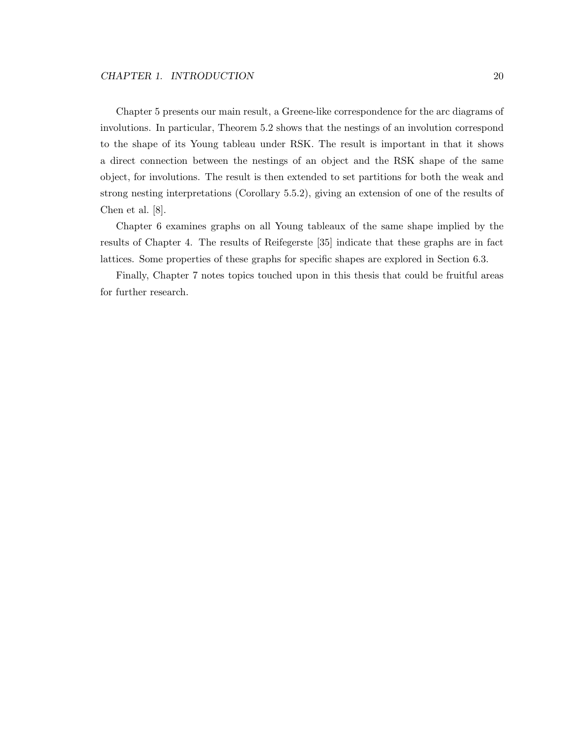Chapter 5 presents our main result, a Greene-like correspondence for the arc diagrams of involutions. In particular, Theorem 5.2 shows that the nestings of an involution correspond to the shape of its Young tableau under RSK. The result is important in that it shows a direct connection between the nestings of an object and the RSK shape of the same object, for involutions. The result is then extended to set partitions for both the weak and strong nesting interpretations (Corollary 5.5.2), giving an extension of one of the results of Chen et al. [8].

Chapter 6 examines graphs on all Young tableaux of the same shape implied by the results of Chapter 4. The results of Reifegerste [35] indicate that these graphs are in fact lattices. Some properties of these graphs for specific shapes are explored in Section 6.3.

Finally, Chapter 7 notes topics touched upon in this thesis that could be fruitful areas for further research.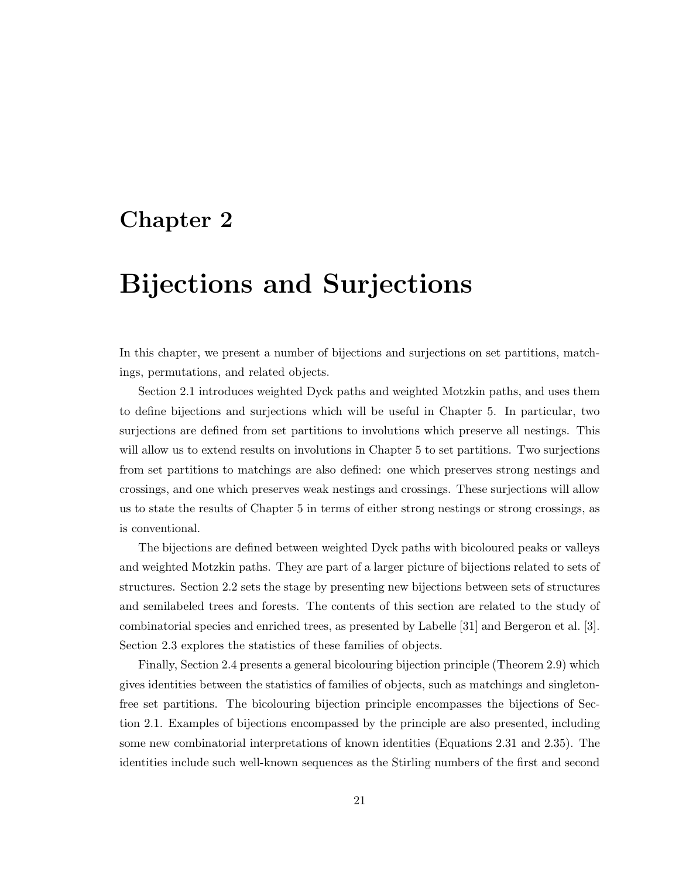# Chapter 2

# Bijections and Surjections

In this chapter, we present a number of bijections and surjections on set partitions, matchings, permutations, and related objects.

Section 2.1 introduces weighted Dyck paths and weighted Motzkin paths, and uses them to define bijections and surjections which will be useful in Chapter 5. In particular, two surjections are defined from set partitions to involutions which preserve all nestings. This will allow us to extend results on involutions in Chapter 5 to set partitions. Two surjections from set partitions to matchings are also defined: one which preserves strong nestings and crossings, and one which preserves weak nestings and crossings. These surjections will allow us to state the results of Chapter 5 in terms of either strong nestings or strong crossings, as is conventional.

The bijections are defined between weighted Dyck paths with bicoloured peaks or valleys and weighted Motzkin paths. They are part of a larger picture of bijections related to sets of structures. Section 2.2 sets the stage by presenting new bijections between sets of structures and semilabeled trees and forests. The contents of this section are related to the study of combinatorial species and enriched trees, as presented by Labelle [31] and Bergeron et al. [3]. Section 2.3 explores the statistics of these families of objects.

Finally, Section 2.4 presents a general bicolouring bijection principle (Theorem 2.9) which gives identities between the statistics of families of objects, such as matchings and singleton-free set partitions. The bicolouring bijection principle encompasses the bijections of Section 2.1. Examples of bijections encompassed by the principle are also presented, including some new combinatorial interpretations of known identities (Equations 2.31 and 2.35). The identities include such well-known sequences as the Stirling numbers of the first and second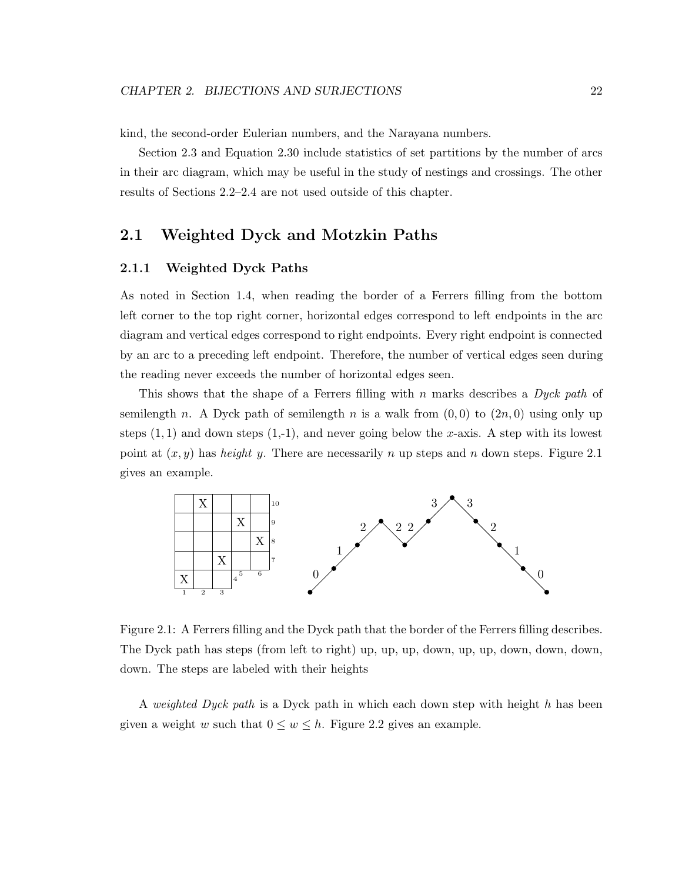kind, the second-order Eulerian numbers, and the Narayana numbers.

Section 2.3 and Equation 2.30 include statistics of set partitions by the number of arcs in their arc diagram, which may be useful in the study of nestings and crossings. The other results of Sections 2.2–2.4 are not used outside of this chapter.

## 2.1 Weighted Dyck and Motzkin Paths

### 2.1.1 Weighted Dyck Paths

As noted in Section 1.4, when reading the border of a Ferrers filling from the bottom left corner to the top right corner, horizontal edges correspond to left endpoints in the arc diagram and vertical edges correspond to right endpoints. Every right endpoint is connected by an arc to a preceding left endpoint. Therefore, the number of vertical edges seen during the reading never exceeds the number of horizontal edges seen.

This shows that the shape of a Ferrers filling with $n$ marks describes a *Dyck path* of semilength $n$. A Dyck path of semilength $n$ is a walk from $(0, 0)$ to $(2n, 0)$ using only up steps $(1, 1)$ and down steps (1,-1), and never going below the $x$-axis. A step with its lowest point at $(x, y)$ has *height* $y$. There are necessarily $n$ up steps and $n$ down steps. Figure 2.1 gives an example.

Figure 2.1: A Ferrers filling and the Dyck path that the border of the Ferrers filling describes. The Dyck path has steps (from left to right) up, up, up, down, up, up, down, down, down, down. The steps are labeled with their heights

A *weighted Dyck path* is a Dyck path in which each down step with height $h$ has been given a weight $w$ such that $0 \leq w \leq h$. Figure 2.2 gives an example.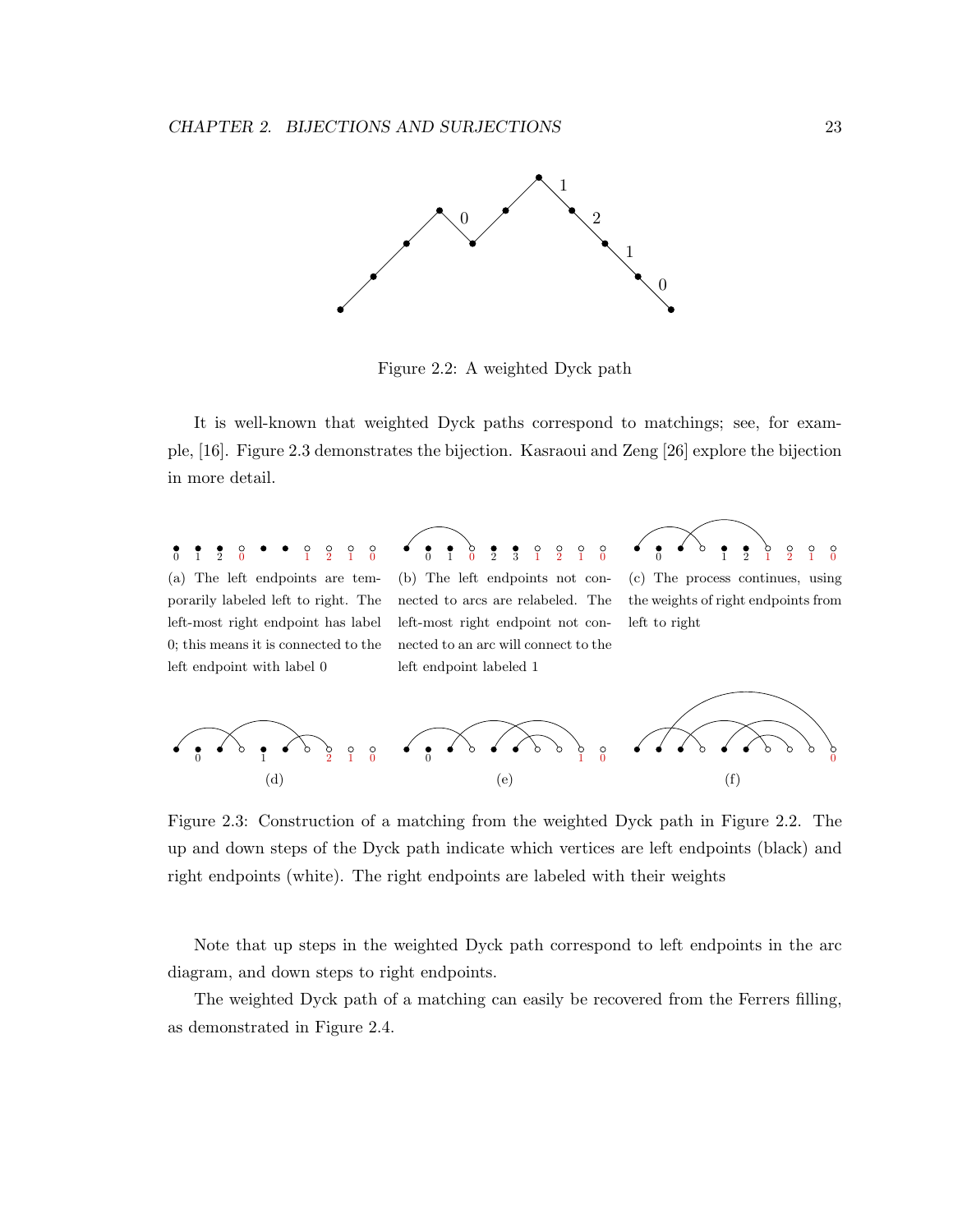Figure 2.2: A weighted Dyck path

It is well-known that weighted Dyck paths correspond to matchings; see, for example, [16]. Figure 2.3 demonstrates the bijection. Kasraoui and Zeng [26] explore the bijection in more detail.

(a) The left endpoints are temporarily labeled left to right. The left-most right endpoint has label 0; this means it is connected to the left endpoint with label 0

(b) The left endpoints not connected to arcs are relabeled. The left-most right endpoint not connected to an arc will connect to the left endpoint labeled 1

(c) The process continues, using the weights of right endpoints from left to right

(d)

(e)

(f)

Figure 2.3: Construction of a matching from the weighted Dyck path in Figure 2.2. The up and down steps of the Dyck path indicate which vertices are left endpoints (black) and right endpoints (white). The right endpoints are labeled with their weights

Note that up steps in the weighted Dyck path correspond to left endpoints in the arc diagram, and down steps to right endpoints.

The weighted Dyck path of a matching can easily be recovered from the Ferrers filling, as demonstrated in Figure 2.4.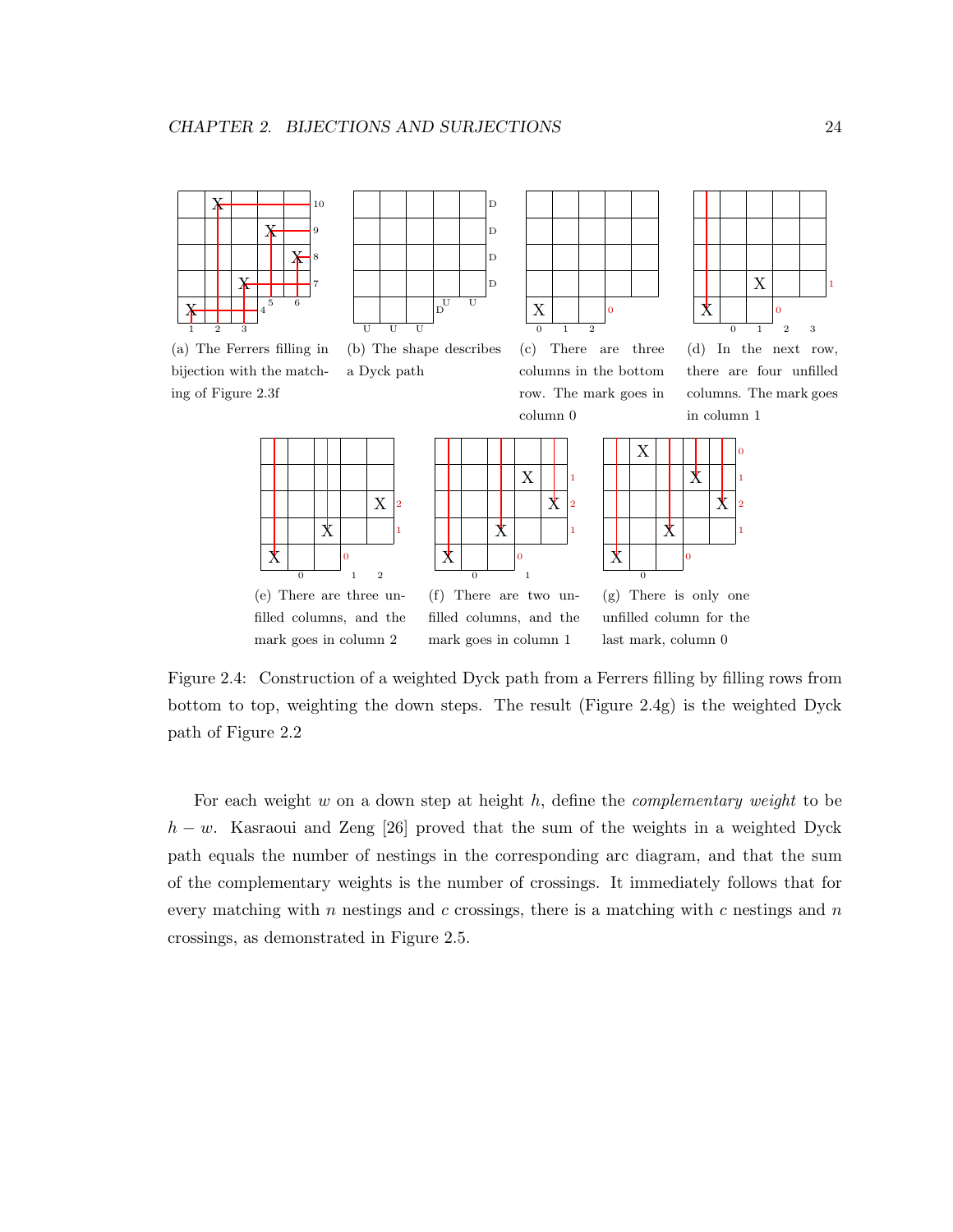(a) The Ferrers filling in bijection with the matching of Figure 2.3f

(b) The shape describes a Dyck path

(c) There are three columns in the bottom row. The mark goes in column 0

(d) In the next row, there are four unfilled columns. The mark goes in column 1

(e) There are three unfilled columns, and the mark goes in column 2

(f) There are two unfilled columns, and the mark goes in column 1

(g) There is only one unfilled column for the last mark, column 0

Figure 2.4: Construction of a weighted Dyck path from a Ferrers filling by filling rows from bottom to top, weighting the down steps. The result (Figure 2.4g) is the weighted Dyck path of Figure 2.2

For each weight $w$ on a down step at height $h$, define the *complementary weight* to be $h - w$. Kasraoui and Zeng [26] proved that the sum of the weights in a weighted Dyck path equals the number of nestings in the corresponding arc diagram, and that the sum of the complementary weights is the number of crossings. It immediately follows that for every matching with $n$ nestings and $c$ crossings, there is a matching with $c$ nestings and $n$ crossings, as demonstrated in Figure 2.5.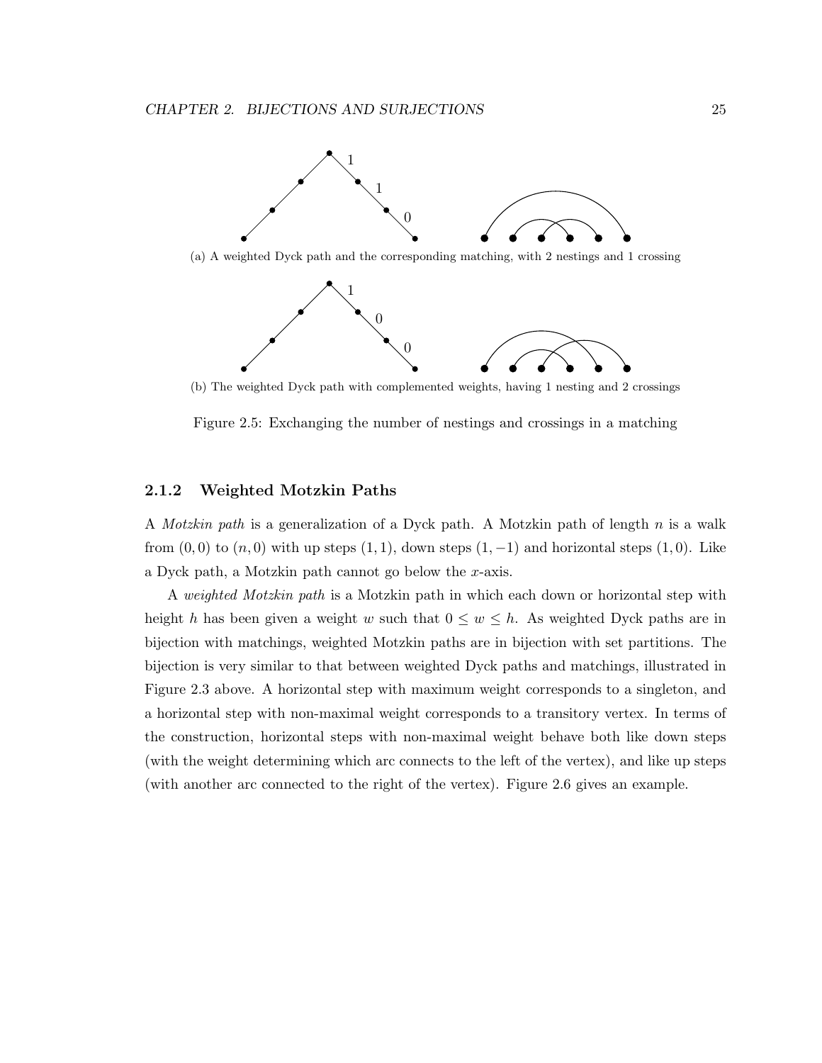(a) A weighted Dyck path and the corresponding matching, with 2 nestings and 1 crossing

(b) The weighted Dyck path with complemented weights, having 1 nesting and 2 crossings

Figure 2.5: Exchanging the number of nestings and crossings in a matching

### 2.1.2 Weighted Motzkin Paths

A *Motzkin path* is a generalization of a Dyck path. A Motzkin path of length $n$ is a walk from $(0, 0)$ to $(n, 0)$ with up steps $(1, 1)$, down steps $(1, -1)$ and horizontal steps $(1, 0)$. Like a Dyck path, a Motzkin path cannot go below the $x$-axis.

A *weighted Motzkin path* is a Motzkin path in which each down or horizontal step with height $h$ has been given a weight $w$ such that $0 \leq w \leq h$. As weighted Dyck paths are in bijection with matchings, weighted Motzkin paths are in bijection with set partitions. The bijection is very similar to that between weighted Dyck paths and matchings, illustrated in Figure 2.3 above. A horizontal step with maximum weight corresponds to a singleton, and a horizontal step with non-maximal weight corresponds to a transitory vertex. In terms of the construction, horizontal steps with non-maximal weight behave both like down steps (with the weight determining which arc connects to the left of the vertex), and like up steps (with another arc connected to the right of the vertex). Figure 2.6 gives an example.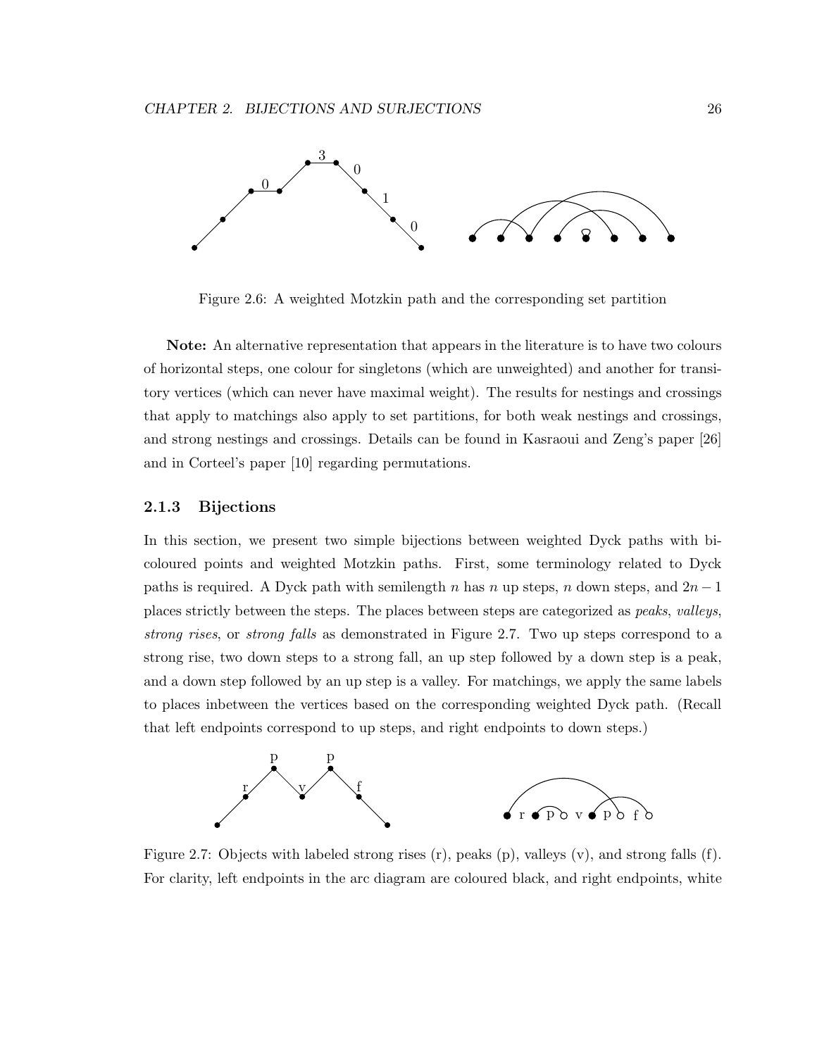Figure 2.6: A weighted Motzkin path and the corresponding set partition

**Note:** An alternative representation that appears in the literature is to have two colours of horizontal steps, one colour for singletons (which are unweighted) and another for transitory vertices (which can never have maximal weight). The results for nestings and crossings that apply to matchings also apply to set partitions, for both weak nestings and crossings, and strong nestings and crossings. Details can be found in Kasraoui and Zeng's paper [26] and in Corteel's paper [10] regarding permutations.

### 2.1.3 Bijections

In this section, we present two simple bijections between weighted Dyck paths with bicoloured points and weighted Motzkin paths. First, some terminology related to Dyck paths is required. A Dyck path with semilength $n$ has $n$ up steps, $n$ down steps, and $2n-1$ places strictly between the steps. The places between steps are categorized as *peaks*, *valleys*, *strong rises*, or *strong falls* as demonstrated in Figure 2.7. Two up steps correspond to a strong rise, two down steps to a strong fall, an up step followed by a down step is a peak, and a down step followed by an up step is a valley. For matchings, we apply the same labels to places inbetween the vertices based on the corresponding weighted Dyck path. (Recall that left endpoints correspond to up steps, and right endpoints to down steps.)

Figure 2.7: Objects with labeled strong rises (r), peaks (p), valleys (v), and strong falls (f). For clarity, left endpoints in the arc diagram are coloured black, and right endpoints, white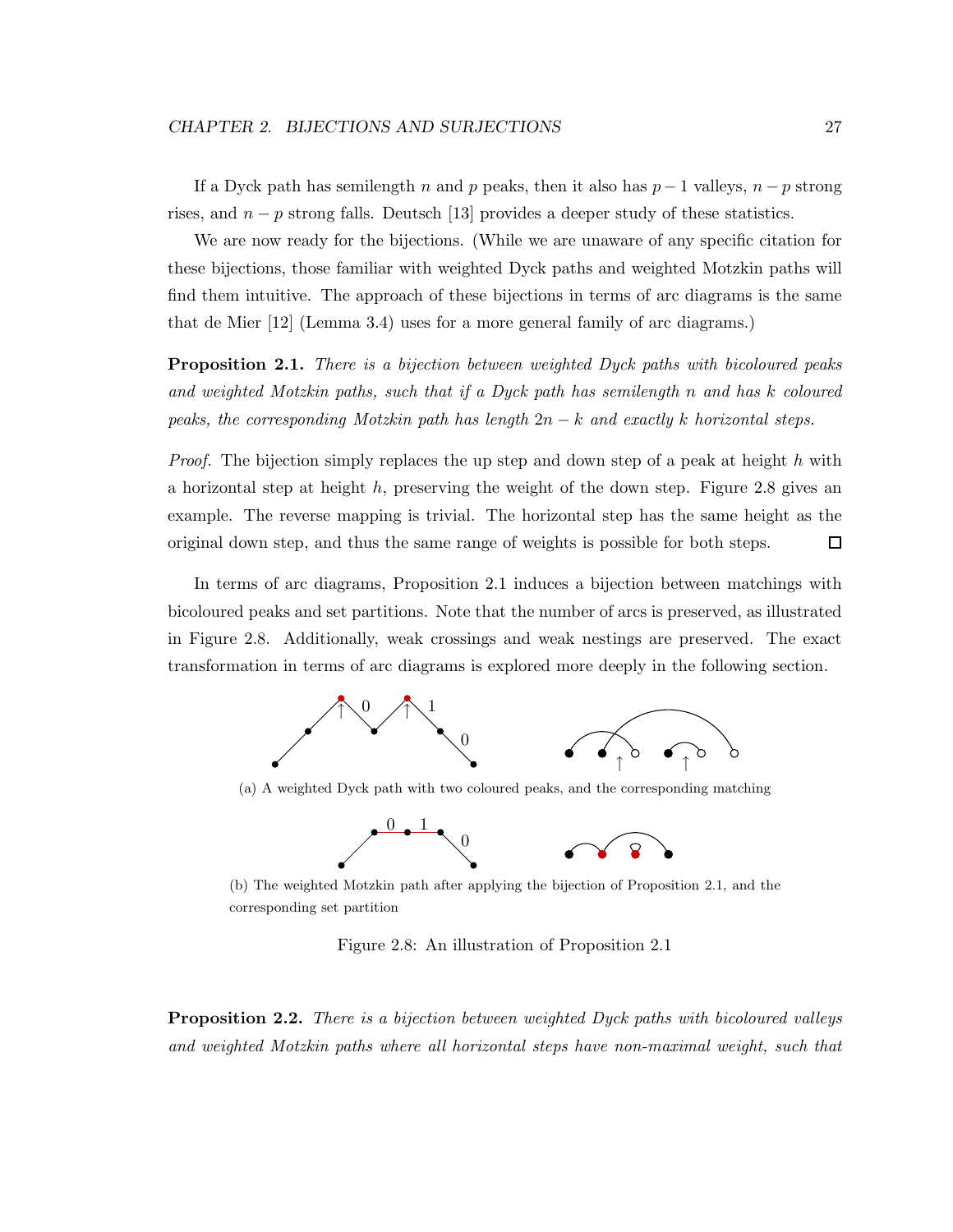If a Dyck path has semilength $n$ and $p$ peaks, then it also has $p-1$ valleys, $n-p$ strong rises, and $n-p$ strong falls. Deutsch [13] provides a deeper study of these statistics.

We are now ready for the bijections. (While we are unaware of any specific citation for these bijections, those familiar with weighted Dyck paths and weighted Motzkin paths will find them intuitive. The approach of these bijections in terms of arc diagrams is the same that de Mier [12] (Lemma 3.4) uses for a more general family of arc diagrams.)

**Proposition 2.1.** *There is a bijection between weighted Dyck paths with bicoloured peaks and weighted Motzkin paths, such that if a Dyck path has semilength $n$ and has $k$ coloured peaks, the corresponding Motzkin path has length $2n-k$ and exactly $k$ horizontal steps.*

*Proof.* The bijection simply replaces the up step and down step of a peak at height $h$ with a horizontal step at height $h$, preserving the weight of the down step. Figure 2.8 gives an example. The reverse mapping is trivial. The horizontal step has the same height as the original down step, and thus the same range of weights is possible for both steps. □

In terms of arc diagrams, Proposition 2.1 induces a bijection between matchings with bicoloured peaks and set partitions. Note that the number of arcs is preserved, as illustrated in Figure 2.8. Additionally, weak crossings and weak nestings are preserved. The exact transformation in terms of arc diagrams is explored more deeply in the following section.

(a) A weighted Dyck path with two coloured peaks, and the corresponding matching

(b) The weighted Motzkin path after applying the bijection of Proposition 2.1, and the corresponding set partition

Figure 2.8: An illustration of Proposition 2.1

**Proposition 2.2.** *There is a bijection between weighted Dyck paths with bicoloured valleys and weighted Motzkin paths where all horizontal steps have non-maximal weight, such that*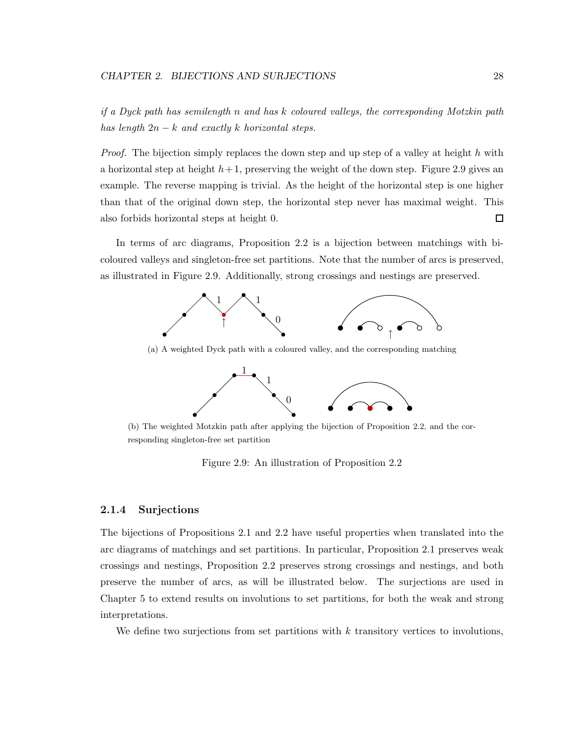*if a Dyck path has semilength $n$ and has $k$ coloured valleys, the corresponding Motzkin path has length $2n-k$ and exactly $k$ horizontal steps.*

*Proof.* The bijection simply replaces the down step and up step of a valley at height $h$ with a horizontal step at height $h+1$, preserving the weight of the down step. Figure 2.9 gives an example. The reverse mapping is trivial. As the height of the horizontal step is one higher than that of the original down step, the horizontal step never has maximal weight. This also forbids horizontal steps at height 0. $\square$

In terms of arc diagrams, Proposition 2.2 is a bijection between matchings with bicoloured valleys and singleton-free set partitions. Note that the number of arcs is preserved, as illustrated in Figure 2.9. Additionally, strong crossings and nestings are preserved.

(a) A weighted Dyck path with a coloured valley, and the corresponding matching

(b) The weighted Motzkin path after applying the bijection of Proposition 2.2, and the corresponding singleton-free set partition

Figure 2.9: An illustration of Proposition 2.2

### 2.1.4 Surjections

The bijections of Propositions 2.1 and 2.2 have useful properties when translated into the arc diagrams of matchings and set partitions. In particular, Proposition 2.1 preserves weak crossings and nestings, Proposition 2.2 preserves strong crossings and nestings, and both preserve the number of arcs, as will be illustrated below. The surjections are used in Chapter 5 to extend results on involutions to set partitions, for both the weak and strong interpretations.

We define two surjections from set partitions with $k$ transitory vertices to involutions,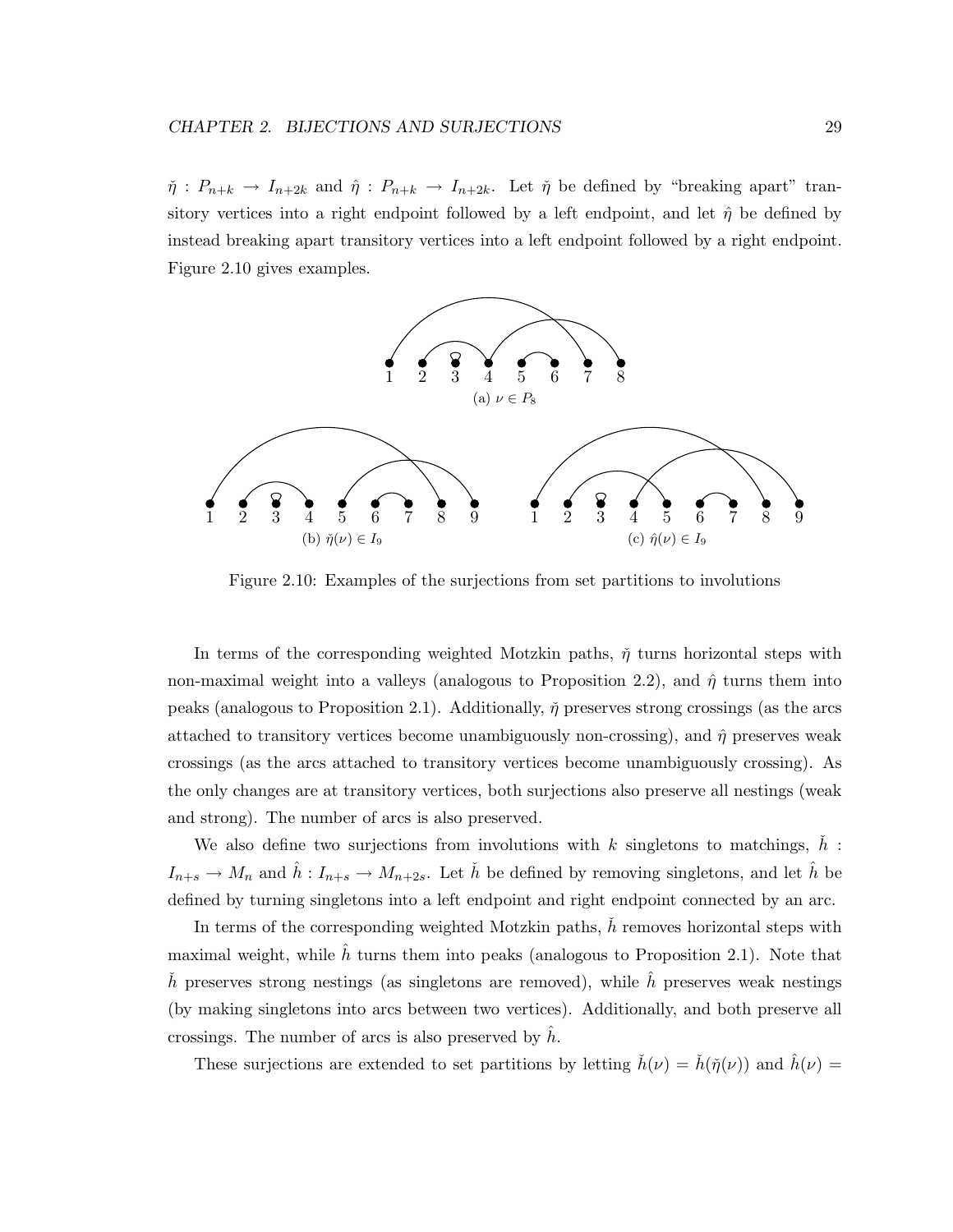$\check{\eta} : P_{n+k} \to I_{n+2k}$ and $\hat{\eta} : P_{n+k} \to I_{n+2k}$. Let $\check{\eta}$ be defined by "breaking apart" transitory vertices into a right endpoint followed by a left endpoint, and let $\hat{\eta}$ be defined by instead breaking apart transitory vertices into a left endpoint followed by a right endpoint. Figure 2.10 gives examples.

(a) $\nu \in P_8$

(b) $\check{\eta}(\nu) \in I_9$

(c) $\hat{\eta}(\nu) \in I_9$

Figure 2.10: Examples of the surjections from set partitions to involutions

In terms of the corresponding weighted Motzkin paths, $\check{\eta}$ turns horizontal steps with non-maximal weight into a valleys (analogous to Proposition 2.2), and $\hat{\eta}$ turns them into peaks (analogous to Proposition 2.1). Additionally, $\check{\eta}$ preserves strong crossings (as the arcs attached to transitory vertices become unambiguously non-crossing), and $\hat{\eta}$ preserves weak crossings (as the arcs attached to transitory vertices become unambiguously crossing). As the only changes are at transitory vertices, both surjections also preserve all nestings (weak and strong). The number of arcs is also preserved.

We also define two surjections from involutions with $k$ singletons to matchings, $\check{h} : I_{n+s} \to M_n$ and $\hat{h} : I_{n+s} \to M_{n+2s}$. Let $\check{h}$ be defined by removing singletons, and let $\hat{h}$ be defined by turning singletons into a left endpoint and right endpoint connected by an arc.

In terms of the corresponding weighted Motzkin paths, $\check{h}$ removes horizontal steps with maximal weight, while $\hat{h}$ turns them into peaks (analogous to Proposition 2.1). Note that $\check{h}$ preserves strong nestings (as singletons are removed), while $\hat{h}$ preserves weak nestings (by making singletons into arcs between two vertices). Additionally, and both preserve all crossings. The number of arcs is also preserved by $\hat{h}$.

These surjections are extended to set partitions by letting $\check{h}(\nu) = \check{h}(\check{\eta}(\nu))$ and $\hat{h}(\nu) =$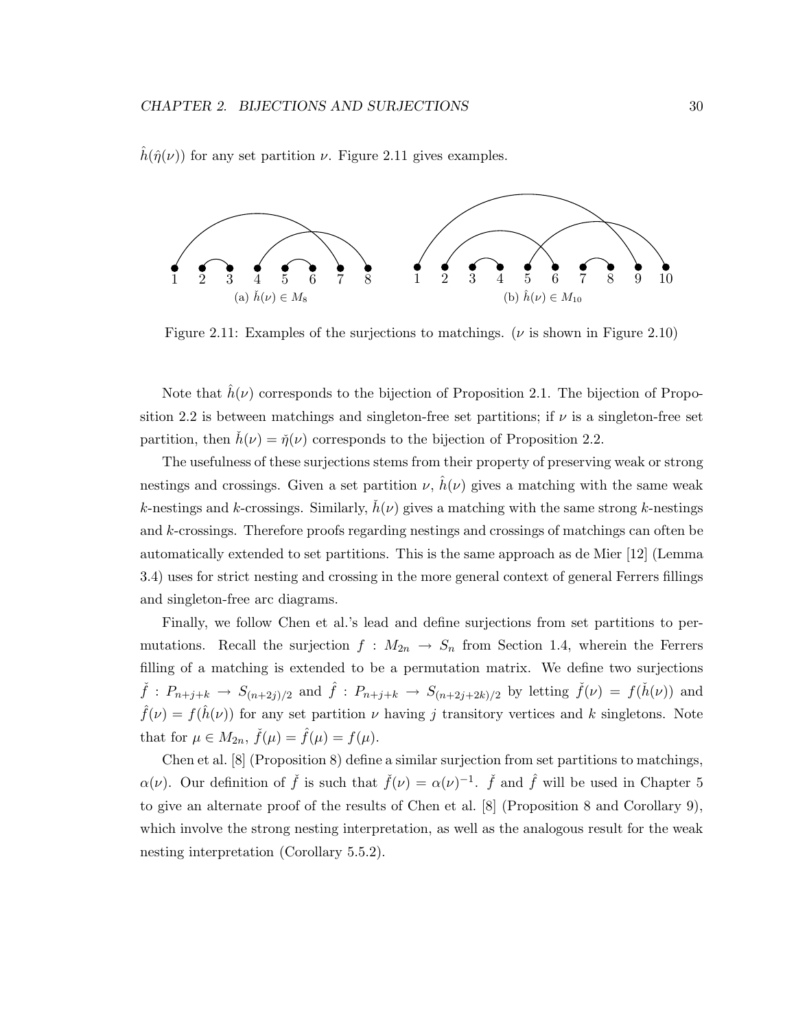$\hat{h}(\hat{\eta}(\nu))$ for any set partition $\nu$. Figure 2.11 gives examples.

(a) $\check{h}(\nu) \in M_8$

(b) $\hat{h}(\nu) \in M_{10}$

Figure 2.11: Examples of the surjections to matchings. ($\nu$ is shown in Figure 2.10)

Note that $\hat{h}(\nu)$ corresponds to the bijection of Proposition 2.1. The bijection of Proposition 2.2 is between matchings and singleton-free set partitions; if $\nu$ is a singleton-free set partition, then $\check{h}(\nu) = \check{\eta}(\nu)$ corresponds to the bijection of Proposition 2.2.

The usefulness of these surjections stems from their property of preserving weak or strong nestings and crossings. Given a set partition $\nu$, $\hat{h}(\nu)$ gives a matching with the same weak $k$-nestings and $k$-crossings. Similarly, $\check{h}(\nu)$ gives a matching with the same strong $k$-nestings and $k$-crossings. Therefore proofs regarding nestings and crossings of matchings can often be automatically extended to set partitions. This is the same approach as de Mier [12] (Lemma 3.4) uses for strict nesting and crossing in the more general context of general Ferrers fillings and singleton-free arc diagrams.

Finally, we follow Chen et al.'s lead and define surjections from set partitions to permutations. Recall the surjection $f : M_{2n} \to S_n$ from Section 1.4, wherein the Ferrers filling of a matching is extended to be a permutation matrix. We define two surjections $\check{f} : P_{n+j+k} \to S_{(n+2j)/2}$ and $\hat{f} : P_{n+j+k} \to S_{(n+2j+2k)/2}$ by letting $\check{f}(\nu) = f(\check{h}(\nu))$ and $\hat{f}(\nu) = f(\hat{h}(\nu))$ for any set partition $\nu$ having $j$ transitory vertices and $k$ singletons. Note that for $\mu \in M_{2n}$, $\check{f}(\mu) = \hat{f}(\mu) = f(\mu)$.

Chen et al. [8] (Proposition 8) define a similar surjection from set partitions to matchings, $\alpha(\nu)$. Our definition of $\check{f}$ is such that $\check{f}(\nu) = \alpha(\nu)^{-1}$. $\check{f}$ and $\hat{f}$ will be used in Chapter 5 to give an alternate proof of the results of Chen et al. [8] (Proposition 8 and Corollary 9), which involve the strong nesting interpretation, as well as the analogous result for the weak nesting interpretation (Corollary 5.5.2).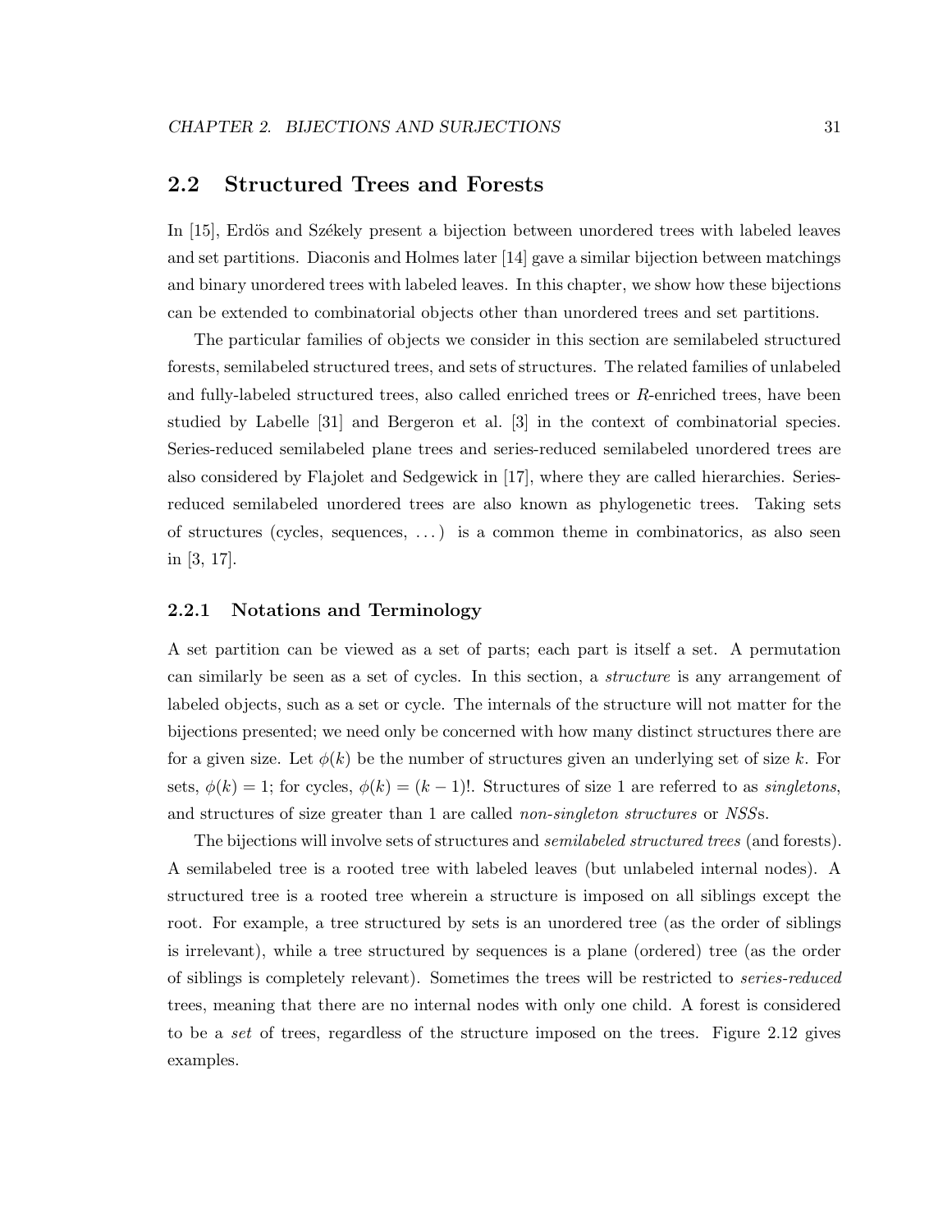## 2.2 Structured Trees and Forests

In [15], Erdös and Székely present a bijection between unordered trees with labeled leaves and set partitions. Diaconis and Holmes later [14] gave a similar bijection between matchings and binary unordered trees with labeled leaves. In this chapter, we show how these bijections can be extended to combinatorial objects other than unordered trees and set partitions.

The particular families of objects we consider in this section are semilabeled structured forests, semilabeled structured trees, and sets of structures. The related families of unlabeled and fully-labeled structured trees, also called enriched trees or $R$-enriched trees, have been studied by Labelle [31] and Bergeron et al. [3] in the context of combinatorial species. Series-reduced semilabeled plane trees and series-reduced semilabeled unordered trees are also considered by Flajolet and Sedgewick in [17], where they are called hierarchies. Series-reduced semilabeled unordered trees are also known as phylogenetic trees. Taking sets of structures (cycles, sequences, $\ldots$) is a common theme in combinatorics, as also seen in [3, 17].

### 2.2.1 Notations and Terminology

A set partition can be viewed as a set of parts; each part is itself a set. A permutation can similarly be seen as a set of cycles. In this section, a *structure* is any arrangement of labeled objects, such as a set or cycle. The internals of the structure will not matter for the bijections presented; we need only be concerned with how many distinct structures there are for a given size. Let $\phi(k)$ be the number of structures given an underlying set of size $k$. For sets, $\phi(k) = 1$; for cycles, $\phi(k) = (k-1)!$. Structures of size 1 are referred to as *singletons*, and structures of size greater than 1 are called *non-singleton structures* or *NSS*s.

The bijections will involve sets of structures and *semilabeled structured trees* (and forests). A semilabeled tree is a rooted tree with labeled leaves (but unlabeled internal nodes). A structured tree is a rooted tree wherein a structure is imposed on all siblings except the root. For example, a tree structured by sets is an unordered tree (as the order of siblings is irrelevant), while a tree structured by sequences is a plane (ordered) tree (as the order of siblings is completely relevant). Sometimes the trees will be restricted to *series-reduced* trees, meaning that there are no internal nodes with only one child. A forest is considered to be a *set* of trees, regardless of the structure imposed on the trees. Figure 2.12 gives examples.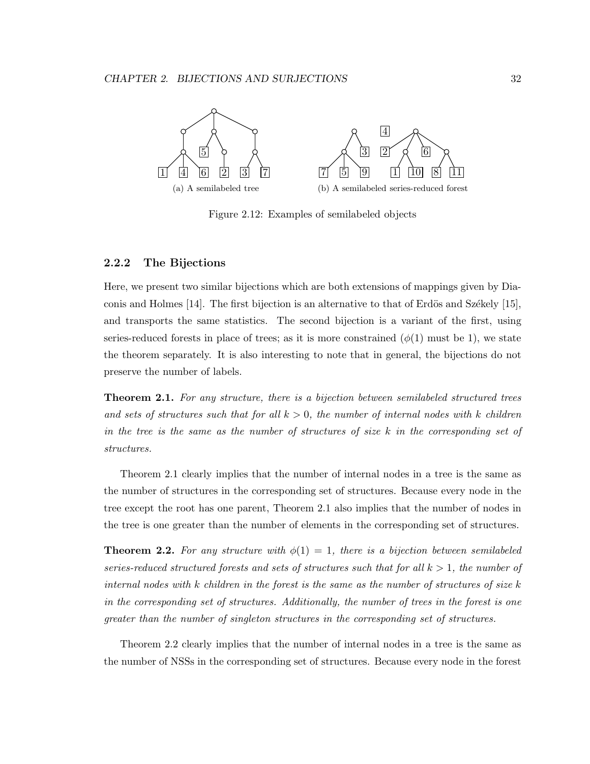(a) A semilabeled tree

(b) A semilabeled series-reduced forest

Figure 2.12: Examples of semilabeled objects

### 2.2.2 The Bijections

Here, we present two similar bijections which are both extensions of mappings given by Diaconis and Holmes [14]. The first bijection is an alternative to that of Erdös and Székely [15], and transports the same statistics. The second bijection is a variant of the first, using series-reduced forests in place of trees; as it is more constrained ($\phi(1)$ must be 1), we state the theorem separately. It is also interesting to note that in general, the bijections do not preserve the number of labels.

**Theorem 2.1.** *For any structure, there is a bijection between semilabeled structured trees and sets of structures such that for all $k > 0$, the number of internal nodes with $k$ children in the tree is the same as the number of structures of size $k$ in the corresponding set of structures.*

Theorem 2.1 clearly implies that the number of internal nodes in a tree is the same as the number of structures in the corresponding set of structures. Because every node in the tree except the root has one parent, Theorem 2.1 also implies that the number of nodes in the tree is one greater than the number of elements in the corresponding set of structures.

**Theorem 2.2.** *For any structure with $\phi(1) = 1$, there is a bijection between semilabeled series-reduced structured forests and sets of structures such that for all $k > 1$, the number of internal nodes with $k$ children in the forest is the same as the number of structures of size $k$ in the corresponding set of structures. Additionally, the number of trees in the forest is one greater than the number of singleton structures in the corresponding set of structures.*

Theorem 2.2 clearly implies that the number of internal nodes in a tree is the same as the number of NSSs in the corresponding set of structures. Because every node in the forest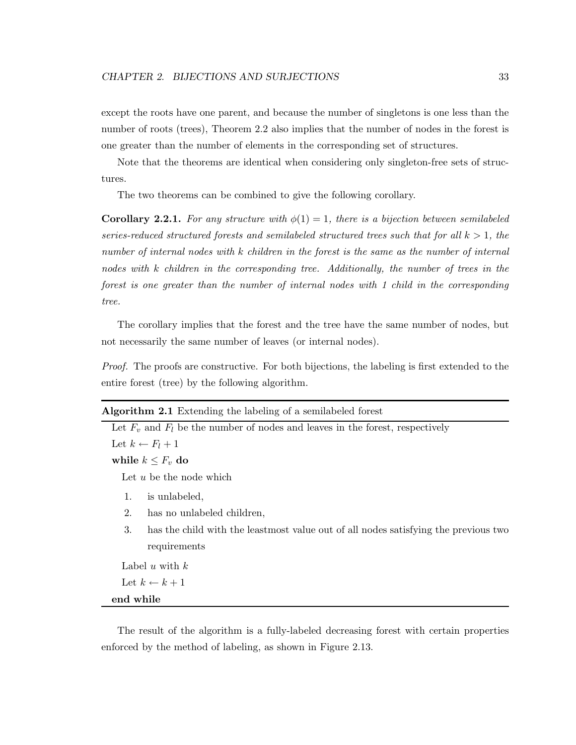except the roots have one parent, and because the number of singletons is one less than the number of roots (trees), Theorem 2.2 also implies that the number of nodes in the forest is one greater than the number of elements in the corresponding set of structures.

Note that the theorems are identical when considering only singleton-free sets of structures.

The two theorems can be combined to give the following corollary.

**Corollary 2.2.1.** *For any structure with $\phi(1) = 1$, there is a bijection between semilabeled series-reduced structured forests and semilabeled structured trees such that for all $k > 1$, the number of internal nodes with $k$ children in the forest is the same as the number of internal nodes with $k$ children in the corresponding tree. Additionally, the number of trees in the forest is one greater than the number of internal nodes with 1 child in the corresponding tree.*

The corollary implies that the forest and the tree have the same number of nodes, but not necessarily the same number of leaves (or internal nodes).

*Proof.* The proofs are constructive. For both bijections, the labeling is first extended to the entire forest (tree) by the following algorithm.

---

**Algorithm 2.1** Extending the labeling of a semilabeled forest

---

Let $F_v$ and $F_l$ be the number of nodes and leaves in the forest, respectively
Let $k \leftarrow F_l + 1$
**while** $k \leq F_v$ **do**
  Let $u$ be the node which
  1. is unlabeled,
  2. has no unlabeled children,
  3. has the child with the leastmost value out of all nodes satisfying the previous two requirements

  Label $u$ with $k$
  Let $k \leftarrow k + 1$
**end while**

---

The result of the algorithm is a fully-labeled decreasing forest with certain properties enforced by the method of labeling, as shown in Figure 2.13.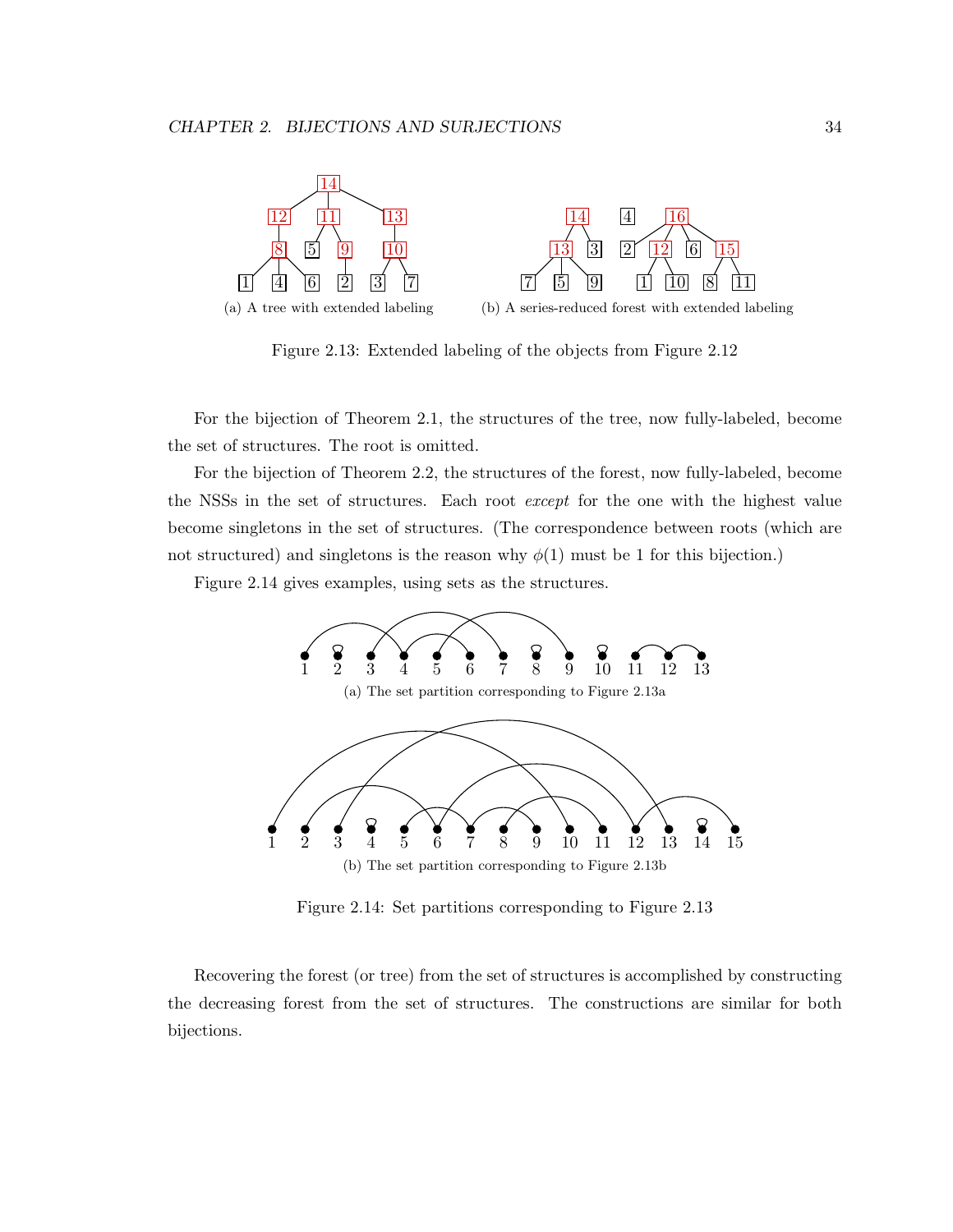(a) A tree with extended labeling

(b) A series-reduced forest with extended labeling

Figure 2.13: Extended labeling of the objects from Figure 2.12

For the bijection of Theorem 2.1, the structures of the tree, now fully-labeled, become the set of structures. The root is omitted.

For the bijection of Theorem 2.2, the structures of the forest, now fully-labeled, become the NSSs in the set of structures. Each root *except* for the one with the highest value become singletons in the set of structures. (The correspondence between roots (which are not structured) and singletons is the reason why $\phi(1)$ must be 1 for this bijection.)

Figure 2.14 gives examples, using sets as the structures.

(a) The set partition corresponding to Figure 2.13a

(b) The set partition corresponding to Figure 2.13b

Figure 2.14: Set partitions corresponding to Figure 2.13

Recovering the forest (or tree) from the set of structures is accomplished by constructing the decreasing forest from the set of structures. The constructions are similar for both bijections.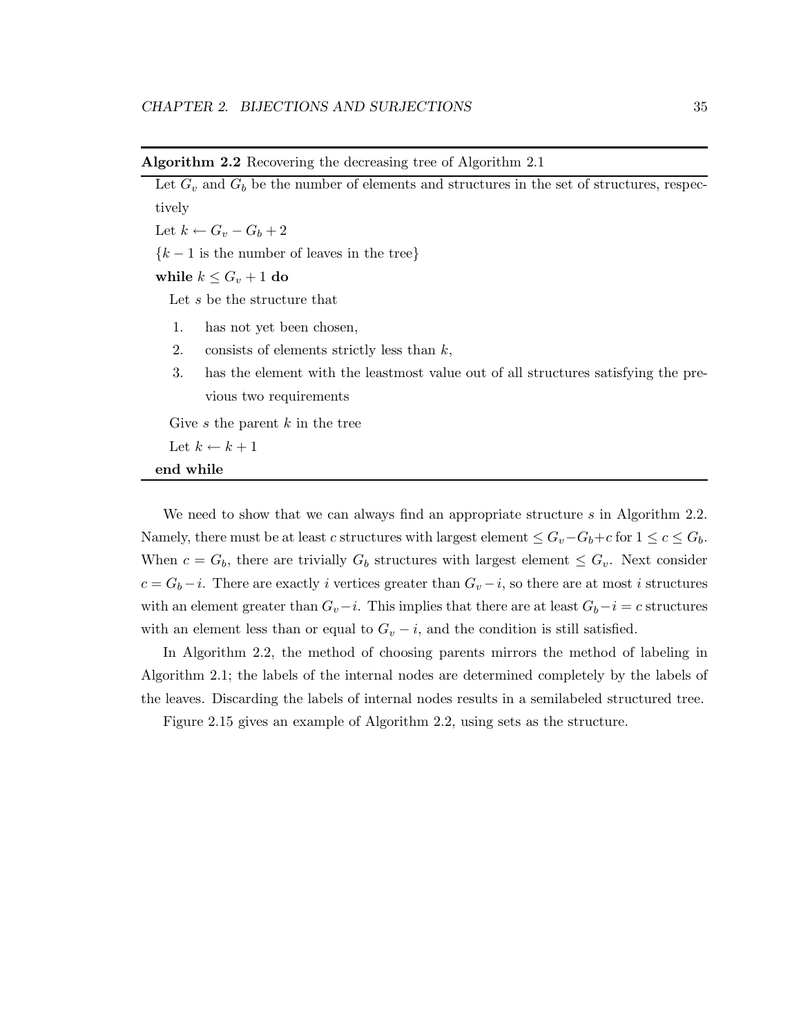**Algorithm 2.2** Recovering the decreasing tree of Algorithm 2.1

---

Let $G_v$ and $G_b$ be the number of elements and structures in the set of structures, respectively

Let $k \leftarrow G_v - G_b + 2$

$\{k - 1$ is the number of leaves in the tree$\}$

**while** $k \leq G_v + 1$ **do**

  Let $s$ be the structure that

  1. has not yet been chosen,
  2. consists of elements strictly less than $k$,
  3. has the element with the leastmost value out of all structures satisfying the previous two requirements

  Give $s$ the parent $k$ in the tree

  Let $k \leftarrow k + 1$

**end while**

---

We need to show that we can always find an appropriate structure $s$ in Algorithm 2.2. Namely, there must be at least $c$ structures with largest element $\leq G_v - G_b + c$ for $1 \leq c \leq G_b$. When $c = G_b$, there are trivially $G_b$ structures with largest element $\leq G_v$. Next consider $c = G_b - i$. There are exactly $i$ vertices greater than $G_v - i$, so there are at most $i$ structures with an element greater than $G_v - i$. This implies that there are at least $G_b - i = c$ structures with an element less than or equal to $G_v - i$, and the condition is still satisfied.

In Algorithm 2.2, the method of choosing parents mirrors the method of labeling in Algorithm 2.1; the labels of the internal nodes are determined completely by the labels of the leaves. Discarding the labels of internal nodes results in a semilabeled structured tree.

Figure 2.15 gives an example of Algorithm 2.2, using sets as the structure.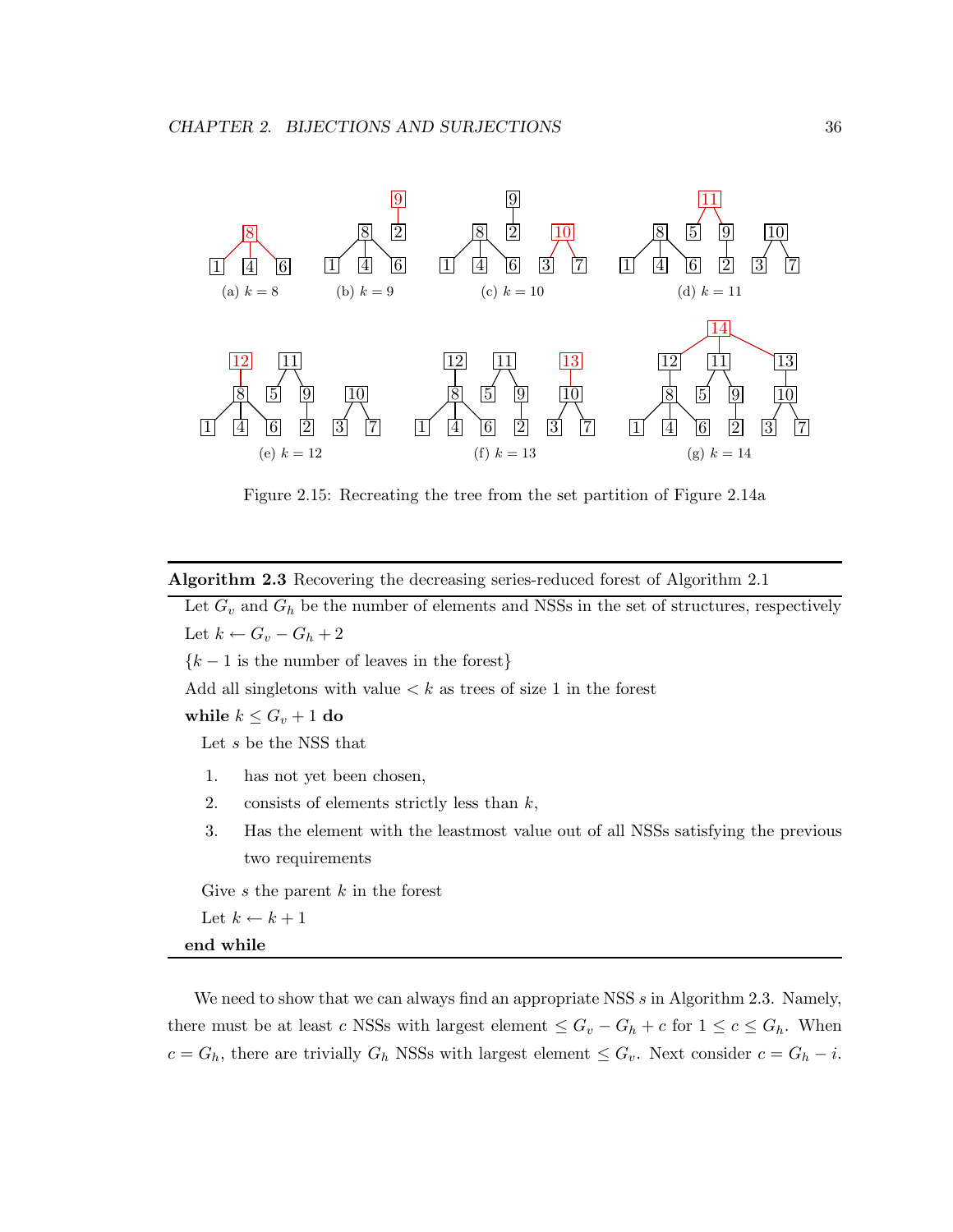Figure 2.15: Recreating the tree from the set partition of Figure 2.14a

**Algorithm 2.3** Recovering the decreasing series-reduced forest of Algorithm 2.1

Let $G_v$ and $G_h$ be the number of elements and NSSs in the set of structures, respectively

Let $k \leftarrow G_v - G_h + 2$

$\{k-1$ is the number of leaves in the forest$\}$

Add all singletons with value $< k$ as trees of size 1 in the forest

**while** $k \leq G_v + 1$ **do**

Let $s$ be the NSS that

1. has not yet been chosen,
2. consists of elements strictly less than $k$,
3. Has the element with the leastmost value out of all NSSs satisfying the previous two requirements

Give $s$ the parent $k$ in the forest

Let $k \leftarrow k + 1$

**end while**

We need to show that we can always find an appropriate NSS $s$ in Algorithm 2.3. Namely, there must be at least $c$ NSSs with largest element $\leq G_v - G_h + c$ for $1 \leq c \leq G_h$. When $c = G_h$, there are trivially $G_h$ NSSs with largest element $\leq G_v$. Next consider $c = G_h - i$.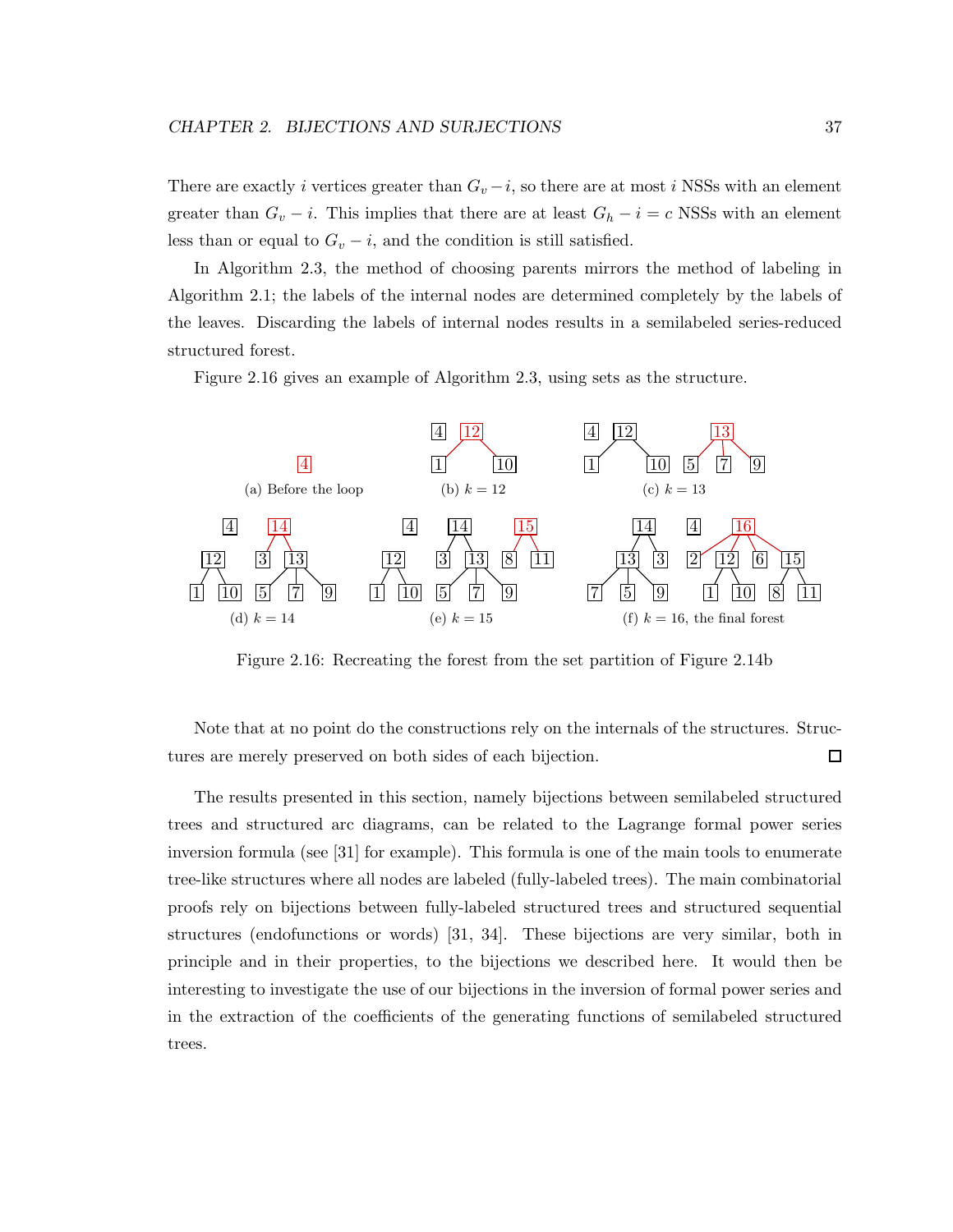There are exactly $i$ vertices greater than $G_v - i$, so there are at most $i$ NSSs with an element greater than $G_v - i$. This implies that there are at least $G_h - i = c$ NSSs with an element less than or equal to $G_v - i$, and the condition is still satisfied.

In Algorithm 2.3, the method of choosing parents mirrors the method of labeling in Algorithm 2.1; the labels of the internal nodes are determined completely by the labels of the leaves. Discarding the labels of internal nodes results in a semilabeled series-reduced structured forest.

Figure 2.16 gives an example of Algorithm 2.3, using sets as the structure.

(a) Before the loop

(b) $k = 12$

(c) $k = 13$

(d) $k = 14$

(e) $k = 15$

(f) $k = 16$, the final forest

Figure 2.16: Recreating the forest from the set partition of Figure 2.14b

Note that at no point do the constructions rely on the internals of the structures. Structures are merely preserved on both sides of each bijection. □

The results presented in this section, namely bijections between semilabeled structured trees and structured arc diagrams, can be related to the Lagrange formal power series inversion formula (see [31] for example). This formula is one of the main tools to enumerate tree-like structures where all nodes are labeled (fully-labeled trees). The main combinatorial proofs rely on bijections between fully-labeled structured trees and structured sequential structures (endofunctions or words) [31, 34]. These bijections are very similar, both in principle and in their properties, to the bijections we described here. It would then be interesting to investigate the use of our bijections in the inversion of formal power series and in the extraction of the coefficients of the generating functions of semilabeled structured trees.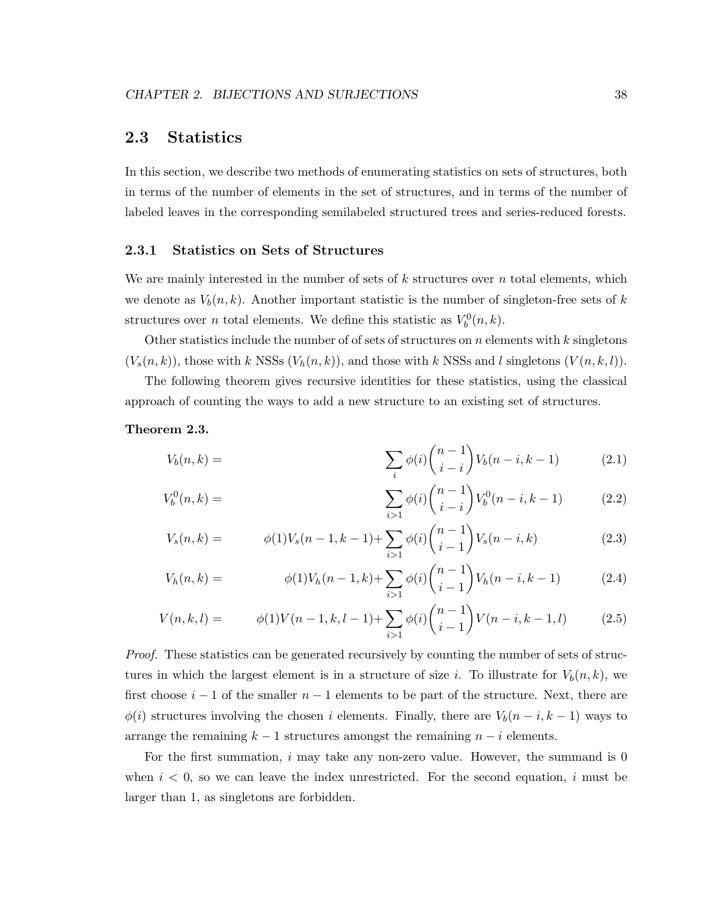## 2.3 Statistics

In this section, we describe two methods of enumerating statistics on sets of structures, both in terms of the number of elements in the set of structures, and in terms of the number of labeled leaves in the corresponding semilabeled structured trees and series-reduced forests.

### 2.3.1 Statistics on Sets of Structures

We are mainly interested in the number of sets of $k$ structures over $n$ total elements, which we denote as $V_b(n,k)$. Another important statistic is the number of singleton-free sets of $k$ structures over $n$ total elements. We define this statistic as $V_b^0(n,k)$.

Other statistics include the number of of sets of structures on $n$ elements with $k$ singletons ($V_s(n,k)$), those with $k$ NSSs ($V_h(n,k)$), and those with $k$ NSSs and $l$ singletons ($V(n,k,l)$).

The following theorem gives recursive identities for these statistics, using the classical approach of counting the ways to add a new structure to an existing set of structures.

**Theorem 2.3.**

$$V_b(n,k) = \sum_i \phi(i)\binom{n-1}{i-i} V_b(n-i,k-1) \tag{2.1}$$

$$V_b^0(n,k) = \sum_{i>1} \phi(i)\binom{n-1}{i-i} V_b^0(n-i,k-1) \tag{2.2}$$

$$V_s(n,k) = \phi(1)V_s(n-1,k-1) + \sum_{i>1} \phi(i)\binom{n-1}{i-1} V_s(n-i,k) \tag{2.3}$$

$$V_h(n,k) = \phi(1)V_h(n-1,k) + \sum_{i>1} \phi(i)\binom{n-1}{i-1} V_h(n-i,k-1) \tag{2.4}$$

$$V(n,k,l) = \phi(1)V(n-1,k,l-1) + \sum_{i>1} \phi(i)\binom{n-1}{i-1} V(n-i,k-1,l) \tag{2.5}$$

*Proof.* These statistics can be generated recursively by counting the number of sets of structures in which the largest element is in a structure of size $i$. To illustrate for $V_b(n,k)$, we first choose $i-1$ of the smaller $n-1$ elements to be part of the structure. Next, there are $\phi(i)$ structures involving the chosen $i$ elements. Finally, there are $V_b(n-i,k-1)$ ways to arrange the remaining $k-1$ structures amongst the remaining $n-i$ elements.

For the first summation, $i$ may take any non-zero value. However, the summand is 0 when $i < 0$, so we can leave the index unrestricted. For the second equation, $i$ must be larger than 1, as singletons are forbidden.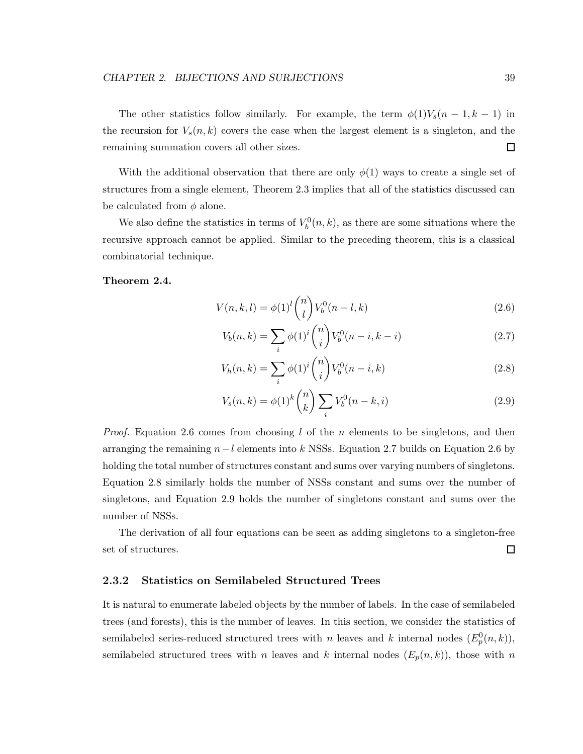The other statistics follow similarly. For example, the term $\phi(1)V_s(n-1,k-1)$ in the recursion for $V_s(n,k)$ covers the case when the largest element is a singleton, and the remaining summation covers all other sizes. $\square$

With the additional observation that there are only $\phi(1)$ ways to create a single set of structures from a single element, Theorem 2.3 implies that all of the statistics discussed can be calculated from $\phi$ alone.

We also define the statistics in terms of $V_b^0(n,k)$, as there are some situations where the recursive approach cannot be applied. Similar to the preceding theorem, this is a classical combinatorial technique.

**Theorem 2.4.**

$$V(n,k,l) = \phi(1)^l \binom{n}{l} V_b^0(n-l,k) \tag{2.6}$$

$$V_b(n,k) = \sum_i \phi(1)^i \binom{n}{i} V_b^0(n-i,k-i) \tag{2.7}$$

$$V_h(n,k) = \sum_i \phi(1)^i \binom{n}{i} V_b^0(n-i,k) \tag{2.8}$$

$$V_s(n,k) = \phi(1)^k \binom{n}{k} \sum_i V_b^0(n-k,i) \tag{2.9}$$

*Proof.* Equation 2.6 comes from choosing $l$ of the $n$ elements to be singletons, and then arranging the remaining $n-l$ elements into $k$ NSSs. Equation 2.7 builds on Equation 2.6 by holding the total number of structures constant and sums over varying numbers of singletons. Equation 2.8 similarly holds the number of NSSs constant and sums over the number of singletons, and Equation 2.9 holds the number of singletons constant and sums over the number of NSSs.

The derivation of all four equations can be seen as adding singletons to a singleton-free set of structures. $\square$

### 2.3.2 Statistics on Semilabeled Structured Trees

It is natural to enumerate labeled objects by the number of labels. In the case of semilabeled trees (and forests), this is the number of leaves. In this section, we consider the statistics of semilabeled series-reduced structured trees with $n$ leaves and $k$ internal nodes ($E_p^0(n,k)$), semilabeled structured trees with $n$ leaves and $k$ internal nodes ($E_p(n,k)$), those with $n$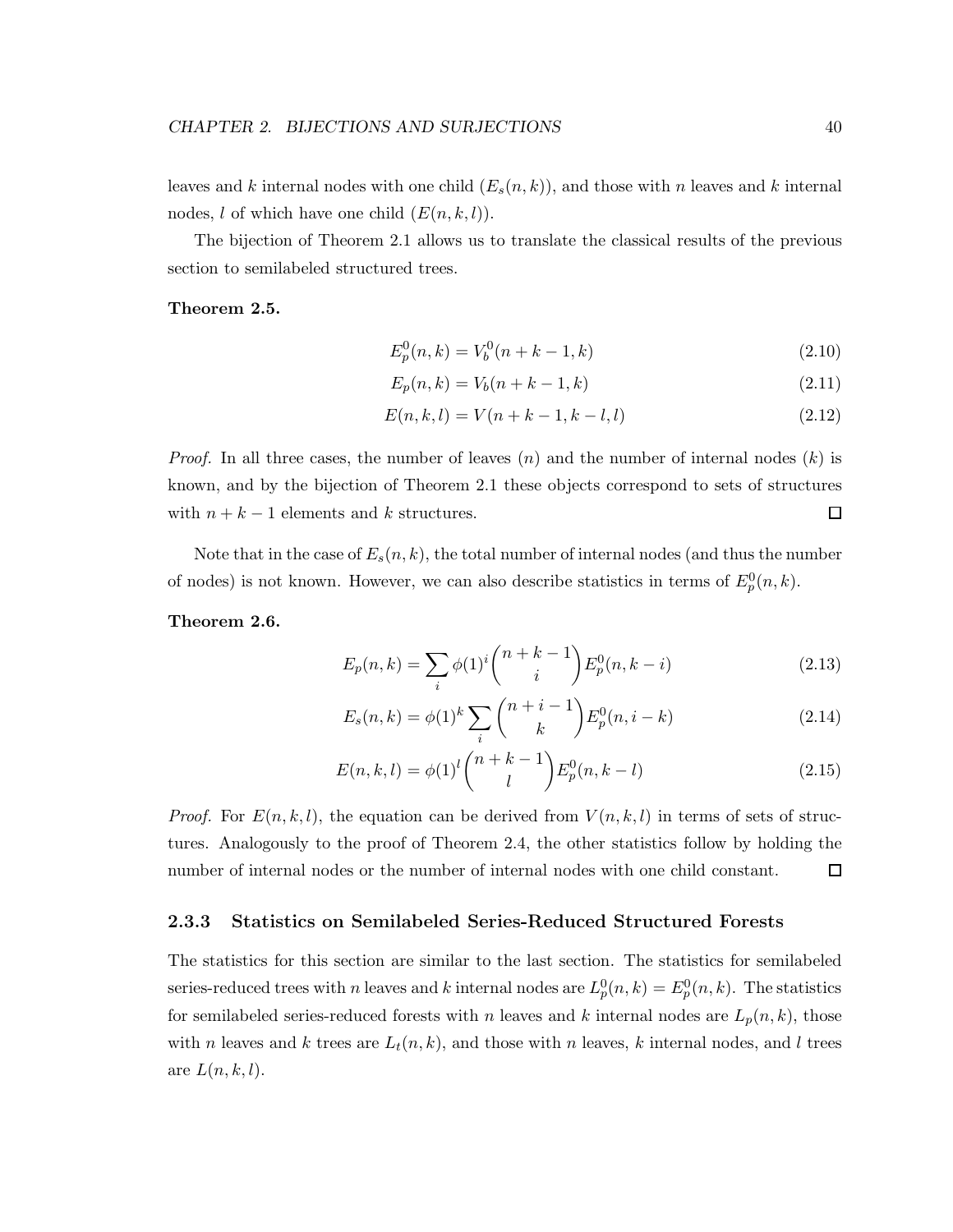leaves and $k$ internal nodes with one child ($E_s(n,k)$), and those with $n$ leaves and $k$ internal nodes, $l$ of which have one child ($E(n,k,l)$).

The bijection of Theorem 2.1 allows us to translate the classical results of the previous section to semilabeled structured trees.

**Theorem 2.5.**

$$E_p^0(n,k) = V_b^0(n+k-1,k) \tag{2.10}$$

$$E_p(n,k) = V_b(n+k-1,k) \tag{2.11}$$

$$E(n,k,l) = V(n+k-1,k-l,l) \tag{2.12}$$

*Proof.* In all three cases, the number of leaves ($n$) and the number of internal nodes ($k$) is known, and by the bijection of Theorem 2.1 these objects correspond to sets of structures with $n+k-1$ elements and $k$ structures. □

Note that in the case of $E_s(n,k)$, the total number of internal nodes (and thus the number of nodes) is not known. However, we can also describe statistics in terms of $E_p^0(n,k)$.

**Theorem 2.6.**

$$E_p(n,k) = \sum_i \phi(1)^i \binom{n+k-1}{i} E_p^0(n,k-i) \tag{2.13}$$

$$E_s(n,k) = \phi(1)^k \sum_i \binom{n+i-1}{k} E_p^0(n,i-k) \tag{2.14}$$

$$E(n,k,l) = \phi(1)^l \binom{n+k-1}{l} E_p^0(n,k-l) \tag{2.15}$$

*Proof.* For $E(n,k,l)$, the equation can be derived from $V(n,k,l)$ in terms of sets of structures. Analogously to the proof of Theorem 2.4, the other statistics follow by holding the number of internal nodes or the number of internal nodes with one child constant. □

### 2.3.3 Statistics on Semilabeled Series-Reduced Structured Forests

The statistics for this section are similar to the last section. The statistics for semilabeled series-reduced trees with $n$ leaves and $k$ internal nodes are $L_p^0(n,k) = E_p^0(n,k)$. The statistics for semilabeled series-reduced forests with $n$ leaves and $k$ internal nodes are $L_p(n,k)$, those with $n$ leaves and $k$ trees are $L_t(n,k)$, and those with $n$ leaves, $k$ internal nodes, and $l$ trees are $L(n,k,l)$.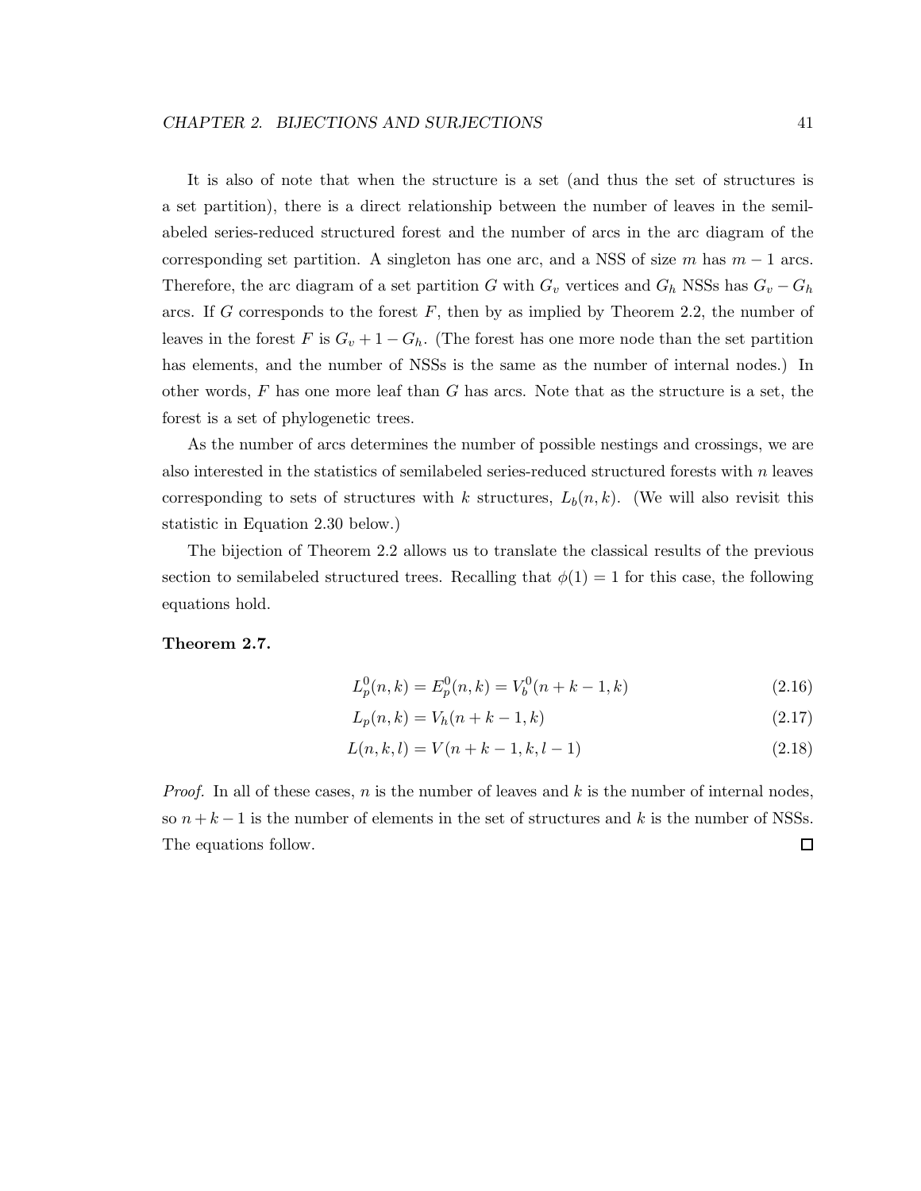It is also of note that when the structure is a set (and thus the set of structures is a set partition), there is a direct relationship between the number of leaves in the semilabeled series-reduced structured forest and the number of arcs in the arc diagram of the corresponding set partition. A singleton has one arc, and a NSS of size $m$ has $m-1$ arcs. Therefore, the arc diagram of a set partition $G$ with $G_v$ vertices and $G_h$ NSSs has $G_v - G_h$ arcs. If $G$ corresponds to the forest $F$, then by as implied by Theorem 2.2, the number of leaves in the forest $F$ is $G_v + 1 - G_h$. (The forest has one more node than the set partition has elements, and the number of NSSs is the same as the number of internal nodes.) In other words, $F$ has one more leaf than $G$ has arcs. Note that as the structure is a set, the forest is a set of phylogenetic trees.

As the number of arcs determines the number of possible nestings and crossings, we are also interested in the statistics of semilabeled series-reduced structured forests with $n$ leaves corresponding to sets of structures with $k$ structures, $L_b(n,k)$. (We will also revisit this statistic in Equation 2.30 below.)

The bijection of Theorem 2.2 allows us to translate the classical results of the previous section to semilabeled structured trees. Recalling that $\phi(1) = 1$ for this case, the following equations hold.

**Theorem 2.7.**

$$L_p^0(n,k) = E_p^0(n,k) = V_b^0(n+k-1,k) \tag{2.16}$$

$$L_p(n,k) = V_h(n+k-1,k) \tag{2.17}$$

$$L(n,k,l) = V(n+k-1,k,l-1) \tag{2.18}$$

*Proof.* In all of these cases, $n$ is the number of leaves and $k$ is the number of internal nodes, so $n+k-1$ is the number of elements in the set of structures and $k$ is the number of NSSs. The equations follow. ◻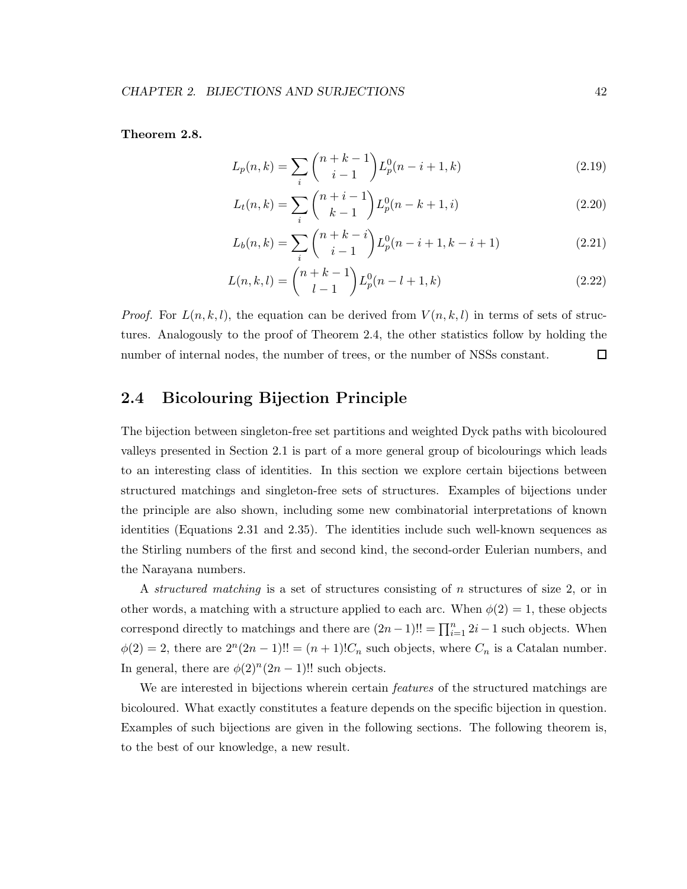**Theorem 2.8.**

$$L_p(n,k) = \sum_i \binom{n+k-1}{i-1} L_p^0(n-i+1,k) \tag{2.19}$$

$$L_t(n,k) = \sum_i \binom{n+i-1}{k-1} L_p^0(n-k+1,i) \tag{2.20}$$

$$L_b(n,k) = \sum_i \binom{n+k-i}{i-1} L_p^0(n-i+1,k-i+1) \tag{2.21}$$

$$L(n,k,l) = \binom{n+k-1}{l-1} L_p^0(n-l+1,k) \tag{2.22}$$

*Proof.* For $L(n,k,l)$, the equation can be derived from $V(n,k,l)$ in terms of sets of structures. Analogously to the proof of Theorem 2.4, the other statistics follow by holding the number of internal nodes, the number of trees, or the number of NSSs constant. ☐

## 2.4 Bicolouring Bijection Principle

The bijection between singleton-free set partitions and weighted Dyck paths with bicoloured valleys presented in Section 2.1 is part of a more general group of bicolourings which leads to an interesting class of identities. In this section we explore certain bijections between structured matchings and singleton-free sets of structures. Examples of bijections under the principle are also shown, including some new combinatorial interpretations of known identities (Equations 2.31 and 2.35). The identities include such well-known sequences as the Stirling numbers of the first and second kind, the second-order Eulerian numbers, and the Narayana numbers.

A *structured matching* is a set of structures consisting of $n$ structures of size 2, or in other words, a matching with a structure applied to each arc. When $\phi(2) = 1$, these objects correspond directly to matchings and there are $(2n-1)!! = \prod_{i=1}^{n} 2i - 1$ such objects. When $\phi(2) = 2$, there are $2^n(2n-1)!! = (n+1)!C_n$ such objects, where $C_n$ is a Catalan number. In general, there are $\phi(2)^n(2n-1)!!$ such objects.

We are interested in bijections wherein certain *features* of the structured matchings are bicoloured. What exactly constitutes a feature depends on the specific bijection in question. Examples of such bijections are given in the following sections. The following theorem is, to the best of our knowledge, a new result.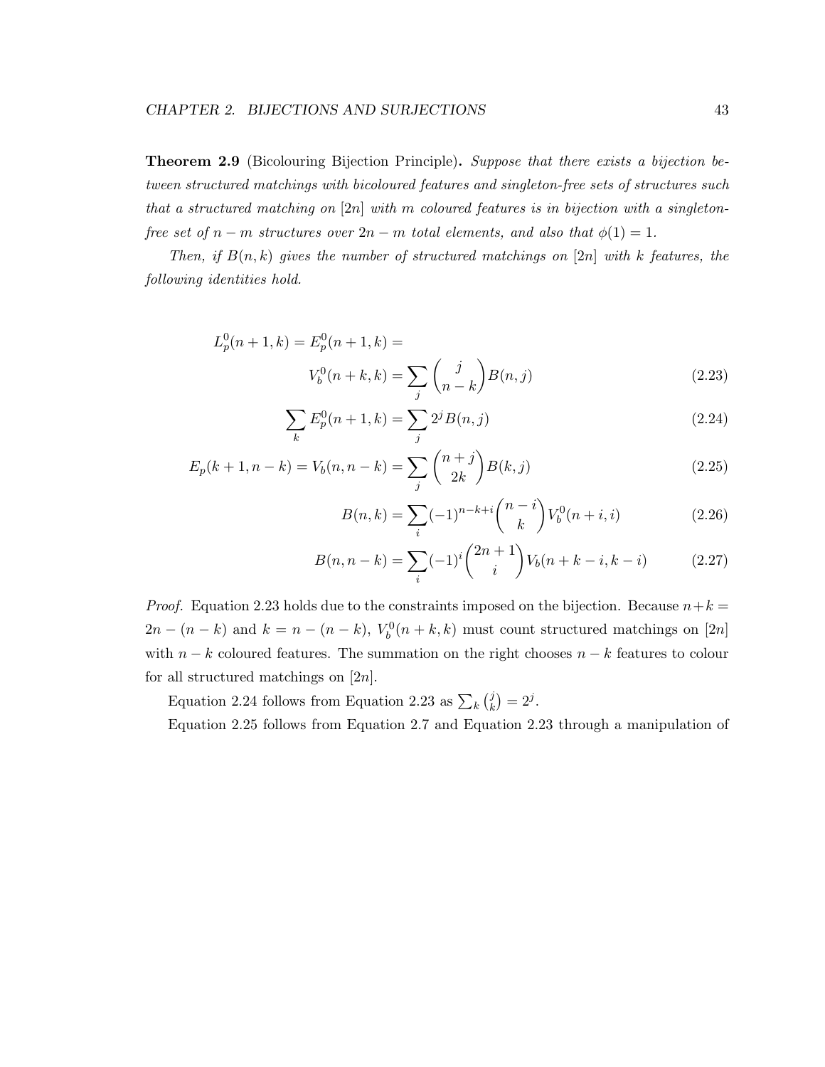**Theorem 2.9** (Bicolouring Bijection Principle)**.** *Suppose that there exists a bijection between structured matchings with bicoloured features and singleton-free sets of structures such that a structured matching on $[2n]$ with $m$ coloured features is in bijection with a singleton-free set of $n-m$ structures over $2n-m$ total elements, and also that $\phi(1) = 1$.*

*Then, if $B(n,k)$ gives the number of structured matchings on $[2n]$ with $k$ features, the following identities hold.*

$$L_p^0(n+1,k) = E_p^0(n+1,k) = V_b^0(n+k,k) = \sum_j \binom{j}{n-k} B(n,j) \tag{2.23}$$

$$\sum_k E_p^0(n+1,k) = \sum_j 2^j B(n,j) \tag{2.24}$$

$$E_p(k+1,n-k) = V_b(n,n-k) = \sum_j \binom{n+j}{2k} B(k,j) \tag{2.25}$$

$$B(n,k) = \sum_i (-1)^{n-k+i} \binom{n-i}{k} V_b^0(n+i,i) \tag{2.26}$$

$$B(n,n-k) = \sum_i (-1)^i \binom{2n+1}{i} V_b(n+k-i,k-i) \tag{2.27}$$

*Proof.* Equation 2.23 holds due to the constraints imposed on the bijection. Because $n+k = 2n-(n-k)$ and $k = n-(n-k)$, $V_b^0(n+k,k)$ must count structured matchings on $[2n]$ with $n-k$ coloured features. The summation on the right chooses $n-k$ features to colour for all structured matchings on $[2n]$.

Equation 2.24 follows from Equation 2.23 as $\sum_k \binom{j}{k} = 2^j$.

Equation 2.25 follows from Equation 2.7 and Equation 2.23 through a manipulation of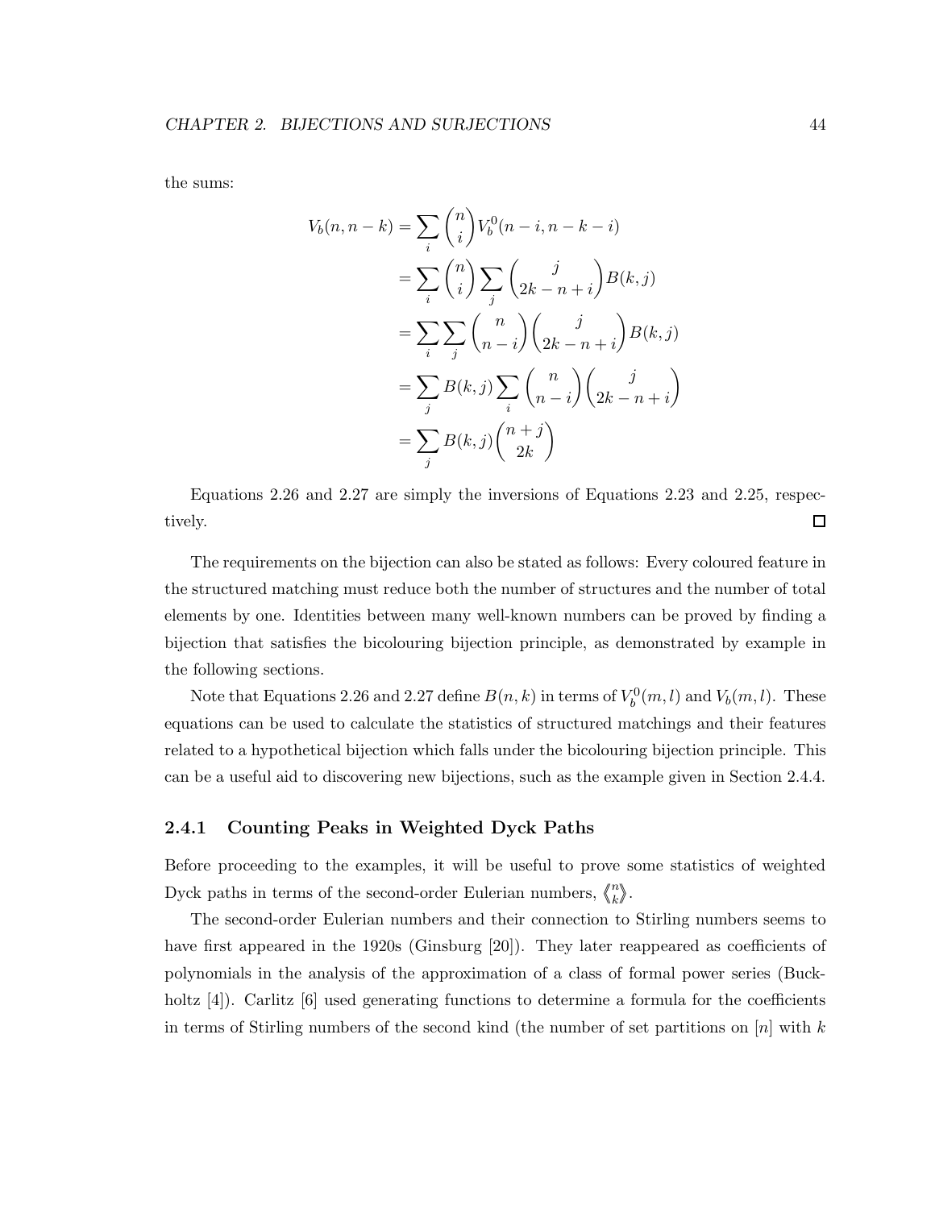the sums:

$$
\begin{aligned}
V_b(n, n-k) &= \sum_i \binom{n}{i} V_b^0(n-i, n-k-i) \\
&= \sum_i \binom{n}{i} \sum_j \binom{j}{2k-n+i} B(k, j) \\
&= \sum_i \sum_j \binom{n}{n-i} \binom{j}{2k-n+i} B(k, j) \\
&= \sum_j B(k, j) \sum_i \binom{n}{n-i} \binom{j}{2k-n+i} \\
&= \sum_j B(k, j) \binom{n+j}{2k}
\end{aligned}
$$

Equations 2.26 and 2.27 are simply the inversions of Equations 2.23 and 2.25, respectively. □

The requirements on the bijection can also be stated as follows: Every coloured feature in the structured matching must reduce both the number of structures and the number of total elements by one. Identities between many well-known numbers can be proved by finding a bijection that satisfies the bicolouring bijection principle, as demonstrated by example in the following sections.

Note that Equations 2.26 and 2.27 define $B(n, k)$ in terms of $V_b^0(m, l)$ and $V_b(m, l)$. These equations can be used to calculate the statistics of structured matchings and their features related to a hypothetical bijection which falls under the bicolouring bijection principle. This can be a useful aid to discovering new bijections, such as the example given in Section 2.4.4.

### 2.4.1 Counting Peaks in Weighted Dyck Paths

Before proceeding to the examples, it will be useful to prove some statistics of weighted Dyck paths in terms of the second-order Eulerian numbers, $\left\langle\!\left\langle {n \atop k} \right\rangle\!\right\rangle$.

The second-order Eulerian numbers and their connection to Stirling numbers seems to have first appeared in the 1920s (Ginsburg [20]). They later reappeared as coefficients of polynomials in the analysis of the approximation of a class of formal power series (Buckholtz [4]). Carlitz [6] used generating functions to determine a formula for the coefficients in terms of Stirling numbers of the second kind (the number of set partitions on $[n]$ with $k$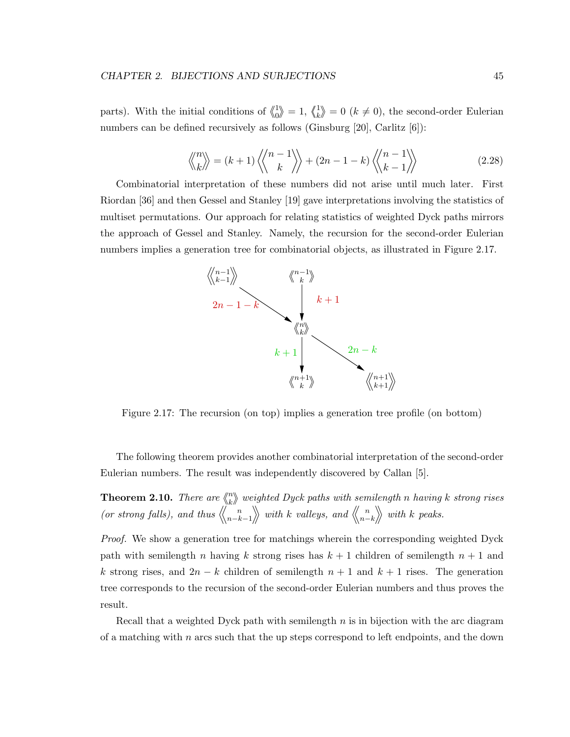parts). With the initial conditions of $\left\langle\!\left\langle {1 \atop 0} \right\rangle\!\right\rangle = 1$, $\left\langle\!\left\langle {1 \atop k} \right\rangle\!\right\rangle = 0$ $(k \neq 0)$, the second-order Eulerian numbers can be defined recursively as follows (Ginsburg [20], Carlitz [6]):

$$\left\langle\!\!\left\langle {n \atop k} \right\rangle\!\!\right\rangle = (k+1)\left\langle\!\!\left\langle {n-1 \atop k} \right\rangle\!\!\right\rangle + (2n-1-k)\left\langle\!\!\left\langle {n-1 \atop k-1} \right\rangle\!\!\right\rangle \tag{2.28}$$

Combinatorial interpretation of these numbers did not arise until much later. First Riordan [36] and then Gessel and Stanley [19] gave interpretations involving the statistics of multiset permutations. Our approach for relating statistics of weighted Dyck paths mirrors the approach of Gessel and Stanley. Namely, the recursion for the second-order Eulerian numbers implies a generation tree for combinatorial objects, as illustrated in Figure 2.17.

$\left\langle\!\left\langle {n-1 \atop k-1} \right\rangle\!\right\rangle \xrightarrow{2n-1-k} \left\langle\!\left\langle {n \atop k} \right\rangle\!\right\rangle \xleftarrow{k+1} \left\langle\!\left\langle {n-1 \atop k} \right\rangle\!\right\rangle$

$\left\langle\!\left\langle {n \atop k} \right\rangle\!\right\rangle \xrightarrow{k+1} \left\langle\!\left\langle {n+1 \atop k} \right\rangle\!\right\rangle$, $\quad \left\langle\!\left\langle {n \atop k} \right\rangle\!\right\rangle \xrightarrow{2n-k} \left\langle\!\left\langle {n+1 \atop k+1} \right\rangle\!\right\rangle$

Figure 2.17: The recursion (on top) implies a generation tree profile (on bottom)

The following theorem provides another combinatorial interpretation of the second-order Eulerian numbers. The result was independently discovered by Callan [5].

**Theorem 2.10.** *There are $\left\langle\!\left\langle {n \atop k} \right\rangle\!\right\rangle$ weighted Dyck paths with semilength $n$ having $k$ strong rises (or strong falls), and thus $\left\langle\!\left\langle {n \atop n-k-1} \right\rangle\!\right\rangle$ with $k$ valleys, and $\left\langle\!\left\langle {n \atop n-k} \right\rangle\!\right\rangle$ with $k$ peaks.*

*Proof.* We show a generation tree for matchings wherein the corresponding weighted Dyck path with semilength $n$ having $k$ strong rises has $k+1$ children of semilength $n+1$ and $k$ strong rises, and $2n-k$ children of semilength $n+1$ and $k+1$ rises. The generation tree corresponds to the recursion of the second-order Eulerian numbers and thus proves the result.

Recall that a weighted Dyck path with semilength $n$ is in bijection with the arc diagram of a matching with $n$ arcs such that the up steps correspond to left endpoints, and the down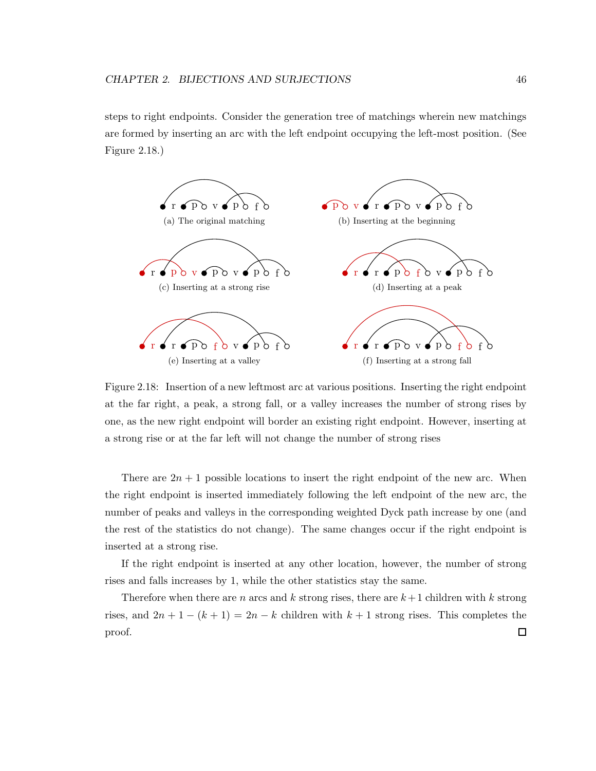steps to right endpoints. Consider the generation tree of matchings wherein new matchings are formed by inserting an arc with the left endpoint occupying the left-most position. (See Figure 2.18.)

(a) The original matching

(b) Inserting at the beginning

(c) Inserting at a strong rise

(d) Inserting at a peak

(e) Inserting at a valley

(f) Inserting at a strong fall

Figure 2.18: Insertion of a new leftmost arc at various positions. Inserting the right endpoint at the far right, a peak, a strong fall, or a valley increases the number of strong rises by one, as the new right endpoint will border an existing right endpoint. However, inserting at a strong rise or at the far left will not change the number of strong rises

There are $2n+1$ possible locations to insert the right endpoint of the new arc. When the right endpoint is inserted immediately following the left endpoint of the new arc, the number of peaks and valleys in the corresponding weighted Dyck path increase by one (and the rest of the statistics do not change). The same changes occur if the right endpoint is inserted at a strong rise.

If the right endpoint is inserted at any other location, however, the number of strong rises and falls increases by 1, while the other statistics stay the same.

Therefore when there are $n$ arcs and $k$ strong rises, there are $k+1$ children with $k$ strong rises, and $2n+1-(k+1) = 2n-k$ children with $k+1$ strong rises. This completes the proof. □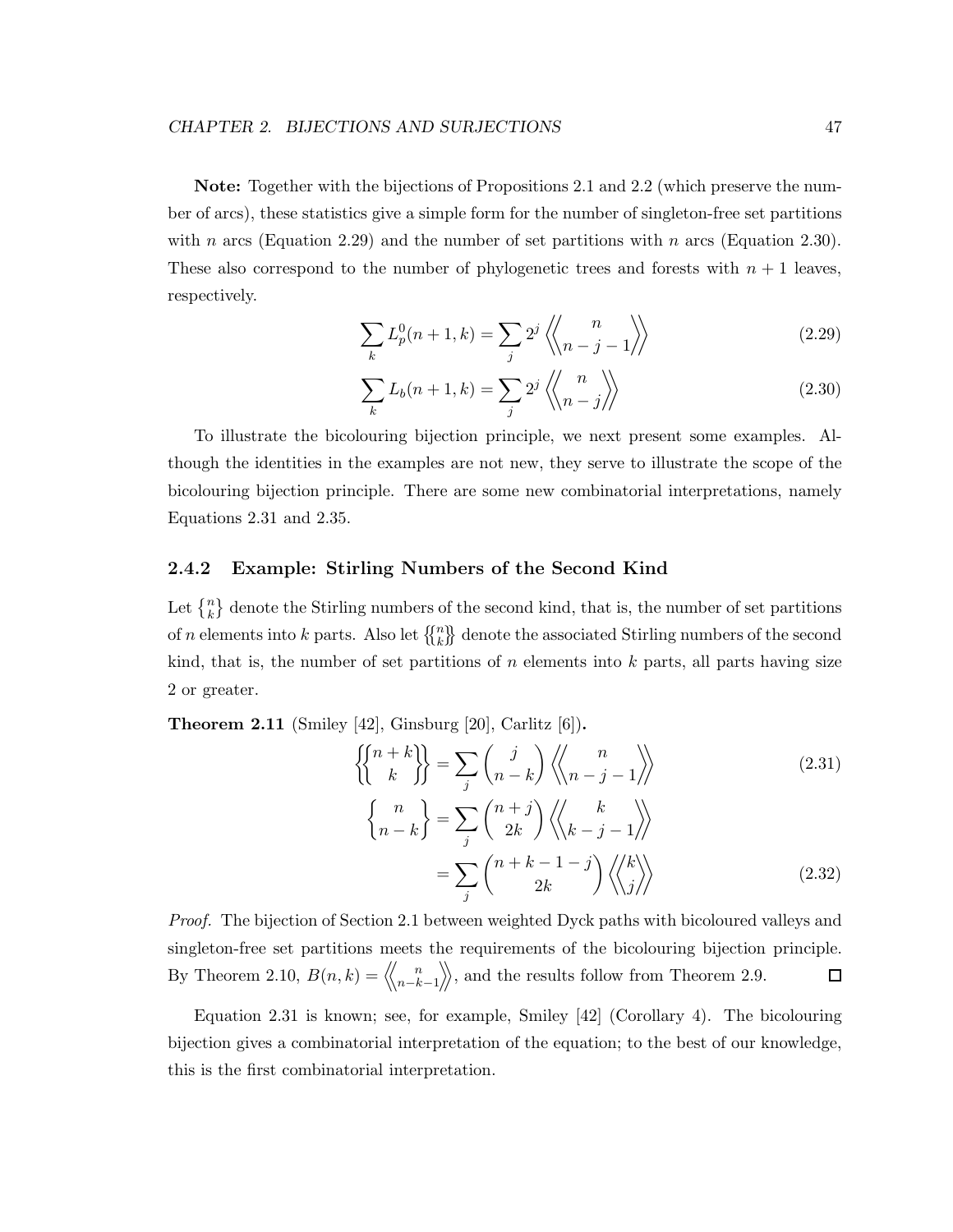**Note:** Together with the bijections of Propositions 2.1 and 2.2 (which preserve the number of arcs), these statistics give a simple form for the number of singleton-free set partitions with $n$ arcs (Equation 2.29) and the number of set partitions with $n$ arcs (Equation 2.30). These also correspond to the number of phylogenetic trees and forests with $n+1$ leaves, respectively.

$$\sum_k L_p^0(n+1,k) = \sum_j 2^j \left\langle\!\!\left\langle {n \atop n-j-1} \right\rangle\!\!\right\rangle \tag{2.29}$$

$$\sum_k L_b(n+1,k) = \sum_j 2^j \left\langle\!\!\left\langle {n \atop n-j} \right\rangle\!\!\right\rangle \tag{2.30}$$

To illustrate the bicolouring bijection principle, we next present some examples. Although the identities in the examples are not new, they serve to illustrate the scope of the bicolouring bijection principle. There are some new combinatorial interpretations, namely Equations 2.31 and 2.35.

### 2.4.2 Example: Stirling Numbers of the Second Kind

Let $\left\{ {n \atop k} \right\}$ denote the Stirling numbers of the second kind, that is, the number of set partitions of $n$ elements into $k$ parts. Also let $\left\{\!\!\left\{ {n \atop k} \right\}\!\!\right\}$ denote the associated Stirling numbers of the second kind, that is, the number of set partitions of $n$ elements into $k$ parts, all parts having size 2 or greater.

**Theorem 2.11** (Smiley [42], Ginsburg [20], Carlitz [6])**.**

$$\left\{\!\!\left\{ {n+k \atop k} \right\}\!\!\right\} = \sum_j \binom{j}{n-k} \left\langle\!\!\left\langle {n \atop n-j-1} \right\rangle\!\!\right\rangle \tag{2.31}$$

$$\begin{aligned} \left\{ {n \atop n-k} \right\} &= \sum_j \binom{n+j}{2k} \left\langle\!\!\left\langle {k \atop k-j-1} \right\rangle\!\!\right\rangle \\ &= \sum_j \binom{n+k-1-j}{2k} \left\langle\!\!\left\langle {k \atop j} \right\rangle\!\!\right\rangle \end{aligned} \tag{2.32}$$

*Proof.* The bijection of Section 2.1 between weighted Dyck paths with bicoloured valleys and singleton-free set partitions meets the requirements of the bicolouring bijection principle. By Theorem 2.10, $B(n,k) = \left\langle\!\!\left\langle {n \atop n-k-1} \right\rangle\!\!\right\rangle$, and the results follow from Theorem 2.9. $\square$

Equation 2.31 is known; see, for example, Smiley [42] (Corollary 4). The bicolouring bijection gives a combinatorial interpretation of the equation; to the best of our knowledge, this is the first combinatorial interpretation.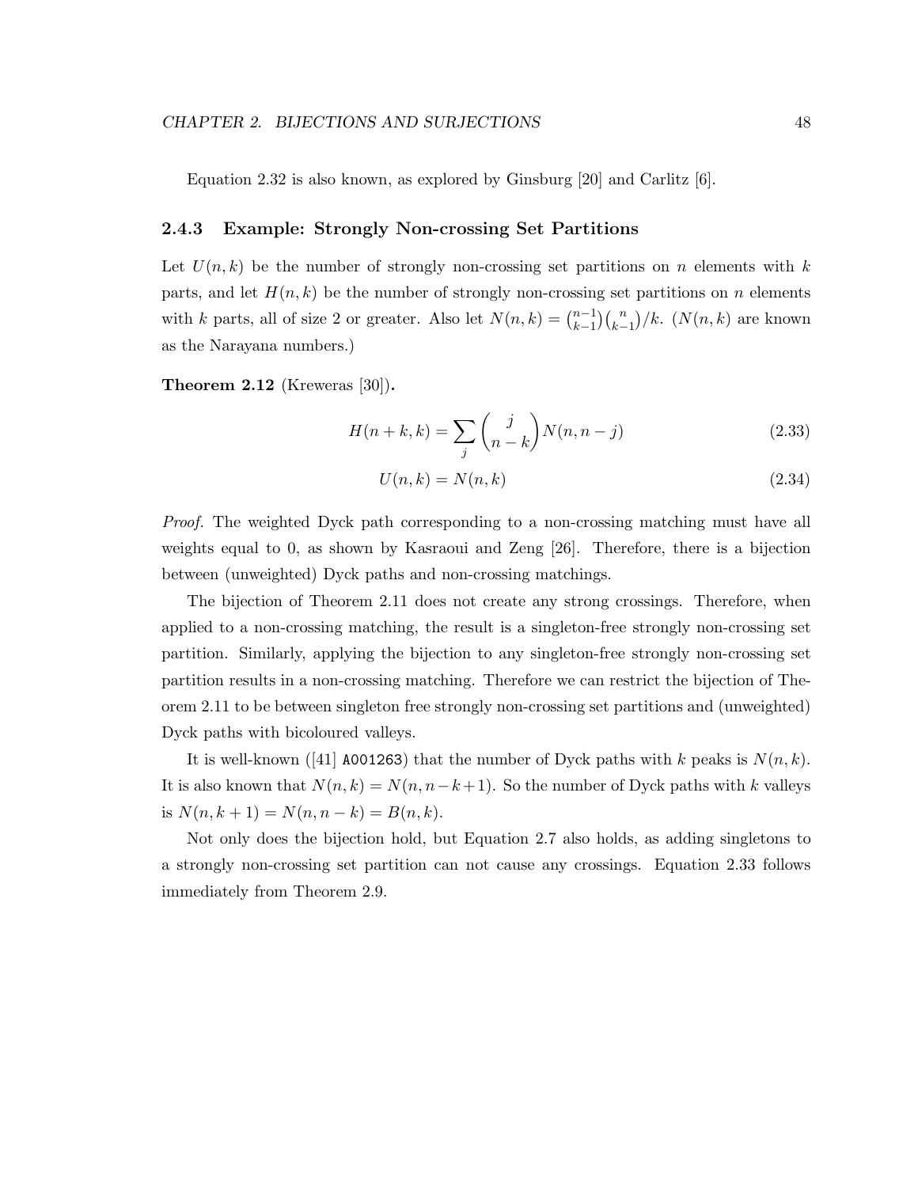Equation 2.32 is also known, as explored by Ginsburg [20] and Carlitz [6].

### 2.4.3 Example: Strongly Non-crossing Set Partitions

Let $U(n,k)$ be the number of strongly non-crossing set partitions on $n$ elements with $k$ parts, and let $H(n,k)$ be the number of strongly non-crossing set partitions on $n$ elements with $k$ parts, all of size 2 or greater. Also let $N(n,k) = \binom{n-1}{k-1}\binom{n}{k-1}/k$. ($N(n,k)$ are known as the Narayana numbers.)

**Theorem 2.12** (Kreweras [30])**.**

$$H(n+k,k) = \sum_j \binom{j}{n-k} N(n, n-j) \tag{2.33}$$

$$U(n,k) = N(n,k) \tag{2.34}$$

*Proof.* The weighted Dyck path corresponding to a non-crossing matching must have all weights equal to 0, as shown by Kasraoui and Zeng [26]. Therefore, there is a bijection between (unweighted) Dyck paths and non-crossing matchings.

The bijection of Theorem 2.11 does not create any strong crossings. Therefore, when applied to a non-crossing matching, the result is a singleton-free strongly non-crossing set partition. Similarly, applying the bijection to any singleton-free strongly non-crossing set partition results in a non-crossing matching. Therefore we can restrict the bijection of Theorem 2.11 to be between singleton free strongly non-crossing set partitions and (unweighted) Dyck paths with bicoloured valleys.

It is well-known ([41] `A001263`) that the number of Dyck paths with $k$ peaks is $N(n,k)$. It is also known that $N(n,k) = N(n, n-k+1)$. So the number of Dyck paths with $k$ valleys is $N(n,k+1) = N(n,n-k) = B(n,k)$.

Not only does the bijection hold, but Equation 2.7 also holds, as adding singletons to a strongly non-crossing set partition can not cause any crossings. Equation 2.33 follows immediately from Theorem 2.9.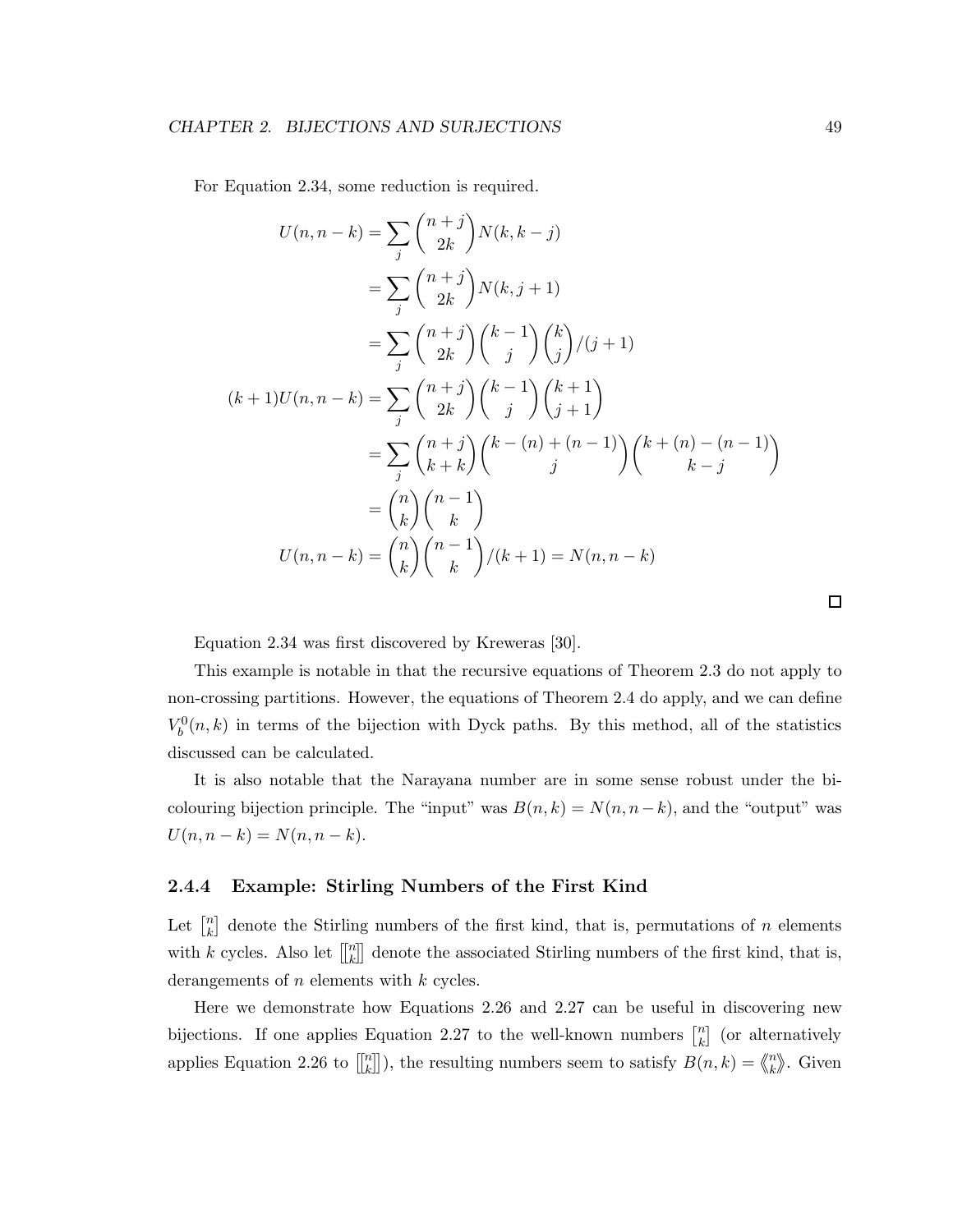For Equation 2.34, some reduction is required.

$$
\begin{aligned}
U(n, n-k) &= \sum_j \binom{n+j}{2k} N(k, k-j) \\
&= \sum_j \binom{n+j}{2k} N(k, j+1) \\
&= \sum_j \binom{n+j}{2k} \binom{k-1}{j} \binom{k}{j} / (j+1) \\
(k+1) U(n, n-k) &= \sum_j \binom{n+j}{2k} \binom{k-1}{j} \binom{k+1}{j+1} \\
&= \sum_j \binom{n+j}{k+k} \binom{k-(n)+(n-1)}{j} \binom{k+(n)-(n-1)}{k-j} \\
&= \binom{n}{k} \binom{n-1}{k} \\
U(n, n-k) &= \binom{n}{k} \binom{n-1}{k} / (k+1) = N(n, n-k)
\end{aligned}
$$

□

Equation 2.34 was first discovered by Kreweras [30].

This example is notable in that the recursive equations of Theorem 2.3 do not apply to non-crossing partitions. However, the equations of Theorem 2.4 do apply, and we can define $V_b^0(n, k)$ in terms of the bijection with Dyck paths. By this method, all of the statistics discussed can be calculated.

It is also notable that the Narayana number are in some sense robust under the bicolouring bijection principle. The "input" was $B(n, k) = N(n, n-k)$, and the "output" was $U(n, n-k) = N(n, n-k)$.

### 2.4.4 Example: Stirling Numbers of the First Kind

Let $\left[{n \atop k}\right]$ denote the Stirling numbers of the first kind, that is, permutations of $n$ elements with $k$ cycles. Also let $\left[\!\left[{n \atop k}\right]\!\right]$ denote the associated Stirling numbers of the first kind, that is, derangements of $n$ elements with $k$ cycles.

Here we demonstrate how Equations 2.26 and 2.27 can be useful in discovering new bijections. If one applies Equation 2.27 to the well-known numbers $\left[{n \atop k}\right]$ (or alternatively applies Equation 2.26 to $\left[\!\left[{n \atop k}\right]\!\right]$), the resulting numbers seem to satisfy $B(n, k) = \left\langle\!\left\langle{n \atop k}\right\rangle\!\right\rangle$. Given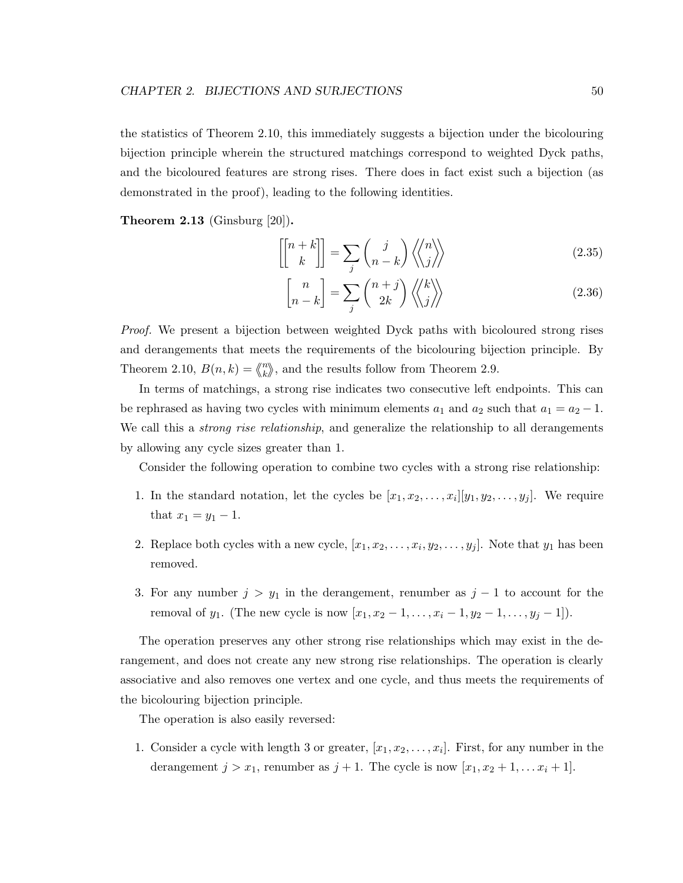the statistics of Theorem 2.10, this immediately suggests a bijection under the bicolouring bijection principle wherein the structured matchings correspond to weighted Dyck paths, and the bicoloured features are strong rises. There does in fact exist such a bijection (as demonstrated in the proof), leading to the following identities.

**Theorem 2.13** (Ginsburg [20])**.**

$$\left[\!\left[ {n+k \atop k} \right]\!\right] = \sum_j \binom{j}{n-k} \left\langle\!\!\left\langle {n \atop j} \right\rangle\!\!\right\rangle \tag{2.35}$$

$$\left[ {n \atop n-k} \right] = \sum_j \binom{n+j}{2k} \left\langle\!\!\left\langle {k \atop j} \right\rangle\!\!\right\rangle \tag{2.36}$$

*Proof.* We present a bijection between weighted Dyck paths with bicoloured strong rises and derangements that meets the requirements of the bicolouring bijection principle. By Theorem 2.10, $B(n,k) = \left\langle\!\left\langle {n \atop k} \right\rangle\!\right\rangle$, and the results follow from Theorem 2.9.

In terms of matchings, a strong rise indicates two consecutive left endpoints. This can be rephrased as having two cycles with minimum elements $a_1$ and $a_2$ such that $a_1 = a_2 - 1$. We call this a *strong rise relationship*, and generalize the relationship to all derangements by allowing any cycle sizes greater than 1.

Consider the following operation to combine two cycles with a strong rise relationship:

1. In the standard notation, let the cycles be $[x_1, x_2, \ldots, x_i][y_1, y_2, \ldots, y_j]$. We require that $x_1 = y_1 - 1$.
2. Replace both cycles with a new cycle, $[x_1, x_2, \ldots, x_i, y_2, \ldots, y_j]$. Note that $y_1$ has been removed.
3. For any number $j > y_1$ in the derangement, renumber as $j - 1$ to account for the removal of $y_1$. (The new cycle is now $[x_1, x_2 - 1, \ldots, x_i - 1, y_2 - 1, \ldots, y_j - 1]$).

The operation preserves any other strong rise relationships which may exist in the derangement, and does not create any new strong rise relationships. The operation is clearly associative and also removes one vertex and one cycle, and thus meets the requirements of the bicolouring bijection principle.

The operation is also easily reversed:

1. Consider a cycle with length 3 or greater, $[x_1, x_2, \ldots, x_i]$. First, for any number in the derangement $j > x_1$, renumber as $j + 1$. The cycle is now $[x_1, x_2 + 1, \ldots x_i + 1]$.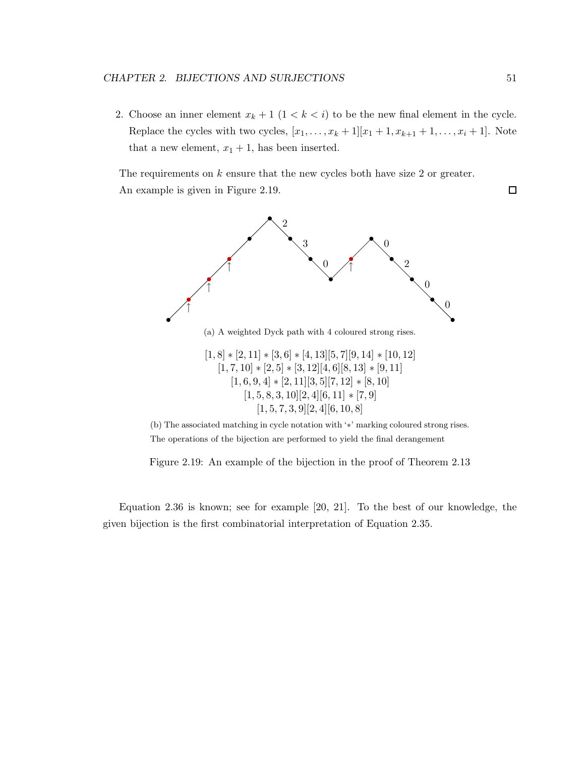2. Choose an inner element $x_k + 1$ $(1 < k < i)$ to be the new final element in the cycle. Replace the cycles with two cycles, $[x_1, \ldots, x_k + 1][x_1 + 1, x_{k+1} + 1, \ldots, x_i + 1]$. Note that a new element, $x_1 + 1$, has been inserted.

The requirements on $k$ ensure that the new cycles both have size 2 or greater. An example is given in Figure 2.19. □

(a) A weighted Dyck path with 4 coloured strong rises.

$$[1, 8] * [2, 11] * [3, 6] * [4, 13][5, 7][9, 14] * [10, 12]$$
$$[1, 7, 10] * [2, 5] * [3, 12][4, 6][8, 13] * [9, 11]$$
$$[1, 6, 9, 4] * [2, 11][3, 5][7, 12] * [8, 10]$$
$$[1, 5, 8, 3, 10][2, 4][6, 11] * [7, 9]$$
$$[1, 5, 7, 3, 9][2, 4][6, 10, 8]$$

(b) The associated matching in cycle notation with '$*$' marking coloured strong rises. The operations of the bijection are performed to yield the final derangement

Figure 2.19: An example of the bijection in the proof of Theorem 2.13

Equation 2.36 is known; see for example [20, 21]. To the best of our knowledge, the given bijection is the first combinatorial interpretation of Equation 2.35.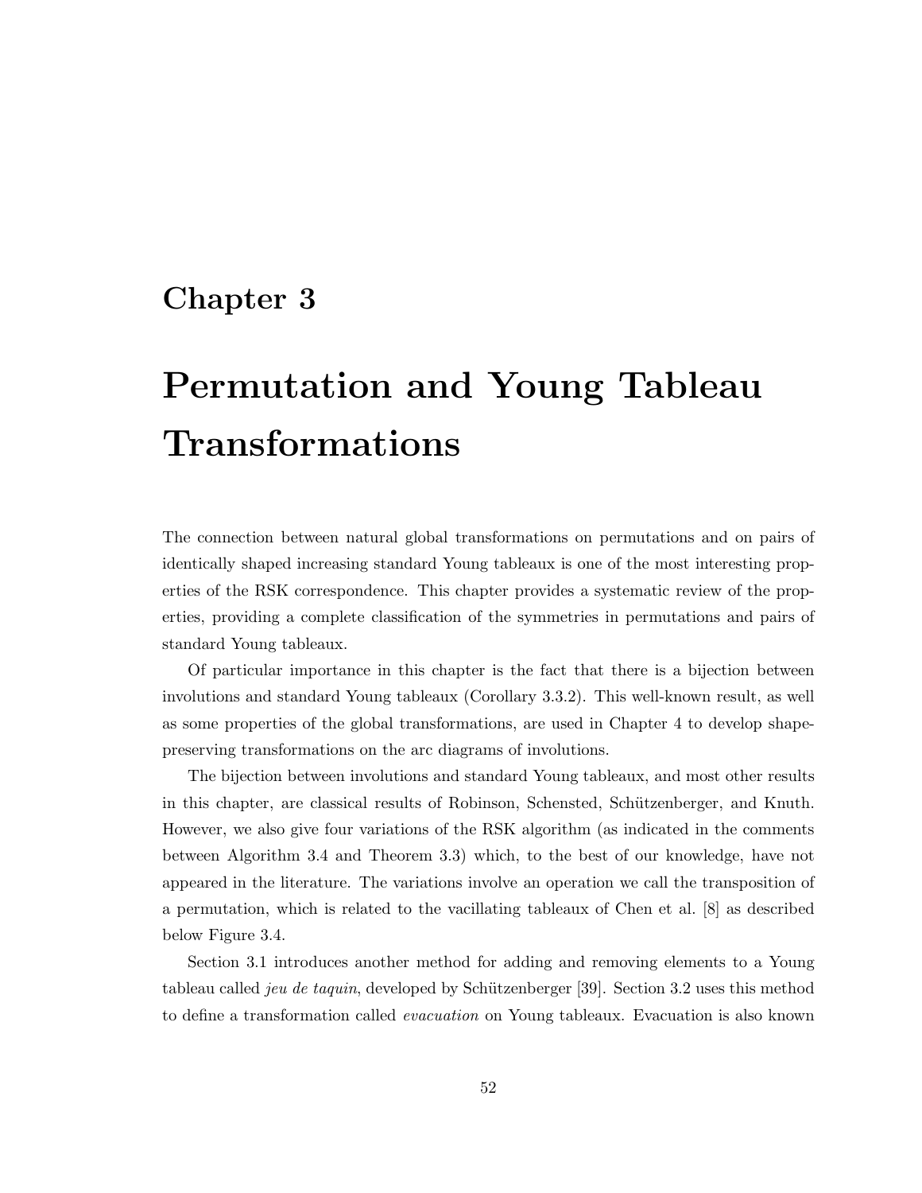# Chapter 3

# Permutation and Young Tableau Transformations

The connection between natural global transformations on permutations and on pairs of identically shaped increasing standard Young tableaux is one of the most interesting properties of the RSK correspondence. This chapter provides a systematic review of the properties, providing a complete classification of the symmetries in permutations and pairs of standard Young tableaux.

Of particular importance in this chapter is the fact that there is a bijection between involutions and standard Young tableaux (Corollary 3.3.2). This well-known result, as well as some properties of the global transformations, are used in Chapter 4 to develop shape-preserving transformations on the arc diagrams of involutions.

The bijection between involutions and standard Young tableaux, and most other results in this chapter, are classical results of Robinson, Schensted, Schützenberger, and Knuth. However, we also give four variations of the RSK algorithm (as indicated in the comments between Algorithm 3.4 and Theorem 3.3) which, to the best of our knowledge, have not appeared in the literature. The variations involve an operation we call the transposition of a permutation, which is related to the vacillating tableaux of Chen et al. [8] as described below Figure 3.4.

Section 3.1 introduces another method for adding and removing elements to a Young tableau called *jeu de taquin*, developed by Schützenberger [39]. Section 3.2 uses this method to define a transformation called *evacuation* on Young tableaux. Evacuation is also known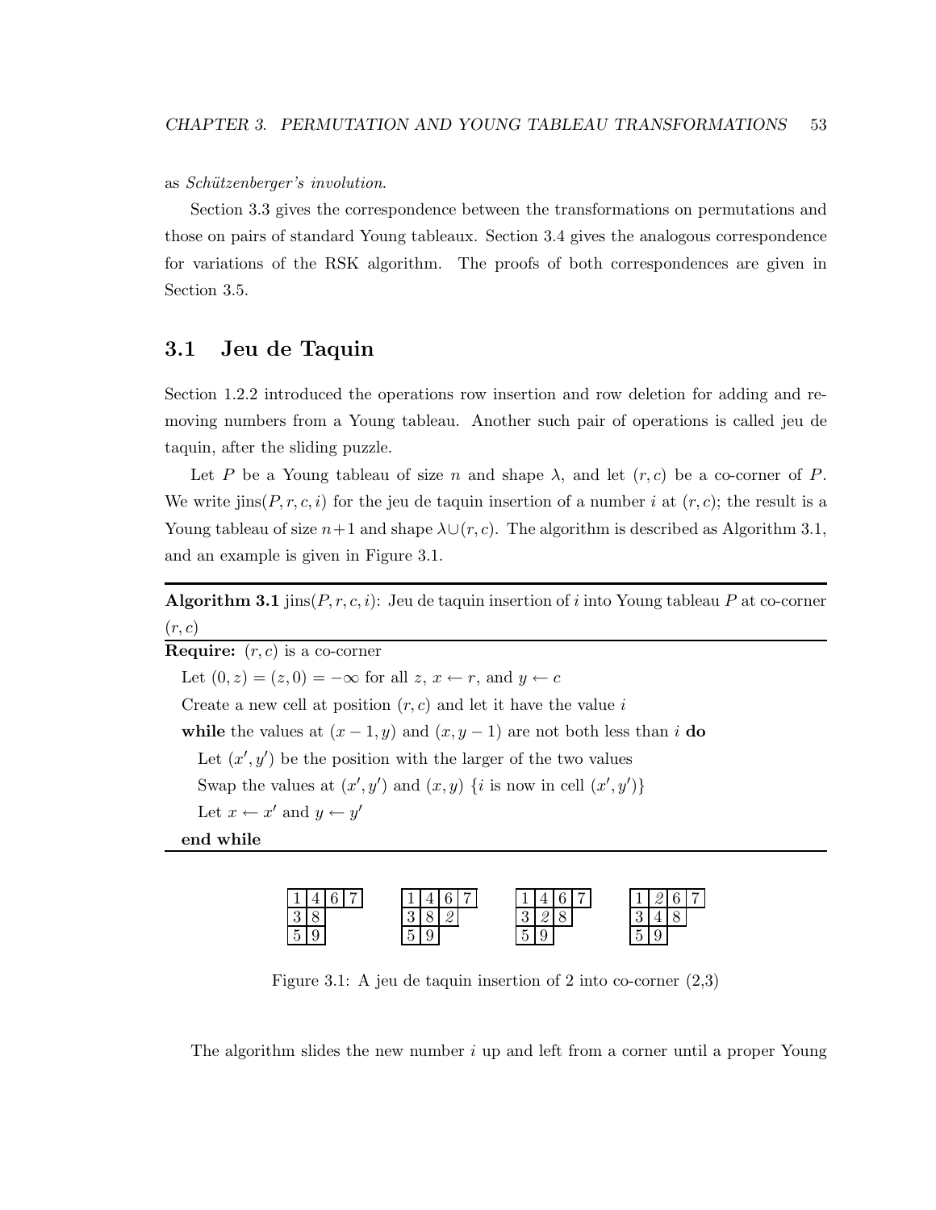as *Schützenberger's involution*.

Section 3.3 gives the correspondence between the transformations on permutations and those on pairs of standard Young tableaux. Section 3.4 gives the analogous correspondence for variations of the RSK algorithm. The proofs of both correspondences are given in Section 3.5.

## 3.1 Jeu de Taquin

Section 1.2.2 introduced the operations row insertion and row deletion for adding and removing numbers from a Young tableau. Another such pair of operations is called jeu de taquin, after the sliding puzzle.

Let $P$ be a Young tableau of size $n$ and shape $\lambda$, and let $(r, c)$ be a co-corner of $P$. We write $\text{jins}(P, r, c, i)$ for the jeu de taquin insertion of a number $i$ at $(r, c)$; the result is a Young tableau of size $n+1$ and shape $\lambda \cup (r, c)$. The algorithm is described as Algorithm 3.1, and an example is given in Figure 3.1.

---

**Algorithm 3.1** $\text{jins}(P, r, c, i)$: Jeu de taquin insertion of $i$ into Young tableau $P$ at co-corner $(r, c)$

---

**Require:** $(r, c)$ is a co-corner

  Let $(0, z) = (z, 0) = -\infty$ for all $z$, $x \leftarrow r$, and $y \leftarrow c$

  Create a new cell at position $(r, c)$ and let it have the value $i$

  **while** the values at $(x-1, y)$ and $(x, y-1)$ are not both less than $i$ **do**

    Let $(x', y')$ be the position with the larger of the two values

    Swap the values at $(x', y')$ and $(x, y)$ {$i$ is now in cell $(x', y')$}

    Let $x \leftarrow x'$ and $y \leftarrow y'$

  **end while**

---

| 1 | 4 | 6 | 7 |
|---|---|---|---|
| 3 | 8 | | |
| 5 | 9 | | |

| 1 | 4 | 6 | 7 |
|---|---|---|---|
| 3 | 8 | *2* | |
| 5 | 9 | | |

| 1 | 4 | 6 | 7 |
|---|---|---|---|
| 3 | *2* | 8 | |
| 5 | 9 | | |

| 1 | *2* | 6 | 7 |
|---|---|---|---|
| 3 | 4 | 8 | |
| 5 | 9 | | |

Figure 3.1: A jeu de taquin insertion of 2 into co-corner (2,3)

The algorithm slides the new number $i$ up and left from a corner until a proper Young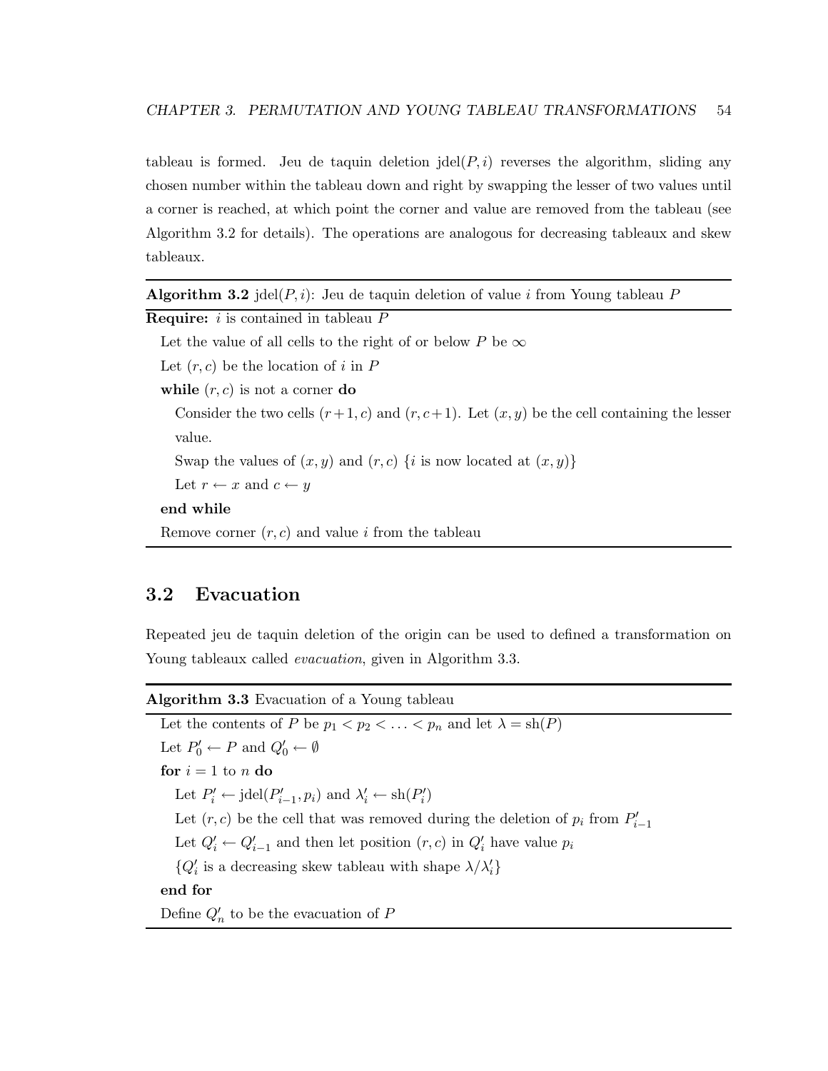tableau is formed. Jeu de taquin deletion $\text{jdel}(P, i)$ reverses the algorithm, sliding any chosen number within the tableau down and right by swapping the lesser of two values until a corner is reached, at which point the corner and value are removed from the tableau (see Algorithm 3.2 for details). The operations are analogous for decreasing tableaux and skew tableaux.

---

**Algorithm 3.2** $\text{jdel}(P, i)$: Jeu de taquin deletion of value $i$ from Young tableau $P$

---

**Require:** $i$ is contained in tableau $P$

  Let the value of all cells to the right of or below $P$ be $\infty$

  Let $(r, c)$ be the location of $i$ in $P$

  **while** $(r, c)$ is not a corner **do**

    Consider the two cells $(r+1, c)$ and $(r, c+1)$. Let $(x, y)$ be the cell containing the lesser value.

    Swap the values of $(x, y)$ and $(r, c)$ $\{i$ is now located at $(x, y)\}$

    Let $r \leftarrow x$ and $c \leftarrow y$

  **end while**

  Remove corner $(r, c)$ and value $i$ from the tableau

---

## 3.2 Evacuation

Repeated jeu de taquin deletion of the origin can be used to defined a transformation on Young tableaux called *evacuation*, given in Algorithm 3.3.

---

**Algorithm 3.3** Evacuation of a Young tableau

---

  Let the contents of $P$ be $p_1 < p_2 < \ldots < p_n$ and let $\lambda = \text{sh}(P)$

  Let $P'_0 \leftarrow P$ and $Q'_0 \leftarrow \emptyset$

  **for** $i = 1$ to $n$ **do**

    Let $P'_i \leftarrow \text{jdel}(P'_{i-1}, p_i)$ and $\lambda'_i \leftarrow \text{sh}(P'_i)$

    Let $(r, c)$ be the cell that was removed during the deletion of $p_i$ from $P'_{i-1}$

    Let $Q'_i \leftarrow Q'_{i-1}$ and then let position $(r, c)$ in $Q'_i$ have value $p_i$

    $\{Q'_i$ is a decreasing skew tableau with shape $\lambda/\lambda'_i\}$

  **end for**

  Define $Q'_n$ to be the evacuation of $P$

---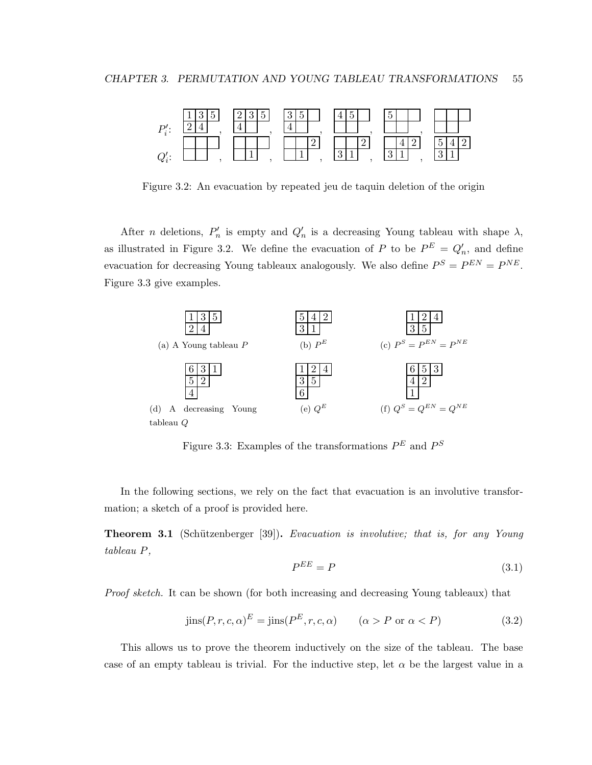$P'_i$: 

| 1 | 3 | 5 |
|---|---|---|
| 2 | 4 | |

, 

| 2 | 3 | 5 |
|---|---|---|
| 4 | | |

, 

| 3 | 5 | |
|---|---|---|
| 4 | | |

, 

| 4 | 5 | |
|---|---|---|
| | | |

, 

| 5 | | |
|---|---|---|
| | | |

, 

| | | |
|---|---|---|
| | | |

$Q'_i$: 

| | | |
|---|---|---|
| | | |

, 

| | | |
|---|---|---|
| | 1 | |

, 

| | | 2 |
|---|---|---|
| | 1 | |

, 

| | | 2 |
|---|---|---|
| 3 | 1 | |

, 

| | 4 | 2 |
|---|---|---|
| 3 | 1 | |

, 

| 5 | 4 | 2 |
|---|---|---|
| 3 | 1 | |

Figure 3.2: An evacuation by repeated jeu de taquin deletion of the origin

After $n$ deletions, $P'_n$ is empty and $Q'_n$ is a decreasing Young tableau with shape $\lambda$, as illustrated in Figure 3.2. We define the evacuation of $P$ to be $P^E = Q'_n$, and define evacuation for decreasing Young tableaux analogously. We also define $P^S = P^{EN} = P^{NE}$. Figure 3.3 give examples.

| 1 | 3 | 5 |
|---|---|---|
| 2 | 4 | |

(a) A Young tableau $P$

| 5 | 4 | 2 |
|---|---|---|
| 3 | 1 | |

(b) $P^E$

| 1 | 2 | 4 |
|---|---|---|
| 3 | 5 | |

(c) $P^S = P^{EN} = P^{NE}$

| 6 | 3 | 1 |
|---|---|---|
| 5 | 2 | |
| 4 | | |

(d) A decreasing Young tableau $Q$

| 1 | 2 | 4 |
|---|---|---|
| 3 | 5 | |
| 6 | | |

(e) $Q^E$

| 6 | 5 | 3 |
|---|---|---|
| 4 | 2 | |
| 1 | | |

(f) $Q^S = Q^{EN} = Q^{NE}$

Figure 3.3: Examples of the transformations $P^E$ and $P^S$

In the following sections, we rely on the fact that evacuation is an involutive transformation; a sketch of a proof is provided here.

**Theorem 3.1** (Schützenberger [39])**.** *Evacuation is involutive; that is, for any Young tableau $P$,*

$$P^{EE} = P \tag{3.1}$$

*Proof sketch.* It can be shown (for both increasing and decreasing Young tableaux) that

$$\text{jins}(P, r, c, \alpha)^E = \text{jins}(P^E, r, c, \alpha) \qquad (\alpha > P \text{ or } \alpha < P) \tag{3.2}$$

This allows us to prove the theorem inductively on the size of the tableau. The base case of an empty tableau is trivial. For the inductive step, let $\alpha$ be the largest value in a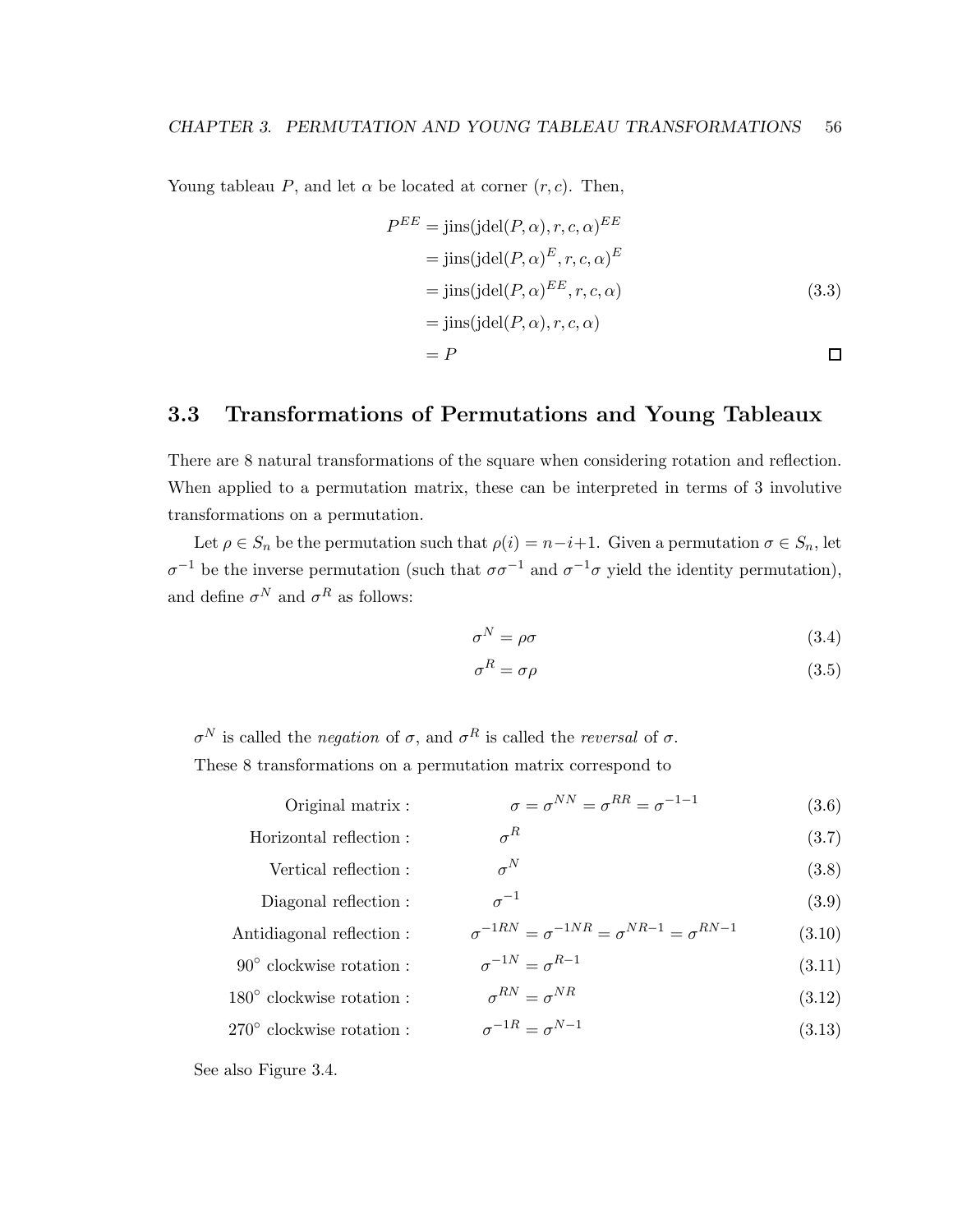Young tableau $P$, and let $\alpha$ be located at corner $(r, c)$. Then,

$$
\begin{aligned}
P^{EE} &= \text{jins}(\text{jdel}(P, \alpha), r, c, \alpha)^{EE} \\
&= \text{jins}(\text{jdel}(P, \alpha)^{E}, r, c, \alpha)^{E} \\
&= \text{jins}(\text{jdel}(P, \alpha)^{EE}, r, c, \alpha) \\
&= \text{jins}(\text{jdel}(P, \alpha), r, c, \alpha) \\
&= P
\end{aligned}
\tag{3.3}
$$

□

## 3.3 Transformations of Permutations and Young Tableaux

There are 8 natural transformations of the square when considering rotation and reflection. When applied to a permutation matrix, these can be interpreted in terms of 3 involutive transformations on a permutation.

Let $\rho \in S_n$ be the permutation such that $\rho(i) = n - i + 1$. Given a permutation $\sigma \in S_n$, let $\sigma^{-1}$ be the inverse permutation (such that $\sigma\sigma^{-1}$ and $\sigma^{-1}\sigma$ yield the identity permutation), and define $\sigma^N$ and $\sigma^R$ as follows:

$$\sigma^N = \rho\sigma \tag{3.4}$$

$$\sigma^R = \sigma\rho \tag{3.5}$$

$\sigma^N$ is called the *negation* of $\sigma$, and $\sigma^R$ is called the *reversal* of $\sigma$.

These 8 transformations on a permutation matrix correspond to

$$\text{Original matrix}: \quad \sigma = \sigma^{NN} = \sigma^{RR} = \sigma^{-1-1} \tag{3.6}$$

$$\text{Horizontal reflection}: \quad \sigma^R \tag{3.7}$$

$$\text{Vertical reflection}: \quad \sigma^N \tag{3.8}$$

$$\text{Diagonal reflection}: \quad \sigma^{-1} \tag{3.9}$$

$$\text{Antidiagonal reflection}: \quad \sigma^{-1RN} = \sigma^{-1NR} = \sigma^{NR-1} = \sigma^{RN-1} \tag{3.10}$$

$$90^\circ \text{ clockwise rotation}: \quad \sigma^{-1N} = \sigma^{R-1} \tag{3.11}$$

$$180^\circ \text{ clockwise rotation}: \quad \sigma^{RN} = \sigma^{NR} \tag{3.12}$$

$$270^\circ \text{ clockwise rotation}: \quad \sigma^{-1R} = \sigma^{N-1} \tag{3.13}$$

See also Figure 3.4.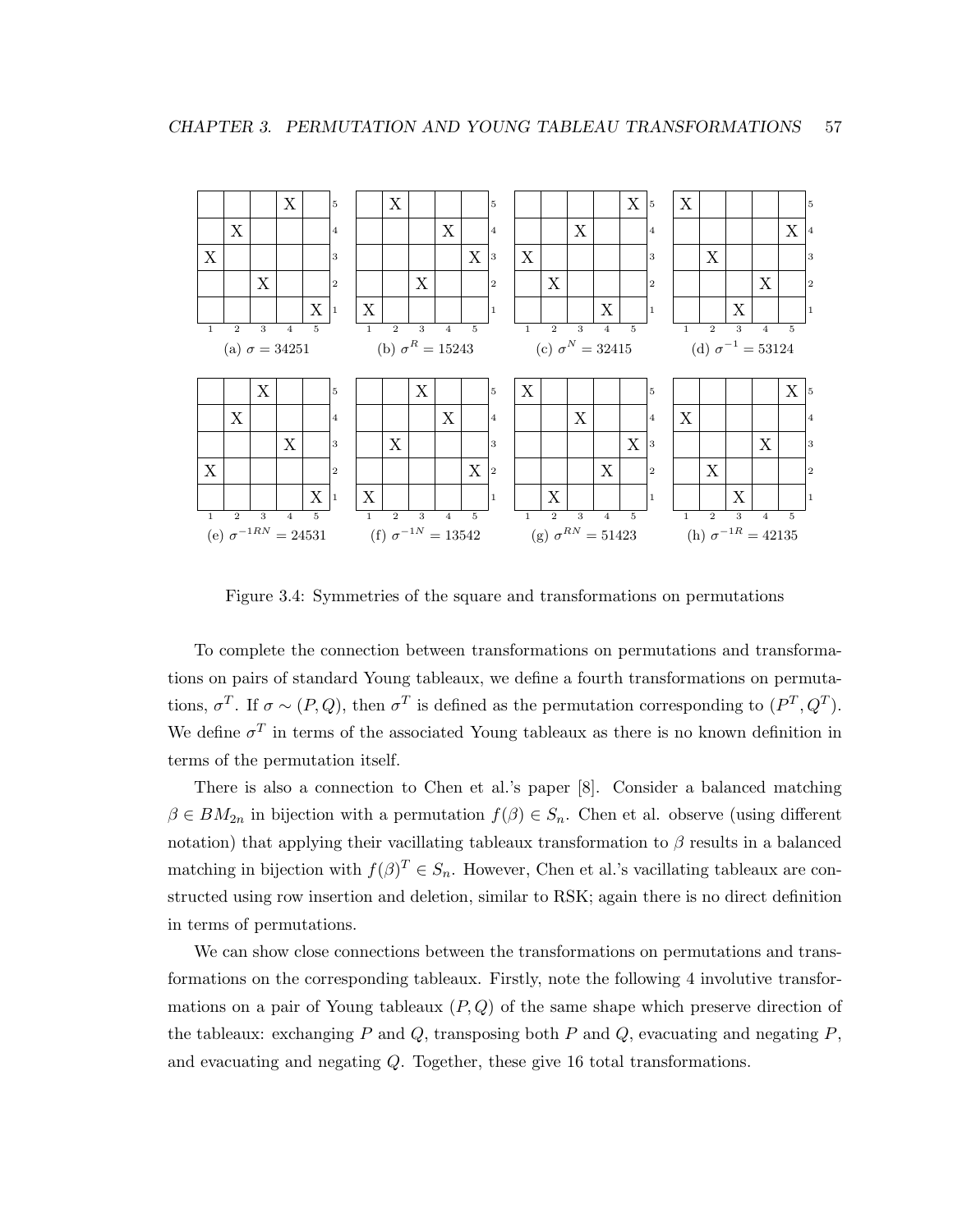(a) $\sigma = 34251$ (b) $\sigma^R = 15243$ (c) $\sigma^N = 32415$ (d) $\sigma^{-1} = 53124$

(e) $\sigma^{-1RN} = 24531$ (f) $\sigma^{-1N} = 13542$ (g) $\sigma^{RN} = 51423$ (h) $\sigma^{-1R} = 42135$

Figure 3.4: Symmetries of the square and transformations on permutations

To complete the connection between transformations on permutations and transformations on pairs of standard Young tableaux, we define a fourth transformations on permutations, $\sigma^T$. If $\sigma \sim (P, Q)$, then $\sigma^T$ is defined as the permutation corresponding to $(P^T, Q^T)$. We define $\sigma^T$ in terms of the associated Young tableaux as there is no known definition in terms of the permutation itself.

There is also a connection to Chen et al.'s paper [8]. Consider a balanced matching $\beta \in BM_{2n}$ in bijection with a permutation $f(\beta) \in S_n$. Chen et al. observe (using different notation) that applying their vacillating tableaux transformation to $\beta$ results in a balanced matching in bijection with $f(\beta)^T \in S_n$. However, Chen et al.'s vacillating tableaux are constructed using row insertion and deletion, similar to RSK; again there is no direct definition in terms of permutations.

We can show close connections between the transformations on permutations and transformations on the corresponding tableaux. Firstly, note the following 4 involutive transformations on a pair of Young tableaux $(P, Q)$ of the same shape which preserve direction of the tableaux: exchanging $P$ and $Q$, transposing both $P$ and $Q$, evacuating and negating $P$, and evacuating and negating $Q$. Together, these give 16 total transformations.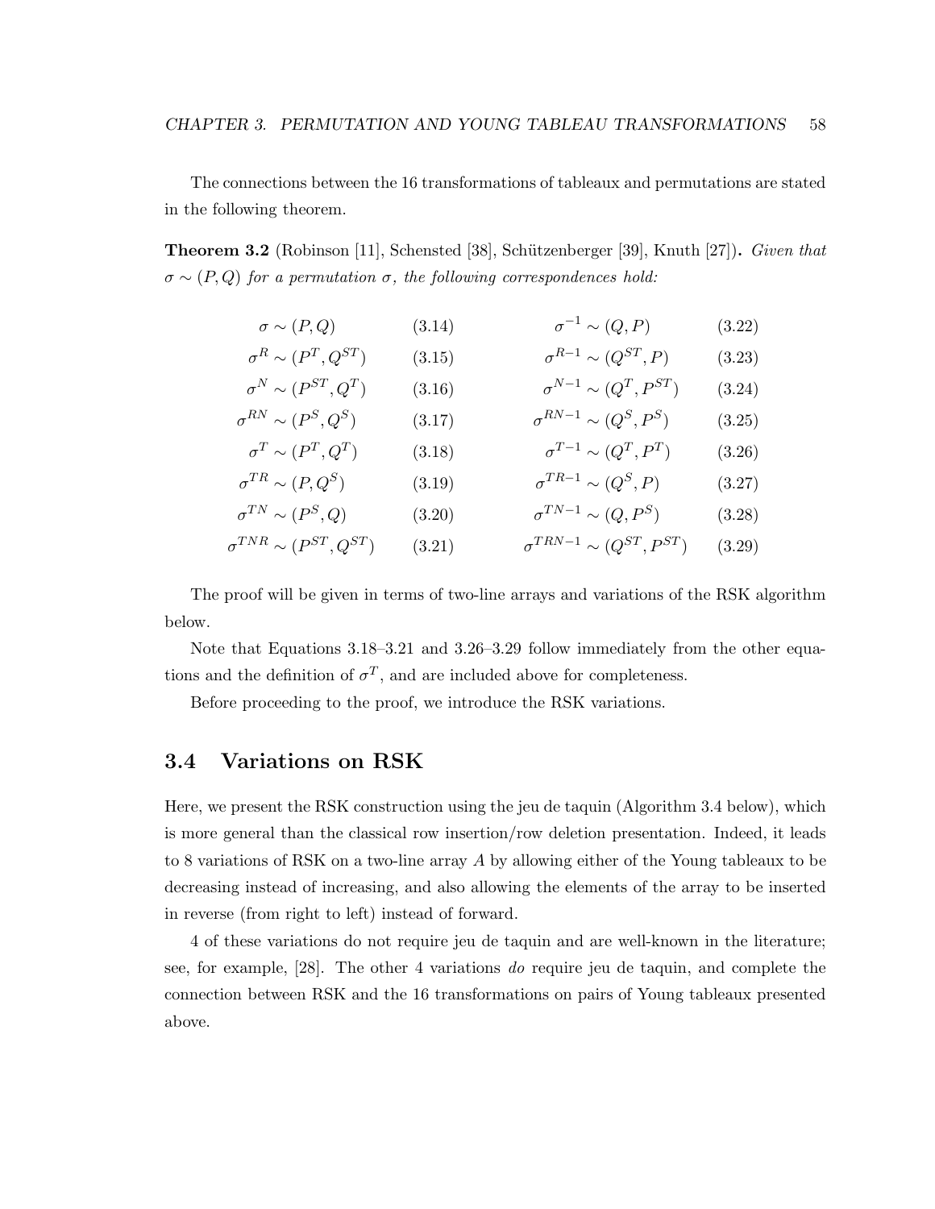The connections between the 16 transformations of tableaux and permutations are stated in the following theorem.

**Theorem 3.2** (Robinson [11], Schensted [38], Schützenberger [39], Knuth [27]). *Given that $\sigma \sim (P, Q)$ for a permutation $\sigma$, the following correspondences hold:*

$$\sigma \sim (P, Q) \qquad (3.14) \qquad\qquad \sigma^{-1} \sim (Q, P) \qquad (3.22)$$

$$\sigma^{R} \sim (P^{T}, Q^{ST}) \qquad (3.15) \qquad\qquad \sigma^{R-1} \sim (Q^{ST}, P) \qquad (3.23)$$

$$\sigma^{N} \sim (P^{ST}, Q^{T}) \qquad (3.16) \qquad\qquad \sigma^{N-1} \sim (Q^{T}, P^{ST}) \qquad (3.24)$$

$$\sigma^{RN} \sim (P^{S}, Q^{S}) \qquad (3.17) \qquad\qquad \sigma^{RN-1} \sim (Q^{S}, P^{S}) \qquad (3.25)$$

$$\sigma^{T} \sim (P^{T}, Q^{T}) \qquad (3.18) \qquad\qquad \sigma^{T-1} \sim (Q^{T}, P^{T}) \qquad (3.26)$$

$$\sigma^{TR} \sim (P, Q^{S}) \qquad (3.19) \qquad\qquad \sigma^{TR-1} \sim (Q^{S}, P) \qquad (3.27)$$

$$\sigma^{TN} \sim (P^{S}, Q) \qquad (3.20) \qquad\qquad \sigma^{TN-1} \sim (Q, P^{S}) \qquad (3.28)$$

$$\sigma^{TNR} \sim (P^{ST}, Q^{ST}) \qquad (3.21) \qquad\qquad \sigma^{TRN-1} \sim (Q^{ST}, P^{ST}) \qquad (3.29)$$

The proof will be given in terms of two-line arrays and variations of the RSK algorithm below.

Note that Equations 3.18–3.21 and 3.26–3.29 follow immediately from the other equations and the definition of $\sigma^{T}$, and are included above for completeness.

Before proceeding to the proof, we introduce the RSK variations.

## 3.4 Variations on RSK

Here, we present the RSK construction using the jeu de taquin (Algorithm 3.4 below), which is more general than the classical row insertion/row deletion presentation. Indeed, it leads to 8 variations of RSK on a two-line array $A$ by allowing either of the Young tableaux to be decreasing instead of increasing, and also allowing the elements of the array to be inserted in reverse (from right to left) instead of forward.

4 of these variations do not require jeu de taquin and are well-known in the literature; see, for example, [28]. The other 4 variations *do* require jeu de taquin, and complete the connection between RSK and the 16 transformations on pairs of Young tableaux presented above.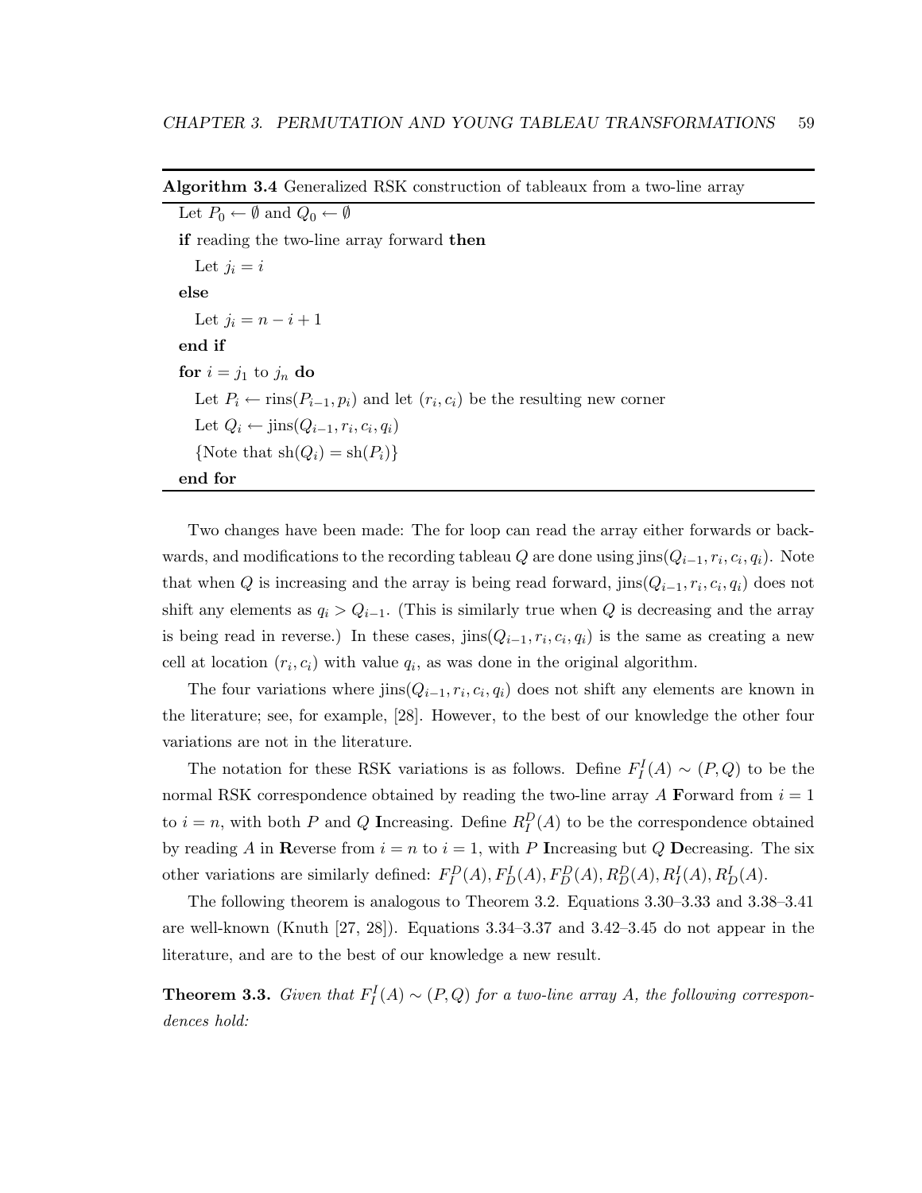**Algorithm 3.4** Generalized RSK construction of tableaux from a two-line array

```
Let P_0 ← ∅ and Q_0 ← ∅
if reading the two-line array forward then
    Let j_i = i
else
    Let j_i = n − i + 1
end if
for i = j_1 to j_n do
    Let P_i ← rins(P_{i−1}, p_i) and let (r_i, c_i) be the resulting new corner
    Let Q_i ← jins(Q_{i−1}, r_i, c_i, q_i)
    {Note that sh(Q_i) = sh(P_i)}
end for
```

Two changes have been made: The for loop can read the array either forwards or backwards, and modifications to the recording tableau $Q$ are done using $\text{jins}(Q_{i-1}, r_i, c_i, q_i)$. Note that when $Q$ is increasing and the array is being read forward, $\text{jins}(Q_{i-1}, r_i, c_i, q_i)$ does not shift any elements as $q_i > Q_{i-1}$. (This is similarly true when $Q$ is decreasing and the array is being read in reverse.) In these cases, $\text{jins}(Q_{i-1}, r_i, c_i, q_i)$ is the same as creating a new cell at location $(r_i, c_i)$ with value $q_i$, as was done in the original algorithm.

The four variations where $\text{jins}(Q_{i-1}, r_i, c_i, q_i)$ does not shift any elements are known in the literature; see, for example, [28]. However, to the best of our knowledge the other four variations are not in the literature.

The notation for these RSK variations is as follows. Define $F_I^I(A) \sim (P, Q)$ to be the normal RSK correspondence obtained by reading the two-line array $A$ **F**orward from $i = 1$ to $i = n$, with both $P$ and $Q$ **I**ncreasing. Define $R_I^D(A)$ to be the correspondence obtained by reading $A$ in **R**everse from $i = n$ to $i = 1$, with $P$ **I**ncreasing but $Q$ **D**ecreasing. The six other variations are similarly defined: $F_I^D(A), F_D^I(A), F_D^D(A), R_D^D(A), R_I^I(A), R_D^I(A)$.

The following theorem is analogous to Theorem 3.2. Equations 3.30–3.33 and 3.38–3.41 are well-known (Knuth [27, 28]). Equations 3.34–3.37 and 3.42–3.45 do not appear in the literature, and are to the best of our knowledge a new result.

**Theorem 3.3.** *Given that $F_I^I(A) \sim (P, Q)$ for a two-line array $A$, the following correspondences hold:*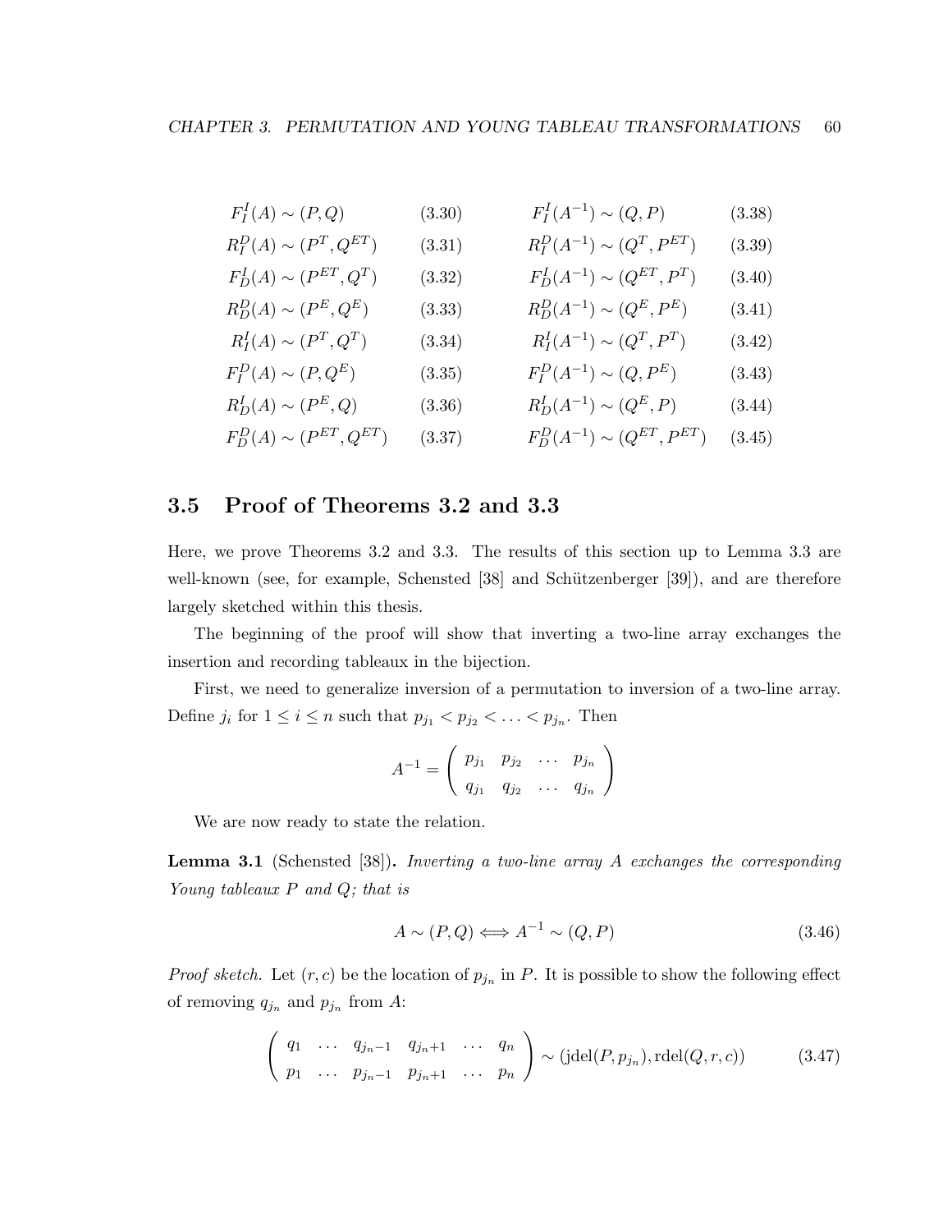$$F_I^I(A) \sim (P, Q) \tag{3.30}$$
$$R_I^D(A) \sim (P^T, Q^{ET}) \tag{3.31}$$
$$F_D^I(A) \sim (P^{ET}, Q^T) \tag{3.32}$$
$$R_D^D(A) \sim (P^E, Q^E) \tag{3.33}$$
$$R_I^I(A) \sim (P^T, Q^T) \tag{3.34}$$
$$F_I^D(A) \sim (P, Q^E) \tag{3.35}$$
$$R_D^I(A) \sim (P^E, Q) \tag{3.36}$$
$$F_D^D(A) \sim (P^{ET}, Q^{ET}) \tag{3.37}$$

$$F_I^I(A^{-1}) \sim (Q, P) \tag{3.38}$$
$$R_I^D(A^{-1}) \sim (Q^T, P^{ET}) \tag{3.39}$$
$$F_D^I(A^{-1}) \sim (Q^{ET}, P^T) \tag{3.40}$$
$$R_D^D(A^{-1}) \sim (Q^E, P^E) \tag{3.41}$$
$$R_I^I(A^{-1}) \sim (Q^T, P^T) \tag{3.42}$$
$$F_I^D(A^{-1}) \sim (Q, P^E) \tag{3.43}$$
$$R_D^I(A^{-1}) \sim (Q^E, P) \tag{3.44}$$
$$F_D^D(A^{-1}) \sim (Q^{ET}, P^{ET}) \tag{3.45}$$

## 3.5 Proof of Theorems 3.2 and 3.3

Here, we prove Theorems 3.2 and 3.3. The results of this section up to Lemma 3.3 are well-known (see, for example, Schensted [38] and Schützenberger [39]), and are therefore largely sketched within this thesis.

The beginning of the proof will show that inverting a two-line array exchanges the insertion and recording tableaux in the bijection.

First, we need to generalize inversion of a permutation to inversion of a two-line array. Define $j_i$ for $1 \leq i \leq n$ such that $p_{j_1} < p_{j_2} < \ldots < p_{j_n}$. Then

$$A^{-1} = \begin{pmatrix} p_{j_1} & p_{j_2} & \cdots & p_{j_n} \\ q_{j_1} & q_{j_2} & \cdots & q_{j_n} \end{pmatrix}$$

We are now ready to state the relation.

**Lemma 3.1** (Schensted [38])**.** *Inverting a two-line array $A$ exchanges the corresponding Young tableaux $P$ and $Q$; that is*

$$A \sim (P, Q) \Longleftrightarrow A^{-1} \sim (Q, P) \tag{3.46}$$

*Proof sketch.* Let $(r, c)$ be the location of $p_{j_n}$ in $P$. It is possible to show the following effect of removing $q_{j_n}$ and $p_{j_n}$ from $A$:

$$\begin{pmatrix} q_1 & \cdots & q_{j_n-1} & q_{j_n+1} & \cdots & q_n \\ p_1 & \cdots & p_{j_n-1} & p_{j_n+1} & \cdots & p_n \end{pmatrix} \sim (\text{jdel}(P, p_{j_n}), \text{rdel}(Q, r, c)) \tag{3.47}$$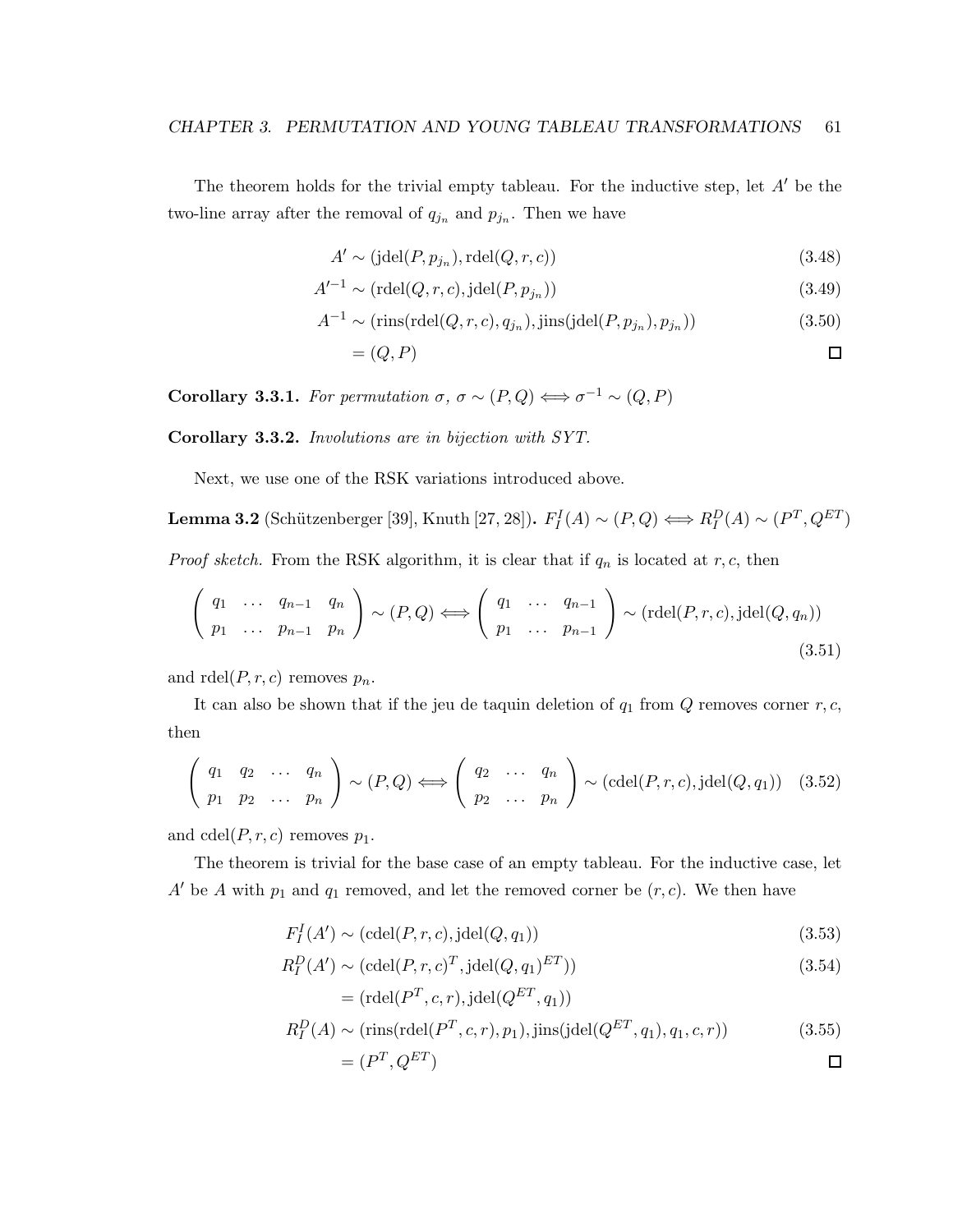The theorem holds for the trivial empty tableau. For the inductive step, let $A'$ be the two-line array after the removal of $q_{j_n}$ and $p_{j_n}$. Then we have

$$
\begin{aligned}
A' &\sim (\text{jdel}(P, p_{j_n}), \text{rdel}(Q, r, c)) && (3.48)\\
A'^{-1} &\sim (\text{rdel}(Q, r, c), \text{jdel}(P, p_{j_n})) && (3.49)\\
A^{-1} &\sim (\text{rins}(\text{rdel}(Q, r, c), q_{j_n}), \text{jins}(\text{jdel}(P, p_{j_n}), p_{j_n})) && (3.50)\\
&= (Q, P)
\end{aligned}
$$

□

**Corollary 3.3.1.** *For permutation $\sigma$, $\sigma \sim (P, Q) \Longleftrightarrow \sigma^{-1} \sim (Q, P)$*

**Corollary 3.3.2.** *Involutions are in bijection with SYT.*

Next, we use one of the RSK variations introduced above.

**Lemma 3.2** (Schützenberger [39], Knuth [27, 28])**.** $F_I^I(A) \sim (P, Q) \Longleftrightarrow R_I^D(A) \sim (P^T, Q^{ET})$

*Proof sketch.* From the RSK algorithm, it is clear that if $q_n$ is located at $r, c$, then

$$
\begin{pmatrix} q_1 & \dots & q_{n-1} & q_n \\ p_1 & \dots & p_{n-1} & p_n \end{pmatrix} \sim (P, Q) \Longleftrightarrow \begin{pmatrix} q_1 & \dots & q_{n-1} \\ p_1 & \dots & p_{n-1} \end{pmatrix} \sim (\text{rdel}(P, r, c), \text{jdel}(Q, q_n)) \tag{3.51}
$$

and $\text{rdel}(P, r, c)$ removes $p_n$.

It can also be shown that if the jeu de taquin deletion of $q_1$ from $Q$ removes corner $r, c$, then

$$
\begin{pmatrix} q_1 & q_2 & \dots & q_n \\ p_1 & p_2 & \dots & p_n \end{pmatrix} \sim (P, Q) \Longleftrightarrow \begin{pmatrix} q_2 & \dots & q_n \\ p_2 & \dots & p_n \end{pmatrix} \sim (\text{cdel}(P, r, c), \text{jdel}(Q, q_1)) \tag{3.52}
$$

and $\text{cdel}(P, r, c)$ removes $p_1$.

The theorem is trivial for the base case of an empty tableau. For the inductive case, let $A'$ be $A$ with $p_1$ and $q_1$ removed, and let the removed corner be $(r, c)$. We then have

$$
\begin{aligned}
F_I^I(A') &\sim (\text{cdel}(P, r, c), \text{jdel}(Q, q_1)) && (3.53)\\
R_I^D(A') &\sim (\text{cdel}(P, r, c)^T, \text{jdel}(Q, q_1)^{ET})) && (3.54)\\
&= (\text{rdel}(P^T, c, r), \text{jdel}(Q^{ET}, q_1))\\
R_I^D(A) &\sim (\text{rins}(\text{rdel}(P^T, c, r), p_1), \text{jins}(\text{jdel}(Q^{ET}, q_1), q_1, c, r)) && (3.55)\\
&= (P^T, Q^{ET})
\end{aligned}
$$

□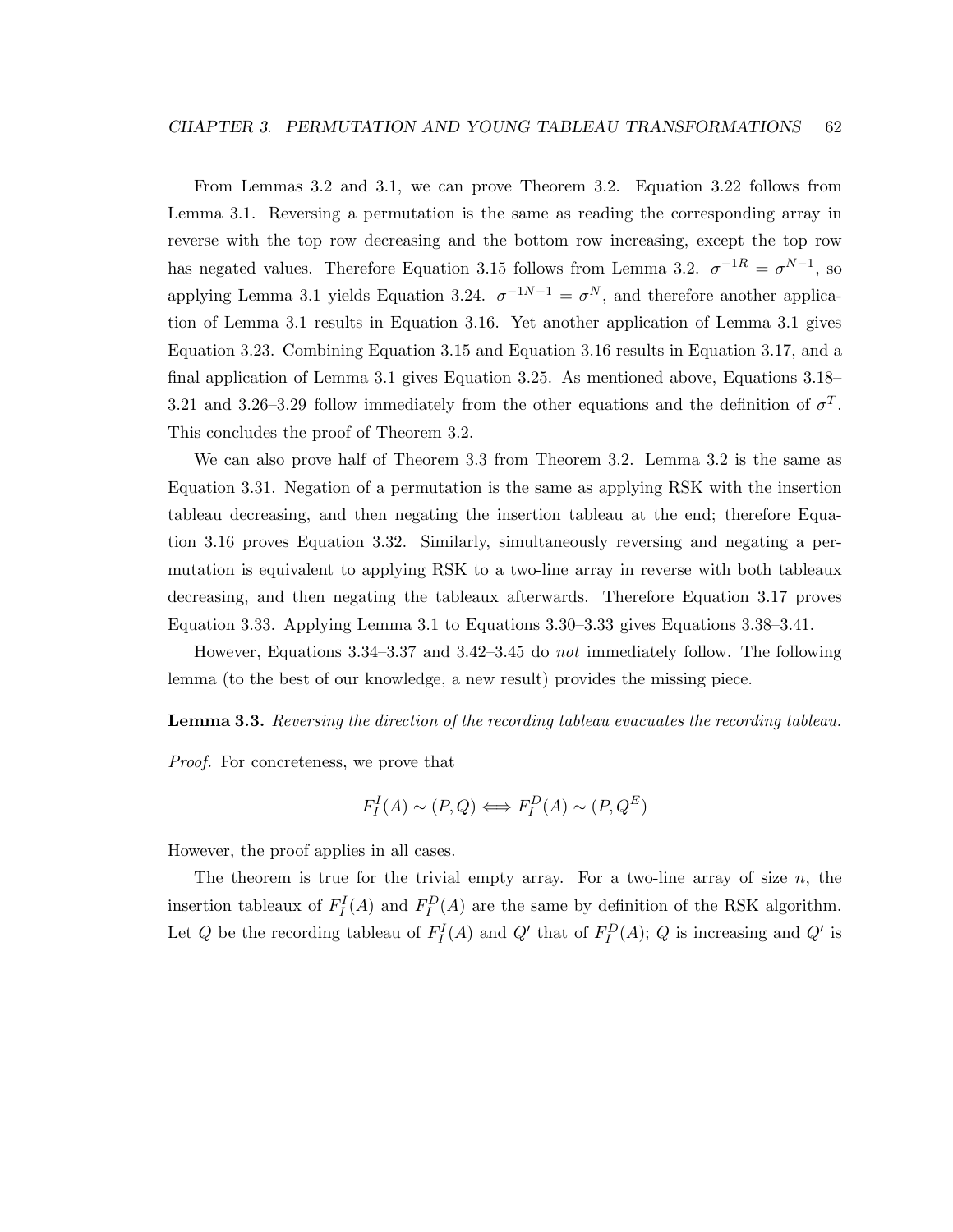From Lemmas 3.2 and 3.1, we can prove Theorem 3.2. Equation 3.22 follows from Lemma 3.1. Reversing a permutation is the same as reading the corresponding array in reverse with the top row decreasing and the bottom row increasing, except the top row has negated values. Therefore Equation 3.15 follows from Lemma 3.2. $\sigma^{-1R} = \sigma^{N-1}$, so applying Lemma 3.1 yields Equation 3.24. $\sigma^{-1N-1} = \sigma^{N}$, and therefore another application of Lemma 3.1 results in Equation 3.16. Yet another application of Lemma 3.1 gives Equation 3.23. Combining Equation 3.15 and Equation 3.16 results in Equation 3.17, and a final application of Lemma 3.1 gives Equation 3.25. As mentioned above, Equations 3.18–3.21 and 3.26–3.29 follow immediately from the other equations and the definition of $\sigma^T$. This concludes the proof of Theorem 3.2.

We can also prove half of Theorem 3.3 from Theorem 3.2. Lemma 3.2 is the same as Equation 3.31. Negation of a permutation is the same as applying RSK with the insertion tableau decreasing, and then negating the insertion tableau at the end; therefore Equation 3.16 proves Equation 3.32. Similarly, simultaneously reversing and negating a permutation is equivalent to applying RSK to a two-line array in reverse with both tableaux decreasing, and then negating the tableaux afterwards. Therefore Equation 3.17 proves Equation 3.33. Applying Lemma 3.1 to Equations 3.30–3.33 gives Equations 3.38–3.41.

However, Equations 3.34–3.37 and 3.42–3.45 do *not* immediately follow. The following lemma (to the best of our knowledge, a new result) provides the missing piece.

**Lemma 3.3.** *Reversing the direction of the recording tableau evacuates the recording tableau.*

*Proof.* For concreteness, we prove that

$$F_I^I(A) \sim (P, Q) \Longleftrightarrow F_I^D(A) \sim (P, Q^E)$$

However, the proof applies in all cases.

The theorem is true for the trivial empty array. For a two-line array of size $n$, the insertion tableaux of $F_I^I(A)$ and $F_I^D(A)$ are the same by definition of the RSK algorithm. Let $Q$ be the recording tableau of $F_I^I(A)$ and $Q'$ that of $F_I^D(A)$; $Q$ is increasing and $Q'$ is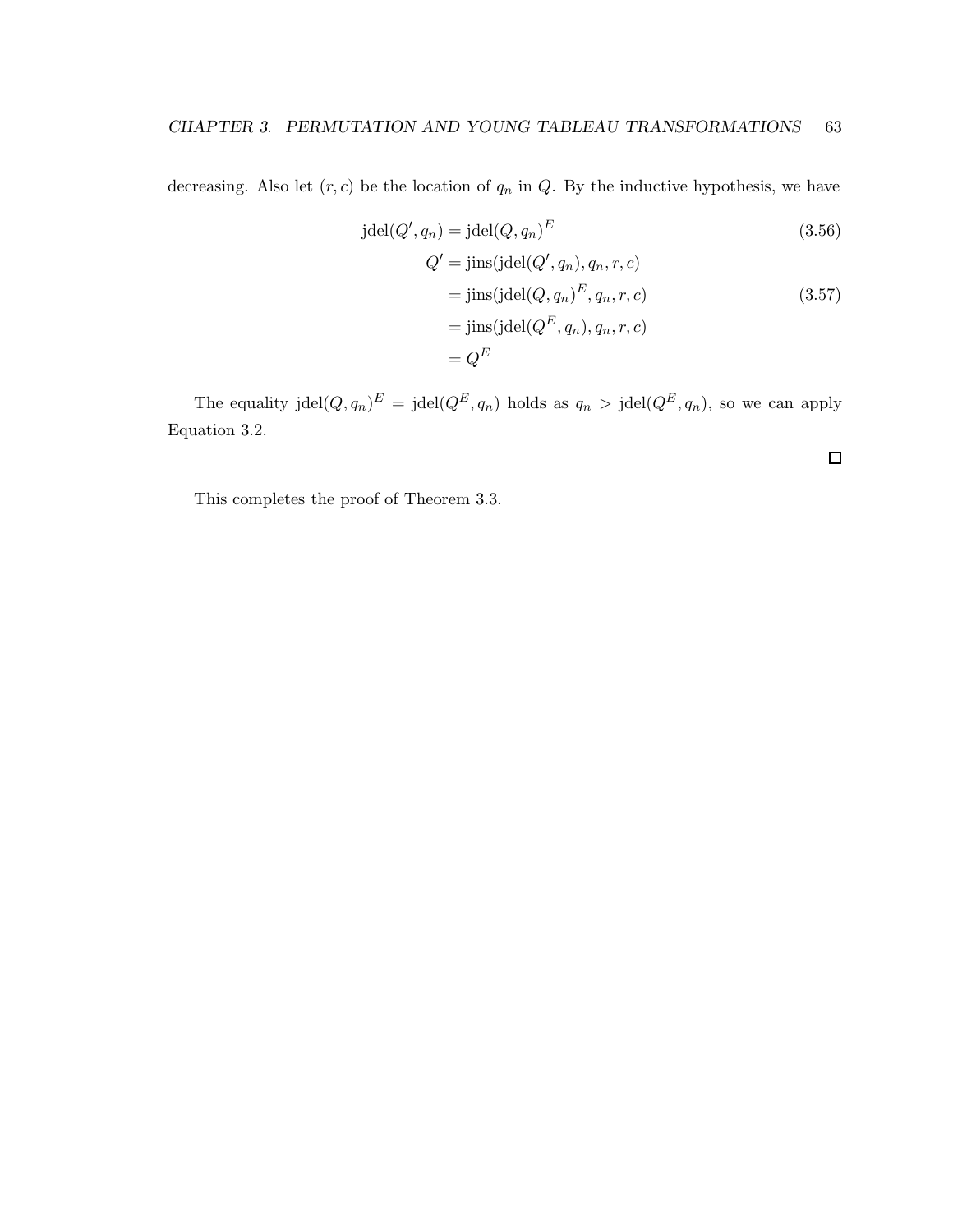decreasing. Also let $(r, c)$ be the location of $q_n$ in $Q$. By the inductive hypothesis, we have

$$\text{jdel}(Q', q_n) = \text{jdel}(Q, q_n)^E \tag{3.56}$$

$$\begin{aligned}
Q' &= \text{jins}(\text{jdel}(Q', q_n), q_n, r, c) \\
&= \text{jins}(\text{jdel}(Q, q_n)^E, q_n, r, c) \qquad (3.57) \\
&= \text{jins}(\text{jdel}(Q^E, q_n), q_n, r, c) \\
&= Q^E
\end{aligned}$$

The equality $\text{jdel}(Q, q_n)^E = \text{jdel}(Q^E, q_n)$ holds as $q_n > \text{jdel}(Q^E, q_n)$, so we can apply Equation 3.2.

□

This completes the proof of Theorem 3.3.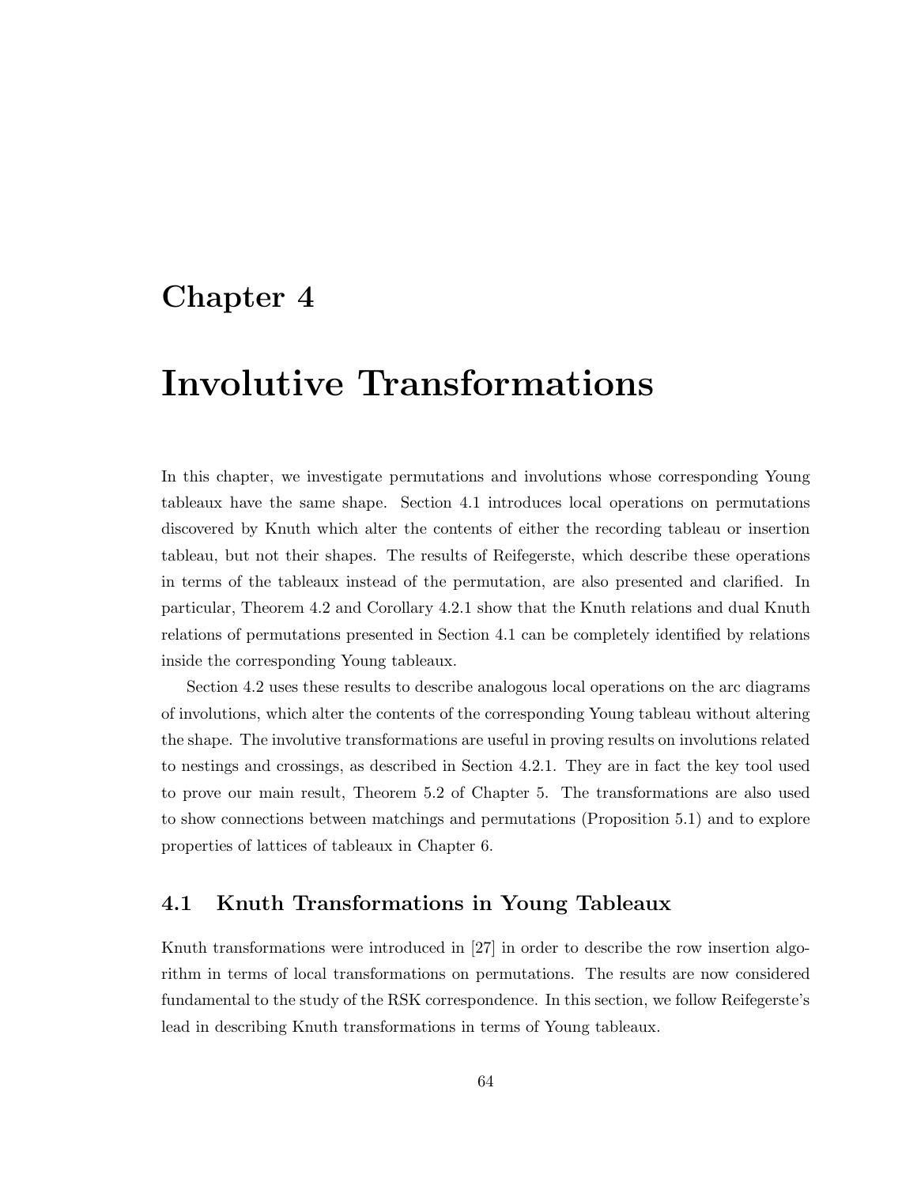# Chapter 4

# Involutive Transformations

In this chapter, we investigate permutations and involutions whose corresponding Young tableaux have the same shape. Section 4.1 introduces local operations on permutations discovered by Knuth which alter the contents of either the recording tableau or insertion tableau, but not their shapes. The results of Reifegerste, which describe these operations in terms of the tableaux instead of the permutation, are also presented and clarified. In particular, Theorem 4.2 and Corollary 4.2.1 show that the Knuth relations and dual Knuth relations of permutations presented in Section 4.1 can be completely identified by relations inside the corresponding Young tableaux.

Section 4.2 uses these results to describe analogous local operations on the arc diagrams of involutions, which alter the contents of the corresponding Young tableau without altering the shape. The involutive transformations are useful in proving results on involutions related to nestings and crossings, as described in Section 4.2.1. They are in fact the key tool used to prove our main result, Theorem 5.2 of Chapter 5. The transformations are also used to show connections between matchings and permutations (Proposition 5.1) and to explore properties of lattices of tableaux in Chapter 6.

## 4.1 Knuth Transformations in Young Tableaux

Knuth transformations were introduced in [27] in order to describe the row insertion algorithm in terms of local transformations on permutations. The results are now considered fundamental to the study of the RSK correspondence. In this section, we follow Reifegerste's lead in describing Knuth transformations in terms of Young tableaux.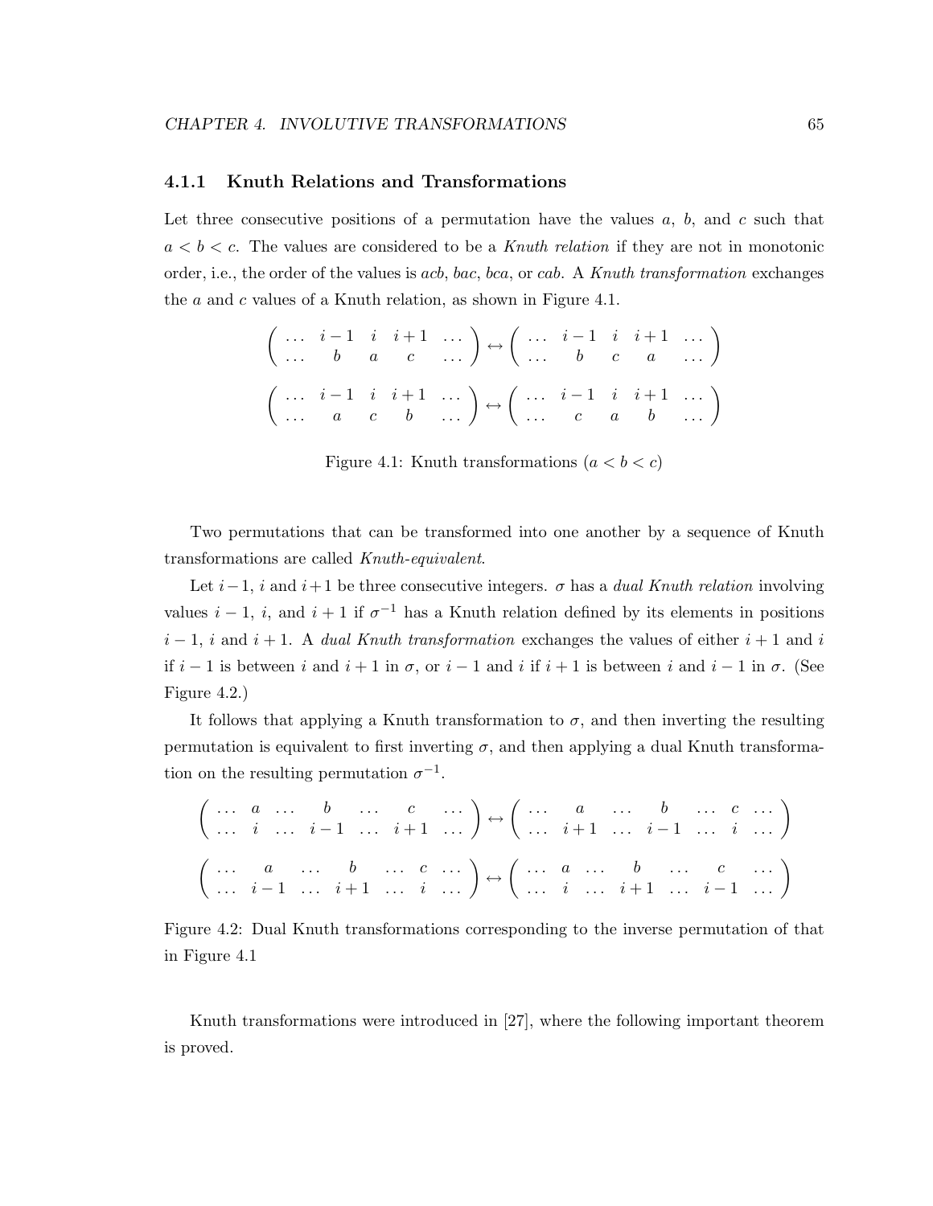### 4.1.1 Knuth Relations and Transformations

Let three consecutive positions of a permutation have the values $a$, $b$, and $c$ such that $a < b < c$. The values are considered to be a *Knuth relation* if they are not in monotonic order, i.e., the order of the values is $acb$, $bac$, $bca$, or $cab$. A *Knuth transformation* exchanges the $a$ and $c$ values of a Knuth relation, as shown in Figure 4.1.

$$\begin{pmatrix} \dots & i-1 & i & i+1 & \dots \\ \dots & b & a & c & \dots \end{pmatrix} \leftrightarrow \begin{pmatrix} \dots & i-1 & i & i+1 & \dots \\ \dots & b & c & a & \dots \end{pmatrix}$$

$$\begin{pmatrix} \dots & i-1 & i & i+1 & \dots \\ \dots & a & c & b & \dots \end{pmatrix} \leftrightarrow \begin{pmatrix} \dots & i-1 & i & i+1 & \dots \\ \dots & c & a & b & \dots \end{pmatrix}$$

Figure 4.1: Knuth transformations ($a < b < c$)

Two permutations that can be transformed into one another by a sequence of Knuth transformations are called *Knuth-equivalent*.

Let $i-1$, $i$ and $i+1$ be three consecutive integers. $\sigma$ has a *dual Knuth relation* involving values $i-1$, $i$, and $i+1$ if $\sigma^{-1}$ has a Knuth relation defined by its elements in positions $i-1$, $i$ and $i+1$. A *dual Knuth transformation* exchanges the values of either $i+1$ and $i$ if $i-1$ is between $i$ and $i+1$ in $\sigma$, or $i-1$ and $i$ if $i+1$ is between $i$ and $i-1$ in $\sigma$. (See Figure 4.2.)

It follows that applying a Knuth transformation to $\sigma$, and then inverting the resulting permutation is equivalent to first inverting $\sigma$, and then applying a dual Knuth transformation on the resulting permutation $\sigma^{-1}$.

$$\begin{pmatrix} \dots & a & \dots & b & \dots & c & \dots \\ \dots & i & \dots & i-1 & \dots & i+1 & \dots \end{pmatrix} \leftrightarrow \begin{pmatrix} \dots & a & \dots & b & \dots & c & \dots \\ \dots & i+1 & \dots & i-1 & \dots & i & \dots \end{pmatrix}$$

$$\begin{pmatrix} \dots & a & \dots & b & \dots & c & \dots \\ \dots & i-1 & \dots & i+1 & \dots & i & \dots \end{pmatrix} \leftrightarrow \begin{pmatrix} \dots & a & \dots & b & \dots & c & \dots \\ \dots & i & \dots & i+1 & \dots & i-1 & \dots \end{pmatrix}$$

Figure 4.2: Dual Knuth transformations corresponding to the inverse permutation of that in Figure 4.1

Knuth transformations were introduced in [27], where the following important theorem is proved.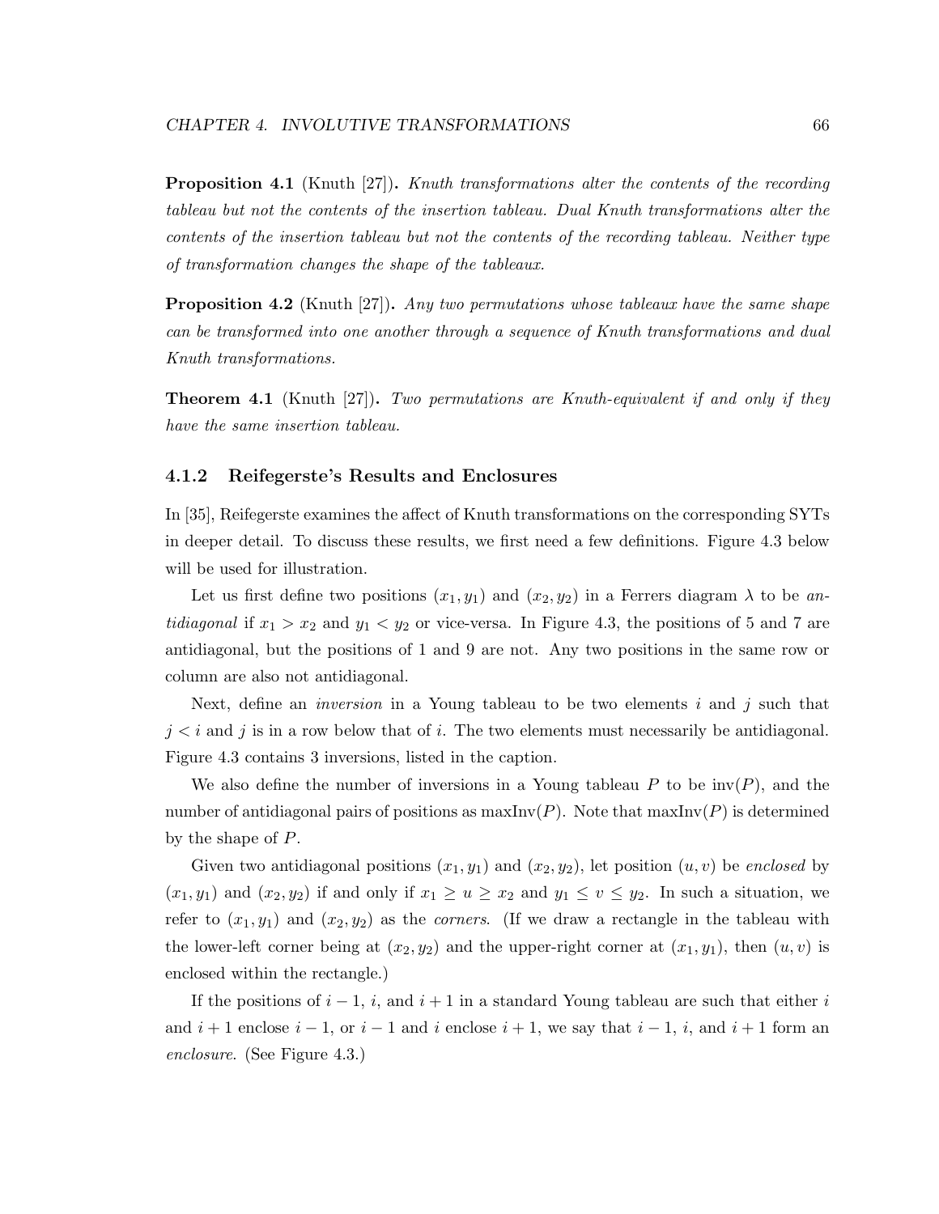**Proposition 4.1** (Knuth [27])**.** *Knuth transformations alter the contents of the recording tableau but not the contents of the insertion tableau. Dual Knuth transformations alter the contents of the insertion tableau but not the contents of the recording tableau. Neither type of transformation changes the shape of the tableaux.*

**Proposition 4.2** (Knuth [27])**.** *Any two permutations whose tableaux have the same shape can be transformed into one another through a sequence of Knuth transformations and dual Knuth transformations.*

**Theorem 4.1** (Knuth [27])**.** *Two permutations are Knuth-equivalent if and only if they have the same insertion tableau.*

### 4.1.2 Reifegerste's Results and Enclosures

In [35], Reifegerste examines the affect of Knuth transformations on the corresponding SYTs in deeper detail. To discuss these results, we first need a few definitions. Figure 4.3 below will be used for illustration.

Let us first define two positions $(x_1, y_1)$ and $(x_2, y_2)$ in a Ferrers diagram $\lambda$ to be *antidiagonal* if $x_1 > x_2$ and $y_1 < y_2$ or vice-versa. In Figure 4.3, the positions of 5 and 7 are antidiagonal, but the positions of 1 and 9 are not. Any two positions in the same row or column are also not antidiagonal.

Next, define an *inversion* in a Young tableau to be two elements $i$ and $j$ such that $j < i$ and $j$ is in a row below that of $i$. The two elements must necessarily be antidiagonal. Figure 4.3 contains 3 inversions, listed in the caption.

We also define the number of inversions in a Young tableau $P$ to be $\mathrm{inv}(P)$, and the number of antidiagonal pairs of positions as $\mathrm{maxInv}(P)$. Note that $\mathrm{maxInv}(P)$ is determined by the shape of $P$.

Given two antidiagonal positions $(x_1, y_1)$ and $(x_2, y_2)$, let position $(u, v)$ be *enclosed* by $(x_1, y_1)$ and $(x_2, y_2)$ if and only if $x_1 \geq u \geq x_2$ and $y_1 \leq v \leq y_2$. In such a situation, we refer to $(x_1, y_1)$ and $(x_2, y_2)$ as the *corners*. (If we draw a rectangle in the tableau with the lower-left corner being at $(x_2, y_2)$ and the upper-right corner at $(x_1, y_1)$, then $(u, v)$ is enclosed within the rectangle.)

If the positions of $i - 1$, $i$, and $i + 1$ in a standard Young tableau are such that either $i$ and $i + 1$ enclose $i - 1$, or $i - 1$ and $i$ enclose $i + 1$, we say that $i - 1$, $i$, and $i + 1$ form an *enclosure*. (See Figure 4.3.)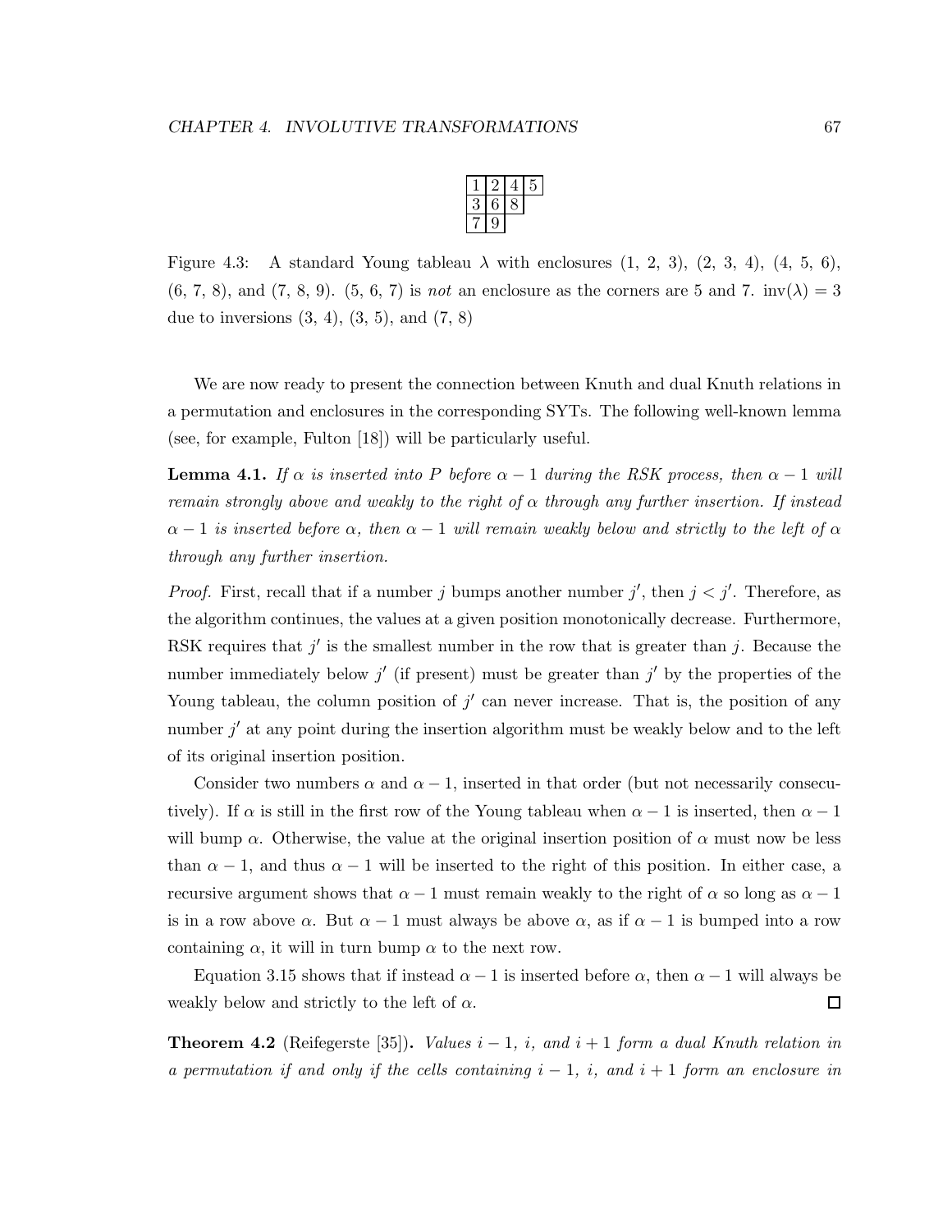| 1 | 2 | 4 | 5 |
|---|---|---|---|
| 3 | 6 | 8 | |
| 7 | 9 | | |

Figure 4.3: A standard Young tableau $\lambda$ with enclosures (1, 2, 3), (2, 3, 4), (4, 5, 6), (6, 7, 8), and (7, 8, 9). (5, 6, 7) is *not* an enclosure as the corners are 5 and 7. $\text{inv}(\lambda) = 3$ due to inversions (3, 4), (3, 5), and (7, 8)

We are now ready to present the connection between Knuth and dual Knuth relations in a permutation and enclosures in the corresponding SYTs. The following well-known lemma (see, for example, Fulton [18]) will be particularly useful.

**Lemma 4.1.** *If $\alpha$ is inserted into $P$ before $\alpha - 1$ during the RSK process, then $\alpha - 1$ will remain strongly above and weakly to the right of $\alpha$ through any further insertion. If instead $\alpha - 1$ is inserted before $\alpha$, then $\alpha - 1$ will remain weakly below and strictly to the left of $\alpha$ through any further insertion.*

*Proof.* First, recall that if a number $j$ bumps another number $j'$, then $j < j'$. Therefore, as the algorithm continues, the values at a given position monotonically decrease. Furthermore, RSK requires that $j'$ is the smallest number in the row that is greater than $j$. Because the number immediately below $j'$ (if present) must be greater than $j'$ by the properties of the Young tableau, the column position of $j'$ can never increase. That is, the position of any number $j'$ at any point during the insertion algorithm must be weakly below and to the left of its original insertion position.

Consider two numbers $\alpha$ and $\alpha - 1$, inserted in that order (but not necessarily consecutively). If $\alpha$ is still in the first row of the Young tableau when $\alpha - 1$ is inserted, then $\alpha - 1$ will bump $\alpha$. Otherwise, the value at the original insertion position of $\alpha$ must now be less than $\alpha - 1$, and thus $\alpha - 1$ will be inserted to the right of this position. In either case, a recursive argument shows that $\alpha - 1$ must remain weakly to the right of $\alpha$ so long as $\alpha - 1$ is in a row above $\alpha$. But $\alpha - 1$ must always be above $\alpha$, as if $\alpha - 1$ is bumped into a row containing $\alpha$, it will in turn bump $\alpha$ to the next row.

Equation 3.15 shows that if instead $\alpha - 1$ is inserted before $\alpha$, then $\alpha - 1$ will always be weakly below and strictly to the left of $\alpha$. ◻

**Theorem 4.2** (Reifegerste [35])**.** *Values $i - 1$, $i$, and $i + 1$ form a dual Knuth relation in a permutation if and only if the cells containing $i - 1$, $i$, and $i + 1$ form an enclosure in*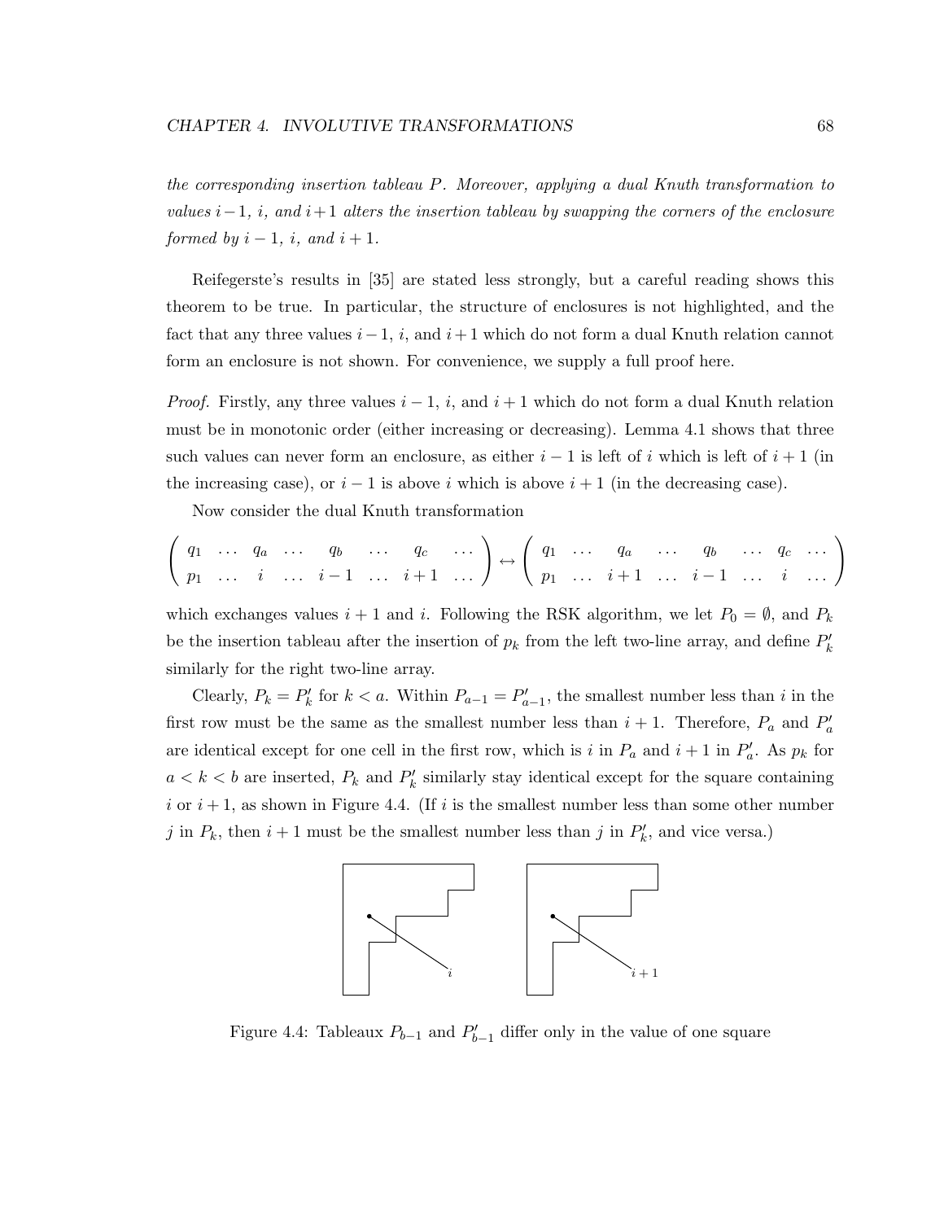*the corresponding insertion tableau $P$. Moreover, applying a dual Knuth transformation to values $i-1$, $i$, and $i+1$ alters the insertion tableau by swapping the corners of the enclosure formed by $i-1$, $i$, and $i+1$.*

Reifegerste's results in [35] are stated less strongly, but a careful reading shows this theorem to be true. In particular, the structure of enclosures is not highlighted, and the fact that any three values $i-1$, $i$, and $i+1$ which do not form a dual Knuth relation cannot form an enclosure is not shown. For convenience, we supply a full proof here.

*Proof.* Firstly, any three values $i-1$, $i$, and $i+1$ which do not form a dual Knuth relation must be in monotonic order (either increasing or decreasing). Lemma 4.1 shows that three such values can never form an enclosure, as either $i-1$ is left of $i$ which is left of $i+1$ (in the increasing case), or $i-1$ is above $i$ which is above $i+1$ (in the decreasing case).

Now consider the dual Knuth transformation

$$\begin{pmatrix} q_1 & \dots & q_a & \dots & q_b & \dots & q_c & \dots \\ p_1 & \dots & i & \dots & i-1 & \dots & i+1 & \dots \end{pmatrix} \leftrightarrow \begin{pmatrix} q_1 & \dots & q_a & \dots & q_b & \dots & q_c & \dots \\ p_1 & \dots & i+1 & \dots & i-1 & \dots & i & \dots \end{pmatrix}$$

which exchanges values $i+1$ and $i$. Following the RSK algorithm, we let $P_0 = \emptyset$, and $P_k$ be the insertion tableau after the insertion of $p_k$ from the left two-line array, and define $P'_k$ similarly for the right two-line array.

Clearly, $P_k = P'_k$ for $k < a$. Within $P_{a-1} = P'_{a-1}$, the smallest number less than $i$ in the first row must be the same as the smallest number less than $i+1$. Therefore, $P_a$ and $P'_a$ are identical except for one cell in the first row, which is $i$ in $P_a$ and $i+1$ in $P'_a$. As $p_k$ for $a < k < b$ are inserted, $P_k$ and $P'_k$ similarly stay identical except for the square containing $i$ or $i+1$, as shown in Figure 4.4. (If $i$ is the smallest number less than some other number $j$ in $P_k$, then $i+1$ must be the smallest number less than $j$ in $P'_k$, and vice versa.)

Figure 4.4: Tableaux $P_{b-1}$ and $P'_{b-1}$ differ only in the value of one square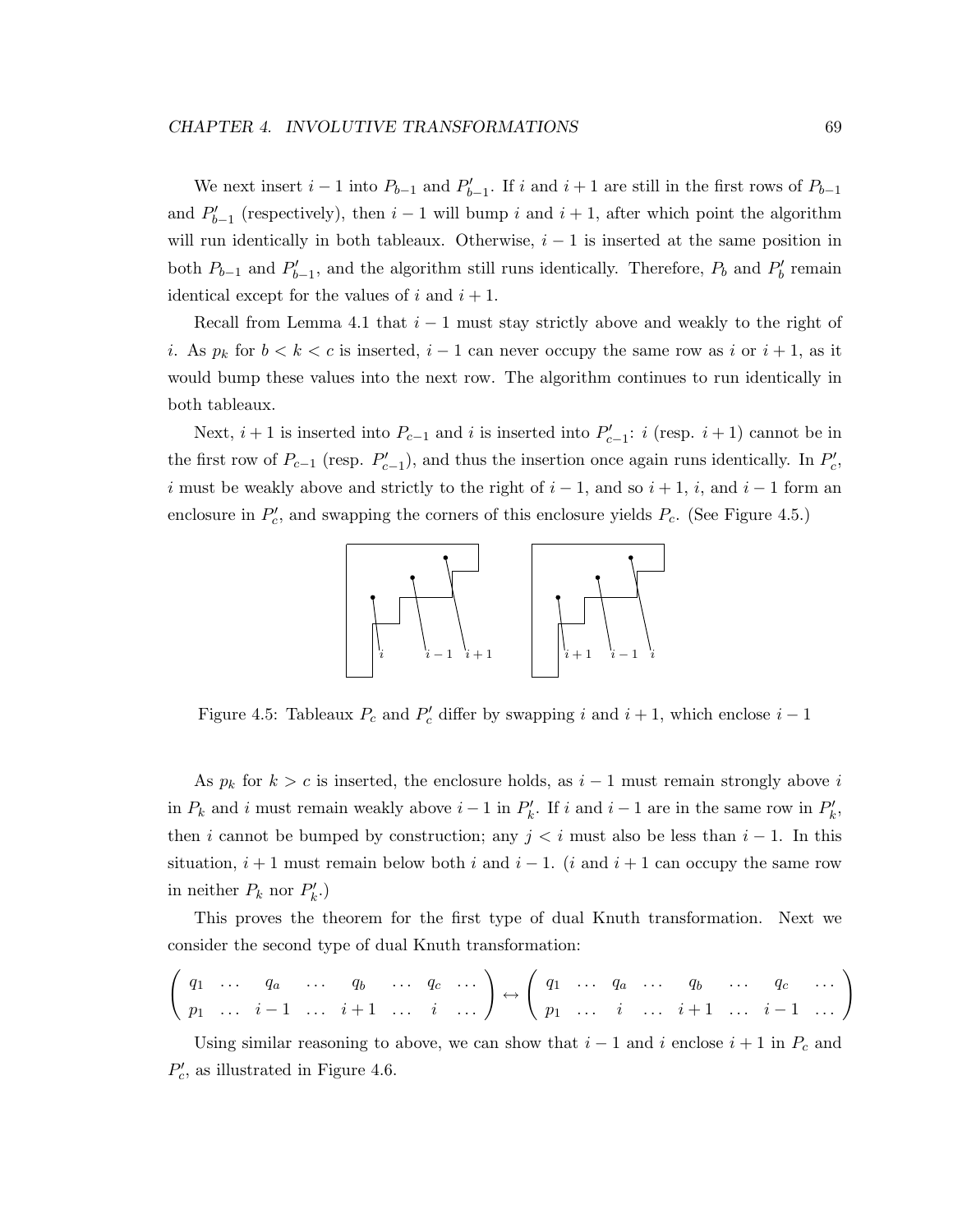We next insert $i-1$ into $P_{b-1}$ and $P'_{b-1}$. If $i$ and $i+1$ are still in the first rows of $P_{b-1}$ and $P'_{b-1}$ (respectively), then $i-1$ will bump $i$ and $i+1$, after which point the algorithm will run identically in both tableaux. Otherwise, $i-1$ is inserted at the same position in both $P_{b-1}$ and $P'_{b-1}$, and the algorithm still runs identically. Therefore, $P_b$ and $P'_b$ remain identical except for the values of $i$ and $i+1$.

Recall from Lemma 4.1 that $i-1$ must stay strictly above and weakly to the right of $i$. As $p_k$ for $b < k < c$ is inserted, $i-1$ can never occupy the same row as $i$ or $i+1$, as it would bump these values into the next row. The algorithm continues to run identically in both tableaux.

Next, $i+1$ is inserted into $P_{c-1}$ and $i$ is inserted into $P'_{c-1}$: $i$ (resp. $i+1$) cannot be in the first row of $P_{c-1}$ (resp. $P'_{c-1}$), and thus the insertion once again runs identically. In $P'_c$, $i$ must be weakly above and strictly to the right of $i-1$, and so $i+1$, $i$, and $i-1$ form an enclosure in $P'_c$, and swapping the corners of this enclosure yields $P_c$. (See Figure 4.5.)

Figure 4.5: Tableaux $P_c$ and $P'_c$ differ by swapping $i$ and $i+1$, which enclose $i-1$

As $p_k$ for $k > c$ is inserted, the enclosure holds, as $i-1$ must remain strongly above $i$ in $P_k$ and $i$ must remain weakly above $i-1$ in $P'_k$. If $i$ and $i-1$ are in the same row in $P'_k$, then $i$ cannot be bumped by construction; any $j < i$ must also be less than $i-1$. In this situation, $i+1$ must remain below both $i$ and $i-1$. ($i$ and $i+1$ can occupy the same row in neither $P_k$ nor $P'_k$.)

This proves the theorem for the first type of dual Knuth transformation. Next we consider the second type of dual Knuth transformation:

$$\begin{pmatrix} q_1 & \dots & q_a & \dots & q_b & \dots & q_c & \dots \\ p_1 & \dots & i-1 & \dots & i+1 & \dots & i & \dots \end{pmatrix} \leftrightarrow \begin{pmatrix} q_1 & \dots & q_a & \dots & q_b & \dots & q_c & \dots \\ p_1 & \dots & i & \dots & i+1 & \dots & i-1 & \dots \end{pmatrix}$$

Using similar reasoning to above, we can show that $i-1$ and $i$ enclose $i+1$ in $P_c$ and $P'_c$, as illustrated in Figure 4.6.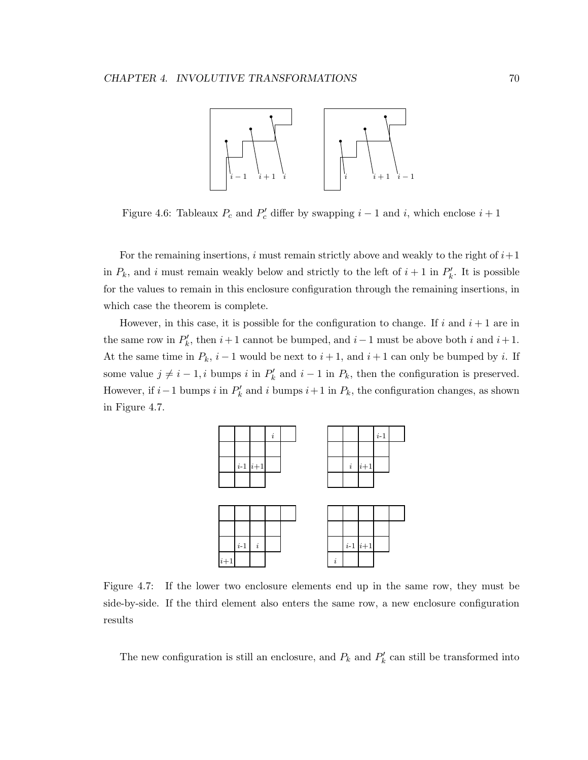Figure 4.6: Tableaux $P_c$ and $P'_c$ differ by swapping $i-1$ and $i$, which enclose $i+1$

For the remaining insertions, $i$ must remain strictly above and weakly to the right of $i+1$ in $P_k$, and $i$ must remain weakly below and strictly to the left of $i+1$ in $P'_k$. It is possible for the values to remain in this enclosure configuration through the remaining insertions, in which case the theorem is complete.

However, in this case, it is possible for the configuration to change. If $i$ and $i+1$ are in the same row in $P'_k$, then $i+1$ cannot be bumped, and $i-1$ must be above both $i$ and $i+1$. At the same time in $P_k$, $i-1$ would be next to $i+1$, and $i+1$ can only be bumped by $i$. If some value $j \neq i-1, i$ bumps $i$ in $P'_k$ and $i-1$ in $P_k$, then the configuration is preserved. However, if $i-1$ bumps $i$ in $P'_k$ and $i$ bumps $i+1$ in $P_k$, the configuration changes, as shown in Figure 4.7.

Figure 4.7: If the lower two enclosure elements end up in the same row, they must be side-by-side. If the third element also enters the same row, a new enclosure configuration results

The new configuration is still an enclosure, and $P_k$ and $P'_k$ can still be transformed into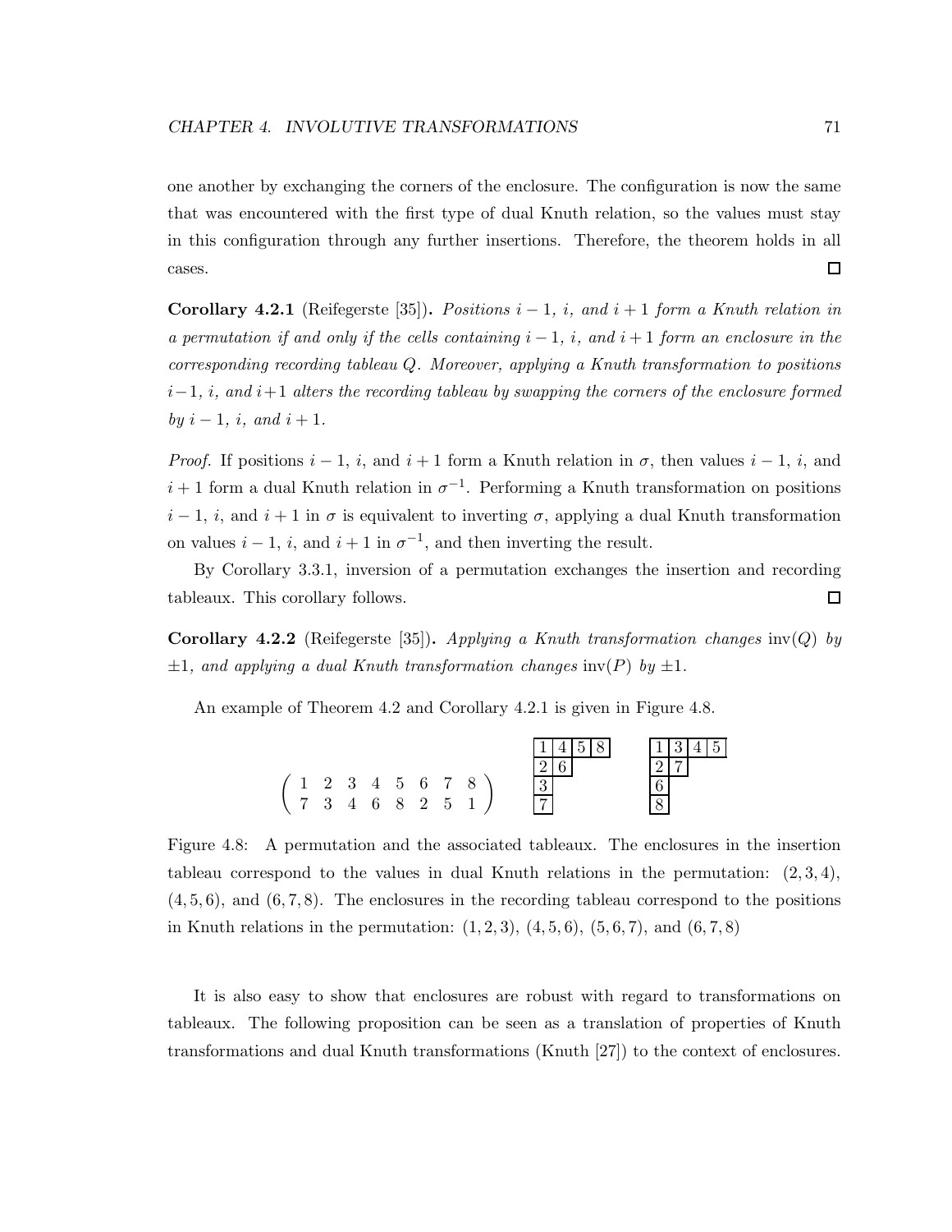one another by exchanging the corners of the enclosure. The configuration is now the same that was encountered with the first type of dual Knuth relation, so the values must stay in this configuration through any further insertions. Therefore, the theorem holds in all cases. □

**Corollary 4.2.1** (Reifegerste [35])**.** *Positions $i-1$, $i$, and $i+1$ form a Knuth relation in a permutation if and only if the cells containing $i-1$, $i$, and $i+1$ form an enclosure in the corresponding recording tableau $Q$. Moreover, applying a Knuth transformation to positions $i-1$, $i$, and $i+1$ alters the recording tableau by swapping the corners of the enclosure formed by $i-1$, $i$, and $i+1$.*

*Proof.* If positions $i-1$, $i$, and $i+1$ form a Knuth relation in $\sigma$, then values $i-1$, $i$, and $i+1$ form a dual Knuth relation in $\sigma^{-1}$. Performing a Knuth transformation on positions $i-1$, $i$, and $i+1$ in $\sigma$ is equivalent to inverting $\sigma$, applying a dual Knuth transformation on values $i-1$, $i$, and $i+1$ in $\sigma^{-1}$, and then inverting the result.

By Corollary 3.3.1, inversion of a permutation exchanges the insertion and recording tableaux. This corollary follows. □

**Corollary 4.2.2** (Reifegerste [35])**.** *Applying a Knuth transformation changes* $\mathrm{inv}(Q)$ *by* $\pm 1$*, and applying a dual Knuth transformation changes* $\mathrm{inv}(P)$ *by* $\pm 1$*.*

An example of Theorem 4.2 and Corollary 4.2.1 is given in Figure 4.8.

$$\begin{pmatrix} 1 & 2 & 3 & 4 & 5 & 6 & 7 & 8 \\ 7 & 3 & 4 & 6 & 8 & 2 & 5 & 1 \end{pmatrix} \qquad \begin{array}{|c|c|c|c|} \hline 1 & 4 & 5 & 8 \\ \hline 2 & 6 \\ \cline{1-2} 3 \\ \cline{1-1} 7 \\ \cline{1-1} \end{array} \qquad \begin{array}{|c|c|c|c|} \hline 1 & 3 & 4 & 5 \\ \hline 2 & 7 \\ \cline{1-2} 6 \\ \cline{1-1} 8 \\ \cline{1-1} \end{array}$$

Figure 4.8: A permutation and the associated tableaux. The enclosures in the insertion tableau correspond to the values in dual Knuth relations in the permutation: $(2, 3, 4)$, $(4, 5, 6)$, and $(6, 7, 8)$. The enclosures in the recording tableau correspond to the positions in Knuth relations in the permutation: $(1, 2, 3)$, $(4, 5, 6)$, $(5, 6, 7)$, and $(6, 7, 8)$

It is also easy to show that enclosures are robust with regard to transformations on tableaux. The following proposition can be seen as a translation of properties of Knuth transformations and dual Knuth transformations (Knuth [27]) to the context of enclosures.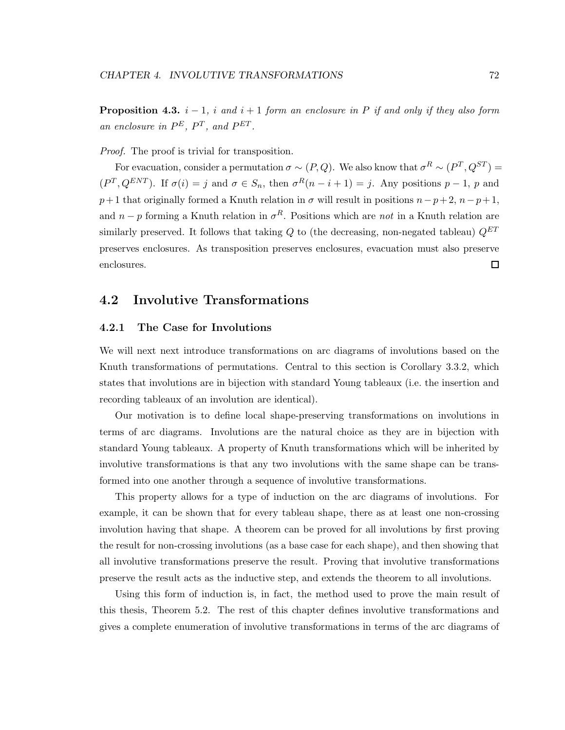**Proposition 4.3.** *$i-1$, $i$ and $i+1$ form an enclosure in $P$ if and only if they also form an enclosure in $P^E$, $P^T$, and $P^{ET}$.*

*Proof.* The proof is trivial for transposition.

For evacuation, consider a permutation $\sigma \sim (P, Q)$. We also know that $\sigma^R \sim (P^T, Q^{ST}) = (P^T, Q^{ENT})$. If $\sigma(i) = j$ and $\sigma \in S_n$, then $\sigma^R(n-i+1) = j$. Any positions $p-1$, $p$ and $p+1$ that originally formed a Knuth relation in $\sigma$ will result in positions $n-p+2$, $n-p+1$, and $n-p$ forming a Knuth relation in $\sigma^R$. Positions which are *not* in a Knuth relation are similarly preserved. It follows that taking $Q$ to (the decreasing, non-negated tableau) $Q^{ET}$ preserves enclosures. As transposition preserves enclosures, evacuation must also preserve enclosures. $\square$

## 4.2 Involutive Transformations

### 4.2.1 The Case for Involutions

We will next next introduce transformations on arc diagrams of involutions based on the Knuth transformations of permutations. Central to this section is Corollary 3.3.2, which states that involutions are in bijection with standard Young tableaux (i.e. the insertion and recording tableaux of an involution are identical).

Our motivation is to define local shape-preserving transformations on involutions in terms of arc diagrams. Involutions are the natural choice as they are in bijection with standard Young tableaux. A property of Knuth transformations which will be inherited by involutive transformations is that any two involutions with the same shape can be transformed into one another through a sequence of involutive transformations.

This property allows for a type of induction on the arc diagrams of involutions. For example, it can be shown that for every tableau shape, there as at least one non-crossing involution having that shape. A theorem can be proved for all involutions by first proving the result for non-crossing involutions (as a base case for each shape), and then showing that all involutive transformations preserve the result. Proving that involutive transformations preserve the result acts as the inductive step, and extends the theorem to all involutions.

Using this form of induction is, in fact, the method used to prove the main result of this thesis, Theorem 5.2. The rest of this chapter defines involutive transformations and gives a complete enumeration of involutive transformations in terms of the arc diagrams of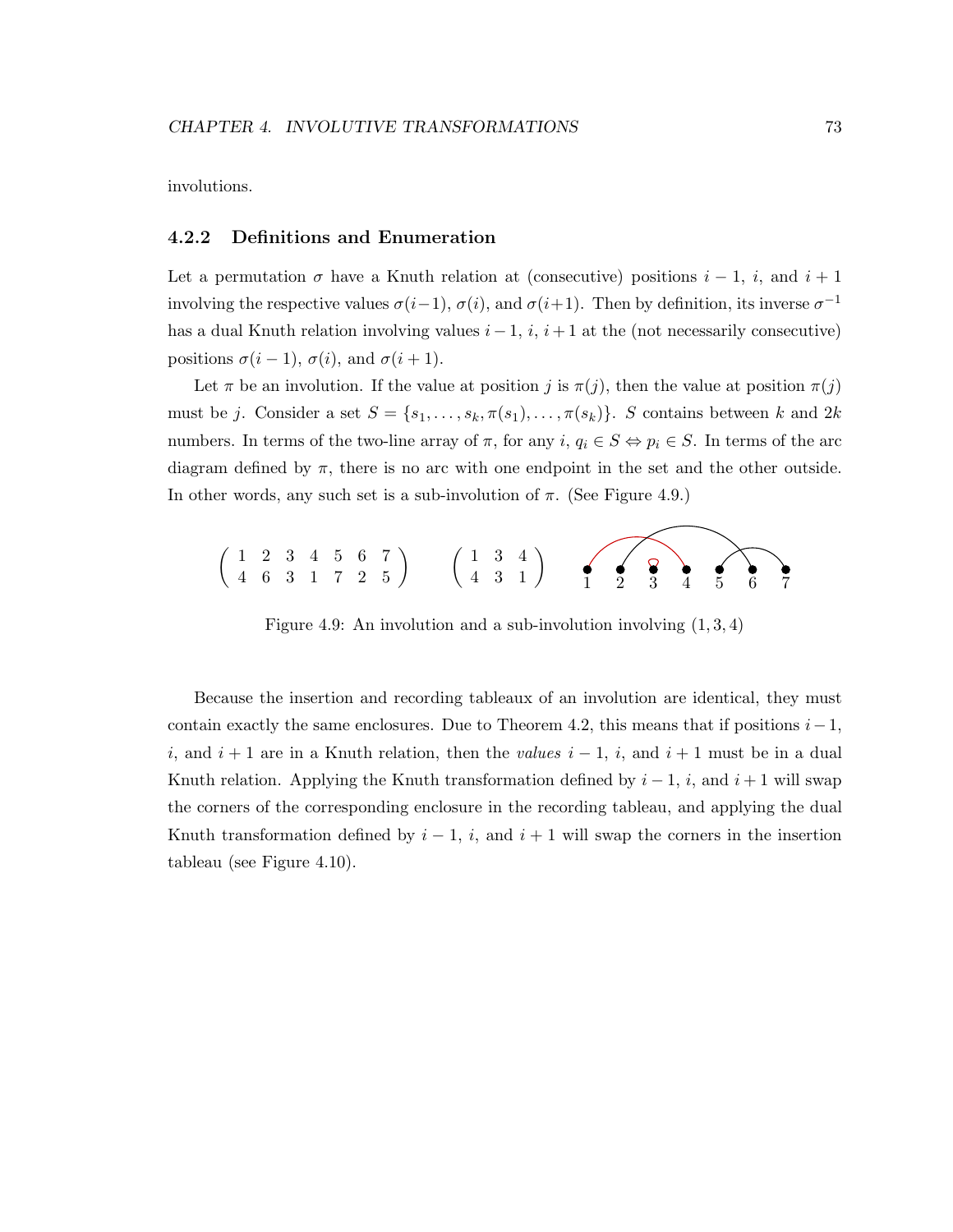involutions.

### 4.2.2 Definitions and Enumeration

Let a permutation $\sigma$ have a Knuth relation at (consecutive) positions $i-1$, $i$, and $i+1$ involving the respective values $\sigma(i-1)$, $\sigma(i)$, and $\sigma(i+1)$. Then by definition, its inverse $\sigma^{-1}$ has a dual Knuth relation involving values $i-1$, $i$, $i+1$ at the (not necessarily consecutive) positions $\sigma(i-1)$, $\sigma(i)$, and $\sigma(i+1)$.

Let $\pi$ be an involution. If the value at position $j$ is $\pi(j)$, then the value at position $\pi(j)$ must be $j$. Consider a set $S = \{s_1, \ldots, s_k, \pi(s_1), \ldots, \pi(s_k)\}$. $S$ contains between $k$ and $2k$ numbers. In terms of the two-line array of $\pi$, for any $i$, $q_i \in S \Leftrightarrow p_i \in S$. In terms of the arc diagram defined by $\pi$, there is no arc with one endpoint in the set and the other outside. In other words, any such set is a sub-involution of $\pi$. (See Figure 4.9.)

$$\begin{pmatrix} 1 & 2 & 3 & 4 & 5 & 6 & 7 \\ 4 & 6 & 3 & 1 & 7 & 2 & 5 \end{pmatrix} \qquad \begin{pmatrix} 1 & 3 & 4 \\ 4 & 3 & 1 \end{pmatrix}$$

Figure 4.9: An involution and a sub-involution involving $(1, 3, 4)$

Because the insertion and recording tableaux of an involution are identical, they must contain exactly the same enclosures. Due to Theorem 4.2, this means that if positions $i-1$, $i$, and $i+1$ are in a Knuth relation, then the *values* $i-1$, $i$, and $i+1$ must be in a dual Knuth relation. Applying the Knuth transformation defined by $i-1$, $i$, and $i+1$ will swap the corners of the corresponding enclosure in the recording tableau, and applying the dual Knuth transformation defined by $i-1$, $i$, and $i+1$ will swap the corners in the insertion tableau (see Figure 4.10).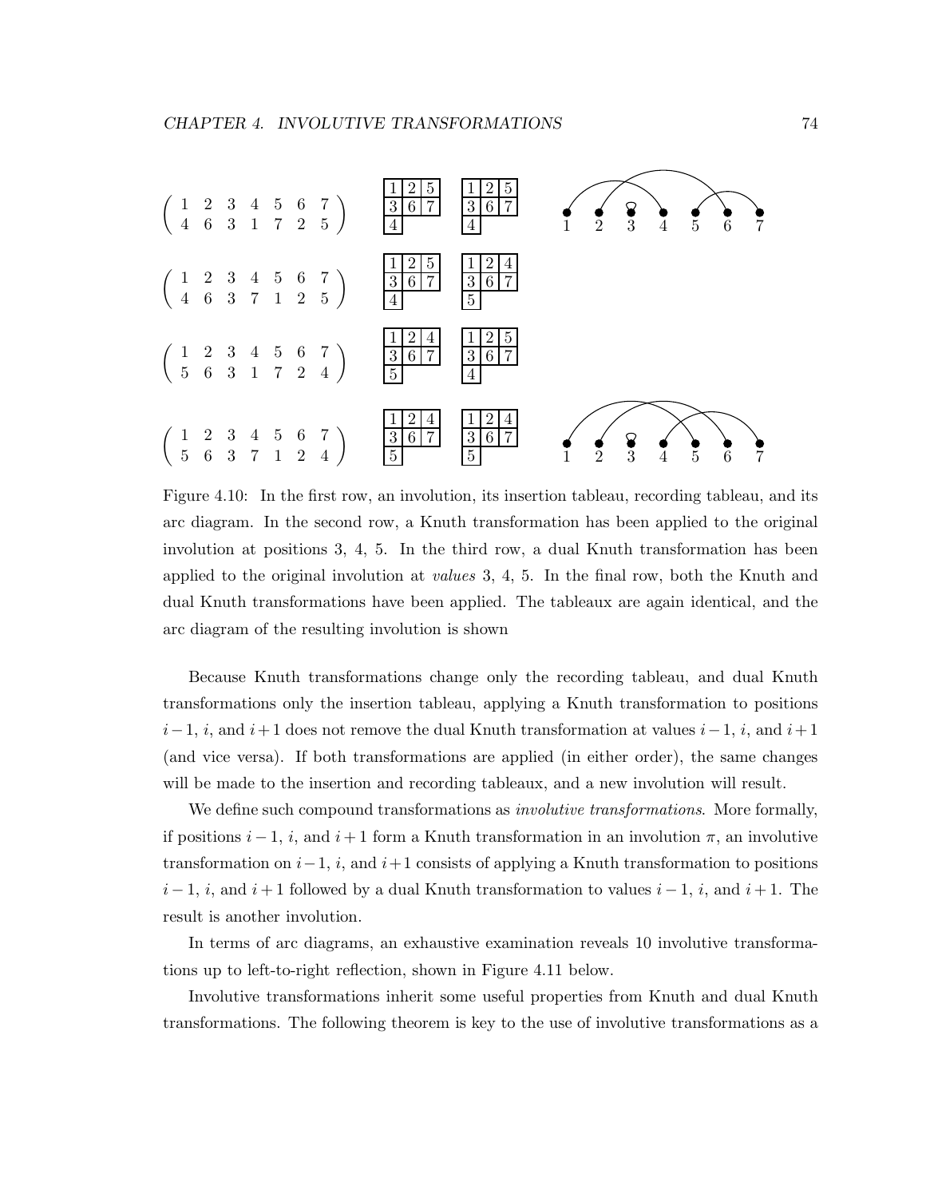$$\left(\begin{array}{ccccccc} 1 & 2 & 3 & 4 & 5 & 6 & 7 \\ 4 & 6 & 3 & 1 & 7 & 2 & 5 \end{array}\right)$$

| 1 | 2 | 5 |
|---|---|---|
| 3 | 6 | 7 |
| 4 | | |

| 1 | 2 | 5 |
|---|---|---|
| 3 | 6 | 7 |
| 4 | | |

$$\left(\begin{array}{ccccccc} 1 & 2 & 3 & 4 & 5 & 6 & 7 \\ 4 & 6 & 3 & 7 & 1 & 2 & 5 \end{array}\right)$$

| 1 | 2 | 5 |
|---|---|---|
| 3 | 6 | 7 |
| 4 | | |

| 1 | 2 | 4 |
|---|---|---|
| 3 | 6 | 7 |
| 5 | | |

$$\left(\begin{array}{ccccccc} 1 & 2 & 3 & 4 & 5 & 6 & 7 \\ 5 & 6 & 3 & 1 & 7 & 2 & 4 \end{array}\right)$$

| 1 | 2 | 4 |
|---|---|---|
| 3 | 6 | 7 |
| 5 | | |

| 1 | 2 | 5 |
|---|---|---|
| 3 | 6 | 7 |
| 4 | | |

$$\left(\begin{array}{ccccccc} 1 & 2 & 3 & 4 & 5 & 6 & 7 \\ 5 & 6 & 3 & 7 & 1 & 2 & 4 \end{array}\right)$$

| 1 | 2 | 4 |
|---|---|---|
| 3 | 6 | 7 |
| 5 | | |

| 1 | 2 | 4 |
|---|---|---|
| 3 | 6 | 7 |
| 5 | | |

Figure 4.10: In the first row, an involution, its insertion tableau, recording tableau, and its arc diagram. In the second row, a Knuth transformation has been applied to the original involution at positions 3, 4, 5. In the third row, a dual Knuth transformation has been applied to the original involution at *values* 3, 4, 5. In the final row, both the Knuth and dual Knuth transformations have been applied. The tableaux are again identical, and the arc diagram of the resulting involution is shown

Because Knuth transformations change only the recording tableau, and dual Knuth transformations only the insertion tableau, applying a Knuth transformation to positions $i-1$, $i$, and $i+1$ does not remove the dual Knuth transformation at values $i-1$, $i$, and $i+1$ (and vice versa). If both transformations are applied (in either order), the same changes will be made to the insertion and recording tableaux, and a new involution will result.

We define such compound transformations as *involutive transformations*. More formally, if positions $i-1$, $i$, and $i+1$ form a Knuth transformation in an involution $\pi$, an involutive transformation on $i-1$, $i$, and $i+1$ consists of applying a Knuth transformation to positions $i-1$, $i$, and $i+1$ followed by a dual Knuth transformation to values $i-1$, $i$, and $i+1$. The result is another involution.

In terms of arc diagrams, an exhaustive examination reveals 10 involutive transformations up to left-to-right reflection, shown in Figure 4.11 below.

Involutive transformations inherit some useful properties from Knuth and dual Knuth transformations. The following theorem is key to the use of involutive transformations as a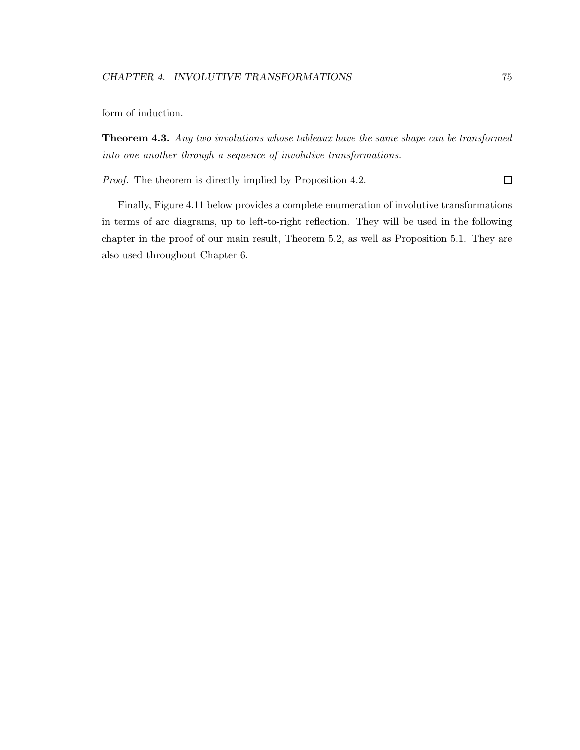form of induction.

**Theorem 4.3.** *Any two involutions whose tableaux have the same shape can be transformed into one another through a sequence of involutive transformations.*

*Proof.* The theorem is directly implied by Proposition 4.2. □

Finally, Figure 4.11 below provides a complete enumeration of involutive transformations in terms of arc diagrams, up to left-to-right reflection. They will be used in the following chapter in the proof of our main result, Theorem 5.2, as well as Proposition 5.1. They are also used throughout Chapter 6.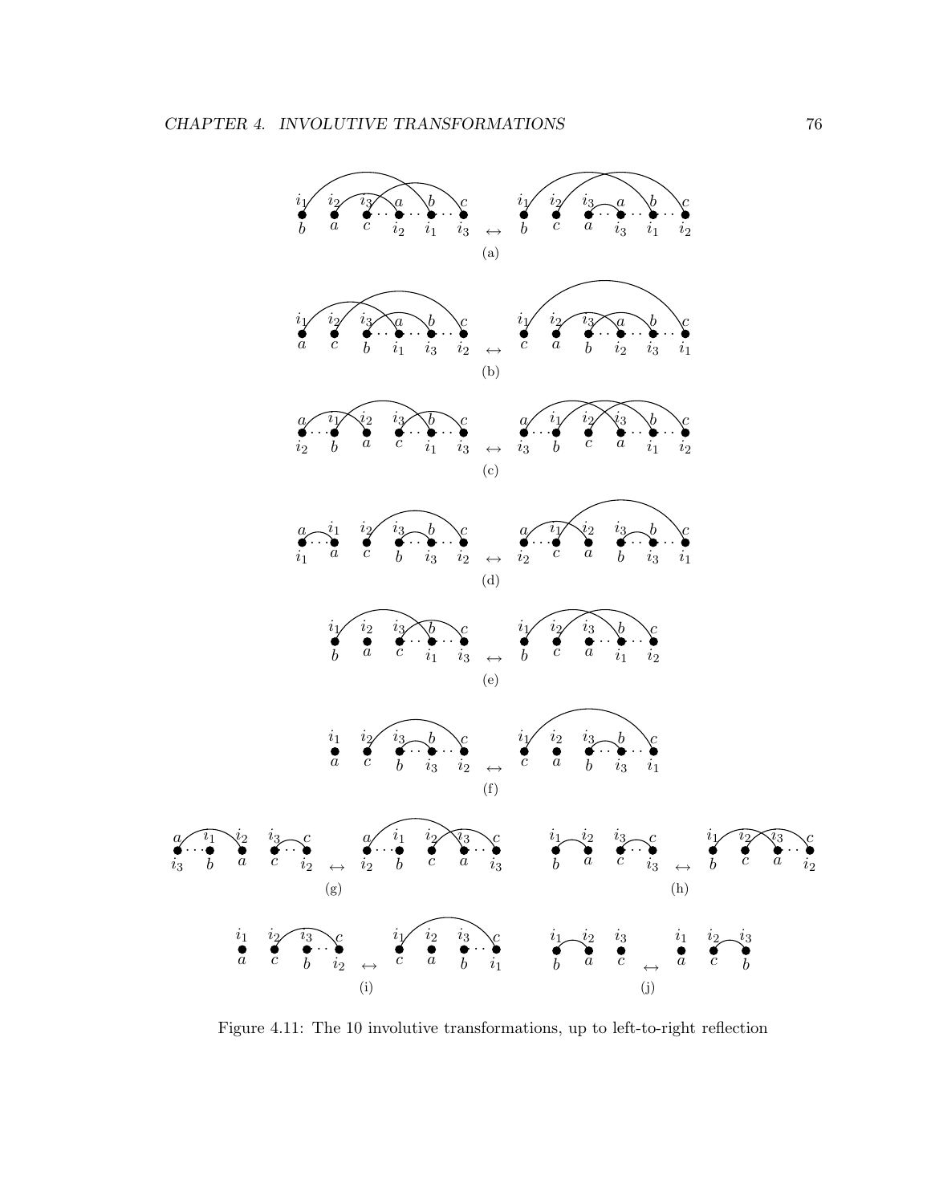Figure 4.11: The 10 involutive transformations, up to left-to-right reflection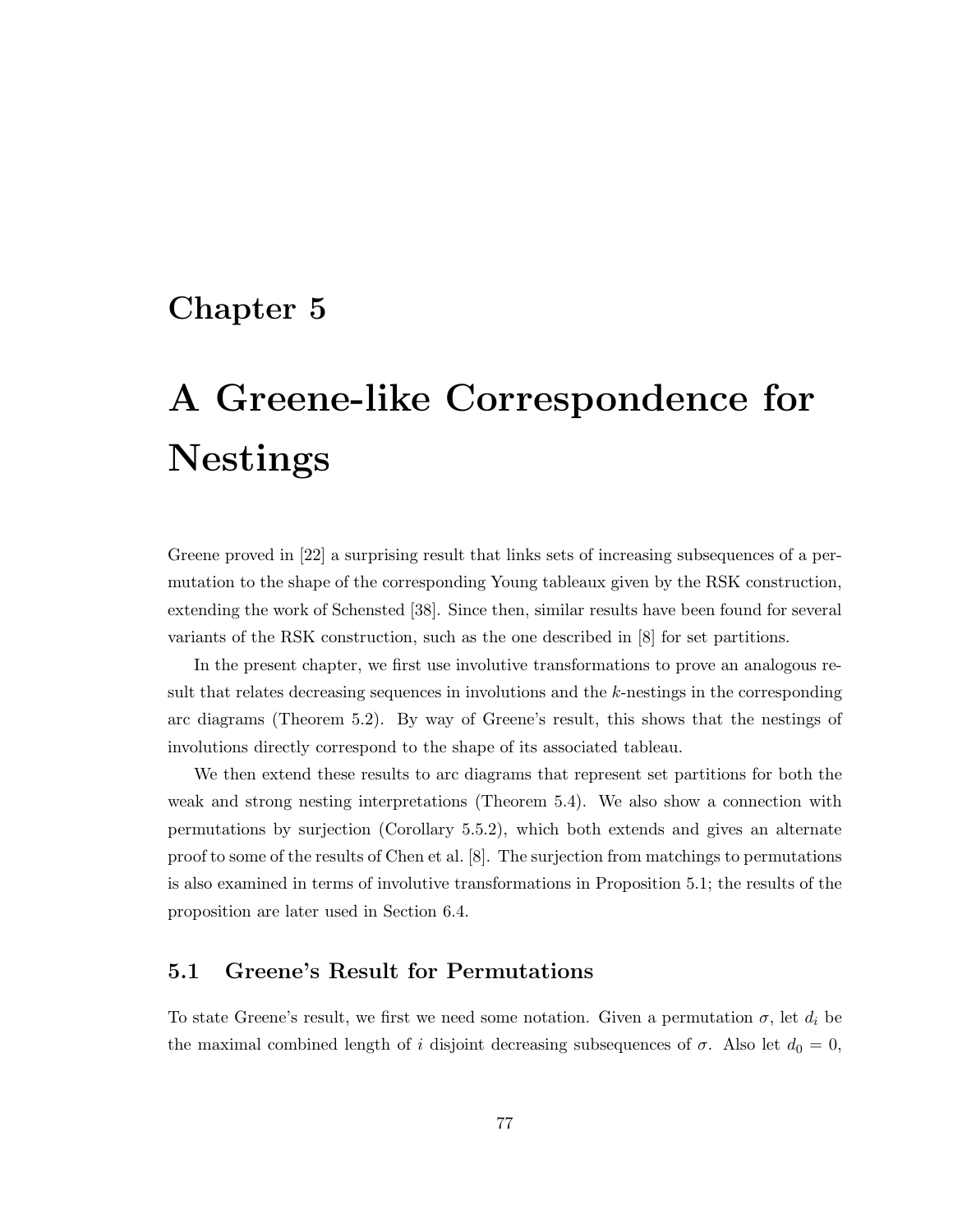# Chapter 5

# A Greene-like Correspondence for Nestings

Greene proved in [22] a surprising result that links sets of increasing subsequences of a permutation to the shape of the corresponding Young tableaux given by the RSK construction, extending the work of Schensted [38]. Since then, similar results have been found for several variants of the RSK construction, such as the one described in [8] for set partitions.

In the present chapter, we first use involutive transformations to prove an analogous result that relates decreasing sequences in involutions and the $k$-nestings in the corresponding arc diagrams (Theorem 5.2). By way of Greene's result, this shows that the nestings of involutions directly correspond to the shape of its associated tableau.

We then extend these results to arc diagrams that represent set partitions for both the weak and strong nesting interpretations (Theorem 5.4). We also show a connection with permutations by surjection (Corollary 5.5.2), which both extends and gives an alternate proof to some of the results of Chen et al. [8]. The surjection from matchings to permutations is also examined in terms of involutive transformations in Proposition 5.1; the results of the proposition are later used in Section 6.4.

## 5.1 Greene's Result for Permutations

To state Greene's result, we first we need some notation. Given a permutation $\sigma$, let $d_i$ be the maximal combined length of $i$ disjoint decreasing subsequences of $\sigma$. Also let $d_0 = 0$,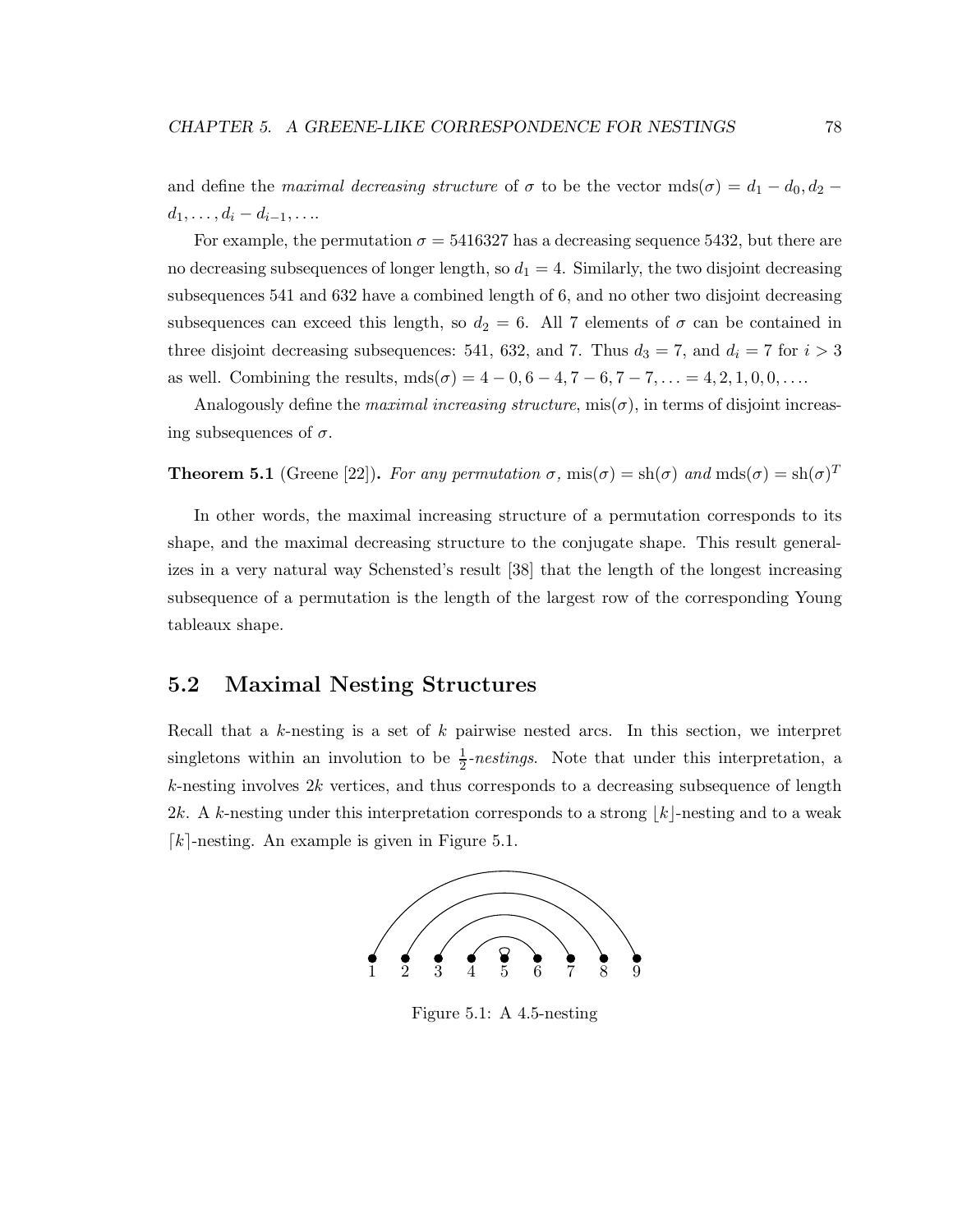and define the *maximal decreasing structure* of $\sigma$ to be the vector $\text{mds}(\sigma) = d_1 - d_0, d_2 - d_1, \ldots, d_i - d_{i-1}, \ldots$.

For example, the permutation $\sigma = 5416327$ has a decreasing sequence 5432, but there are no decreasing subsequences of longer length, so $d_1 = 4$. Similarly, the two disjoint decreasing subsequences 541 and 632 have a combined length of 6, and no other two disjoint decreasing subsequences can exceed this length, so $d_2 = 6$. All 7 elements of $\sigma$ can be contained in three disjoint decreasing subsequences: 541, 632, and 7. Thus $d_3 = 7$, and $d_i = 7$ for $i > 3$ as well. Combining the results, $\text{mds}(\sigma) = 4 - 0, 6 - 4, 7 - 6, 7 - 7, \ldots = 4, 2, 1, 0, 0, \ldots$.

Analogously define the *maximal increasing structure*, $\text{mis}(\sigma)$, in terms of disjoint increasing subsequences of $\sigma$.

**Theorem 5.1** (Greene [22]). *For any permutation $\sigma$, $\text{mis}(\sigma) = \text{sh}(\sigma)$ and $\text{mds}(\sigma) = \text{sh}(\sigma)^T$*

In other words, the maximal increasing structure of a permutation corresponds to its shape, and the maximal decreasing structure to the conjugate shape. This result generalizes in a very natural way Schensted's result [38] that the length of the longest increasing subsequence of a permutation is the length of the largest row of the corresponding Young tableaux shape.

## 5.2 Maximal Nesting Structures

Recall that a $k$-nesting is a set of $k$ pairwise nested arcs. In this section, we interpret singletons within an involution to be $\frac{1}{2}$-*nestings*. Note that under this interpretation, a $k$-nesting involves $2k$ vertices, and thus corresponds to a decreasing subsequence of length $2k$. A $k$-nesting under this interpretation corresponds to a strong $\lfloor k \rfloor$-nesting and to a weak $\lceil k \rceil$-nesting. An example is given in Figure 5.1.

Figure 5.1: A 4.5-nesting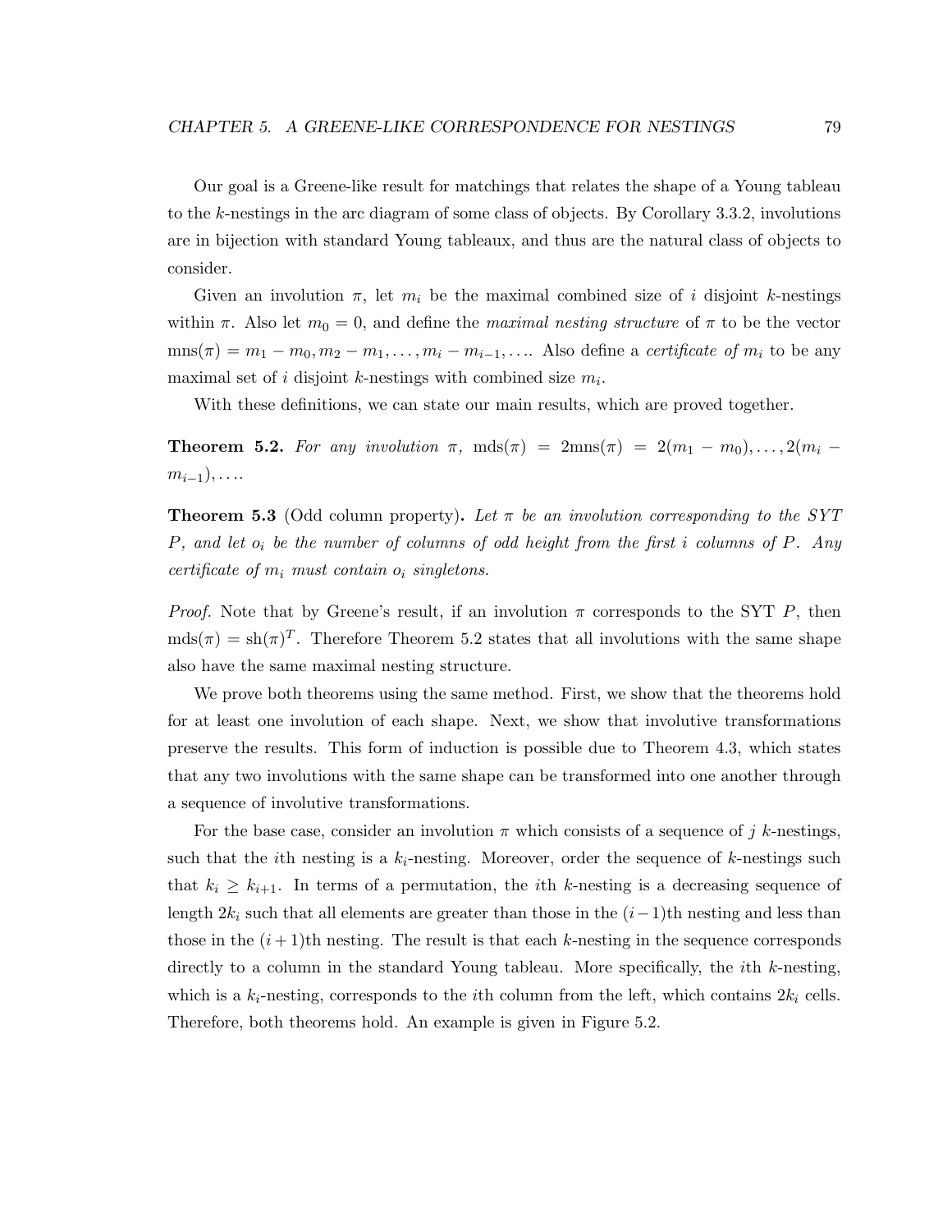Our goal is a Greene-like result for matchings that relates the shape of a Young tableau to the $k$-nestings in the arc diagram of some class of objects. By Corollary 3.3.2, involutions are in bijection with standard Young tableaux, and thus are the natural class of objects to consider.

Given an involution $\pi$, let $m_i$ be the maximal combined size of $i$ disjoint $k$-nestings within $\pi$. Also let $m_0 = 0$, and define the *maximal nesting structure* of $\pi$ to be the vector $\text{mns}(\pi) = m_1 - m_0, m_2 - m_1, \ldots, m_i - m_{i-1}, \ldots$. Also define a *certificate of* $m_i$ to be any maximal set of $i$ disjoint $k$-nestings with combined size $m_i$.

With these definitions, we can state our main results, which are proved together.

**Theorem 5.2.** *For any involution* $\pi$, $\text{mds}(\pi) = 2\text{mns}(\pi) = 2(m_1 - m_0), \ldots, 2(m_i - m_{i-1}), \ldots$.

**Theorem 5.3** (Odd column property)**.** *Let* $\pi$ *be an involution corresponding to the SYT* $P$*, and let* $o_i$ *be the number of columns of odd height from the first* $i$ *columns of* $P$*. Any certificate of* $m_i$ *must contain* $o_i$ *singletons.*

*Proof.* Note that by Greene's result, if an involution $\pi$ corresponds to the SYT $P$, then $\text{mds}(\pi) = \text{sh}(\pi)^T$. Therefore Theorem 5.2 states that all involutions with the same shape also have the same maximal nesting structure.

We prove both theorems using the same method. First, we show that the theorems hold for at least one involution of each shape. Next, we show that involutive transformations preserve the results. This form of induction is possible due to Theorem 4.3, which states that any two involutions with the same shape can be transformed into one another through a sequence of involutive transformations.

For the base case, consider an involution $\pi$ which consists of a sequence of $j$ $k$-nestings, such that the $i$th nesting is a $k_i$-nesting. Moreover, order the sequence of $k$-nestings such that $k_i \geq k_{i+1}$. In terms of a permutation, the $i$th $k$-nesting is a decreasing sequence of length $2k_i$ such that all elements are greater than those in the $(i-1)$th nesting and less than those in the $(i+1)$th nesting. The result is that each $k$-nesting in the sequence corresponds directly to a column in the standard Young tableau. More specifically, the $i$th $k$-nesting, which is a $k_i$-nesting, corresponds to the $i$th column from the left, which contains $2k_i$ cells. Therefore, both theorems hold. An example is given in Figure 5.2.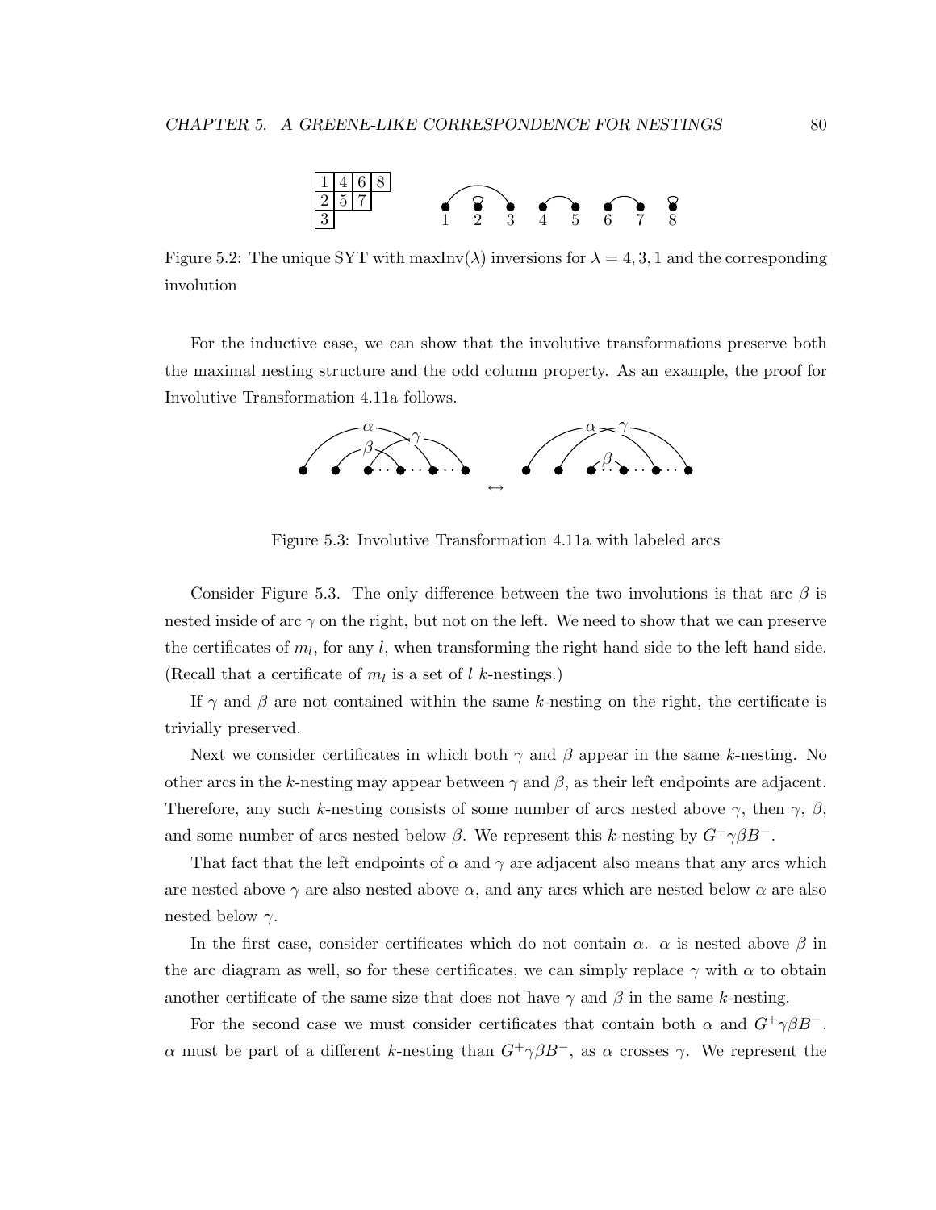Figure 5.2: The unique SYT with maxInv($\lambda$) inversions for $\lambda = 4, 3, 1$ and the corresponding involution

For the inductive case, we can show that the involutive transformations preserve both the maximal nesting structure and the odd column property. As an example, the proof for Involutive Transformation 4.11a follows.

Figure 5.3: Involutive Transformation 4.11a with labeled arcs

Consider Figure 5.3. The only difference between the two involutions is that arc $\beta$ is nested inside of arc $\gamma$ on the right, but not on the left. We need to show that we can preserve the certificates of $m_l$, for any $l$, when transforming the right hand side to the left hand side. (Recall that a certificate of $m_l$ is a set of $l$ $k$-nestings.)

If $\gamma$ and $\beta$ are not contained within the same $k$-nesting on the right, the certificate is trivially preserved.

Next we consider certificates in which both $\gamma$ and $\beta$ appear in the same $k$-nesting. No other arcs in the $k$-nesting may appear between $\gamma$ and $\beta$, as their left endpoints are adjacent. Therefore, any such $k$-nesting consists of some number of arcs nested above $\gamma$, then $\gamma$, $\beta$, and some number of arcs nested below $\beta$. We represent this $k$-nesting by $G^+\gamma\beta B^-$.

That fact that the left endpoints of $\alpha$ and $\gamma$ are adjacent also means that any arcs which are nested above $\gamma$ are also nested above $\alpha$, and any arcs which are nested below $\alpha$ are also nested below $\gamma$.

In the first case, consider certificates which do not contain $\alpha$. $\alpha$ is nested above $\beta$ in the arc diagram as well, so for these certificates, we can simply replace $\gamma$ with $\alpha$ to obtain another certificate of the same size that does not have $\gamma$ and $\beta$ in the same $k$-nesting.

For the second case we must consider certificates that contain both $\alpha$ and $G^+\gamma\beta B^-$. $\alpha$ must be part of a different $k$-nesting than $G^+\gamma\beta B^-$, as $\alpha$ crosses $\gamma$. We represent the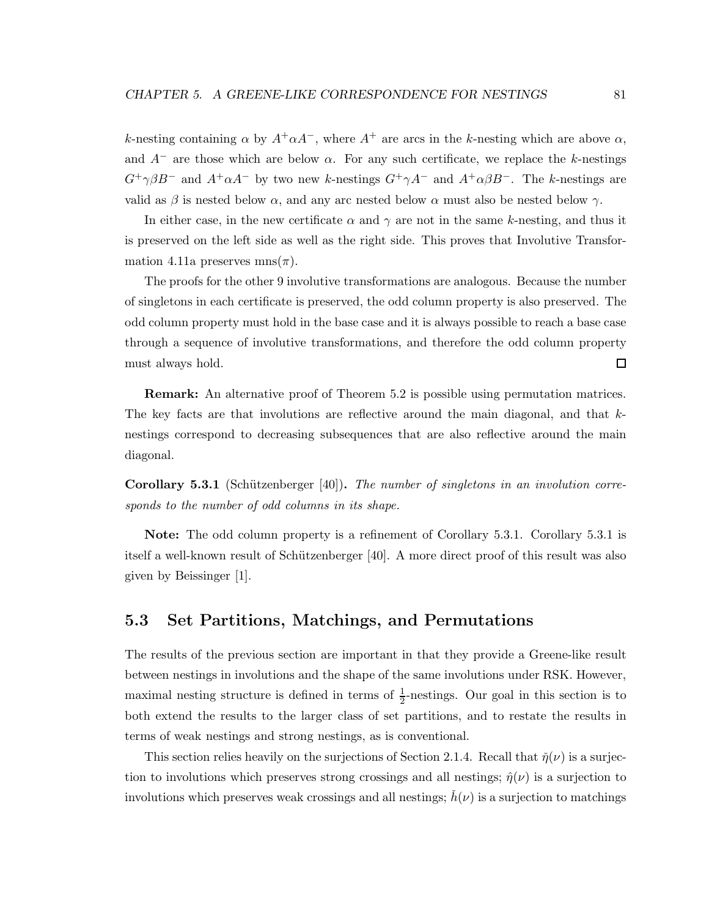$k$-nesting containing $\alpha$ by $A^+\alpha A^-$, where $A^+$ are arcs in the $k$-nesting which are above $\alpha$, and $A^-$ are those which are below $\alpha$. For any such certificate, we replace the $k$-nestings $G^+\gamma\beta B^-$ and $A^+\alpha A^-$ by two new $k$-nestings $G^+\gamma A^-$ and $A^+\alpha\beta B^-$. The $k$-nestings are valid as $\beta$ is nested below $\alpha$, and any arc nested below $\alpha$ must also be nested below $\gamma$.

In either case, in the new certificate $\alpha$ and $\gamma$ are not in the same $k$-nesting, and thus it is preserved on the left side as well as the right side. This proves that Involutive Transformation 4.11a preserves $\text{mns}(\pi)$.

The proofs for the other 9 involutive transformations are analogous. Because the number of singletons in each certificate is preserved, the odd column property is also preserved. The odd column property must hold in the base case and it is always possible to reach a base case through a sequence of involutive transformations, and therefore the odd column property must always hold. □

**Remark:** An alternative proof of Theorem 5.2 is possible using permutation matrices. The key facts are that involutions are reflective around the main diagonal, and that $k$-nestings correspond to decreasing subsequences that are also reflective around the main diagonal.

**Corollary 5.3.1** (Schützenberger [40])**.** *The number of singletons in an involution corresponds to the number of odd columns in its shape.*

**Note:** The odd column property is a refinement of Corollary 5.3.1. Corollary 5.3.1 is itself a well-known result of Schützenberger [40]. A more direct proof of this result was also given by Beissinger [1].

## 5.3 Set Partitions, Matchings, and Permutations

The results of the previous section are important in that they provide a Greene-like result between nestings in involutions and the shape of the same involutions under RSK. However, maximal nesting structure is defined in terms of $\frac{1}{2}$-nestings. Our goal in this section is to both extend the results to the larger class of set partitions, and to restate the results in terms of weak nestings and strong nestings, as is conventional.

This section relies heavily on the surjections of Section 2.1.4. Recall that $\check{\eta}(\nu)$ is a surjection to involutions which preserves strong crossings and all nestings; $\hat{\eta}(\nu)$ is a surjection to involutions which preserves weak crossings and all nestings; $\check{h}(\nu)$ is a surjection to matchings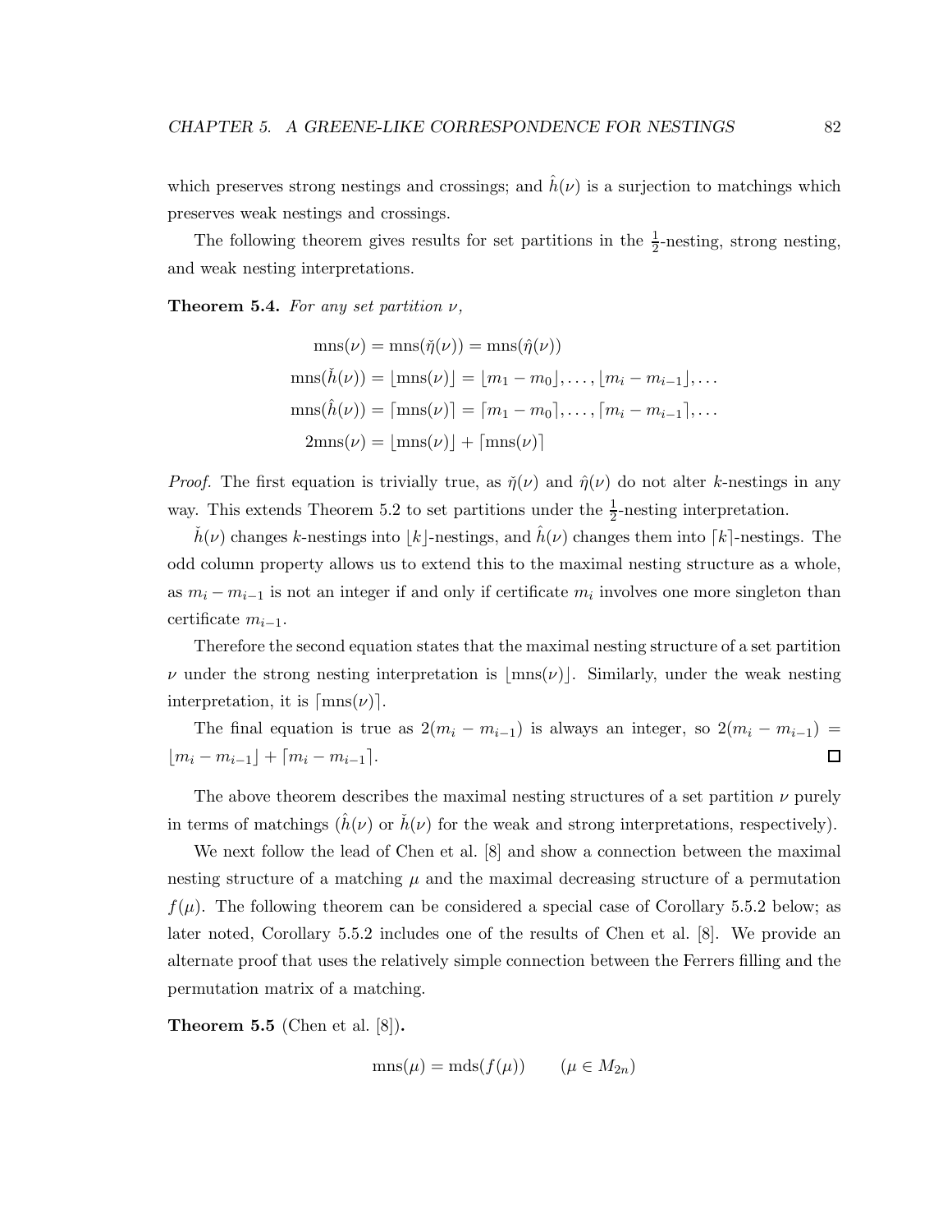which preserves strong nestings and crossings; and $\hat{h}(\nu)$ is a surjection to matchings which preserves weak nestings and crossings.

The following theorem gives results for set partitions in the $\frac{1}{2}$-nesting, strong nesting, and weak nesting interpretations.

**Theorem 5.4.** *For any set partition $\nu$,*

$$\begin{aligned}
\operatorname{mns}(\nu) &= \operatorname{mns}(\check{\eta}(\nu)) = \operatorname{mns}(\hat{\eta}(\nu)) \\
\operatorname{mns}(\check{h}(\nu)) &= \lfloor \operatorname{mns}(\nu) \rfloor = \lfloor m_1 - m_0 \rfloor, \ldots, \lfloor m_i - m_{i-1} \rfloor, \ldots \\
\operatorname{mns}(\hat{h}(\nu)) &= \lceil \operatorname{mns}(\nu) \rceil = \lceil m_1 - m_0 \rceil, \ldots, \lceil m_i - m_{i-1} \rceil, \ldots \\
2\operatorname{mns}(\nu) &= \lfloor \operatorname{mns}(\nu) \rfloor + \lceil \operatorname{mns}(\nu) \rceil
\end{aligned}$$

*Proof.* The first equation is trivially true, as $\check{\eta}(\nu)$ and $\hat{\eta}(\nu)$ do not alter $k$-nestings in any way. This extends Theorem 5.2 to set partitions under the $\frac{1}{2}$-nesting interpretation.

$\check{h}(\nu)$ changes $k$-nestings into $\lfloor k \rfloor$-nestings, and $\hat{h}(\nu)$ changes them into $\lceil k \rceil$-nestings. The odd column property allows us to extend this to the maximal nesting structure as a whole, as $m_i - m_{i-1}$ is not an integer if and only if certificate $m_i$ involves one more singleton than certificate $m_{i-1}$.

Therefore the second equation states that the maximal nesting structure of a set partition $\nu$ under the strong nesting interpretation is $\lfloor \operatorname{mns}(\nu) \rfloor$. Similarly, under the weak nesting interpretation, it is $\lceil \operatorname{mns}(\nu) \rceil$.

The final equation is true as $2(m_i - m_{i-1})$ is always an integer, so $2(m_i - m_{i-1}) = \lfloor m_i - m_{i-1} \rfloor + \lceil m_i - m_{i-1} \rceil$. ∎

The above theorem describes the maximal nesting structures of a set partition $\nu$ purely in terms of matchings ($\hat{h}(\nu)$ or $\check{h}(\nu)$ for the weak and strong interpretations, respectively).

We next follow the lead of Chen et al. [8] and show a connection between the maximal nesting structure of a matching $\mu$ and the maximal decreasing structure of a permutation $f(\mu)$. The following theorem can be considered a special case of Corollary 5.5.2 below; as later noted, Corollary 5.5.2 includes one of the results of Chen et al. [8]. We provide an alternate proof that uses the relatively simple connection between the Ferrers filling and the permutation matrix of a matching.

**Theorem 5.5** (Chen et al. [8])**.**

$$\operatorname{mns}(\mu) = \operatorname{mds}(f(\mu)) \qquad (\mu \in M_{2n})$$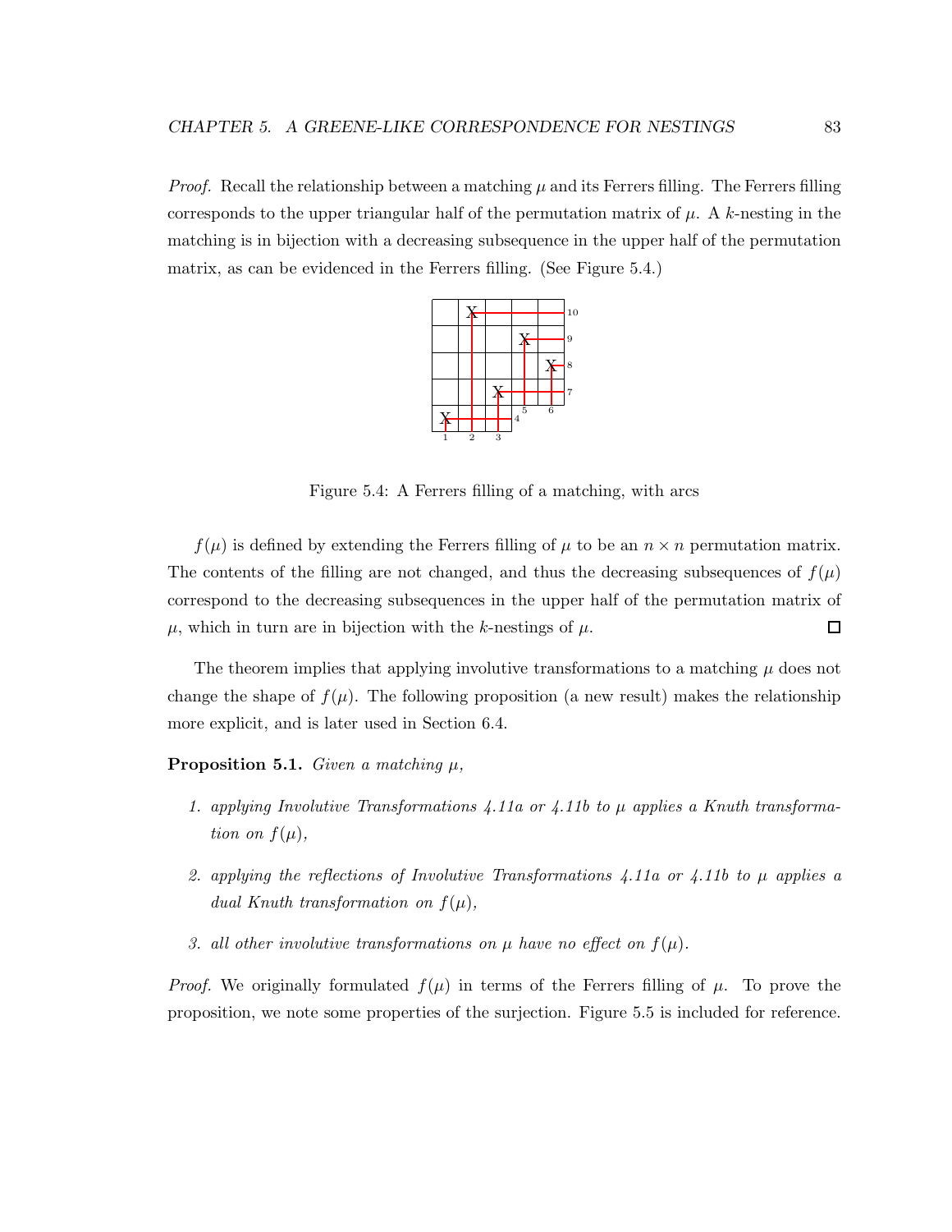*Proof.* Recall the relationship between a matching $\mu$ and its Ferrers filling. The Ferrers filling corresponds to the upper triangular half of the permutation matrix of $\mu$. A $k$-nesting in the matching is in bijection with a decreasing subsequence in the upper half of the permutation matrix, as can be evidenced in the Ferrers filling. (See Figure 5.4.)

Figure 5.4: A Ferrers filling of a matching, with arcs

$f(\mu)$ is defined by extending the Ferrers filling of $\mu$ to be an $n \times n$ permutation matrix. The contents of the filling are not changed, and thus the decreasing subsequences of $f(\mu)$ correspond to the decreasing subsequences in the upper half of the permutation matrix of $\mu$, which in turn are in bijection with the $k$-nestings of $\mu$. □

The theorem implies that applying involutive transformations to a matching $\mu$ does not change the shape of $f(\mu)$. The following proposition (a new result) makes the relationship more explicit, and is later used in Section 6.4.

**Proposition 5.1.** *Given a matching $\mu$,*

1. *applying Involutive Transformations 4.11a or 4.11b to $\mu$ applies a Knuth transformation on $f(\mu)$,*
2. *applying the reflections of Involutive Transformations 4.11a or 4.11b to $\mu$ applies a dual Knuth transformation on $f(\mu)$,*
3. *all other involutive transformations on $\mu$ have no effect on $f(\mu)$.*

*Proof.* We originally formulated $f(\mu)$ in terms of the Ferrers filling of $\mu$. To prove the proposition, we note some properties of the surjection. Figure 5.5 is included for reference.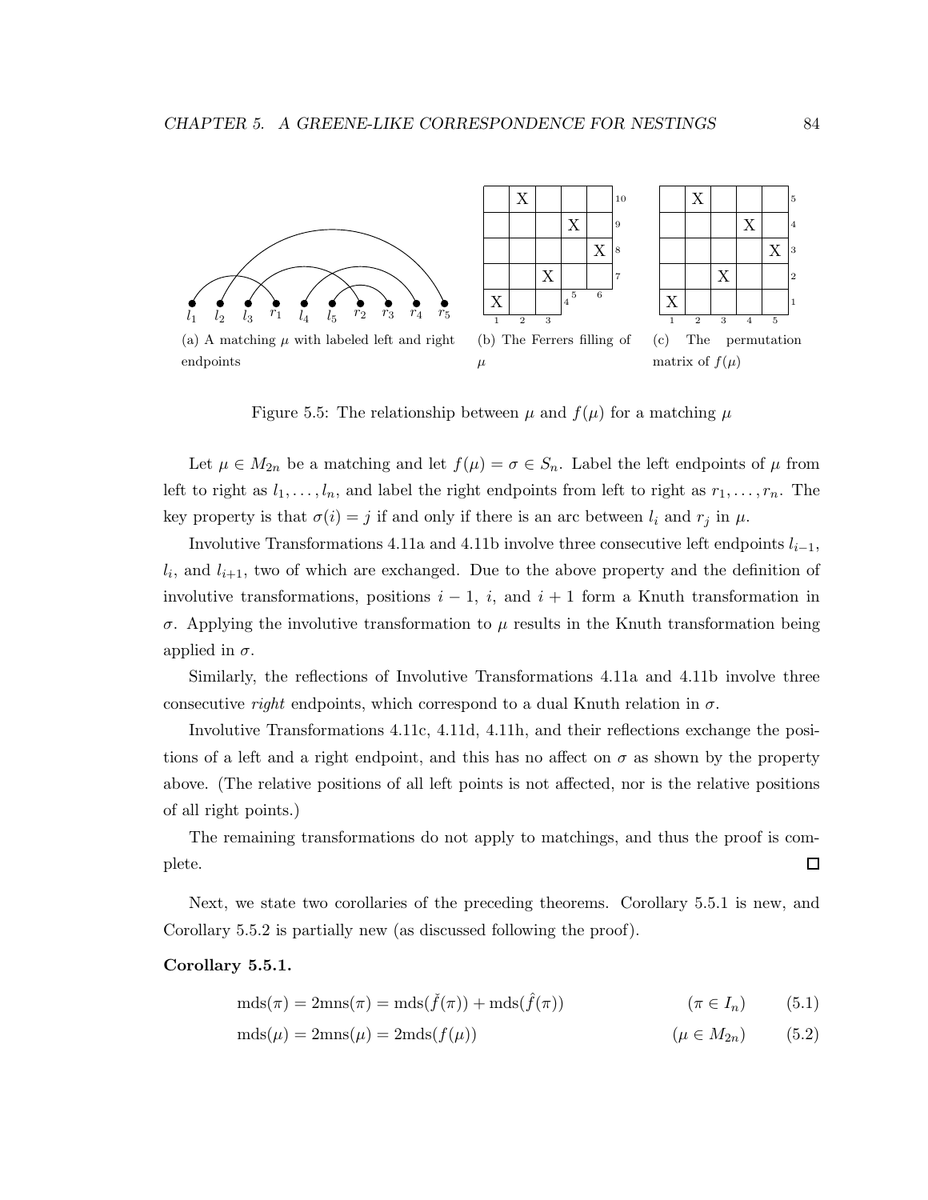(a) A matching $\mu$ with labeled left and right endpoints

(b) The Ferrers filling of $\mu$

(c) The permutation matrix of $f(\mu)$

Figure 5.5: The relationship between $\mu$ and $f(\mu)$ for a matching $\mu$

Let $\mu \in M_{2n}$ be a matching and let $f(\mu) = \sigma \in S_n$. Label the left endpoints of $\mu$ from left to right as $l_1, \ldots, l_n$, and label the right endpoints from left to right as $r_1, \ldots, r_n$. The key property is that $\sigma(i) = j$ if and only if there is an arc between $l_i$ and $r_j$ in $\mu$.

Involutive Transformations 4.11a and 4.11b involve three consecutive left endpoints $l_{i-1}$, $l_i$, and $l_{i+1}$, two of which are exchanged. Due to the above property and the definition of involutive transformations, positions $i-1$, $i$, and $i+1$ form a Knuth transformation in $\sigma$. Applying the involutive transformation to $\mu$ results in the Knuth transformation being applied in $\sigma$.

Similarly, the reflections of Involutive Transformations 4.11a and 4.11b involve three consecutive *right* endpoints, which correspond to a dual Knuth relation in $\sigma$.

Involutive Transformations 4.11c, 4.11d, 4.11h, and their reflections exchange the positions of a left and a right endpoint, and this has no affect on $\sigma$ as shown by the property above. (The relative positions of all left points is not affected, nor is the relative positions of all right points.)

The remaining transformations do not apply to matchings, and thus the proof is complete. □

Next, we state two corollaries of the preceding theorems. Corollary 5.5.1 is new, and Corollary 5.5.2 is partially new (as discussed following the proof).

**Corollary 5.5.1.**

$$\text{mds}(\pi) = 2\text{mns}(\pi) = \text{mds}(\check{f}(\pi)) + \text{mds}(\hat{f}(\pi)) \qquad (\pi \in I_n) \qquad (5.1)$$

$$\text{mds}(\mu) = 2\text{mns}(\mu) = 2\text{mds}(f(\mu)) \qquad (\mu \in M_{2n}) \qquad (5.2)$$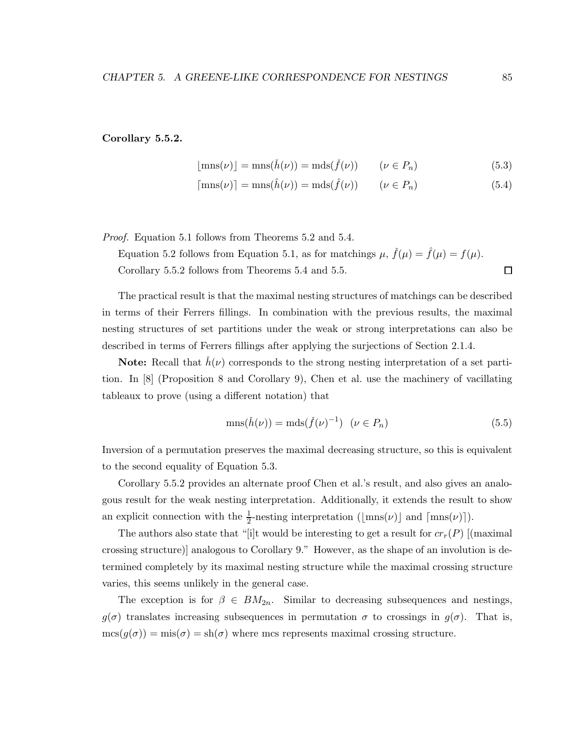**Corollary 5.5.2.**

$$\lfloor \text{mns}(\nu) \rfloor = \text{mns}(\check{h}(\nu)) = \text{mds}(\check{f}(\nu)) \qquad (\nu \in P_n) \tag{5.3}$$

$$\lceil \text{mns}(\nu) \rceil = \text{mns}(\hat{h}(\nu)) = \text{mds}(\hat{f}(\nu)) \qquad (\nu \in P_n) \tag{5.4}$$

*Proof.* Equation 5.1 follows from Theorems 5.2 and 5.4.

Equation 5.2 follows from Equation 5.1, as for matchings $\mu$, $\check{f}(\mu) = \hat{f}(\mu) = f(\mu)$.

Corollary 5.5.2 follows from Theorems 5.4 and 5.5. □

The practical result is that the maximal nesting structures of matchings can be described in terms of their Ferrers fillings. In combination with the previous results, the maximal nesting structures of set partitions under the weak or strong interpretations can also be described in terms of Ferrers fillings after applying the surjections of Section 2.1.4.

**Note:** Recall that $\check{h}(\nu)$ corresponds to the strong nesting interpretation of a set partition. In [8] (Proposition 8 and Corollary 9), Chen et al. use the machinery of vacillating tableaux to prove (using a different notation) that

$$\text{mns}(\check{h}(\nu)) = \text{mds}(\check{f}(\nu)^{-1}) \quad (\nu \in P_n) \tag{5.5}$$

Inversion of a permutation preserves the maximal decreasing structure, so this is equivalent to the second equality of Equation 5.3.

Corollary 5.5.2 provides an alternate proof Chen et al.'s result, and also gives an analogous result for the weak nesting interpretation. Additionally, it extends the result to show an explicit connection with the $\frac{1}{2}$-nesting interpretation ($\lfloor \text{mns}(\nu) \rfloor$ and $\lceil \text{mns}(\nu) \rceil$).

The authors also state that "[i]t would be interesting to get a result for $cr_r(P)$ [(maximal crossing structure)] analogous to Corollary 9." However, as the shape of an involution is determined completely by its maximal nesting structure while the maximal crossing structure varies, this seems unlikely in the general case.

The exception is for $\beta \in BM_{2n}$. Similar to decreasing subsequences and nestings, $g(\sigma)$ translates increasing subsequences in permutation $\sigma$ to crossings in $g(\sigma)$. That is, $\text{mcs}(g(\sigma)) = \text{mis}(\sigma) = \text{sh}(\sigma)$ where mcs represents maximal crossing structure.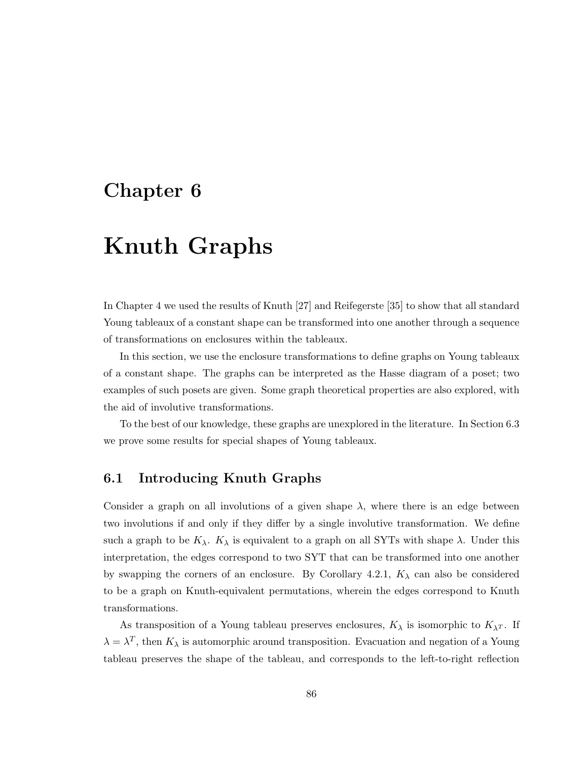# Chapter 6

# Knuth Graphs

In Chapter 4 we used the results of Knuth [27] and Reifegerste [35] to show that all standard Young tableaux of a constant shape can be transformed into one another through a sequence of transformations on enclosures within the tableaux.

In this section, we use the enclosure transformations to define graphs on Young tableaux of a constant shape. The graphs can be interpreted as the Hasse diagram of a poset; two examples of such posets are given. Some graph theoretical properties are also explored, with the aid of involutive transformations.

To the best of our knowledge, these graphs are unexplored in the literature. In Section 6.3 we prove some results for special shapes of Young tableaux.

## 6.1 Introducing Knuth Graphs

Consider a graph on all involutions of a given shape $\lambda$, where there is an edge between two involutions if and only if they differ by a single involutive transformation. We define such a graph to be $K_\lambda$. $K_\lambda$ is equivalent to a graph on all SYTs with shape $\lambda$. Under this interpretation, the edges correspond to two SYT that can be transformed into one another by swapping the corners of an enclosure. By Corollary 4.2.1, $K_\lambda$ can also be considered to be a graph on Knuth-equivalent permutations, wherein the edges correspond to Knuth transformations.

As transposition of a Young tableau preserves enclosures, $K_\lambda$ is isomorphic to $K_{\lambda^T}$. If $\lambda = \lambda^T$, then $K_\lambda$ is automorphic around transposition. Evacuation and negation of a Young tableau preserves the shape of the tableau, and corresponds to the left-to-right reflection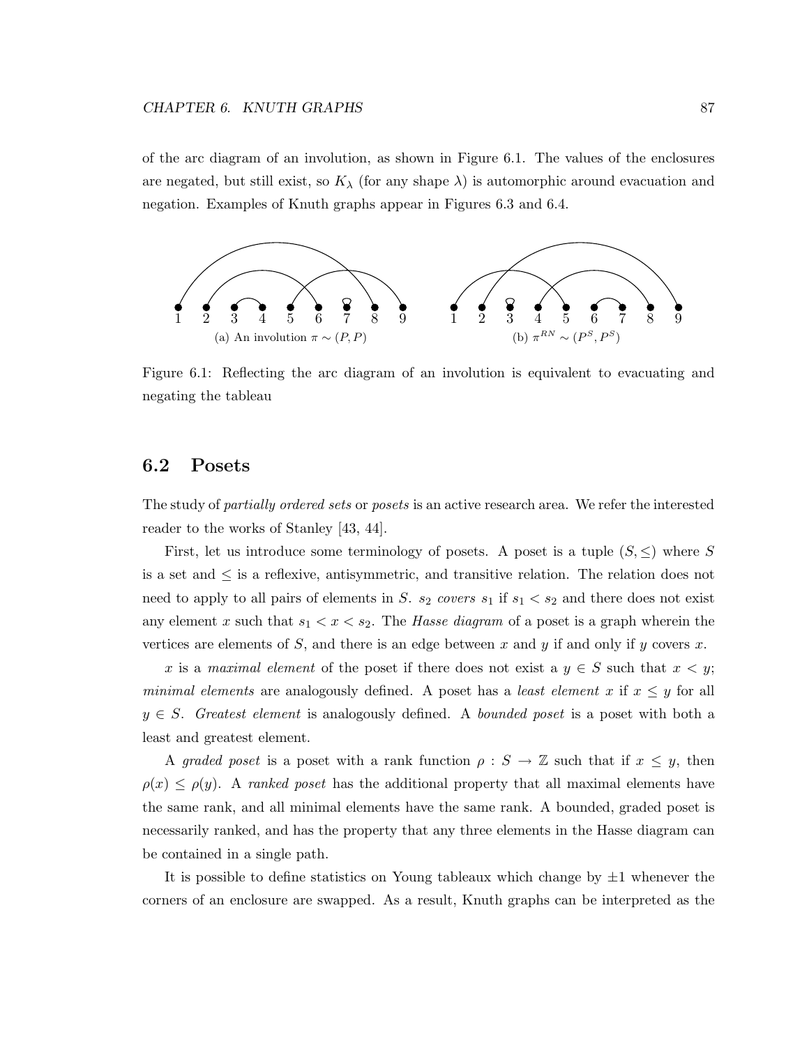of the arc diagram of an involution, as shown in Figure 6.1. The values of the enclosures are negated, but still exist, so $K_\lambda$ (for any shape $\lambda$) is automorphic around evacuation and negation. Examples of Knuth graphs appear in Figures 6.3 and 6.4.

(a) An involution $\pi \sim (P, P)$

(b) $\pi^{RN} \sim (P^S, P^S)$

Figure 6.1: Reflecting the arc diagram of an involution is equivalent to evacuating and negating the tableau

## 6.2 Posets

The study of *partially ordered sets* or *posets* is an active research area. We refer the interested reader to the works of Stanley [43, 44].

First, let us introduce some terminology of posets. A poset is a tuple $(S, \leq)$ where $S$ is a set and $\leq$ is a reflexive, antisymmetric, and transitive relation. The relation does not need to apply to all pairs of elements in $S$. $s_2$ *covers* $s_1$ if $s_1 < s_2$ and there does not exist any element $x$ such that $s_1 < x < s_2$. The *Hasse diagram* of a poset is a graph wherein the vertices are elements of $S$, and there is an edge between $x$ and $y$ if and only if $y$ covers $x$.

$x$ is a *maximal element* of the poset if there does not exist a $y \in S$ such that $x < y$; *minimal elements* are analogously defined. A poset has a *least element* $x$ if $x \leq y$ for all $y \in S$. *Greatest element* is analogously defined. A *bounded poset* is a poset with both a least and greatest element.

A *graded poset* is a poset with a rank function $\rho : S \to \mathbb{Z}$ such that if $x \leq y$, then $\rho(x) \leq \rho(y)$. A *ranked poset* has the additional property that all maximal elements have the same rank, and all minimal elements have the same rank. A bounded, graded poset is necessarily ranked, and has the property that any three elements in the Hasse diagram can be contained in a single path.

It is possible to define statistics on Young tableaux which change by $\pm 1$ whenever the corners of an enclosure are swapped. As a result, Knuth graphs can be interpreted as the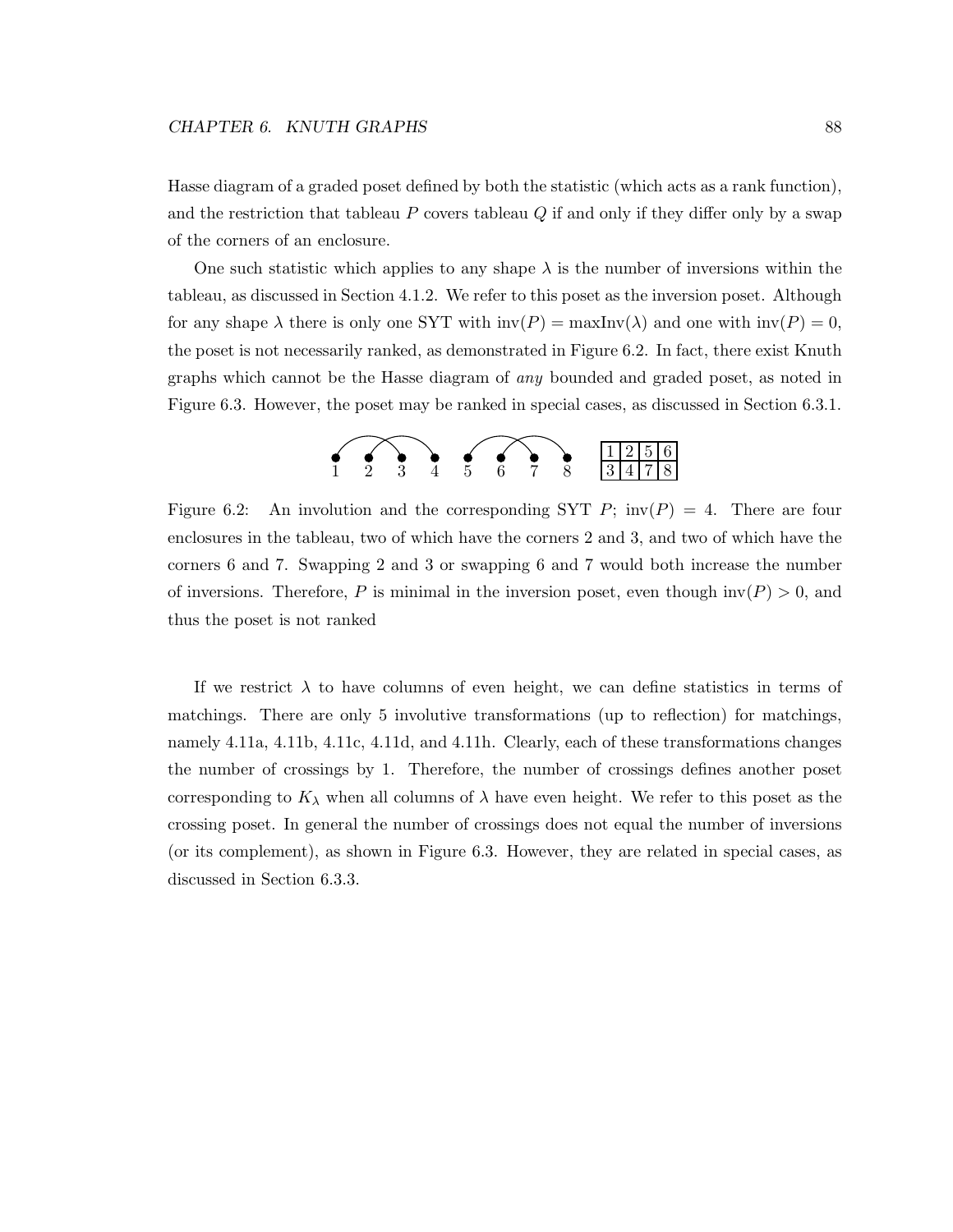Hasse diagram of a graded poset defined by both the statistic (which acts as a rank function), and the restriction that tableau $P$ covers tableau $Q$ if and only if they differ only by a swap of the corners of an enclosure.

One such statistic which applies to any shape $\lambda$ is the number of inversions within the tableau, as discussed in Section 4.1.2. We refer to this poset as the inversion poset. Although for any shape $\lambda$ there is only one SYT with $\text{inv}(P) = \text{maxInv}(\lambda)$ and one with $\text{inv}(P) = 0$, the poset is not necessarily ranked, as demonstrated in Figure 6.2. In fact, there exist Knuth graphs which cannot be the Hasse diagram of *any* bounded and graded poset, as noted in Figure 6.3. However, the poset may be ranked in special cases, as discussed in Section 6.3.1.

| 1 | 2 | 5 | 6 |
|---|---|---|---|
| 3 | 4 | 7 | 8 |

Figure 6.2: An involution and the corresponding SYT $P$; $\text{inv}(P) = 4$. There are four enclosures in the tableau, two of which have the corners 2 and 3, and two of which have the corners 6 and 7. Swapping 2 and 3 or swapping 6 and 7 would both increase the number of inversions. Therefore, $P$ is minimal in the inversion poset, even though $\text{inv}(P) > 0$, and thus the poset is not ranked

If we restrict $\lambda$ to have columns of even height, we can define statistics in terms of matchings. There are only 5 involutive transformations (up to reflection) for matchings, namely 4.11a, 4.11b, 4.11c, 4.11d, and 4.11h. Clearly, each of these transformations changes the number of crossings by 1. Therefore, the number of crossings defines another poset corresponding to $K_\lambda$ when all columns of $\lambda$ have even height. We refer to this poset as the crossing poset. In general the number of crossings does not equal the number of inversions (or its complement), as shown in Figure 6.3. However, they are related in special cases, as discussed in Section 6.3.3.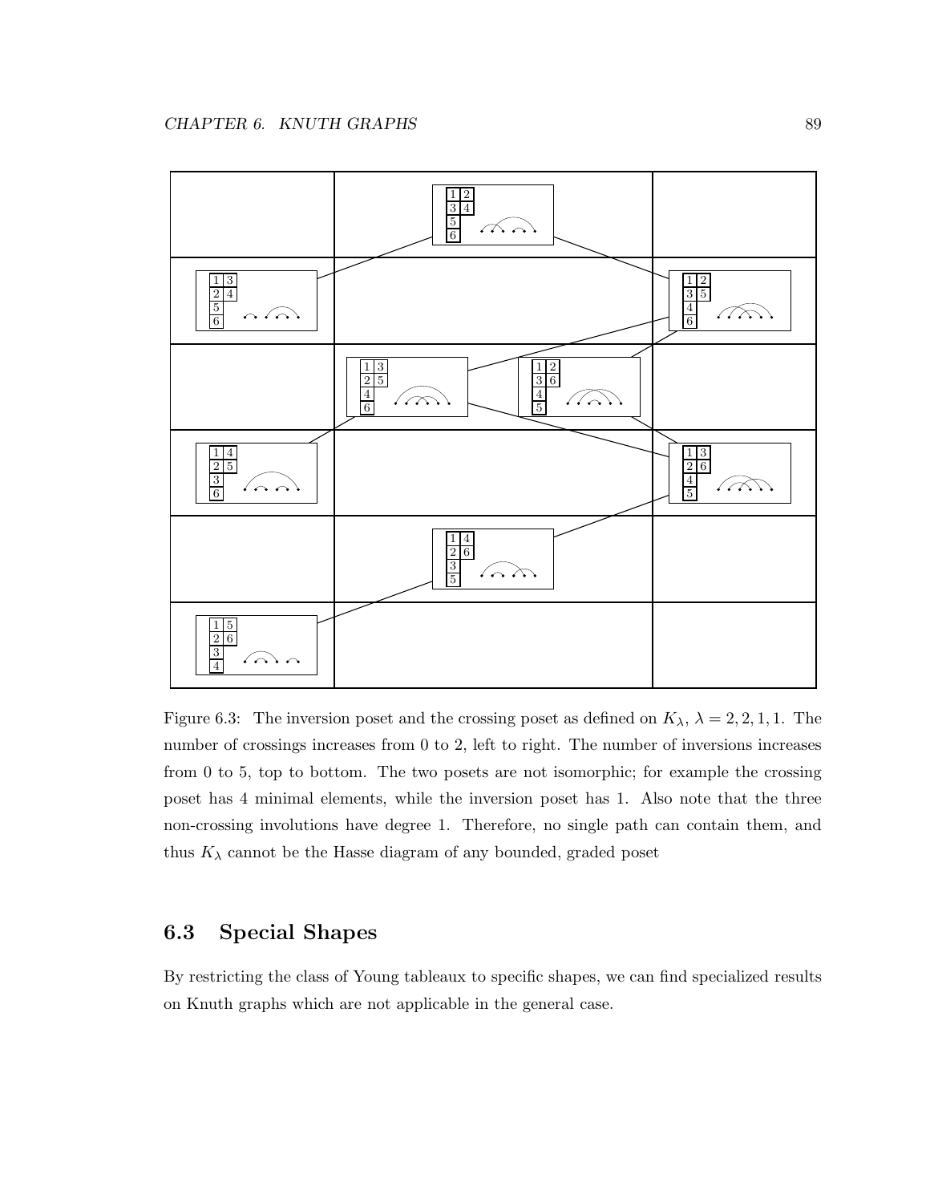Figure 6.3: The inversion poset and the crossing poset as defined on $K_\lambda$, $\lambda = 2, 2, 1, 1$. The number of crossings increases from 0 to 2, left to right. The number of inversions increases from 0 to 5, top to bottom. The two posets are not isomorphic; for example the crossing poset has 4 minimal elements, while the inversion poset has 1. Also note that the three non-crossing involutions have degree 1. Therefore, no single path can contain them, and thus $K_\lambda$ cannot be the Hasse diagram of any bounded, graded poset

## 6.3 Special Shapes

By restricting the class of Young tableaux to specific shapes, we can find specialized results on Knuth graphs which are not applicable in the general case.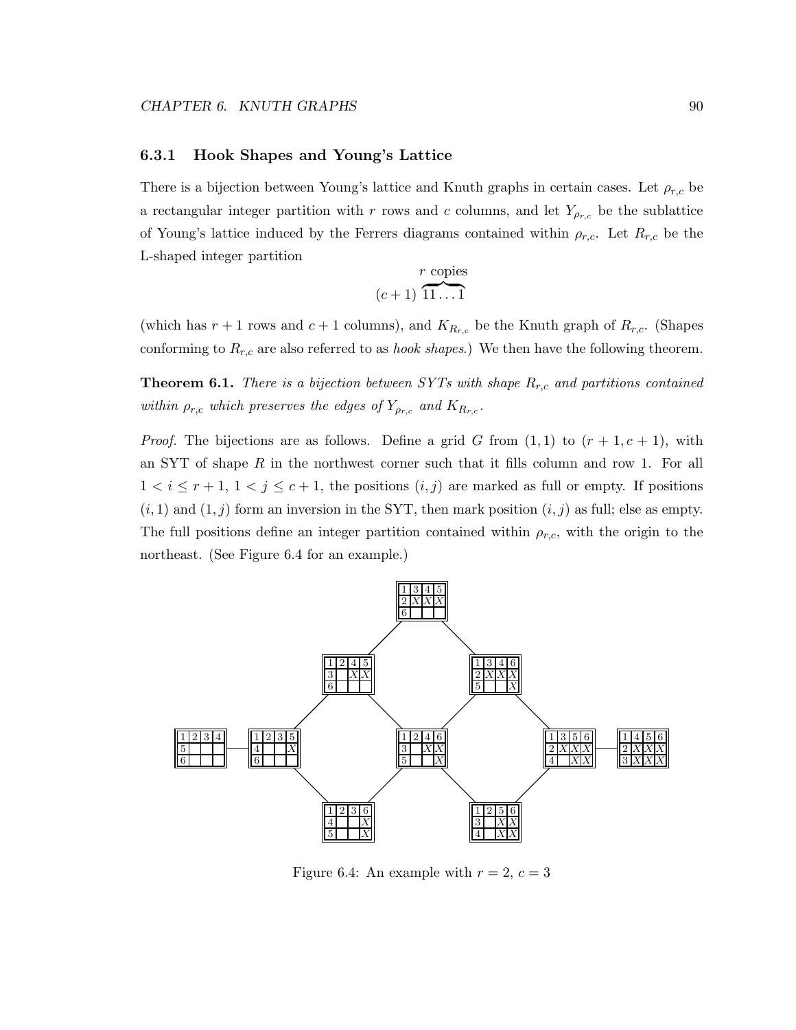### 6.3.1 Hook Shapes and Young's Lattice

There is a bijection between Young's lattice and Knuth graphs in certain cases. Let $\rho_{r,c}$ be a rectangular integer partition with $r$ rows and $c$ columns, and let $Y_{\rho_{r,c}}$ be the sublattice of Young's lattice induced by the Ferrers diagrams contained within $\rho_{r,c}$. Let $R_{r,c}$ be the L-shaped integer partition

$$(c+1)\ \overbrace{11\ldots1}^{r \text{ copies}}$$

(which has $r+1$ rows and $c+1$ columns), and $K_{R_{r,c}}$ be the Knuth graph of $R_{r,c}$. (Shapes conforming to $R_{r,c}$ are also referred to as *hook shapes*.) We then have the following theorem.

**Theorem 6.1.** *There is a bijection between SYTs with shape $R_{r,c}$ and partitions contained within $\rho_{r,c}$ which preserves the edges of $Y_{\rho_{r,c}}$ and $K_{R_{r,c}}$.*

*Proof.* The bijections are as follows. Define a grid $G$ from $(1,1)$ to $(r+1, c+1)$, with an SYT of shape $R$ in the northwest corner such that it fills column and row 1. For all $1 < i \leq r+1$, $1 < j \leq c+1$, the positions $(i,j)$ are marked as full or empty. If positions $(i,1)$ and $(1,j)$ form an inversion in the SYT, then mark position $(i,j)$ as full; else as empty. The full positions define an integer partition contained within $\rho_{r,c}$, with the origin to the northeast. (See Figure 6.4 for an example.)

Figure 6.4: An example with $r = 2$, $c = 3$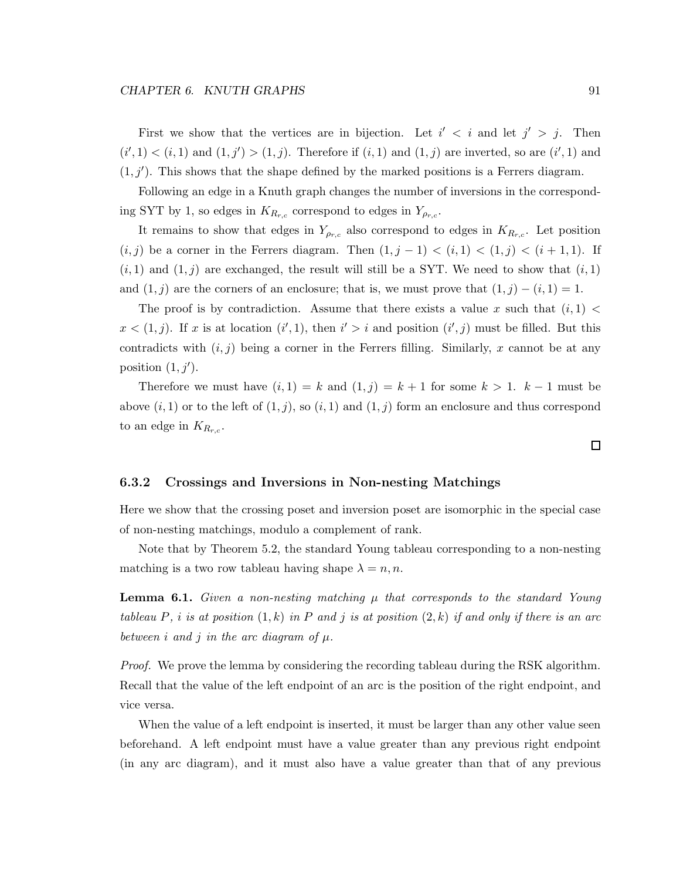First we show that the vertices are in bijection. Let $i' < i$ and let $j' > j$. Then $(i', 1) < (i, 1)$ and $(1, j') > (1, j)$. Therefore if $(i, 1)$ and $(1, j)$ are inverted, so are $(i', 1)$ and $(1, j')$. This shows that the shape defined by the marked positions is a Ferrers diagram.

Following an edge in a Knuth graph changes the number of inversions in the corresponding SYT by 1, so edges in $K_{R_{r,c}}$ correspond to edges in $Y_{\rho_{r,c}}$.

It remains to show that edges in $Y_{\rho_{r,c}}$ also correspond to edges in $K_{R_{r,c}}$. Let position $(i, j)$ be a corner in the Ferrers diagram. Then $(1, j-1) < (i, 1) < (1, j) < (i+1, 1)$. If $(i, 1)$ and $(1, j)$ are exchanged, the result will still be a SYT. We need to show that $(i, 1)$ and $(1, j)$ are the corners of an enclosure; that is, we must prove that $(1, j) - (i, 1) = 1$.

The proof is by contradiction. Assume that there exists a value $x$ such that $(i, 1) < x < (1, j)$. If $x$ is at location $(i', 1)$, then $i' > i$ and position $(i', j)$ must be filled. But this contradicts with $(i, j)$ being a corner in the Ferrers filling. Similarly, $x$ cannot be at any position $(1, j')$.

Therefore we must have $(i, 1) = k$ and $(1, j) = k + 1$ for some $k > 1$. $k - 1$ must be above $(i, 1)$ or to the left of $(1, j)$, so $(i, 1)$ and $(1, j)$ form an enclosure and thus correspond to an edge in $K_{R_{r,c}}$.

□

### 6.3.2 Crossings and Inversions in Non-nesting Matchings

Here we show that the crossing poset and inversion poset are isomorphic in the special case of non-nesting matchings, modulo a complement of rank.

Note that by Theorem 5.2, the standard Young tableau corresponding to a non-nesting matching is a two row tableau having shape $\lambda = n, n$.

**Lemma 6.1.** *Given a non-nesting matching $\mu$ that corresponds to the standard Young tableau $P$, $i$ is at position $(1, k)$ in $P$ and $j$ is at position $(2, k)$ if and only if there is an arc between $i$ and $j$ in the arc diagram of $\mu$.*

*Proof.* We prove the lemma by considering the recording tableau during the RSK algorithm. Recall that the value of the left endpoint of an arc is the position of the right endpoint, and vice versa.

When the value of a left endpoint is inserted, it must be larger than any other value seen beforehand. A left endpoint must have a value greater than any previous right endpoint (in any arc diagram), and it must also have a value greater than that of any previous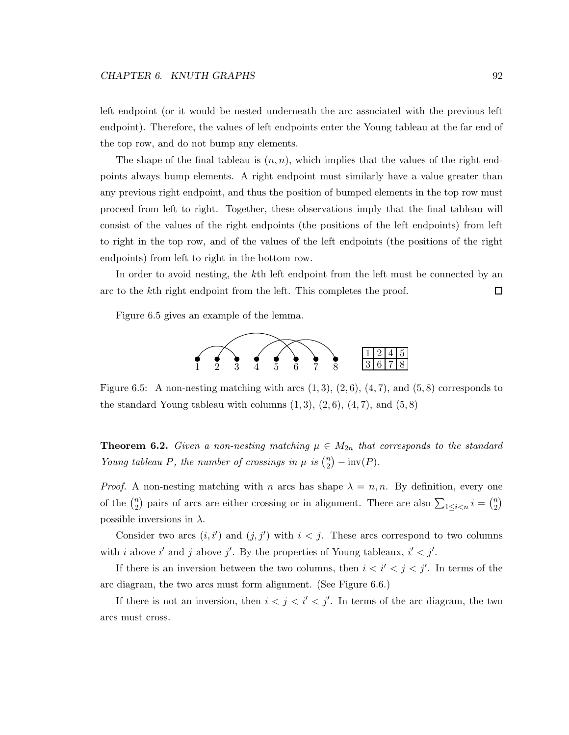left endpoint (or it would be nested underneath the arc associated with the previous left endpoint). Therefore, the values of left endpoints enter the Young tableau at the far end of the top row, and do not bump any elements.

The shape of the final tableau is $(n, n)$, which implies that the values of the right endpoints always bump elements. A right endpoint must similarly have a value greater than any previous right endpoint, and thus the position of bumped elements in the top row must proceed from left to right. Together, these observations imply that the final tableau will consist of the values of the right endpoints (the positions of the left endpoints) from left to right in the top row, and of the values of the left endpoints (the positions of the right endpoints) from left to right in the bottom row.

In order to avoid nesting, the $k$th left endpoint from the left must be connected by an arc to the $k$th right endpoint from the left. This completes the proof. □

Figure 6.5 gives an example of the lemma.

| 1 | 2 | 4 | 5 |
|---|---|---|---|
| 3 | 6 | 7 | 8 |

Figure 6.5: A non-nesting matching with arcs $(1,3)$, $(2,6)$, $(4,7)$, and $(5,8)$ corresponds to the standard Young tableau with columns $(1,3)$, $(2,6)$, $(4,7)$, and $(5,8)$

**Theorem 6.2.** *Given a non-nesting matching $\mu \in M_{2n}$ that corresponds to the standard Young tableau $P$, the number of crossings in $\mu$ is $\binom{n}{2} - \mathrm{inv}(P)$.*

*Proof.* A non-nesting matching with $n$ arcs has shape $\lambda = n, n$. By definition, every one of the $\binom{n}{2}$ pairs of arcs are either crossing or in alignment. There are also $\sum_{1 \le i < n} i = \binom{n}{2}$ possible inversions in $\lambda$.

Consider two arcs $(i, i')$ and $(j, j')$ with $i < j$. These arcs correspond to two columns with $i$ above $i'$ and $j$ above $j'$. By the properties of Young tableaux, $i' < j'$.

If there is an inversion between the two columns, then $i < i' < j < j'$. In terms of the arc diagram, the two arcs must form alignment. (See Figure 6.6.)

If there is not an inversion, then $i < j < i' < j'$. In terms of the arc diagram, the two arcs must cross.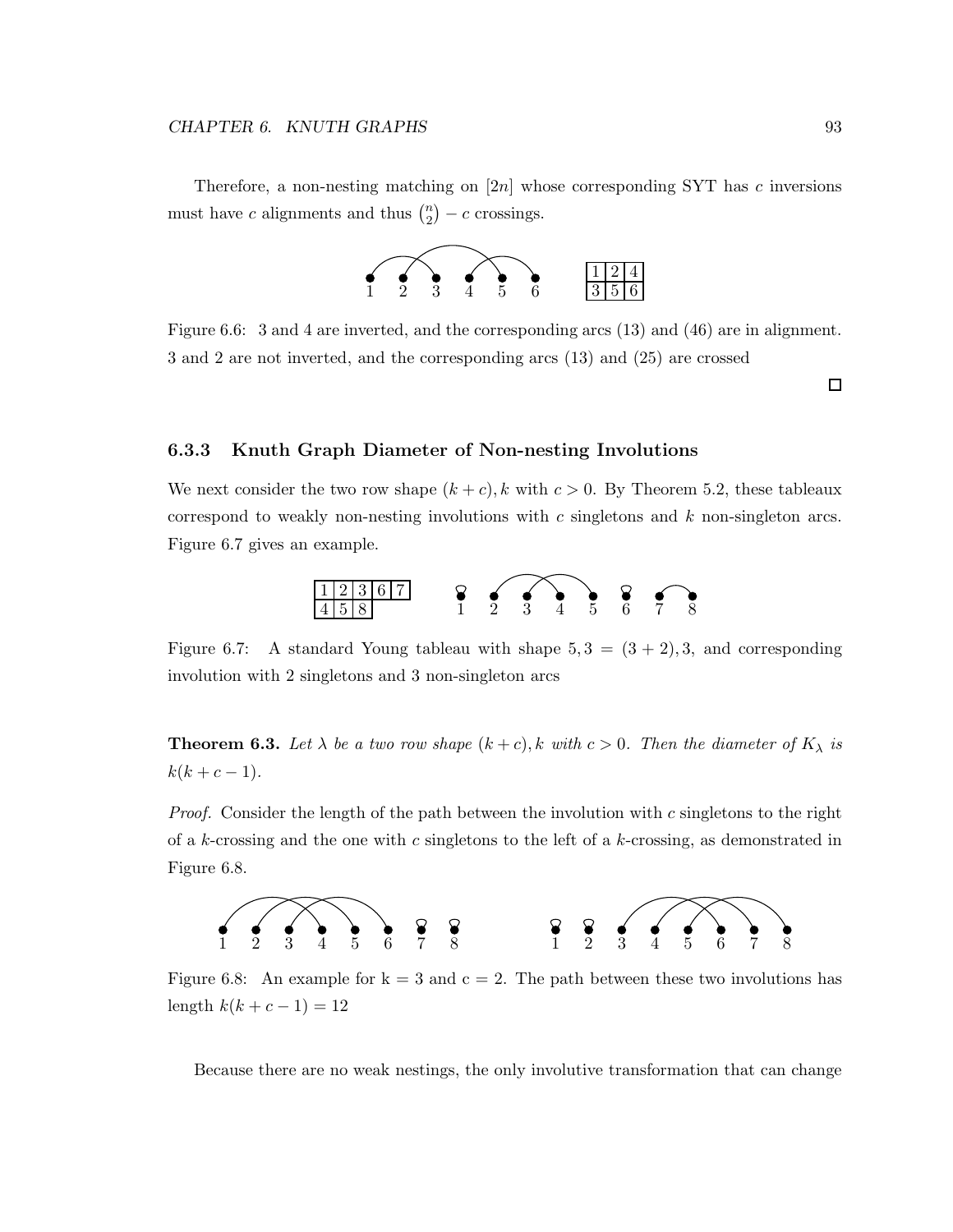Therefore, a non-nesting matching on $[2n]$ whose corresponding SYT has $c$ inversions must have $c$ alignments and thus $\binom{n}{2} - c$ crossings.

| 1 | 2 | 4 |
|---|---|---|
| 3 | 5 | 6 |

Figure 6.6: 3 and 4 are inverted, and the corresponding arcs (13) and (46) are in alignment. 3 and 2 are not inverted, and the corresponding arcs (13) and (25) are crossed

□

### 6.3.3 Knuth Graph Diameter of Non-nesting Involutions

We next consider the two row shape $(k+c), k$ with $c > 0$. By Theorem 5.2, these tableaux correspond to weakly non-nesting involutions with $c$ singletons and $k$ non-singleton arcs. Figure 6.7 gives an example.

| 1 | 2 | 3 | 6 | 7 |
|---|---|---|---|---|
| 4 | 5 | 8 | | |

Figure 6.7: A standard Young tableau with shape $5, 3 = (3+2), 3$, and corresponding involution with 2 singletons and 3 non-singleton arcs

**Theorem 6.3.** *Let $\lambda$ be a two row shape $(k+c), k$ with $c > 0$. Then the diameter of $K_\lambda$ is $k(k+c-1)$.*

*Proof.* Consider the length of the path between the involution with $c$ singletons to the right of a $k$-crossing and the one with $c$ singletons to the left of a $k$-crossing, as demonstrated in Figure 6.8.

Figure 6.8: An example for k = 3 and c = 2. The path between these two involutions has length $k(k+c-1) = 12$

Because there are no weak nestings, the only involutive transformation that can change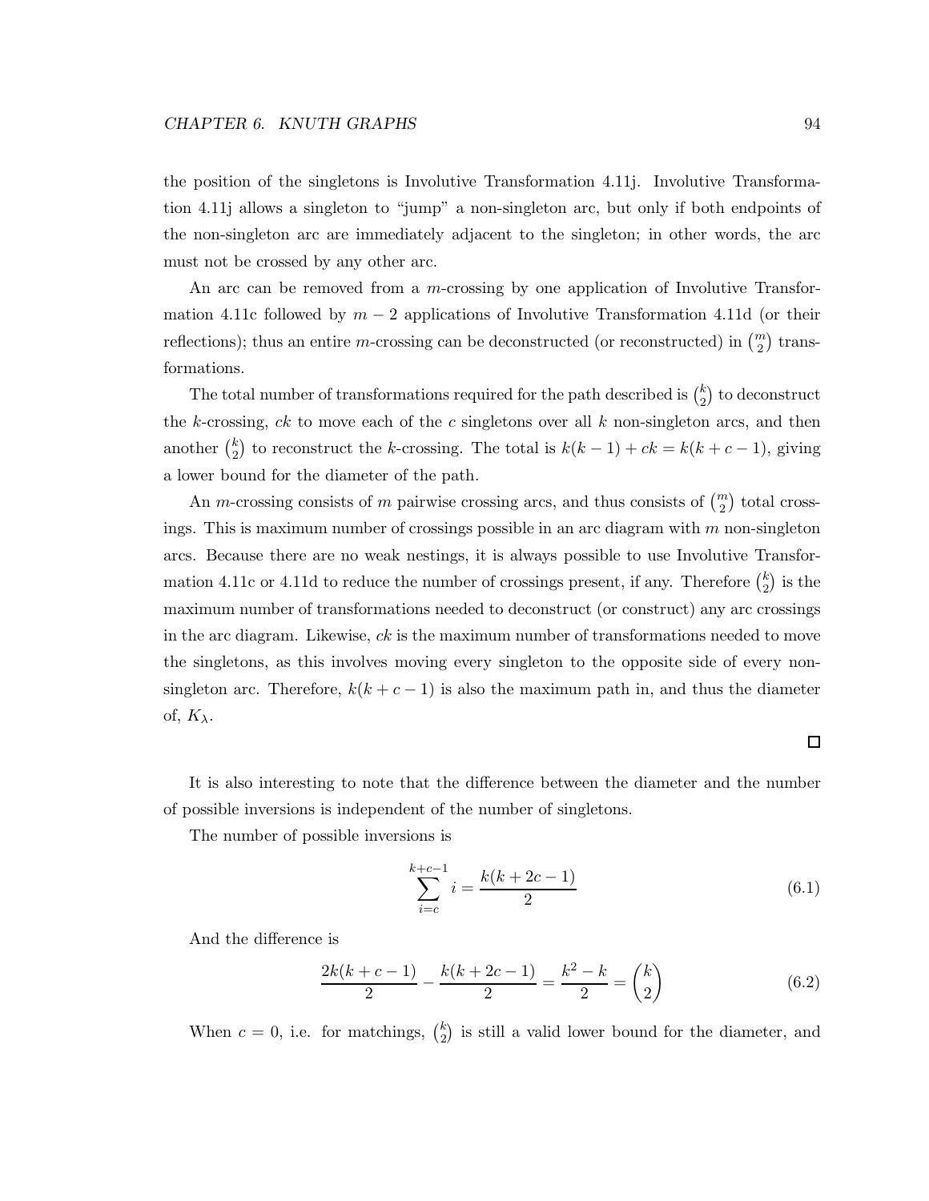the position of the singletons is Involutive Transformation 4.11j. Involutive Transformation 4.11j allows a singleton to "jump" a non-singleton arc, but only if both endpoints of the non-singleton arc are immediately adjacent to the singleton; in other words, the arc must not be crossed by any other arc.

An arc can be removed from a $m$-crossing by one application of Involutive Transformation 4.11c followed by $m-2$ applications of Involutive Transformation 4.11d (or their reflections); thus an entire $m$-crossing can be deconstructed (or reconstructed) in $\binom{m}{2}$ transformations.

The total number of transformations required for the path described is $\binom{k}{2}$ to deconstruct the $k$-crossing, $ck$ to move each of the $c$ singletons over all $k$ non-singleton arcs, and then another $\binom{k}{2}$ to reconstruct the $k$-crossing. The total is $k(k-1) + ck = k(k+c-1)$, giving a lower bound for the diameter of the path.

An $m$-crossing consists of $m$ pairwise crossing arcs, and thus consists of $\binom{m}{2}$ total crossings. This is maximum number of crossings possible in an arc diagram with $m$ non-singleton arcs. Because there are no weak nestings, it is always possible to use Involutive Transformation 4.11c or 4.11d to reduce the number of crossings present, if any. Therefore $\binom{k}{2}$ is the maximum number of transformations needed to deconstruct (or construct) any arc crossings in the arc diagram. Likewise, $ck$ is the maximum number of transformations needed to move the singletons, as this involves moving every singleton to the opposite side of every non-singleton arc. Therefore, $k(k+c-1)$ is also the maximum path in, and thus the diameter of, $K_\lambda$.

□

It is also interesting to note that the difference between the diameter and the number of possible inversions is independent of the number of singletons.

The number of possible inversions is

$$\sum_{i=c}^{k+c-1} i = \frac{k(k+2c-1)}{2} \tag{6.1}$$

And the difference is

$$\frac{2k(k+c-1)}{2} - \frac{k(k+2c-1)}{2} = \frac{k^2-k}{2} = \binom{k}{2} \tag{6.2}$$

When $c = 0$, i.e. for matchings, $\binom{k}{2}$ is still a valid lower bound for the diameter, and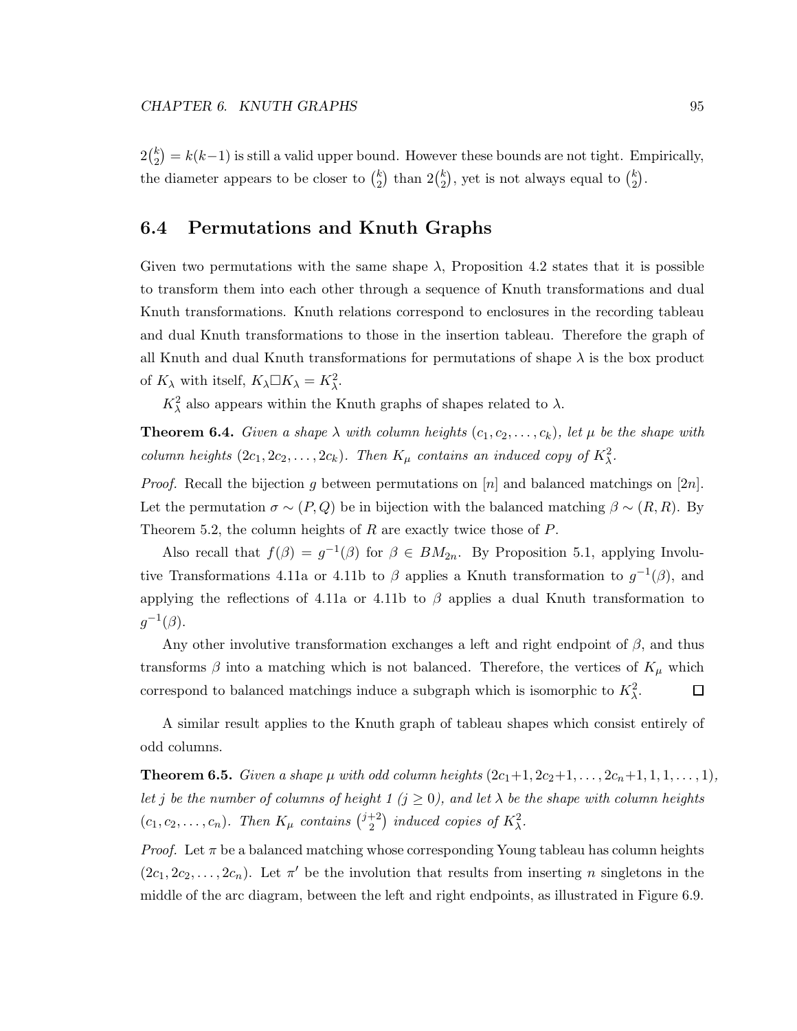$2\binom{k}{2} = k(k-1)$ is still a valid upper bound. However these bounds are not tight. Empirically, the diameter appears to be closer to $\binom{k}{2}$ than $2\binom{k}{2}$, yet is not always equal to $\binom{k}{2}$.

## 6.4 Permutations and Knuth Graphs

Given two permutations with the same shape $\lambda$, Proposition 4.2 states that it is possible to transform them into each other through a sequence of Knuth transformations and dual Knuth transformations. Knuth relations correspond to enclosures in the recording tableau and dual Knuth transformations to those in the insertion tableau. Therefore the graph of all Knuth and dual Knuth transformations for permutations of shape $\lambda$ is the box product of $K_\lambda$ with itself, $K_\lambda \square K_\lambda = K_\lambda^2$.

$K_\lambda^2$ also appears within the Knuth graphs of shapes related to $\lambda$.

**Theorem 6.4.** *Given a shape $\lambda$ with column heights $(c_1, c_2, \ldots, c_k)$, let $\mu$ be the shape with column heights $(2c_1, 2c_2, \ldots, 2c_k)$. Then $K_\mu$ contains an induced copy of $K_\lambda^2$.*

*Proof.* Recall the bijection $g$ between permutations on $[n]$ and balanced matchings on $[2n]$. Let the permutation $\sigma \sim (P, Q)$ be in bijection with the balanced matching $\beta \sim (R, R)$. By Theorem 5.2, the column heights of $R$ are exactly twice those of $P$.

Also recall that $f(\beta) = g^{-1}(\beta)$ for $\beta \in BM_{2n}$. By Proposition 5.1, applying Involutive Transformations 4.11a or 4.11b to $\beta$ applies a Knuth transformation to $g^{-1}(\beta)$, and applying the reflections of 4.11a or 4.11b to $\beta$ applies a dual Knuth transformation to $g^{-1}(\beta)$.

Any other involutive transformation exchanges a left and right endpoint of $\beta$, and thus transforms $\beta$ into a matching which is not balanced. Therefore, the vertices of $K_\mu$ which correspond to balanced matchings induce a subgraph which is isomorphic to $K_\lambda^2$. $\square$

A similar result applies to the Knuth graph of tableau shapes which consist entirely of odd columns.

**Theorem 6.5.** *Given a shape $\mu$ with odd column heights $(2c_1+1, 2c_2+1, \ldots, 2c_n+1, 1, 1, \ldots, 1)$, let $j$ be the number of columns of height 1 ($j \geq 0$), and let $\lambda$ be the shape with column heights $(c_1, c_2, \ldots, c_n)$. Then $K_\mu$ contains $\binom{j+2}{2}$ induced copies of $K_\lambda^2$.*

*Proof.* Let $\pi$ be a balanced matching whose corresponding Young tableau has column heights $(2c_1, 2c_2, \ldots, 2c_n)$. Let $\pi'$ be the involution that results from inserting $n$ singletons in the middle of the arc diagram, between the left and right endpoints, as illustrated in Figure 6.9.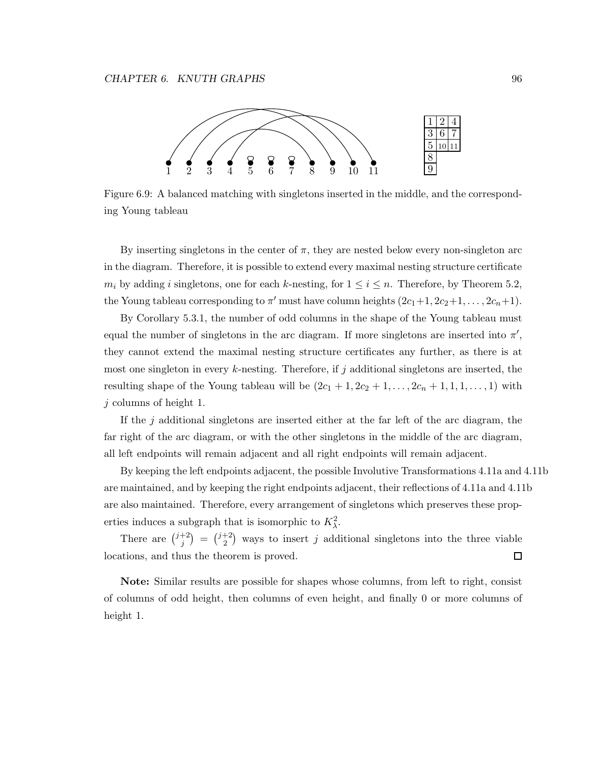Figure 6.9: A balanced matching with singletons inserted in the middle, and the corresponding Young tableau

By inserting singletons in the center of $\pi$, they are nested below every non-singleton arc in the diagram. Therefore, it is possible to extend every maximal nesting structure certificate $m_i$ by adding $i$ singletons, one for each $k$-nesting, for $1 \leq i \leq n$. Therefore, by Theorem 5.2, the Young tableau corresponding to $\pi'$ must have column heights $(2c_1+1, 2c_2+1, \ldots, 2c_n+1)$.

By Corollary 5.3.1, the number of odd columns in the shape of the Young tableau must equal the number of singletons in the arc diagram. If more singletons are inserted into $\pi'$, they cannot extend the maximal nesting structure certificates any further, as there is at most one singleton in every $k$-nesting. Therefore, if $j$ additional singletons are inserted, the resulting shape of the Young tableau will be $(2c_1 + 1, 2c_2 + 1, \ldots, 2c_n + 1, 1, 1, \ldots, 1)$ with $j$ columns of height 1.

If the $j$ additional singletons are inserted either at the far left of the arc diagram, the far right of the arc diagram, or with the other singletons in the middle of the arc diagram, all left endpoints will remain adjacent and all right endpoints will remain adjacent.

By keeping the left endpoints adjacent, the possible Involutive Transformations 4.11a and 4.11b are maintained, and by keeping the right endpoints adjacent, their reflections of 4.11a and 4.11b are also maintained. Therefore, every arrangement of singletons which preserves these properties induces a subgraph that is isomorphic to $K_\lambda^2$.

There are $\binom{j+2}{j} = \binom{j+2}{2}$ ways to insert $j$ additional singletons into the three viable locations, and thus the theorem is proved. □

**Note:** Similar results are possible for shapes whose columns, from left to right, consist of columns of odd height, then columns of even height, and finally 0 or more columns of height 1.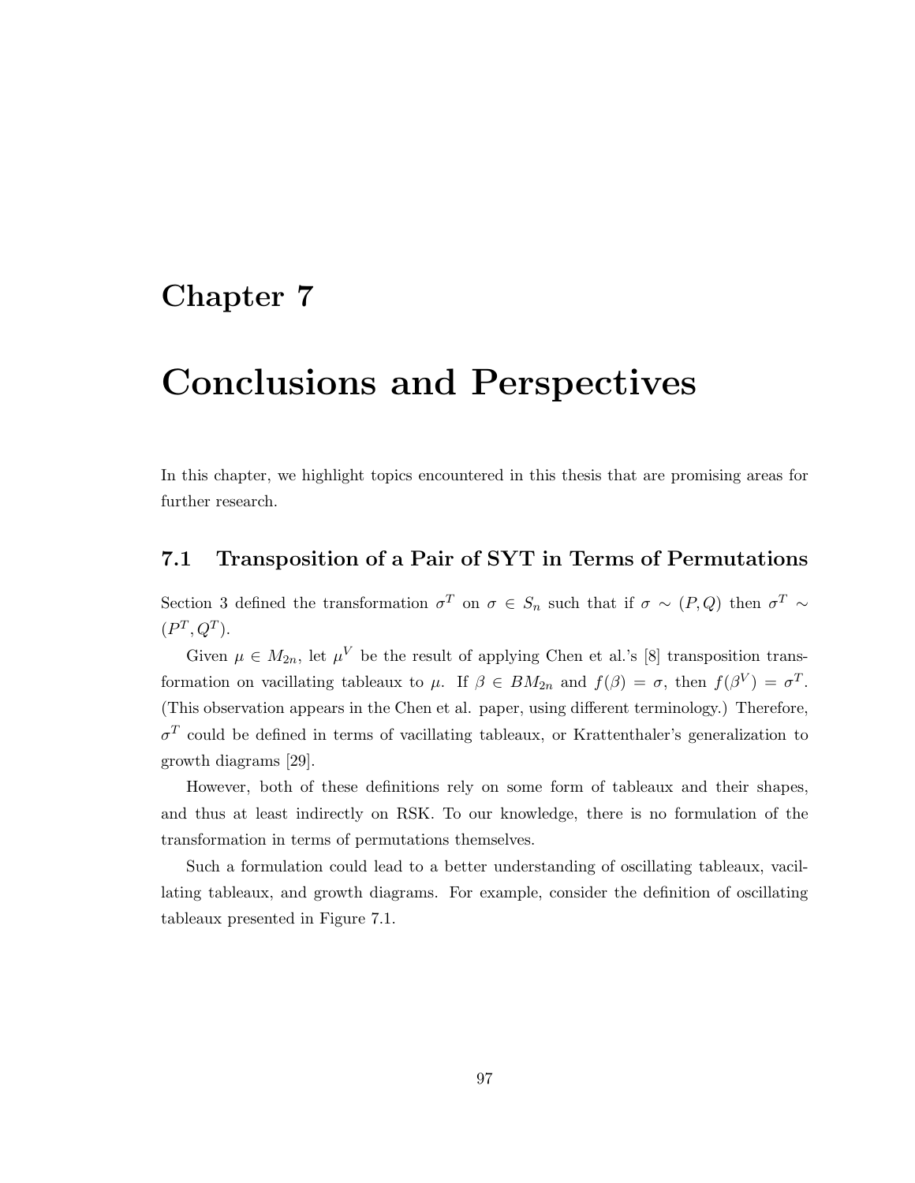# Chapter 7

# Conclusions and Perspectives

In this chapter, we highlight topics encountered in this thesis that are promising areas for further research.

## 7.1 Transposition of a Pair of SYT in Terms of Permutations

Section 3 defined the transformation $\sigma^T$ on $\sigma \in S_n$ such that if $\sigma \sim (P, Q)$ then $\sigma^T \sim (P^T, Q^T)$.

Given $\mu \in M_{2n}$, let $\mu^V$ be the result of applying Chen et al.'s [8] transposition transformation on vacillating tableaux to $\mu$. If $\beta \in BM_{2n}$ and $f(\beta) = \sigma$, then $f(\beta^V) = \sigma^T$. (This observation appears in the Chen et al. paper, using different terminology.) Therefore, $\sigma^T$ could be defined in terms of vacillating tableaux, or Krattenthaler's generalization to growth diagrams [29].

However, both of these definitions rely on some form of tableaux and their shapes, and thus at least indirectly on RSK. To our knowledge, there is no formulation of the transformation in terms of permutations themselves.

Such a formulation could lead to a better understanding of oscillating tableaux, vacillating tableaux, and growth diagrams. For example, consider the definition of oscillating tableaux presented in Figure 7.1.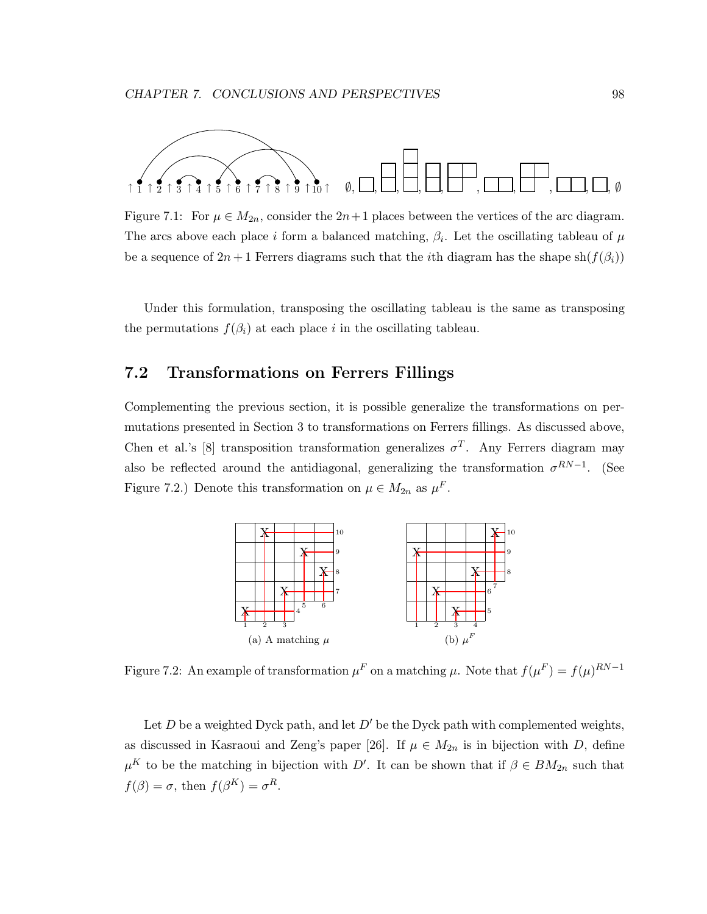Figure 7.1: For $\mu \in M_{2n}$, consider the $2n+1$ places between the vertices of the arc diagram. The arcs above each place $i$ form a balanced matching, $\beta_i$. Let the oscillating tableau of $\mu$ be a sequence of $2n+1$ Ferrers diagrams such that the $i$th diagram has the shape $\text{sh}(f(\beta_i))$

Under this formulation, transposing the oscillating tableau is the same as transposing the permutations $f(\beta_i)$ at each place $i$ in the oscillating tableau.

## 7.2 Transformations on Ferrers Fillings

Complementing the previous section, it is possible generalize the transformations on permutations presented in Section 3 to transformations on Ferrers fillings. As discussed above, Chen et al.'s [8] transposition transformation generalizes $\sigma^T$. Any Ferrers diagram may also be reflected around the antidiagonal, generalizing the transformation $\sigma^{RN-1}$. (See Figure 7.2.) Denote this transformation on $\mu \in M_{2n}$ as $\mu^F$.

(a) A matching $\mu$

(b) $\mu^F$

Figure 7.2: An example of transformation $\mu^F$ on a matching $\mu$. Note that $f(\mu^F) = f(\mu)^{RN-1}$

Let $D$ be a weighted Dyck path, and let $D'$ be the Dyck path with complemented weights, as discussed in Kasraoui and Zeng's paper [26]. If $\mu \in M_{2n}$ is in bijection with $D$, define $\mu^K$ to be the matching in bijection with $D'$. It can be shown that if $\beta \in BM_{2n}$ such that $f(\beta) = \sigma$, then $f(\beta^K) = \sigma^R$.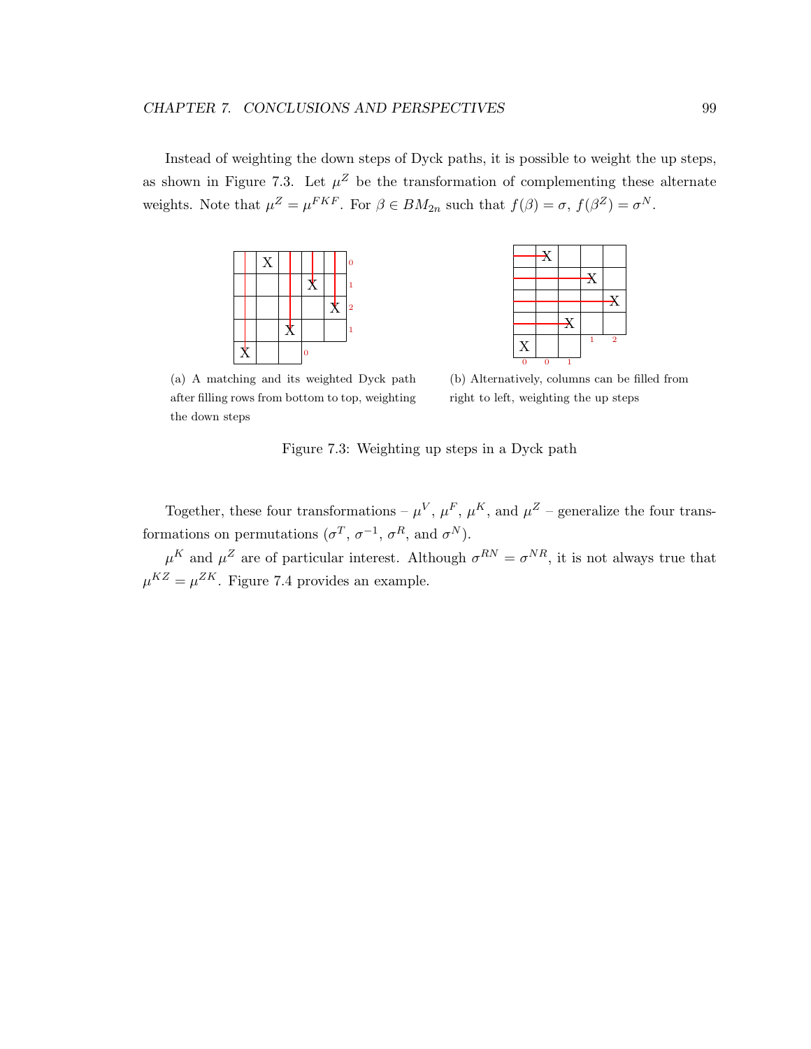Instead of weighting the down steps of Dyck paths, it is possible to weight the up steps, as shown in Figure 7.3. Let $\mu^Z$ be the transformation of complementing these alternate weights. Note that $\mu^Z = \mu^{FKF}$. For $\beta \in BM_{2n}$ such that $f(\beta) = \sigma$, $f(\beta^Z) = \sigma^N$.

(a) A matching and its weighted Dyck path after filling rows from bottom to top, weighting the down steps

(b) Alternatively, columns can be filled from right to left, weighting the up steps

Figure 7.3: Weighting up steps in a Dyck path

Together, these four transformations – $\mu^V$, $\mu^F$, $\mu^K$, and $\mu^Z$ – generalize the four transformations on permutations ($\sigma^T$, $\sigma^{-1}$, $\sigma^R$, and $\sigma^N$).

$\mu^K$ and $\mu^Z$ are of particular interest. Although $\sigma^{RN} = \sigma^{NR}$, it is not always true that $\mu^{KZ} = \mu^{ZK}$. Figure 7.4 provides an example.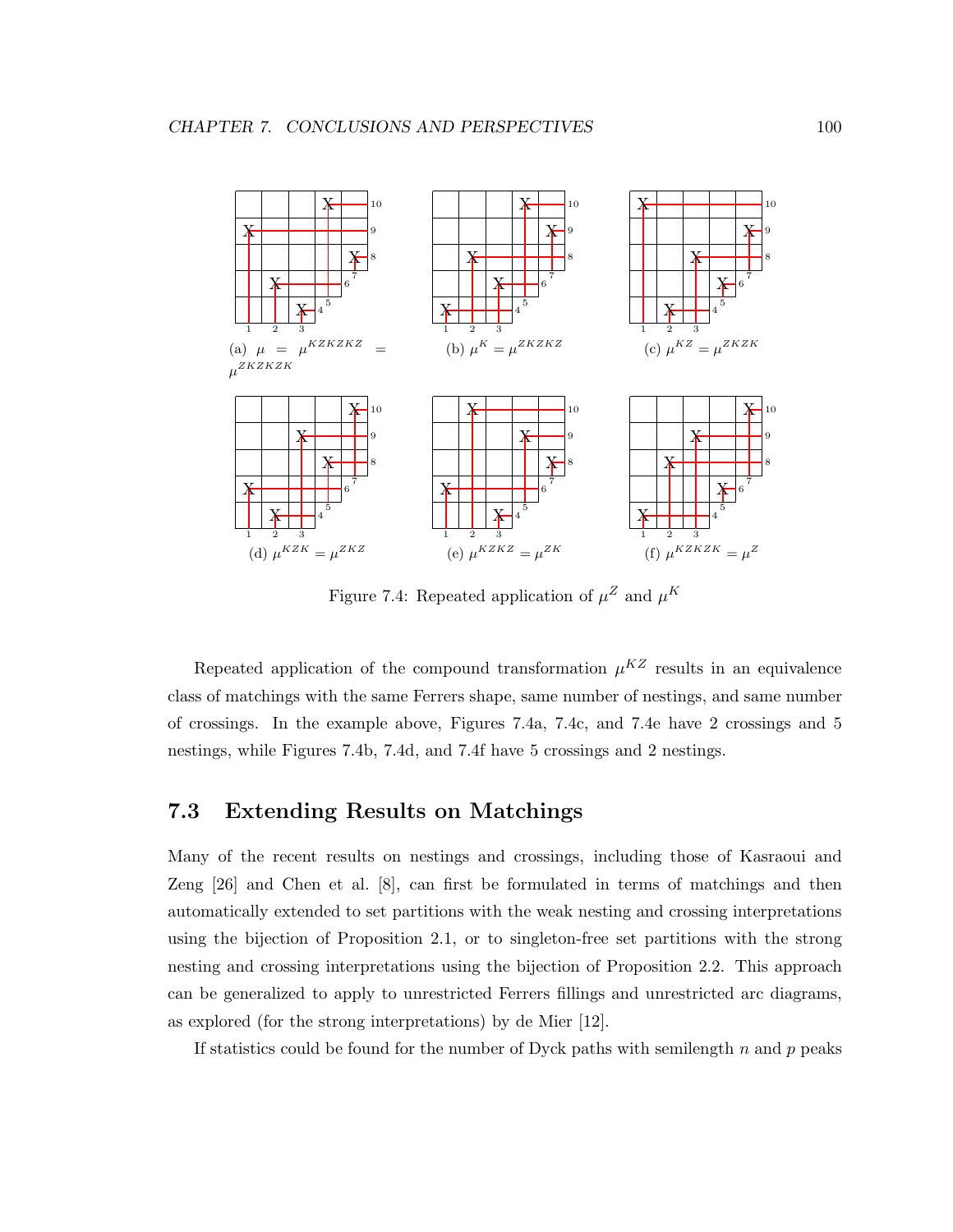(a) $\mu = \mu^{KZKZKZ} = \mu^{ZKZKZK}$

(b) $\mu^{K} = \mu^{ZKZKZ}$

(c) $\mu^{KZ} = \mu^{ZKZK}$

(d) $\mu^{KZK} = \mu^{ZKZ}$

(e) $\mu^{KZKZ} = \mu^{ZK}$

(f) $\mu^{KZKZK} = \mu^{Z}$

Figure 7.4: Repeated application of $\mu^Z$ and $\mu^K$

Repeated application of the compound transformation $\mu^{KZ}$ results in an equivalence class of matchings with the same Ferrers shape, same number of nestings, and same number of crossings. In the example above, Figures 7.4a, 7.4c, and 7.4e have 2 crossings and 5 nestings, while Figures 7.4b, 7.4d, and 7.4f have 5 crossings and 2 nestings.

## 7.3 Extending Results on Matchings

Many of the recent results on nestings and crossings, including those of Kasraoui and Zeng [26] and Chen et al. [8], can first be formulated in terms of matchings and then automatically extended to set partitions with the weak nesting and crossing interpretations using the bijection of Proposition 2.1, or to singleton-free set partitions with the strong nesting and crossing interpretations using the bijection of Proposition 2.2. This approach can be generalized to apply to unrestricted Ferrers fillings and unrestricted arc diagrams, as explored (for the strong interpretations) by de Mier [12].

If statistics could be found for the number of Dyck paths with semilength $n$ and $p$ peaks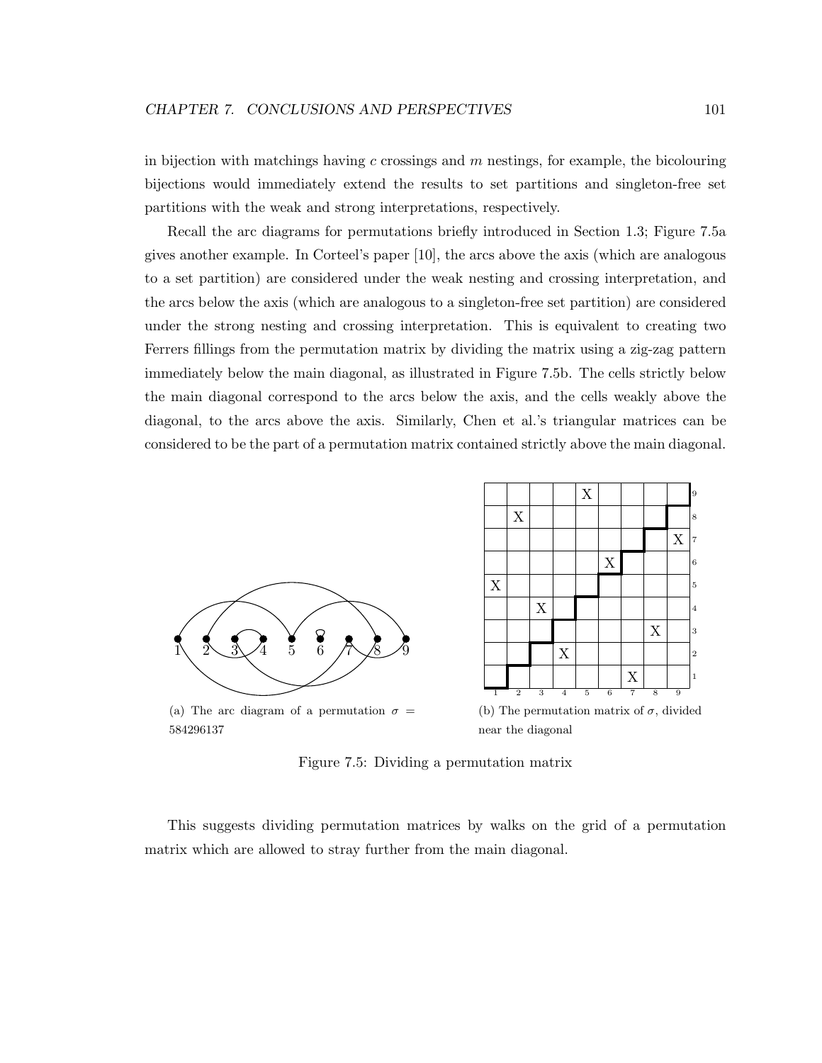in bijection with matchings having $c$ crossings and $m$ nestings, for example, the bicolouring bijections would immediately extend the results to set partitions and singleton-free set partitions with the weak and strong interpretations, respectively.

Recall the arc diagrams for permutations briefly introduced in Section 1.3; Figure 7.5a gives another example. In Corteel's paper [10], the arcs above the axis (which are analogous to a set partition) are considered under the weak nesting and crossing interpretation, and the arcs below the axis (which are analogous to a singleton-free set partition) are considered under the strong nesting and crossing interpretation. This is equivalent to creating two Ferrers fillings from the permutation matrix by dividing the matrix using a zig-zag pattern immediately below the main diagonal, as illustrated in Figure 7.5b. The cells strictly below the main diagonal correspond to the arcs below the axis, and the cells weakly above the diagonal, to the arcs above the axis. Similarly, Chen et al.'s triangular matrices can be considered to be the part of a permutation matrix contained strictly above the main diagonal.

(a) The arc diagram of a permutation $\sigma = 584296137$

(b) The permutation matrix of $\sigma$, divided near the diagonal

Figure 7.5: Dividing a permutation matrix

This suggests dividing permutation matrices by walks on the grid of a permutation matrix which are allowed to stray further from the main diagonal.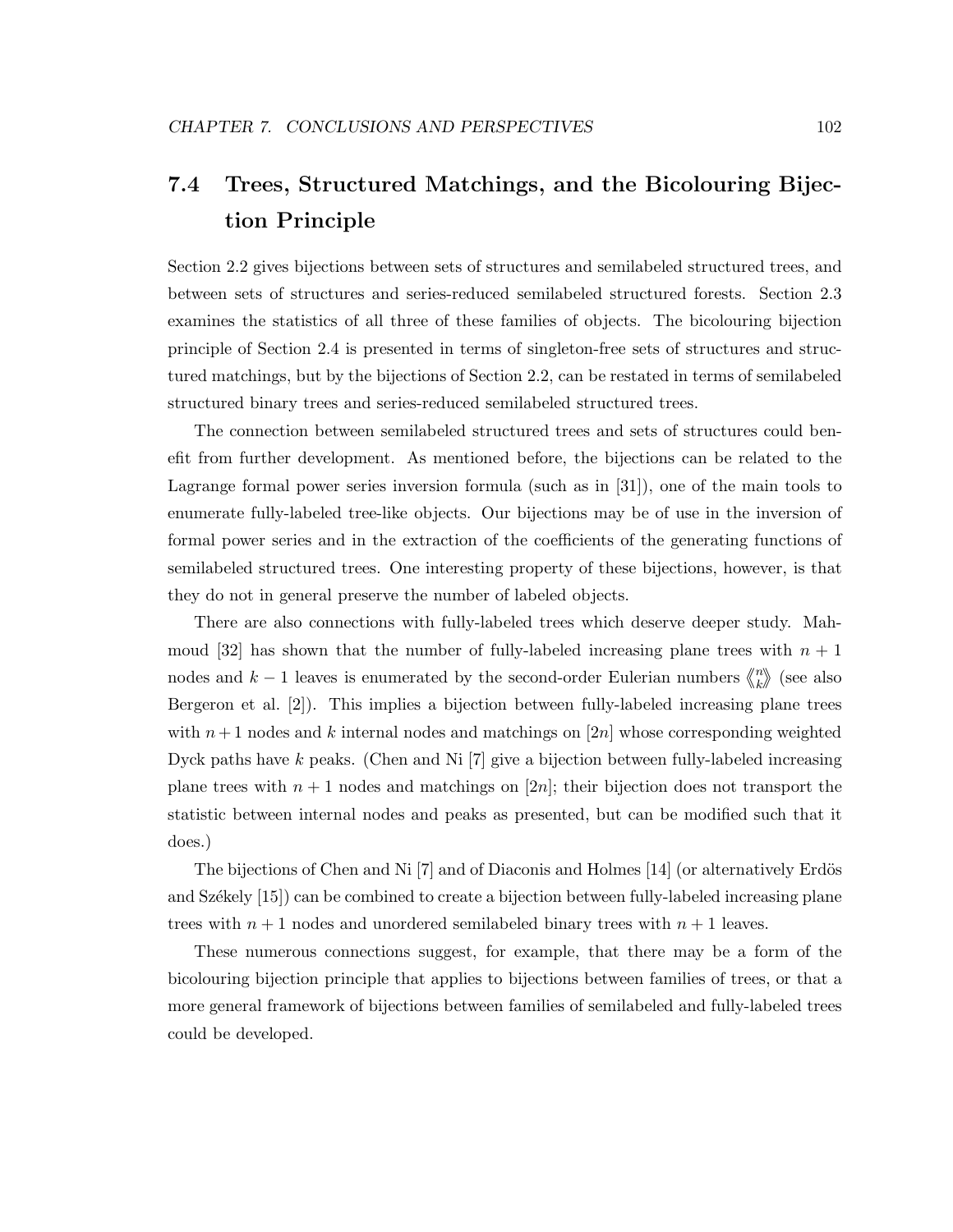## 7.4 Trees, Structured Matchings, and the Bicolouring Bijection Principle

Section 2.2 gives bijections between sets of structures and semilabeled structured trees, and between sets of structures and series-reduced semilabeled structured forests. Section 2.3 examines the statistics of all three of these families of objects. The bicolouring bijection principle of Section 2.4 is presented in terms of singleton-free sets of structures and structured matchings, but by the bijections of Section 2.2, can be restated in terms of semilabeled structured binary trees and series-reduced semilabeled structured trees.

The connection between semilabeled structured trees and sets of structures could benefit from further development. As mentioned before, the bijections can be related to the Lagrange formal power series inversion formula (such as in [31]), one of the main tools to enumerate fully-labeled tree-like objects. Our bijections may be of use in the inversion of formal power series and in the extraction of the coefficients of the generating functions of semilabeled structured trees. One interesting property of these bijections, however, is that they do not in general preserve the number of labeled objects.

There are also connections with fully-labeled trees which deserve deeper study. Mahmoud [32] has shown that the number of fully-labeled increasing plane trees with $n+1$ nodes and $k-1$ leaves is enumerated by the second-order Eulerian numbers $\left\langle\!\left\langle {n \atop k} \right\rangle\!\right\rangle$ (see also Bergeron et al. [2]). This implies a bijection between fully-labeled increasing plane trees with $n+1$ nodes and $k$ internal nodes and matchings on $[2n]$ whose corresponding weighted Dyck paths have $k$ peaks. (Chen and Ni [7] give a bijection between fully-labeled increasing plane trees with $n+1$ nodes and matchings on $[2n]$; their bijection does not transport the statistic between internal nodes and peaks as presented, but can be modified such that it does.)

The bijections of Chen and Ni [7] and of Diaconis and Holmes [14] (or alternatively Erdös and Székely [15]) can be combined to create a bijection between fully-labeled increasing plane trees with $n+1$ nodes and unordered semilabeled binary trees with $n+1$ leaves.

These numerous connections suggest, for example, that there may be a form of the bicolouring bijection principle that applies to bijections between families of trees, or that a more general framework of bijections between families of semilabeled and fully-labeled trees could be developed.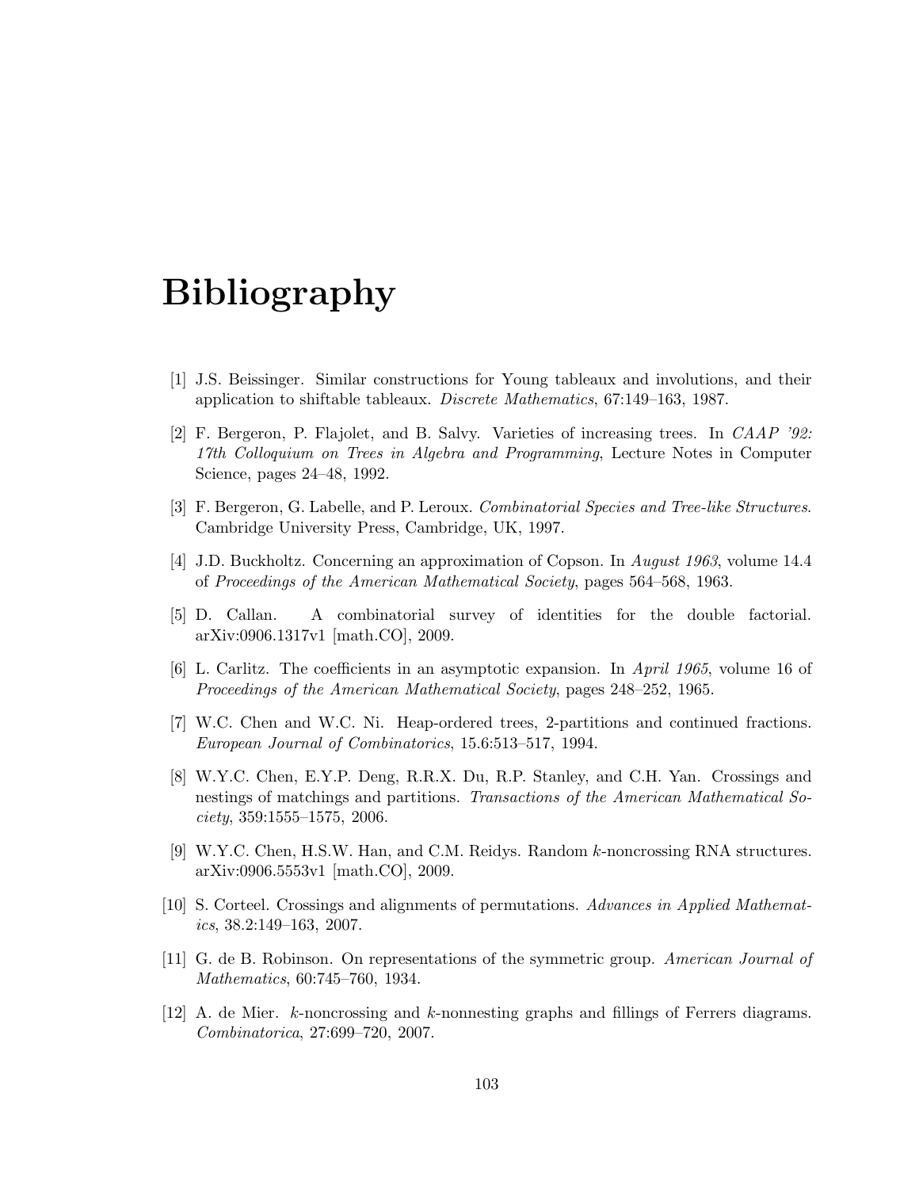# Bibliography

[1] J.S. Beissinger. Similar constructions for Young tableaux and involutions, and their application to shiftable tableaux. *Discrete Mathematics*, 67:149–163, 1987.

[2] F. Bergeron, P. Flajolet, and B. Salvy. Varieties of increasing trees. In *CAAP '92: 17th Colloquium on Trees in Algebra and Programming*, Lecture Notes in Computer Science, pages 24–48, 1992.

[3] F. Bergeron, G. Labelle, and P. Leroux. *Combinatorial Species and Tree-like Structures*. Cambridge University Press, Cambridge, UK, 1997.

[4] J.D. Buckholtz. Concerning an approximation of Copson. In *August 1963*, volume 14.4 of *Proceedings of the American Mathematical Society*, pages 564–568, 1963.

[5] D. Callan. A combinatorial survey of identities for the double factorial. arXiv:0906.1317v1 [math.CO], 2009.

[6] L. Carlitz. The coefficients in an asymptotic expansion. In *April 1965*, volume 16 of *Proceedings of the American Mathematical Society*, pages 248–252, 1965.

[7] W.C. Chen and W.C. Ni. Heap-ordered trees, 2-partitions and continued fractions. *European Journal of Combinatorics*, 15.6:513–517, 1994.

[8] W.Y.C. Chen, E.Y.P. Deng, R.R.X. Du, R.P. Stanley, and C.H. Yan. Crossings and nestings of matchings and partitions. *Transactions of the American Mathematical Society*, 359:1555–1575, 2006.

[9] W.Y.C. Chen, H.S.W. Han, and C.M. Reidys. Random $k$-noncrossing RNA structures. arXiv:0906.5553v1 [math.CO], 2009.

[10] S. Corteel. Crossings and alignments of permutations. *Advances in Applied Mathematics*, 38.2:149–163, 2007.

[11] G. de B. Robinson. On representations of the symmetric group. *American Journal of Mathematics*, 60:745–760, 1934.

[12] A. de Mier. $k$-noncrossing and $k$-nonnesting graphs and fillings of Ferrers diagrams. *Combinatorica*, 27:699–720, 2007.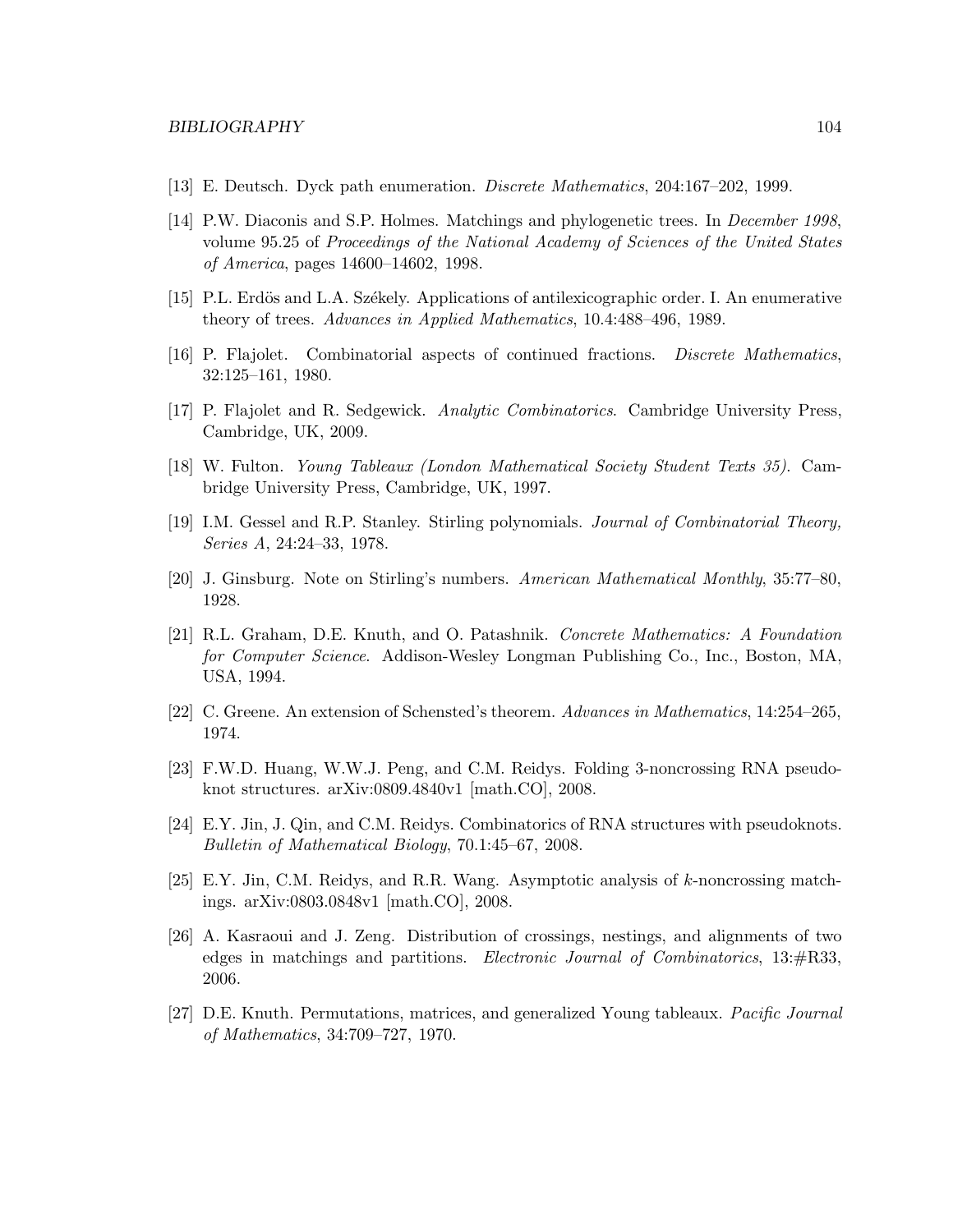[13] E. Deutsch. Dyck path enumeration. *Discrete Mathematics*, 204:167–202, 1999.

[14] P.W. Diaconis and S.P. Holmes. Matchings and phylogenetic trees. In *December 1998*, volume 95.25 of *Proceedings of the National Academy of Sciences of the United States of America*, pages 14600–14602, 1998.

[15] P.L. Erdös and L.A. Székely. Applications of antilexicographic order. I. An enumerative theory of trees. *Advances in Applied Mathematics*, 10.4:488–496, 1989.

[16] P. Flajolet. Combinatorial aspects of continued fractions. *Discrete Mathematics*, 32:125–161, 1980.

[17] P. Flajolet and R. Sedgewick. *Analytic Combinatorics*. Cambridge University Press, Cambridge, UK, 2009.

[18] W. Fulton. *Young Tableaux (London Mathematical Society Student Texts 35)*. Cambridge University Press, Cambridge, UK, 1997.

[19] I.M. Gessel and R.P. Stanley. Stirling polynomials. *Journal of Combinatorial Theory, Series A*, 24:24–33, 1978.

[20] J. Ginsburg. Note on Stirling's numbers. *American Mathematical Monthly*, 35:77–80, 1928.

[21] R.L. Graham, D.E. Knuth, and O. Patashnik. *Concrete Mathematics: A Foundation for Computer Science*. Addison-Wesley Longman Publishing Co., Inc., Boston, MA, USA, 1994.

[22] C. Greene. An extension of Schensted's theorem. *Advances in Mathematics*, 14:254–265, 1974.

[23] F.W.D. Huang, W.W.J. Peng, and C.M. Reidys. Folding 3-noncrossing RNA pseudoknot structures. arXiv:0809.4840v1 [math.CO], 2008.

[24] E.Y. Jin, J. Qin, and C.M. Reidys. Combinatorics of RNA structures with pseudoknots. *Bulletin of Mathematical Biology*, 70.1:45–67, 2008.

[25] E.Y. Jin, C.M. Reidys, and R.R. Wang. Asymptotic analysis of $k$-noncrossing matchings. arXiv:0803.0848v1 [math.CO], 2008.

[26] A. Kasraoui and J. Zeng. Distribution of crossings, nestings, and alignments of two edges in matchings and partitions. *Electronic Journal of Combinatorics*, 13:#R33, 2006.

[27] D.E. Knuth. Permutations, matrices, and generalized Young tableaux. *Pacific Journal of Mathematics*, 34:709–727, 1970.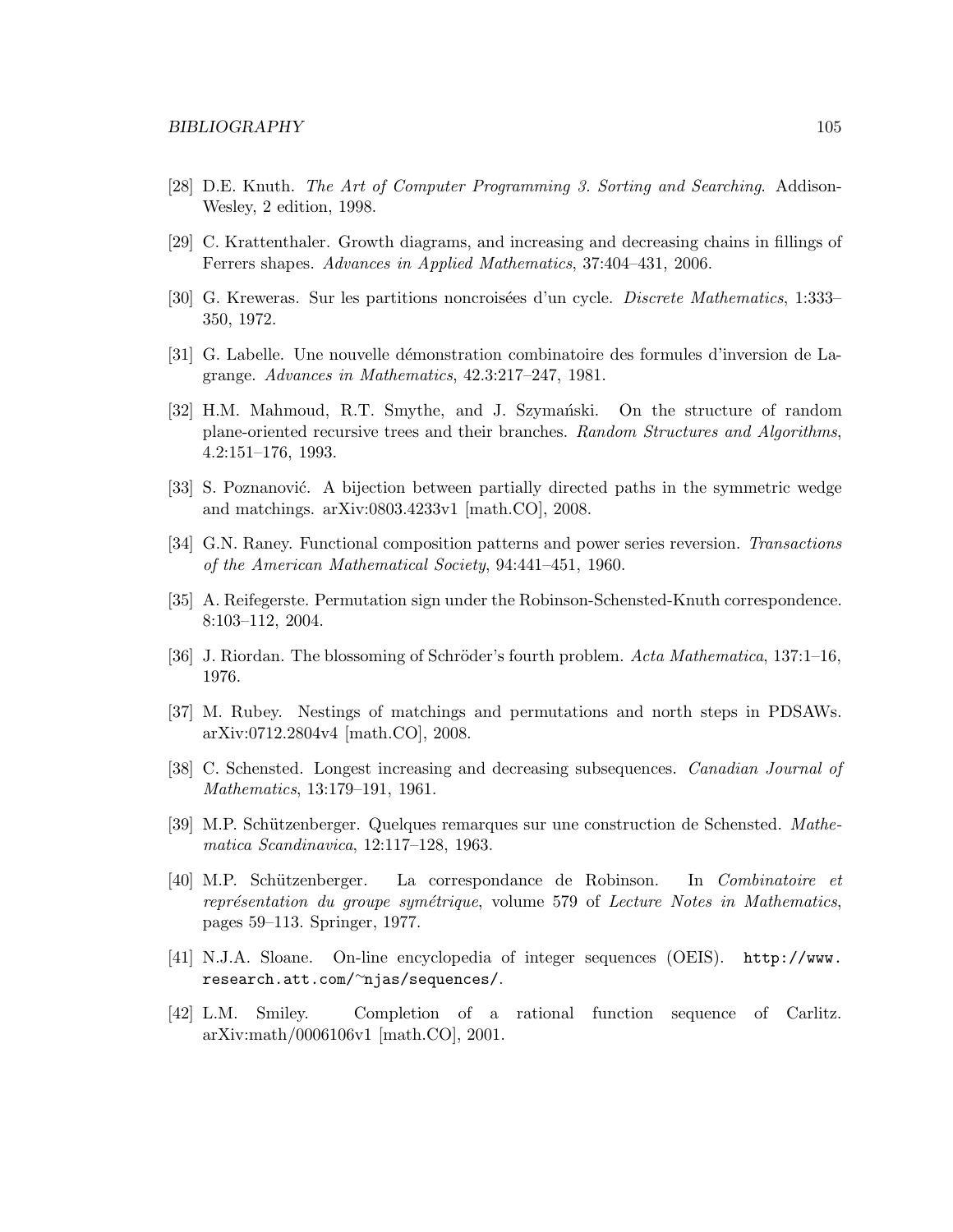[28] D.E. Knuth. *The Art of Computer Programming 3. Sorting and Searching*. Addison-Wesley, 2 edition, 1998.

[29] C. Krattenthaler. Growth diagrams, and increasing and decreasing chains in fillings of Ferrers shapes. *Advances in Applied Mathematics*, 37:404–431, 2006.

[30] G. Kreweras. Sur les partitions noncroisées d'un cycle. *Discrete Mathematics*, 1:333–350, 1972.

[31] G. Labelle. Une nouvelle démonstration combinatoire des formules d'inversion de Lagrange. *Advances in Mathematics*, 42.3:217–247, 1981.

[32] H.M. Mahmoud, R.T. Smythe, and J. Szymański. On the structure of random plane-oriented recursive trees and their branches. *Random Structures and Algorithms*, 4.2:151–176, 1993.

[33] S. Poznanović. A bijection between partially directed paths in the symmetric wedge and matchings. arXiv:0803.4233v1 [math.CO], 2008.

[34] G.N. Raney. Functional composition patterns and power series reversion. *Transactions of the American Mathematical Society*, 94:441–451, 1960.

[35] A. Reifegerste. Permutation sign under the Robinson-Schensted-Knuth correspondence. 8:103–112, 2004.

[36] J. Riordan. The blossoming of Schröder's fourth problem. *Acta Mathematica*, 137:1–16, 1976.

[37] M. Rubey. Nestings of matchings and permutations and north steps in PDSAWs. arXiv:0712.2804v4 [math.CO], 2008.

[38] C. Schensted. Longest increasing and decreasing subsequences. *Canadian Journal of Mathematics*, 13:179–191, 1961.

[39] M.P. Schützenberger. Quelques remarques sur une construction de Schensted. *Mathematica Scandinavica*, 12:117–128, 1963.

[40] M.P. Schützenberger. La correspondance de Robinson. In *Combinatoire et représentation du groupe symétrique*, volume 579 of *Lecture Notes in Mathematics*, pages 59–113. Springer, 1977.

[41] N.J.A. Sloane. On-line encyclopedia of integer sequences (OEIS). `http://www.research.att.com/~njas/sequences/`.

[42] L.M. Smiley. Completion of a rational function sequence of Carlitz. arXiv:math/0006106v1 [math.CO], 2001.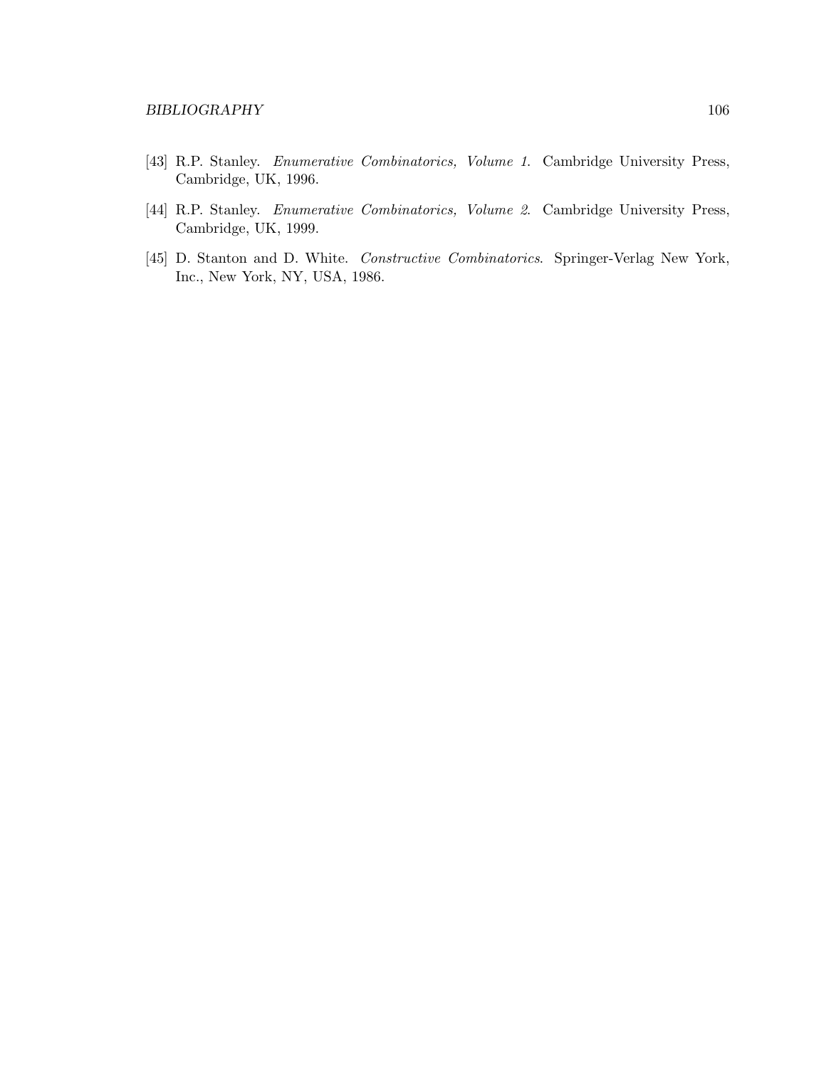[43] R.P. Stanley. *Enumerative Combinatorics, Volume 1*. Cambridge University Press, Cambridge, UK, 1996.

[44] R.P. Stanley. *Enumerative Combinatorics, Volume 2*. Cambridge University Press, Cambridge, UK, 1999.

[45] D. Stanton and D. White. *Constructive Combinatorics*. Springer-Verlag New York, Inc., New York, NY, USA, 1986.